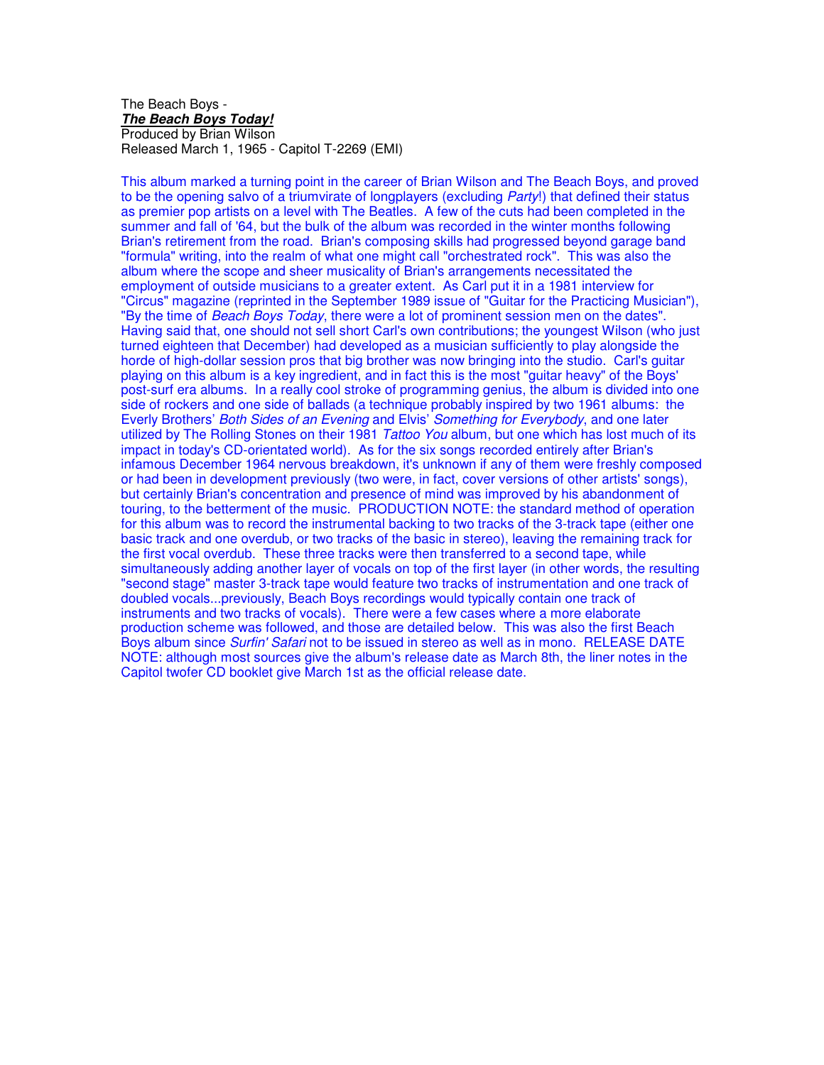The Beach Boys -
***The Beach Boys Today!***
Produced by Brian Wilson
Released March 1, 1965 - Capitol T-2269 (EMI)

This album marked a turning point in the career of Brian Wilson and The Beach Boys, and proved to be the opening salvo of a triumvirate of longplayers (excluding *Party*!) that defined their status as premier pop artists on a level with The Beatles. A few of the cuts had been completed in the summer and fall of '64, but the bulk of the album was recorded in the winter months following Brian's retirement from the road. Brian's composing skills had progressed beyond garage band "formula" writing, into the realm of what one might call "orchestrated rock". This was also the album where the scope and sheer musicality of Brian's arrangements necessitated the employment of outside musicians to a greater extent. As Carl put it in a 1981 interview for "Circus" magazine (reprinted in the September 1989 issue of "Guitar for the Practicing Musician"), "By the time of *Beach Boys Today*, there were a lot of prominent session men on the dates". Having said that, one should not sell short Carl's own contributions; the youngest Wilson (who just turned eighteen that December) had developed as a musician sufficiently to play alongside the horde of high-dollar session pros that big brother was now bringing into the studio. Carl's guitar playing on this album is a key ingredient, and in fact this is the most "guitar heavy" of the Boys' post-surf era albums. In a really cool stroke of programming genius, the album is divided into one side of rockers and one side of ballads (a technique probably inspired by two 1961 albums: the Everly Brothers' *Both Sides of an Evening* and Elvis' *Something for Everybody*, and one later utilized by The Rolling Stones on their 1981 *Tattoo You* album, but one which has lost much of its impact in today's CD-orientated world). As for the six songs recorded entirely after Brian's infamous December 1964 nervous breakdown, it's unknown if any of them were freshly composed or had been in development previously (two were, in fact, cover versions of other artists' songs), but certainly Brian's concentration and presence of mind was improved by his abandonment of touring, to the betterment of the music. PRODUCTION NOTE: the standard method of operation for this album was to record the instrumental backing to two tracks of the 3-track tape (either one basic track and one overdub, or two tracks of the basic in stereo), leaving the remaining track for the first vocal overdub. These three tracks were then transferred to a second tape, while simultaneously adding another layer of vocals on top of the first layer (in other words, the resulting "second stage" master 3-track tape would feature two tracks of instrumentation and one track of doubled vocals...previously, Beach Boys recordings would typically contain one track of instruments and two tracks of vocals). There were a few cases where a more elaborate production scheme was followed, and those are detailed below. This was also the first Beach Boys album since *Surfin' Safari* not to be issued in stereo as well as in mono. RELEASE DATE NOTE: although most sources give the album's release date as March 8th, the liner notes in the Capitol twofer CD booklet give March 1st as the official release date.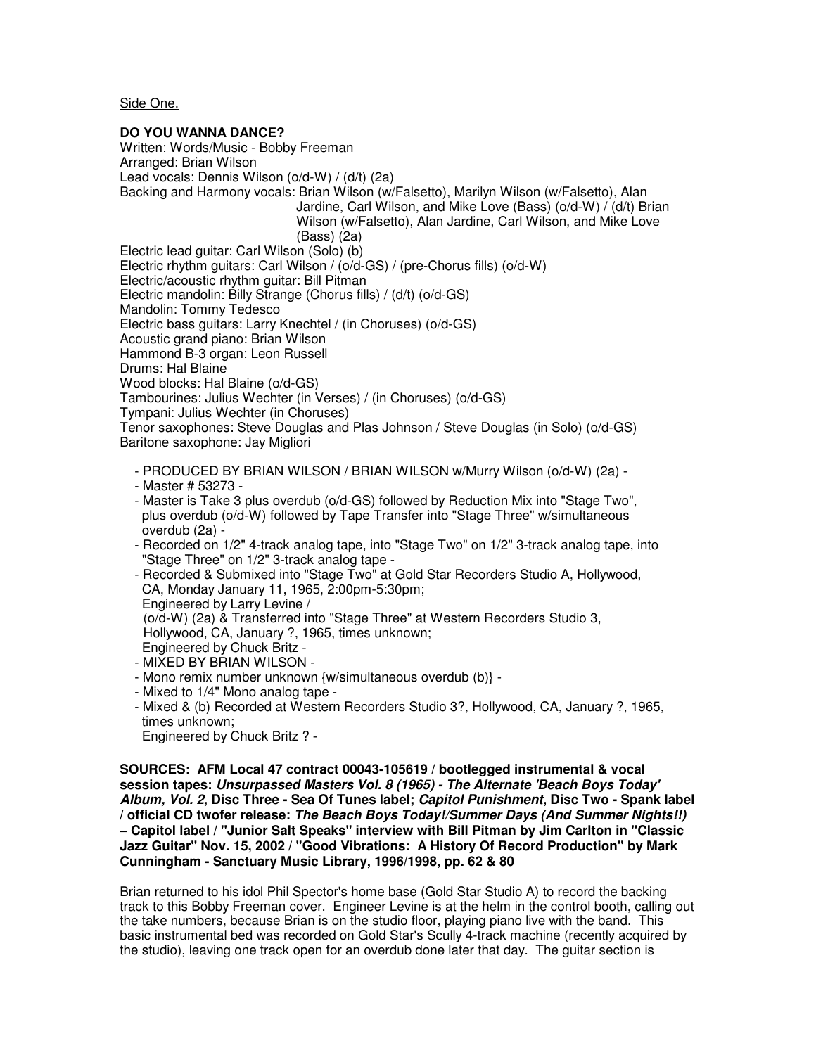Side One.

**DO YOU WANNA DANCE?**

Written: Words/Music - Bobby Freeman
Arranged: Brian Wilson
Lead vocals: Dennis Wilson (o/d-W) / (d/t) (2a)
Backing and Harmony vocals: Brian Wilson (w/Falsetto), Marilyn Wilson (w/Falsetto), Alan Jardine, Carl Wilson, and Mike Love (Bass) (o/d-W) / (d/t) Brian Wilson (w/Falsetto), Alan Jardine, Carl Wilson, and Mike Love (Bass) (2a)
Electric lead guitar: Carl Wilson (Solo) (b)
Electric rhythm guitars: Carl Wilson / (o/d-GS) / (pre-Chorus fills) (o/d-W)
Electric/acoustic rhythm guitar: Bill Pitman
Electric mandolin: Billy Strange (Chorus fills) / (d/t) (o/d-GS)
Mandolin: Tommy Tedesco
Electric bass guitars: Larry Knechtel / (in Choruses) (o/d-GS)
Acoustic grand piano: Brian Wilson
Hammond B-3 organ: Leon Russell
Drums: Hal Blaine
Wood blocks: Hal Blaine (o/d-GS)
Tambourines: Julius Wechter (in Verses) / (in Choruses) (o/d-GS)
Tympani: Julius Wechter (in Choruses)
Tenor saxophones: Steve Douglas and Plas Johnson / Steve Douglas (in Solo) (o/d-GS)
Baritone saxophone: Jay Migliori

- PRODUCED BY BRIAN WILSON / BRIAN WILSON w/Murry Wilson (o/d-W) (2a) -
- Master # 53273 -
- Master is Take 3 plus overdub (o/d-GS) followed by Reduction Mix into "Stage Two", plus overdub (o/d-W) followed by Tape Transfer into "Stage Three" w/simultaneous overdub (2a) -
- Recorded on 1/2" 4-track analog tape, into "Stage Two" on 1/2" 3-track analog tape, into "Stage Three" on 1/2" 3-track analog tape -
- Recorded & Submixed into "Stage Two" at Gold Star Recorders Studio A, Hollywood, CA, Monday January 11, 1965, 2:00pm-5:30pm;
  Engineered by Larry Levine /
  (o/d-W) (2a) & Transferred into "Stage Three" at Western Recorders Studio 3, Hollywood, CA, January ?, 1965, times unknown;
  Engineered by Chuck Britz -
- MIXED BY BRIAN WILSON -
- Mono remix number unknown {w/simultaneous overdub (b)} -
- Mixed to 1/4" Mono analog tape -
- Mixed & (b) Recorded at Western Recorders Studio 3?, Hollywood, CA, January ?, 1965, times unknown;
  Engineered by Chuck Britz ? -

**SOURCES: AFM Local 47 contract 00043-105619 / bootlegged instrumental & vocal session tapes: *Unsurpassed Masters Vol. 8 (1965) - The Alternate 'Beach Boys Today' Album, Vol. 2*, Disc Three - Sea Of Tunes label; *Capitol Punishment*, Disc Two - Spank label / official CD twofer release: *The Beach Boys Today!/Summer Days (And Summer Nights!!)* – Capitol label / "Junior Salt Speaks" interview with Bill Pitman by Jim Carlton in "Classic Jazz Guitar" Nov. 15, 2002 / "Good Vibrations: A History Of Record Production" by Mark Cunningham - Sanctuary Music Library, 1996/1998, pp. 62 & 80**

Brian returned to his idol Phil Spector's home base (Gold Star Studio A) to record the backing track to this Bobby Freeman cover. Engineer Levine is at the helm in the control booth, calling out the take numbers, because Brian is on the studio floor, playing piano live with the band. This basic instrumental bed was recorded on Gold Star's Scully 4-track machine (recently acquired by the studio), leaving one track open for an overdub done later that day. The guitar section is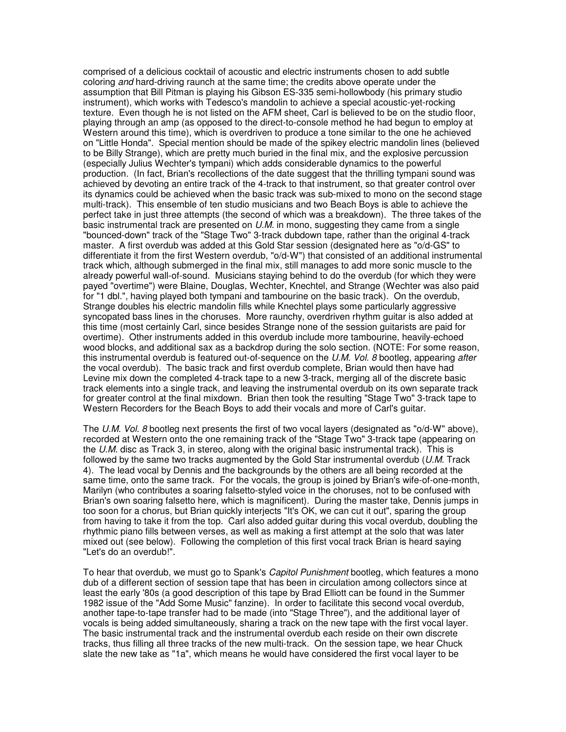comprised of a delicious cocktail of acoustic and electric instruments chosen to add subtle coloring *and* hard-driving raunch at the same time; the credits above operate under the assumption that Bill Pitman is playing his Gibson ES-335 semi-hollowbody (his primary studio instrument), which works with Tedesco's mandolin to achieve a special acoustic-yet-rocking texture. Even though he is not listed on the AFM sheet, Carl is believed to be on the studio floor, playing through an amp (as opposed to the direct-to-console method he had begun to employ at Western around this time), which is overdriven to produce a tone similar to the one he achieved on "Little Honda". Special mention should be made of the spikey electric mandolin lines (believed to be Billy Strange), which are pretty much buried in the final mix, and the explosive percussion (especially Julius Wechter's tympani) which adds considerable dynamics to the powerful production. (In fact, Brian's recollections of the date suggest that the thrilling tympani sound was achieved by devoting an entire track of the 4-track to that instrument, so that greater control over its dynamics could be achieved when the basic track was sub-mixed to mono on the second stage multi-track). This ensemble of ten studio musicians and two Beach Boys is able to achieve the perfect take in just three attempts (the second of which was a breakdown). The three takes of the basic instrumental track are presented on *U.M.* in mono, suggesting they came from a single "bounced-down" track of the "Stage Two" 3-track dubdown tape, rather than the original 4-track master. A first overdub was added at this Gold Star session (designated here as "o/d-GS" to differentiate it from the first Western overdub, "o/d-W") that consisted of an additional instrumental track which, although submerged in the final mix, still manages to add more sonic muscle to the already powerful wall-of-sound. Musicians staying behind to do the overdub (for which they were payed "overtime") were Blaine, Douglas, Wechter, Knechtel, and Strange (Wechter was also paid for "1 dbl.", having played both tympani and tambourine on the basic track). On the overdub, Strange doubles his electric mandolin fills while Knechtel plays some particularly aggressive syncopated bass lines in the choruses. More raunchy, overdriven rhythm guitar is also added at this time (most certainly Carl, since besides Strange none of the session guitarists are paid for overtime). Other instruments added in this overdub include more tambourine, heavily-echoed wood blocks, and additional sax as a backdrop during the solo section. (NOTE: For some reason, this instrumental overdub is featured out-of-sequence on the *U.M. Vol. 8* bootleg, appearing *after* the vocal overdub). The basic track and first overdub complete, Brian would then have had Levine mix down the completed 4-track tape to a new 3-track, merging all of the discrete basic track elements into a single track, and leaving the instrumental overdub on its own separate track for greater control at the final mixdown. Brian then took the resulting "Stage Two" 3-track tape to Western Recorders for the Beach Boys to add their vocals and more of Carl's guitar.

The *U.M. Vol. 8* bootleg next presents the first of two vocal layers (designated as "o/d-W" above), recorded at Western onto the one remaining track of the "Stage Two" 3-track tape (appearing on the *U.M.* disc as Track 3, in stereo, along with the original basic instrumental track). This is followed by the same two tracks augmented by the Gold Star instrumental overdub (*U.M.* Track 4). The lead vocal by Dennis and the backgrounds by the others are all being recorded at the same time, onto the same track. For the vocals, the group is joined by Brian's wife-of-one-month, Marilyn (who contributes a soaring falsetto-styled voice in the choruses, not to be confused with Brian's own soaring falsetto here, which is magnificent). During the master take, Dennis jumps in too soon for a chorus, but Brian quickly interjects "It's OK, we can cut it out", sparing the group from having to take it from the top. Carl also added guitar during this vocal overdub, doubling the rhythmic piano fills between verses, as well as making a first attempt at the solo that was later mixed out (see below). Following the completion of this first vocal track Brian is heard saying "Let's do an overdub!".

To hear that overdub, we must go to Spank's *Capitol Punishment* bootleg, which features a mono dub of a different section of session tape that has been in circulation among collectors since at least the early '80s (a good description of this tape by Brad Elliott can be found in the Summer 1982 issue of the "Add Some Music" fanzine). In order to facilitate this second vocal overdub, another tape-to-tape transfer had to be made (into "Stage Three"), and the additional layer of vocals is being added simultaneously, sharing a track on the new tape with the first vocal layer. The basic instrumental track and the instrumental overdub each reside on their own discrete tracks, thus filling all three tracks of the new multi-track. On the session tape, we hear Chuck slate the new take as "1a", which means he would have considered the first vocal layer to be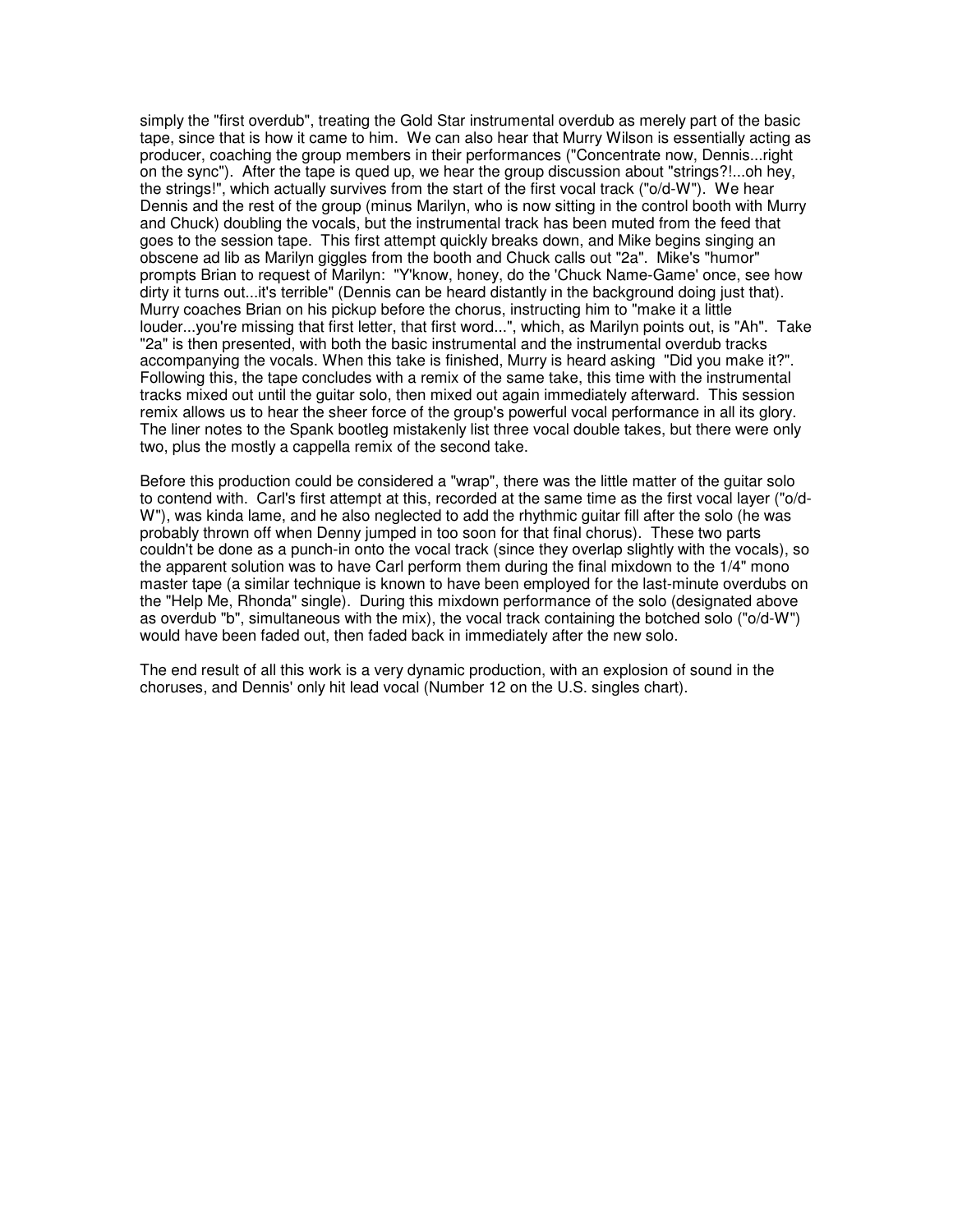simply the "first overdub", treating the Gold Star instrumental overdub as merely part of the basic tape, since that is how it came to him. We can also hear that Murry Wilson is essentially acting as producer, coaching the group members in their performances ("Concentrate now, Dennis...right on the sync"). After the tape is qued up, we hear the group discussion about "strings?!...oh hey, the strings!", which actually survives from the start of the first vocal track ("o/d-W"). We hear Dennis and the rest of the group (minus Marilyn, who is now sitting in the control booth with Murry and Chuck) doubling the vocals, but the instrumental track has been muted from the feed that goes to the session tape. This first attempt quickly breaks down, and Mike begins singing an obscene ad lib as Marilyn giggles from the booth and Chuck calls out "2a". Mike's "humor" prompts Brian to request of Marilyn: "Y'know, honey, do the 'Chuck Name-Game' once, see how dirty it turns out...it's terrible" (Dennis can be heard distantly in the background doing just that). Murry coaches Brian on his pickup before the chorus, instructing him to "make it a little louder...you're missing that first letter, that first word...", which, as Marilyn points out, is "Ah". Take "2a" is then presented, with both the basic instrumental and the instrumental overdub tracks accompanying the vocals. When this take is finished, Murry is heard asking "Did you make it?". Following this, the tape concludes with a remix of the same take, this time with the instrumental tracks mixed out until the guitar solo, then mixed out again immediately afterward. This session remix allows us to hear the sheer force of the group's powerful vocal performance in all its glory. The liner notes to the Spank bootleg mistakenly list three vocal double takes, but there were only two, plus the mostly a cappella remix of the second take.

Before this production could be considered a "wrap", there was the little matter of the guitar solo to contend with. Carl's first attempt at this, recorded at the same time as the first vocal layer ("o/d-W"), was kinda lame, and he also neglected to add the rhythmic guitar fill after the solo (he was probably thrown off when Denny jumped in too soon for that final chorus). These two parts couldn't be done as a punch-in onto the vocal track (since they overlap slightly with the vocals), so the apparent solution was to have Carl perform them during the final mixdown to the 1/4" mono master tape (a similar technique is known to have been employed for the last-minute overdubs on the "Help Me, Rhonda" single). During this mixdown performance of the solo (designated above as overdub "b", simultaneous with the mix), the vocal track containing the botched solo ("o/d-W") would have been faded out, then faded back in immediately after the new solo.

The end result of all this work is a very dynamic production, with an explosion of sound in the choruses, and Dennis' only hit lead vocal (Number 12 on the U.S. singles chart).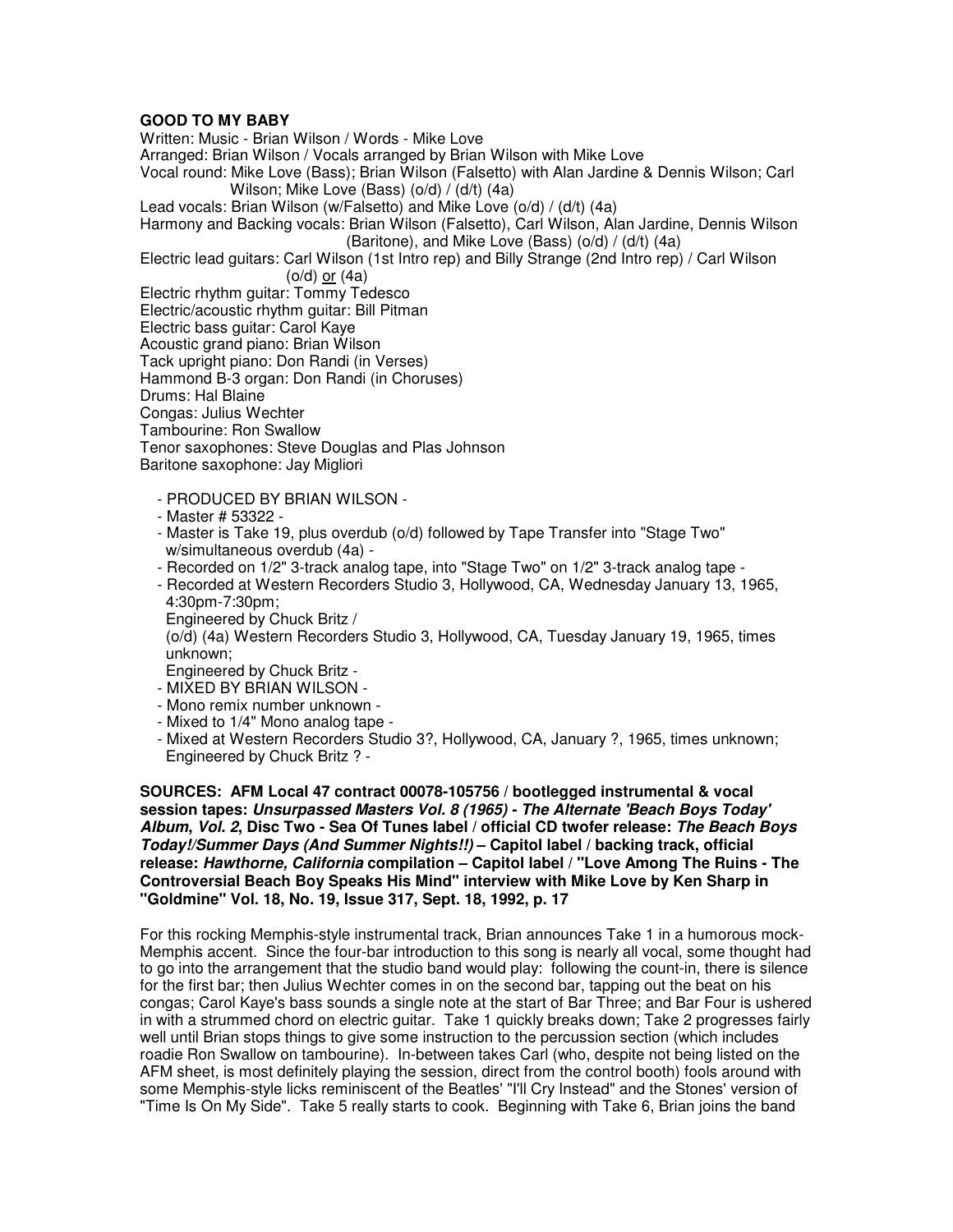**GOOD TO MY BABY**

Written: Music - Brian Wilson / Words - Mike Love
Arranged: Brian Wilson / Vocals arranged by Brian Wilson with Mike Love
Vocal round: Mike Love (Bass); Brian Wilson (Falsetto) with Alan Jardine & Dennis Wilson; Carl Wilson; Mike Love (Bass) (o/d) / (d/t) (4a)
Lead vocals: Brian Wilson (w/Falsetto) and Mike Love (o/d) / (d/t) (4a)
Harmony and Backing vocals: Brian Wilson (Falsetto), Carl Wilson, Alan Jardine, Dennis Wilson (Baritone), and Mike Love (Bass) (o/d) / (d/t) (4a)
Electric lead guitars: Carl Wilson (1st Intro rep) and Billy Strange (2nd Intro rep) / Carl Wilson (o/d) or (4a)
Electric rhythm guitar: Tommy Tedesco
Electric/acoustic rhythm guitar: Bill Pitman
Electric bass guitar: Carol Kaye
Acoustic grand piano: Brian Wilson
Tack upright piano: Don Randi (in Verses)
Hammond B-3 organ: Don Randi (in Choruses)
Drums: Hal Blaine
Congas: Julius Wechter
Tambourine: Ron Swallow
Tenor saxophones: Steve Douglas and Plas Johnson
Baritone saxophone: Jay Migliori

- PRODUCED BY BRIAN WILSON -
- Master # 53322 -
- Master is Take 19, plus overdub (o/d) followed by Tape Transfer into "Stage Two" w/simultaneous overdub (4a) -
- Recorded on 1/2" 3-track analog tape, into "Stage Two" on 1/2" 3-track analog tape -
- Recorded at Western Recorders Studio 3, Hollywood, CA, Wednesday January 13, 1965, 4:30pm-7:30pm;
  Engineered by Chuck Britz /
  (o/d) (4a) Western Recorders Studio 3, Hollywood, CA, Tuesday January 19, 1965, times unknown;
  Engineered by Chuck Britz -
- MIXED BY BRIAN WILSON -
- Mono remix number unknown -
- Mixed to 1/4" Mono analog tape -
- Mixed at Western Recorders Studio 3?, Hollywood, CA, January ?, 1965, times unknown; Engineered by Chuck Britz ? -

**SOURCES: AFM Local 47 contract 00078-105756 / bootlegged instrumental & vocal session tapes: *Unsurpassed Masters Vol. 8 (1965) - The Alternate 'Beach Boys Today' Album*, *Vol. 2*, Disc Two - Sea Of Tunes label / official CD twofer release: *The Beach Boys Today!/Summer Days (And Summer Nights!!)* – Capitol label / backing track, official release: *Hawthorne, California* compilation – Capitol label / "Love Among The Ruins - The Controversial Beach Boy Speaks His Mind" interview with Mike Love by Ken Sharp in "Goldmine" Vol. 18, No. 19, Issue 317, Sept. 18, 1992, p. 17**

For this rocking Memphis-style instrumental track, Brian announces Take 1 in a humorous mock-Memphis accent. Since the four-bar introduction to this song is nearly all vocal, some thought had to go into the arrangement that the studio band would play: following the count-in, there is silence for the first bar; then Julius Wechter comes in on the second bar, tapping out the beat on his congas; Carol Kaye's bass sounds a single note at the start of Bar Three; and Bar Four is ushered in with a strummed chord on electric guitar. Take 1 quickly breaks down; Take 2 progresses fairly well until Brian stops things to give some instruction to the percussion section (which includes roadie Ron Swallow on tambourine). In-between takes Carl (who, despite not being listed on the AFM sheet, is most definitely playing the session, direct from the control booth) fools around with some Memphis-style licks reminiscent of the Beatles' "I'll Cry Instead" and the Stones' version of "Time Is On My Side". Take 5 really starts to cook. Beginning with Take 6, Brian joins the band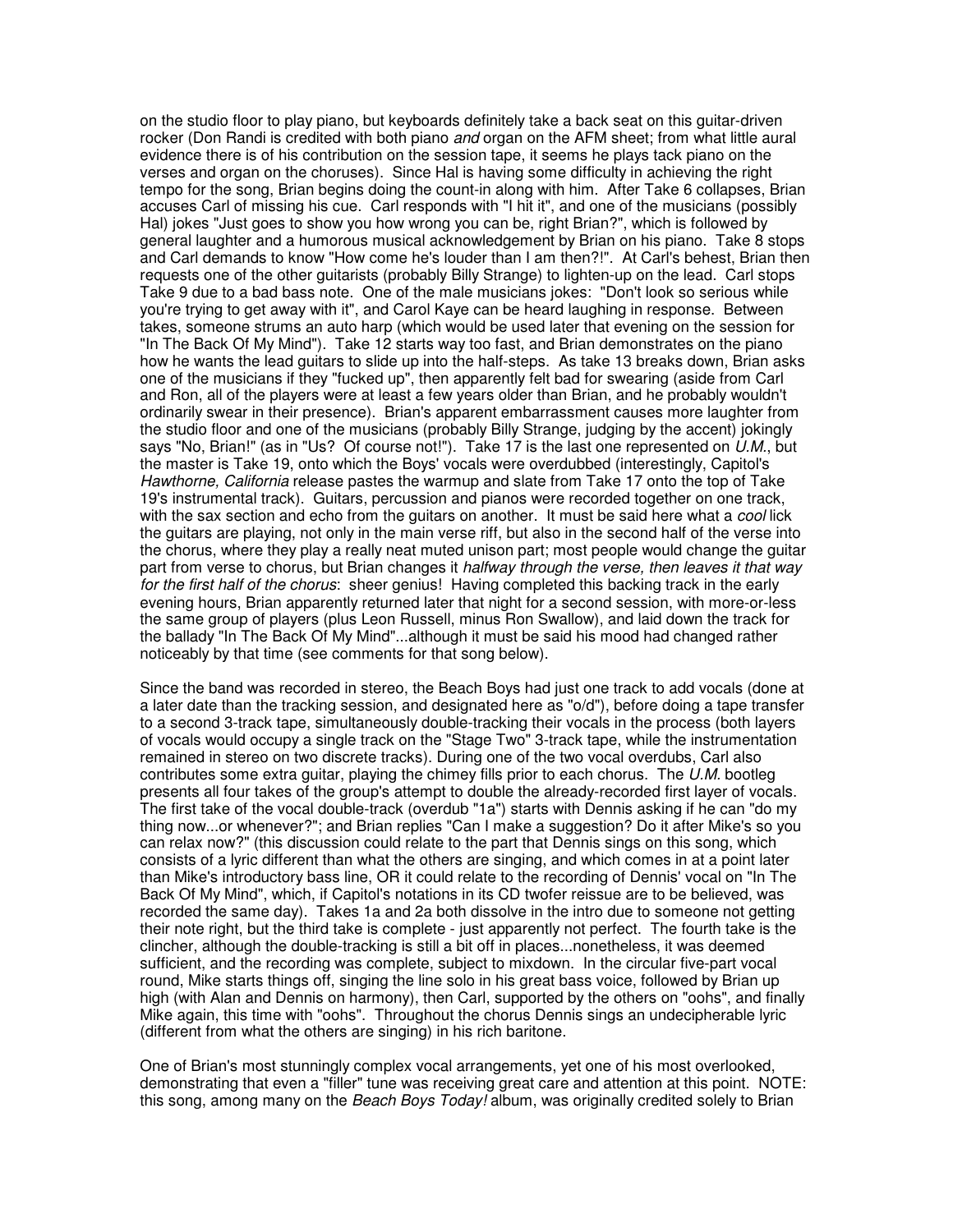on the studio floor to play piano, but keyboards definitely take a back seat on this guitar-driven rocker (Don Randi is credited with both piano *and* organ on the AFM sheet; from what little aural evidence there is of his contribution on the session tape, it seems he plays tack piano on the verses and organ on the choruses). Since Hal is having some difficulty in achieving the right tempo for the song, Brian begins doing the count-in along with him. After Take 6 collapses, Brian accuses Carl of missing his cue. Carl responds with "I hit it", and one of the musicians (possibly Hal) jokes "Just goes to show you how wrong you can be, right Brian?", which is followed by general laughter and a humorous musical acknowledgement by Brian on his piano. Take 8 stops and Carl demands to know "How come he's louder than I am then?!". At Carl's behest, Brian then requests one of the other guitarists (probably Billy Strange) to lighten-up on the lead. Carl stops Take 9 due to a bad bass note. One of the male musicians jokes: "Don't look so serious while you're trying to get away with it", and Carol Kaye can be heard laughing in response. Between takes, someone strums an auto harp (which would be used later that evening on the session for "In The Back Of My Mind"). Take 12 starts way too fast, and Brian demonstrates on the piano how he wants the lead guitars to slide up into the half-steps. As take 13 breaks down, Brian asks one of the musicians if they "fucked up", then apparently felt bad for swearing (aside from Carl and Ron, all of the players were at least a few years older than Brian, and he probably wouldn't ordinarily swear in their presence). Brian's apparent embarrassment causes more laughter from the studio floor and one of the musicians (probably Billy Strange, judging by the accent) jokingly says "No, Brian!" (as in "Us? Of course not!"). Take 17 is the last one represented on *U.M.*, but the master is Take 19, onto which the Boys' vocals were overdubbed (interestingly, Capitol's *Hawthorne, California* release pastes the warmup and slate from Take 17 onto the top of Take 19's instrumental track). Guitars, percussion and pianos were recorded together on one track, with the sax section and echo from the guitars on another. It must be said here what a *cool* lick the guitars are playing, not only in the main verse riff, but also in the second half of the verse into the chorus, where they play a really neat muted unison part; most people would change the guitar part from verse to chorus, but Brian changes it *halfway through the verse, then leaves it that way for the first half of the chorus*: sheer genius! Having completed this backing track in the early evening hours, Brian apparently returned later that night for a second session, with more-or-less the same group of players (plus Leon Russell, minus Ron Swallow), and laid down the track for the ballady "In The Back Of My Mind"...although it must be said his mood had changed rather noticeably by that time (see comments for that song below).

Since the band was recorded in stereo, the Beach Boys had just one track to add vocals (done at a later date than the tracking session, and designated here as "o/d"), before doing a tape transfer to a second 3-track tape, simultaneously double-tracking their vocals in the process (both layers of vocals would occupy a single track on the "Stage Two" 3-track tape, while the instrumentation remained in stereo on two discrete tracks). During one of the two vocal overdubs, Carl also contributes some extra guitar, playing the chimey fills prior to each chorus. The *U.M.* bootleg presents all four takes of the group's attempt to double the already-recorded first layer of vocals. The first take of the vocal double-track (overdub "1a") starts with Dennis asking if he can "do my thing now...or whenever?"; and Brian replies "Can I make a suggestion? Do it after Mike's so you can relax now?" (this discussion could relate to the part that Dennis sings on this song, which consists of a lyric different than what the others are singing, and which comes in at a point later than Mike's introductory bass line, OR it could relate to the recording of Dennis' vocal on "In The Back Of My Mind", which, if Capitol's notations in its CD twofer reissue are to be believed, was recorded the same day). Takes 1a and 2a both dissolve in the intro due to someone not getting their note right, but the third take is complete - just apparently not perfect. The fourth take is the clincher, although the double-tracking is still a bit off in places...nonetheless, it was deemed sufficient, and the recording was complete, subject to mixdown. In the circular five-part vocal round, Mike starts things off, singing the line solo in his great bass voice, followed by Brian up high (with Alan and Dennis on harmony), then Carl, supported by the others on "oohs", and finally Mike again, this time with "oohs". Throughout the chorus Dennis sings an undecipherable lyric (different from what the others are singing) in his rich baritone.

One of Brian's most stunningly complex vocal arrangements, yet one of his most overlooked, demonstrating that even a "filler" tune was receiving great care and attention at this point. NOTE: this song, among many on the *Beach Boys Today!* album, was originally credited solely to Brian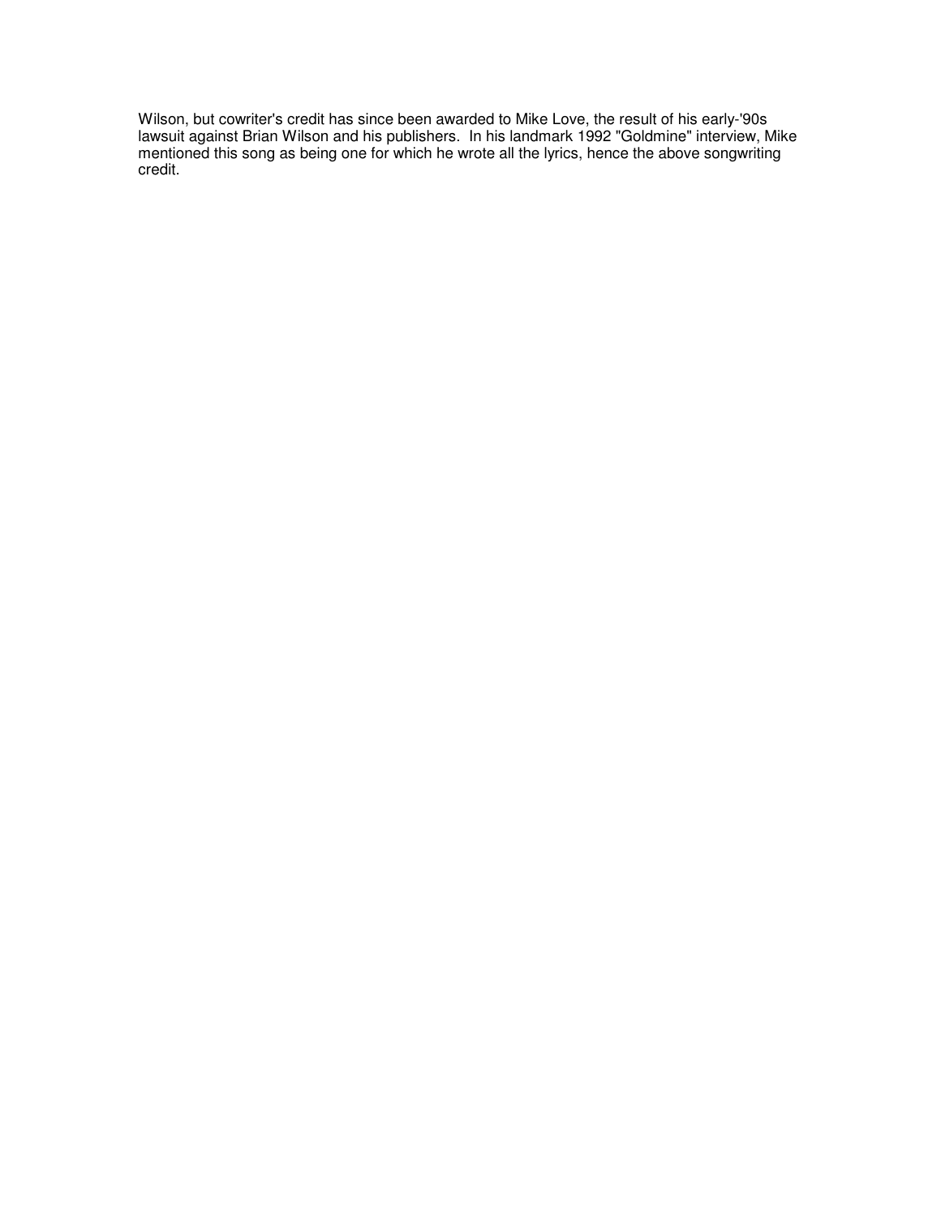Wilson, but cowriter's credit has since been awarded to Mike Love, the result of his early-'90s lawsuit against Brian Wilson and his publishers. In his landmark 1992 "Goldmine" interview, Mike mentioned this song as being one for which he wrote all the lyrics, hence the above songwriting credit.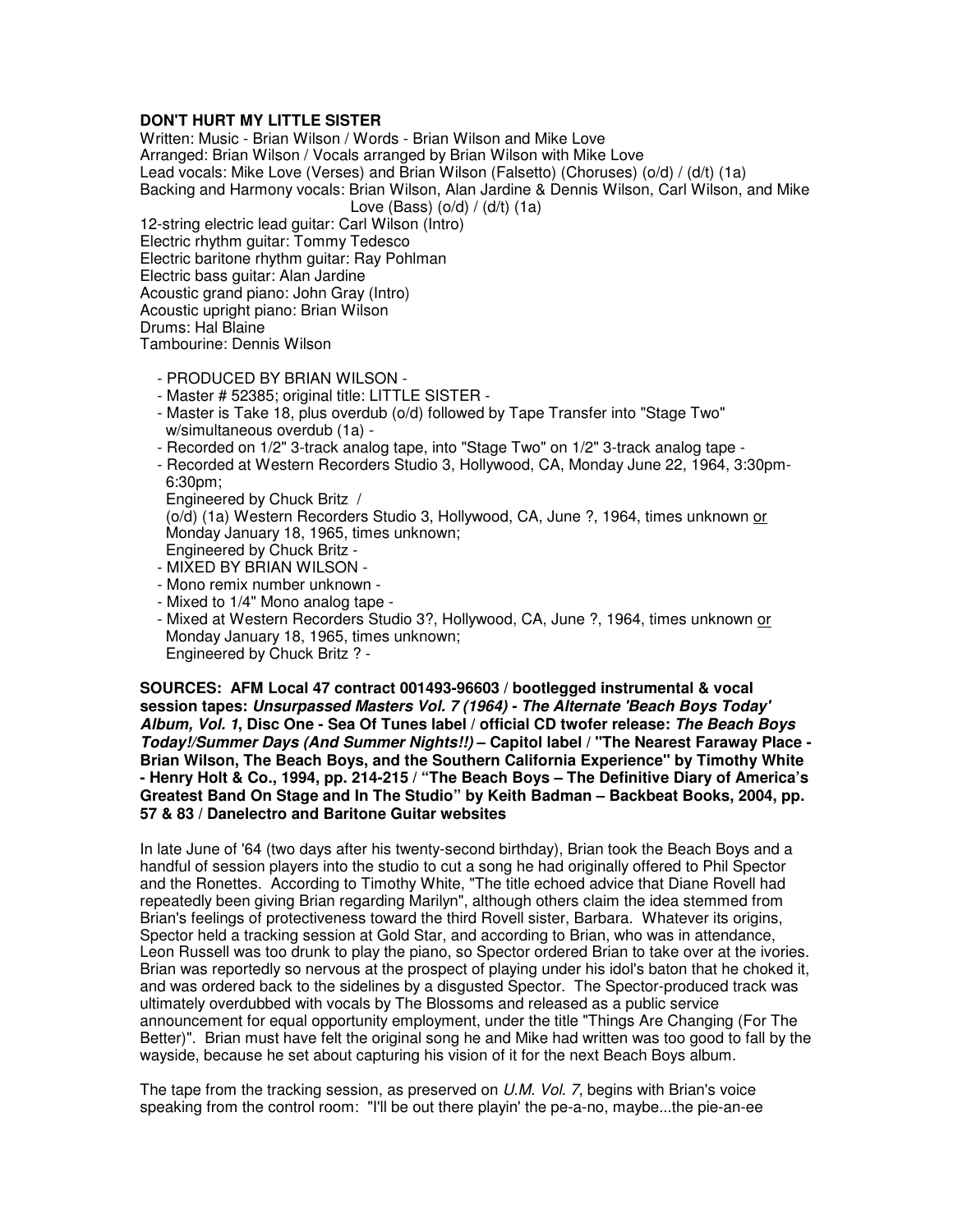**DON'T HURT MY LITTLE SISTER**

Written: Music - Brian Wilson / Words - Brian Wilson and Mike Love
Arranged: Brian Wilson / Vocals arranged by Brian Wilson with Mike Love
Lead vocals: Mike Love (Verses) and Brian Wilson (Falsetto) (Choruses) (o/d) / (d/t) (1a)
Backing and Harmony vocals: Brian Wilson, Alan Jardine & Dennis Wilson, Carl Wilson, and Mike Love (Bass) (o/d) / (d/t) (1a)
12-string electric lead guitar: Carl Wilson (Intro)
Electric rhythm guitar: Tommy Tedesco
Electric baritone rhythm guitar: Ray Pohlman
Electric bass guitar: Alan Jardine
Acoustic grand piano: John Gray (Intro)
Acoustic upright piano: Brian Wilson
Drums: Hal Blaine
Tambourine: Dennis Wilson

- PRODUCED BY BRIAN WILSON -
- Master # 52385; original title: LITTLE SISTER -
- Master is Take 18, plus overdub (o/d) followed by Tape Transfer into "Stage Two" w/simultaneous overdub (1a) -
- Recorded on 1/2" 3-track analog tape, into "Stage Two" on 1/2" 3-track analog tape -
- Recorded at Western Recorders Studio 3, Hollywood, CA, Monday June 22, 1964, 3:30pm-6:30pm;
  Engineered by Chuck Britz /
  (o/d) (1a) Western Recorders Studio 3, Hollywood, CA, June ?, 1964, times unknown <u>or</u> Monday January 18, 1965, times unknown;
  Engineered by Chuck Britz -
- MIXED BY BRIAN WILSON -
- Mono remix number unknown -
- Mixed to 1/4" Mono analog tape -
- Mixed at Western Recorders Studio 3?, Hollywood, CA, June ?, 1964, times unknown <u>or</u> Monday January 18, 1965, times unknown;
  Engineered by Chuck Britz ? -

**SOURCES: AFM Local 47 contract 001493-96603 / bootlegged instrumental & vocal session tapes: *Unsurpassed Masters Vol. 7 (1964) - The Alternate 'Beach Boys Today' Album, Vol. 1*, Disc One - Sea Of Tunes label / official CD twofer release: *The Beach Boys Today!/Summer Days (And Summer Nights!!)* – Capitol label / "The Nearest Faraway Place - Brian Wilson, The Beach Boys, and the Southern California Experience" by Timothy White - Henry Holt & Co., 1994, pp. 214-215 / "The Beach Boys – The Definitive Diary of America's Greatest Band On Stage and In The Studio" by Keith Badman – Backbeat Books, 2004, pp. 57 & 83 / Danelectro and Baritone Guitar websites**

In late June of '64 (two days after his twenty-second birthday), Brian took the Beach Boys and a handful of session players into the studio to cut a song he had originally offered to Phil Spector and the Ronettes. According to Timothy White, "The title echoed advice that Diane Rovell had repeatedly been giving Brian regarding Marilyn", although others claim the idea stemmed from Brian's feelings of protectiveness toward the third Rovell sister, Barbara. Whatever its origins, Spector held a tracking session at Gold Star, and according to Brian, who was in attendance, Leon Russell was too drunk to play the piano, so Spector ordered Brian to take over at the ivories. Brian was reportedly so nervous at the prospect of playing under his idol's baton that he choked it, and was ordered back to the sidelines by a disgusted Spector. The Spector-produced track was ultimately overdubbed with vocals by The Blossoms and released as a public service announcement for equal opportunity employment, under the title "Things Are Changing (For The Better)". Brian must have felt the original song he and Mike had written was too good to fall by the wayside, because he set about capturing his vision of it for the next Beach Boys album.

The tape from the tracking session, as preserved on *U.M. Vol. 7*, begins with Brian's voice speaking from the control room: "I'll be out there playin' the pe-a-no, maybe...the pie-an-ee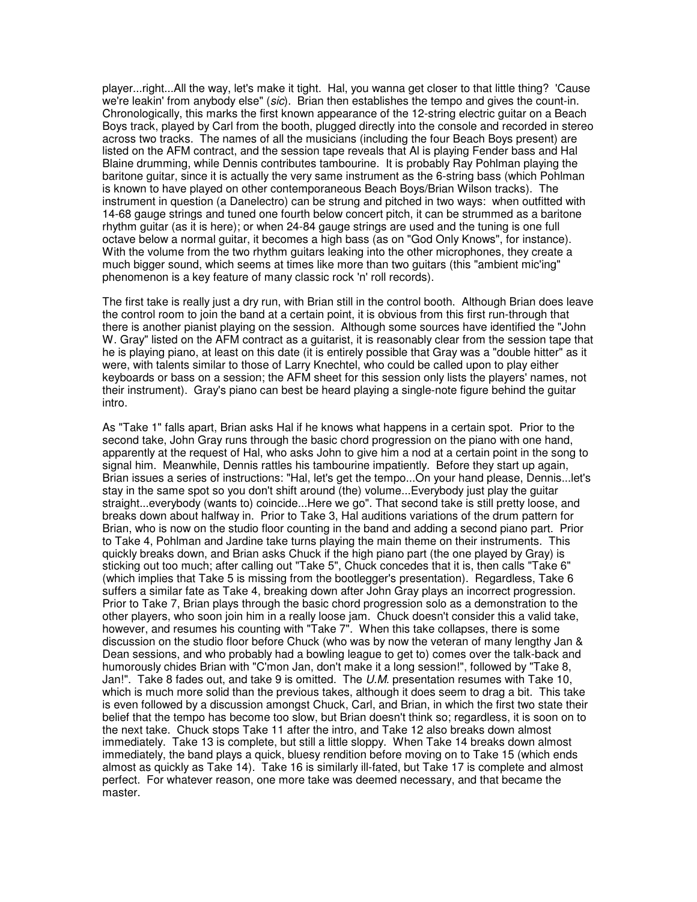player...right...All the way, let's make it tight. Hal, you wanna get closer to that little thing? 'Cause we're leakin' from anybody else" (*sic*). Brian then establishes the tempo and gives the count-in. Chronologically, this marks the first known appearance of the 12-string electric guitar on a Beach Boys track, played by Carl from the booth, plugged directly into the console and recorded in stereo across two tracks. The names of all the musicians (including the four Beach Boys present) are listed on the AFM contract, and the session tape reveals that Al is playing Fender bass and Hal Blaine drumming, while Dennis contributes tambourine. It is probably Ray Pohlman playing the baritone guitar, since it is actually the very same instrument as the 6-string bass (which Pohlman is known to have played on other contemporaneous Beach Boys/Brian Wilson tracks). The instrument in question (a Danelectro) can be strung and pitched in two ways: when outfitted with 14-68 gauge strings and tuned one fourth below concert pitch, it can be strummed as a baritone rhythm guitar (as it is here); or when 24-84 gauge strings are used and the tuning is one full octave below a normal guitar, it becomes a high bass (as on "God Only Knows", for instance). With the volume from the two rhythm guitars leaking into the other microphones, they create a much bigger sound, which seems at times like more than two guitars (this "ambient mic'ing" phenomenon is a key feature of many classic rock 'n' roll records).

The first take is really just a dry run, with Brian still in the control booth. Although Brian does leave the control room to join the band at a certain point, it is obvious from this first run-through that there is another pianist playing on the session. Although some sources have identified the "John W. Gray" listed on the AFM contract as a guitarist, it is reasonably clear from the session tape that he is playing piano, at least on this date (it is entirely possible that Gray was a "double hitter" as it were, with talents similar to those of Larry Knechtel, who could be called upon to play either keyboards or bass on a session; the AFM sheet for this session only lists the players' names, not their instrument). Gray's piano can best be heard playing a single-note figure behind the guitar intro.

As "Take 1" falls apart, Brian asks Hal if he knows what happens in a certain spot. Prior to the second take, John Gray runs through the basic chord progression on the piano with one hand, apparently at the request of Hal, who asks John to give him a nod at a certain point in the song to signal him. Meanwhile, Dennis rattles his tambourine impatiently. Before they start up again, Brian issues a series of instructions: "Hal, let's get the tempo...On your hand please, Dennis...let's stay in the same spot so you don't shift around (the) volume...Everybody just play the guitar straight...everybody (wants to) coincide...Here we go". That second take is still pretty loose, and breaks down about halfway in. Prior to Take 3, Hal auditions variations of the drum pattern for Brian, who is now on the studio floor counting in the band and adding a second piano part. Prior to Take 4, Pohlman and Jardine take turns playing the main theme on their instruments. This quickly breaks down, and Brian asks Chuck if the high piano part (the one played by Gray) is sticking out too much; after calling out "Take 5", Chuck concedes that it is, then calls "Take 6" (which implies that Take 5 is missing from the bootlegger's presentation). Regardless, Take 6 suffers a similar fate as Take 4, breaking down after John Gray plays an incorrect progression. Prior to Take 7, Brian plays through the basic chord progression solo as a demonstration to the other players, who soon join him in a really loose jam. Chuck doesn't consider this a valid take, however, and resumes his counting with "Take 7". When this take collapses, there is some discussion on the studio floor before Chuck (who was by now the veteran of many lengthy Jan & Dean sessions, and who probably had a bowling league to get to) comes over the talk-back and humorously chides Brian with "C'mon Jan, don't make it a long session!", followed by "Take 8, Jan!". Take 8 fades out, and take 9 is omitted. The *U.M.* presentation resumes with Take 10, which is much more solid than the previous takes, although it does seem to drag a bit. This take is even followed by a discussion amongst Chuck, Carl, and Brian, in which the first two state their belief that the tempo has become too slow, but Brian doesn't think so; regardless, it is soon on to the next take. Chuck stops Take 11 after the intro, and Take 12 also breaks down almost immediately. Take 13 is complete, but still a little sloppy. When Take 14 breaks down almost immediately, the band plays a quick, bluesy rendition before moving on to Take 15 (which ends almost as quickly as Take 14). Take 16 is similarly ill-fated, but Take 17 is complete and almost perfect. For whatever reason, one more take was deemed necessary, and that became the master.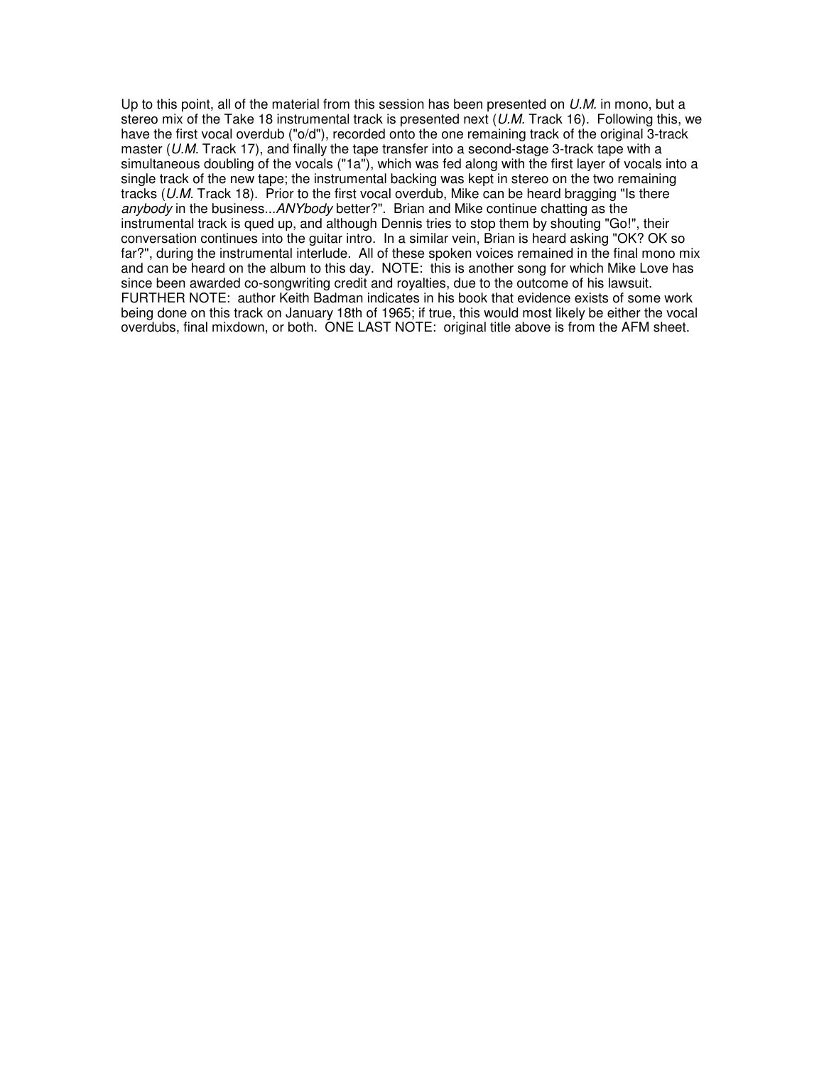Up to this point, all of the material from this session has been presented on *U.M.* in mono, but a stereo mix of the Take 18 instrumental track is presented next (*U.M.* Track 16). Following this, we have the first vocal overdub ("o/d"), recorded onto the one remaining track of the original 3-track master (*U.M.* Track 17), and finally the tape transfer into a second-stage 3-track tape with a simultaneous doubling of the vocals ("1a"), which was fed along with the first layer of vocals into a single track of the new tape; the instrumental backing was kept in stereo on the two remaining tracks (*U.M.* Track 18). Prior to the first vocal overdub, Mike can be heard bragging "Is there *anybody* in the business...*ANYbody* better?". Brian and Mike continue chatting as the instrumental track is qued up, and although Dennis tries to stop them by shouting "Go!", their conversation continues into the guitar intro. In a similar vein, Brian is heard asking "OK? OK so far?", during the instrumental interlude. All of these spoken voices remained in the final mono mix and can be heard on the album to this day. NOTE: this is another song for which Mike Love has since been awarded co-songwriting credit and royalties, due to the outcome of his lawsuit. FURTHER NOTE: author Keith Badman indicates in his book that evidence exists of some work being done on this track on January 18th of 1965; if true, this would most likely be either the vocal overdubs, final mixdown, or both. ONE LAST NOTE: original title above is from the AFM sheet.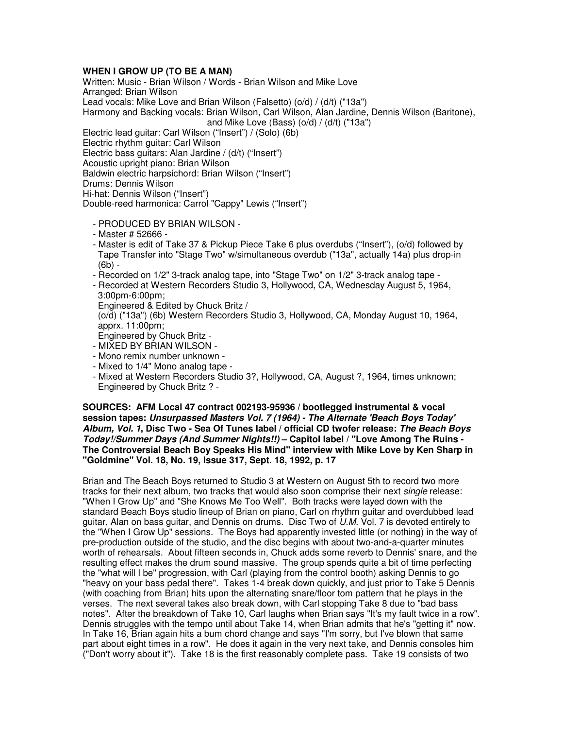**WHEN I GROW UP (TO BE A MAN)**

Written: Music - Brian Wilson / Words - Brian Wilson and Mike Love
Arranged: Brian Wilson
Lead vocals: Mike Love and Brian Wilson (Falsetto) (o/d) / (d/t) ("13a")
Harmony and Backing vocals: Brian Wilson, Carl Wilson, Alan Jardine, Dennis Wilson (Baritone), and Mike Love (Bass) (o/d) / (d/t) ("13a")
Electric lead guitar: Carl Wilson ("Insert") / (Solo) (6b)
Electric rhythm guitar: Carl Wilson
Electric bass guitars: Alan Jardine / (d/t) ("Insert")
Acoustic upright piano: Brian Wilson
Baldwin electric harpsichord: Brian Wilson ("Insert")
Drums: Dennis Wilson
Hi-hat: Dennis Wilson ("Insert")
Double-reed harmonica: Carrol "Cappy" Lewis ("Insert")

- PRODUCED BY BRIAN WILSON -
- Master # 52666 -
- Master is edit of Take 37 & Pickup Piece Take 6 plus overdubs ("Insert"), (o/d) followed by Tape Transfer into "Stage Two" w/simultaneous overdub ("13a", actually 14a) plus drop-in (6b) -
- Recorded on 1/2" 3-track analog tape, into "Stage Two" on 1/2" 3-track analog tape -
- Recorded at Western Recorders Studio 3, Hollywood, CA, Wednesday August 5, 1964, 3:00pm-6:00pm;
  Engineered & Edited by Chuck Britz /
  (o/d) ("13a") (6b) Western Recorders Studio 3, Hollywood, CA, Monday August 10, 1964, apprx. 11:00pm;
  Engineered by Chuck Britz -
- MIXED BY BRIAN WILSON -
- Mono remix number unknown -
- Mixed to 1/4" Mono analog tape -
- Mixed at Western Recorders Studio 3?, Hollywood, CA, August ?, 1964, times unknown; Engineered by Chuck Britz ? -

**SOURCES: AFM Local 47 contract 002193-95936 / bootlegged instrumental & vocal session tapes: *Unsurpassed Masters Vol. 7 (1964) - The Alternate 'Beach Boys Today' Album, Vol. 1*, Disc Two - Sea Of Tunes label / official CD twofer release: *The Beach Boys Today!/Summer Days (And Summer Nights!!)* – Capitol label / "Love Among The Ruins - The Controversial Beach Boy Speaks His Mind" interview with Mike Love by Ken Sharp in "Goldmine" Vol. 18, No. 19, Issue 317, Sept. 18, 1992, p. 17**

Brian and The Beach Boys returned to Studio 3 at Western on August 5th to record two more tracks for their next album, two tracks that would also soon comprise their next *single* release: "When I Grow Up" and "She Knows Me Too Well". Both tracks were layed down with the standard Beach Boys studio lineup of Brian on piano, Carl on rhythm guitar and overdubbed lead guitar, Alan on bass guitar, and Dennis on drums. Disc Two of *U.M.* Vol. 7 is devoted entirely to the "When I Grow Up" sessions. The Boys had apparently invested little (or nothing) in the way of pre-production outside of the studio, and the disc begins with about two-and-a-quarter minutes worth of rehearsals. About fifteen seconds in, Chuck adds some reverb to Dennis' snare, and the resulting effect makes the drum sound massive. The group spends quite a bit of time perfecting the "what will I be" progression, with Carl (playing from the control booth) asking Dennis to go "heavy on your bass pedal there". Takes 1-4 break down quickly, and just prior to Take 5 Dennis (with coaching from Brian) hits upon the alternating snare/floor tom pattern that he plays in the verses. The next several takes also break down, with Carl stopping Take 8 due to "bad bass notes". After the breakdown of Take 10, Carl laughs when Brian says "It's my fault twice in a row". Dennis struggles with the tempo until about Take 14, when Brian admits that he's "getting it" now. In Take 16, Brian again hits a bum chord change and says "I'm sorry, but I've blown that same part about eight times in a row". He does it again in the very next take, and Dennis consoles him ("Don't worry about it"). Take 18 is the first reasonably complete pass. Take 19 consists of two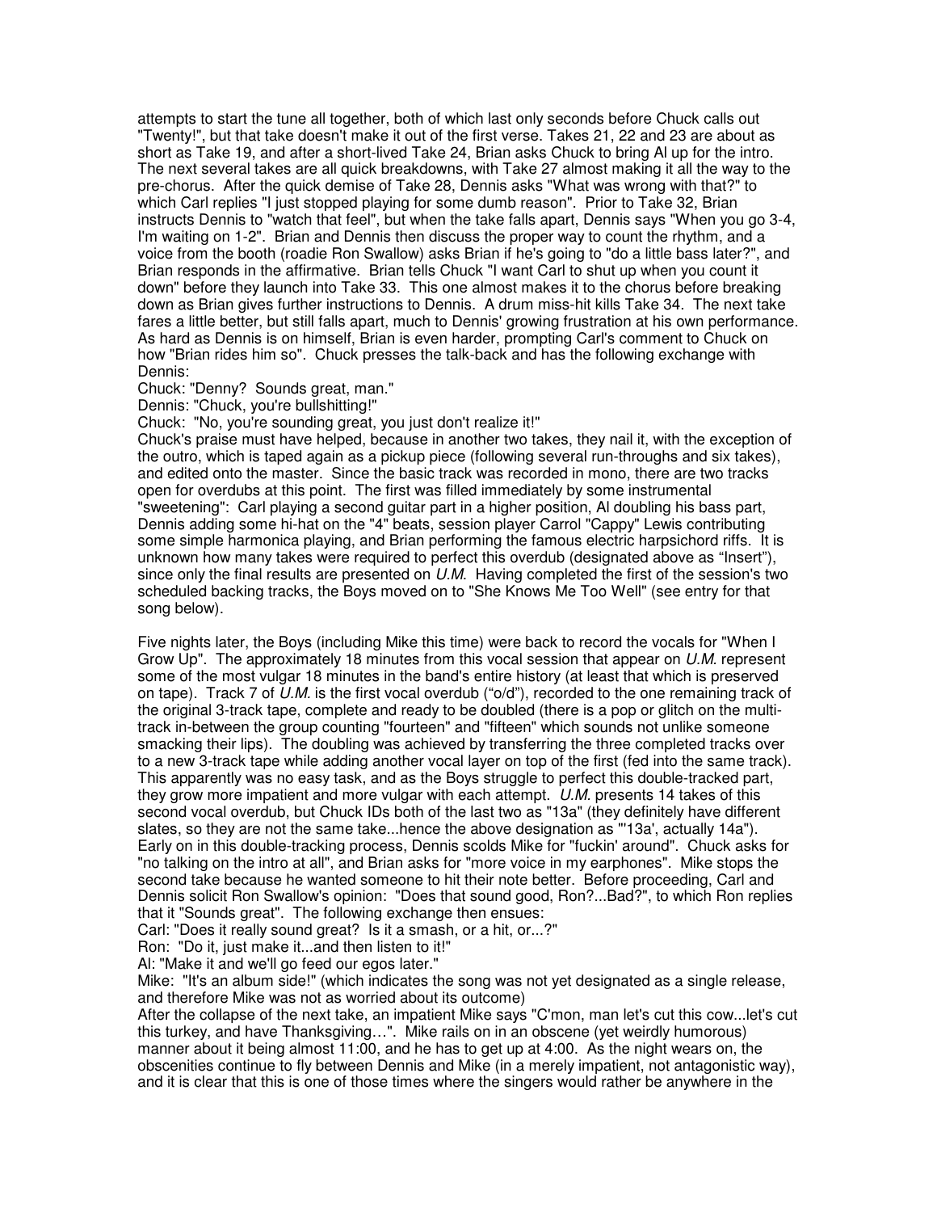attempts to start the tune all together, both of which last only seconds before Chuck calls out "Twenty!", but that take doesn't make it out of the first verse. Takes 21, 22 and 23 are about as short as Take 19, and after a short-lived Take 24, Brian asks Chuck to bring Al up for the intro. The next several takes are all quick breakdowns, with Take 27 almost making it all the way to the pre-chorus. After the quick demise of Take 28, Dennis asks "What was wrong with that?" to which Carl replies "I just stopped playing for some dumb reason". Prior to Take 32, Brian instructs Dennis to "watch that feel", but when the take falls apart, Dennis says "When you go 3-4, I'm waiting on 1-2". Brian and Dennis then discuss the proper way to count the rhythm, and a voice from the booth (roadie Ron Swallow) asks Brian if he's going to "do a little bass later?", and Brian responds in the affirmative. Brian tells Chuck "I want Carl to shut up when you count it down" before they launch into Take 33. This one almost makes it to the chorus before breaking down as Brian gives further instructions to Dennis. A drum miss-hit kills Take 34. The next take fares a little better, but still falls apart, much to Dennis' growing frustration at his own performance. As hard as Dennis is on himself, Brian is even harder, prompting Carl's comment to Chuck on how "Brian rides him so". Chuck presses the talk-back and has the following exchange with Dennis:

Chuck: "Denny? Sounds great, man."
Dennis: "Chuck, you're bullshitting!"
Chuck: "No, you're sounding great, you just don't realize it!"

Chuck's praise must have helped, because in another two takes, they nail it, with the exception of the outro, which is taped again as a pickup piece (following several run-throughs and six takes), and edited onto the master. Since the basic track was recorded in mono, there are two tracks open for overdubs at this point. The first was filled immediately by some instrumental "sweetening": Carl playing a second guitar part in a higher position, Al doubling his bass part, Dennis adding some hi-hat on the "4" beats, session player Carrol "Cappy" Lewis contributing some simple harmonica playing, and Brian performing the famous electric harpsichord riffs. It is unknown how many takes were required to perfect this overdub (designated above as "Insert"), since only the final results are presented on *U.M.* Having completed the first of the session's two scheduled backing tracks, the Boys moved on to "She Knows Me Too Well" (see entry for that song below).

Five nights later, the Boys (including Mike this time) were back to record the vocals for "When I Grow Up". The approximately 18 minutes from this vocal session that appear on *U.M.* represent some of the most vulgar 18 minutes in the band's entire history (at least that which is preserved on tape). Track 7 of *U.M.* is the first vocal overdub ("o/d"), recorded to the one remaining track of the original 3-track tape, complete and ready to be doubled (there is a pop or glitch on the multi-track in-between the group counting "fourteen" and "fifteen" which sounds not unlike someone smacking their lips). The doubling was achieved by transferring the three completed tracks over to a new 3-track tape while adding another vocal layer on top of the first (fed into the same track). This apparently was no easy task, and as the Boys struggle to perfect this double-tracked part, they grow more impatient and more vulgar with each attempt. *U.M.* presents 14 takes of this second vocal overdub, but Chuck IDs both of the last two as "13a" (they definitely have different slates, so they are not the same take...hence the above designation as "'13a', actually 14a"). Early on in this double-tracking process, Dennis scolds Mike for "fuckin' around". Chuck asks for "no talking on the intro at all", and Brian asks for "more voice in my earphones". Mike stops the second take because he wanted someone to hit their note better. Before proceeding, Carl and Dennis solicit Ron Swallow's opinion: "Does that sound good, Ron?...Bad?", to which Ron replies that it "Sounds great". The following exchange then ensues:

Carl: "Does it really sound great? Is it a smash, or a hit, or...?"
Ron: "Do it, just make it...and then listen to it!"
Al: "Make it and we'll go feed our egos later."
Mike: "It's an album side!" (which indicates the song was not yet designated as a single release, and therefore Mike was not as worried about its outcome)

After the collapse of the next take, an impatient Mike says "C'mon, man let's cut this cow...let's cut this turkey, and have Thanksgiving…". Mike rails on in an obscene (yet weirdly humorous) manner about it being almost 11:00, and he has to get up at 4:00. As the night wears on, the obscenities continue to fly between Dennis and Mike (in a merely impatient, not antagonistic way), and it is clear that this is one of those times where the singers would rather be anywhere in the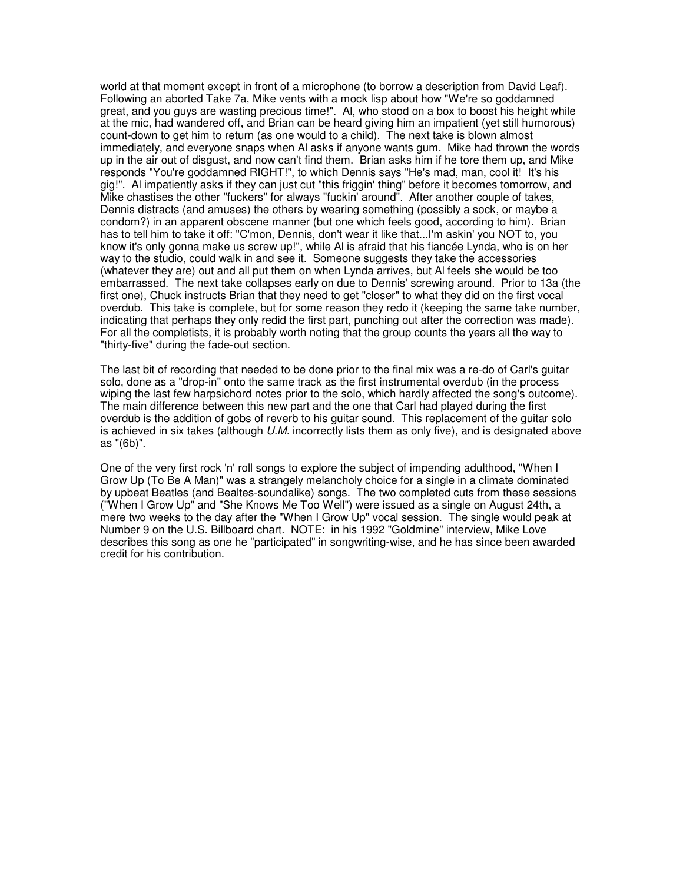world at that moment except in front of a microphone (to borrow a description from David Leaf). Following an aborted Take 7a, Mike vents with a mock lisp about how "We're so goddamned great, and you guys are wasting precious time!". Al, who stood on a box to boost his height while at the mic, had wandered off, and Brian can be heard giving him an impatient (yet still humorous) count-down to get him to return (as one would to a child). The next take is blown almost immediately, and everyone snaps when Al asks if anyone wants gum. Mike had thrown the words up in the air out of disgust, and now can't find them. Brian asks him if he tore them up, and Mike responds "You're goddamned RIGHT!", to which Dennis says "He's mad, man, cool it! It's his gig!". Al impatiently asks if they can just cut "this friggin' thing" before it becomes tomorrow, and Mike chastises the other "fuckers" for always "fuckin' around". After another couple of takes, Dennis distracts (and amuses) the others by wearing something (possibly a sock, or maybe a condom?) in an apparent obscene manner (but one which feels good, according to him). Brian has to tell him to take it off: "C'mon, Dennis, don't wear it like that...I'm askin' you NOT to, you know it's only gonna make us screw up!", while Al is afraid that his fiancée Lynda, who is on her way to the studio, could walk in and see it. Someone suggests they take the accessories (whatever they are) out and all put them on when Lynda arrives, but Al feels she would be too embarrassed. The next take collapses early on due to Dennis' screwing around. Prior to 13a (the first one), Chuck instructs Brian that they need to get "closer" to what they did on the first vocal overdub. This take is complete, but for some reason they redo it (keeping the same take number, indicating that perhaps they only redid the first part, punching out after the correction was made). For all the completists, it is probably worth noting that the group counts the years all the way to "thirty-five" during the fade-out section.

The last bit of recording that needed to be done prior to the final mix was a re-do of Carl's guitar solo, done as a "drop-in" onto the same track as the first instrumental overdub (in the process wiping the last few harpsichord notes prior to the solo, which hardly affected the song's outcome). The main difference between this new part and the one that Carl had played during the first overdub is the addition of gobs of reverb to his guitar sound. This replacement of the guitar solo is achieved in six takes (although *U.M.* incorrectly lists them as only five), and is designated above as "(6b)".

One of the very first rock 'n' roll songs to explore the subject of impending adulthood, "When I Grow Up (To Be A Man)" was a strangely melancholy choice for a single in a climate dominated by upbeat Beatles (and Bealtes-soundalike) songs. The two completed cuts from these sessions ("When I Grow Up" and "She Knows Me Too Well") were issued as a single on August 24th, a mere two weeks to the day after the "When I Grow Up" vocal session. The single would peak at Number 9 on the U.S. Billboard chart. NOTE: in his 1992 "Goldmine" interview, Mike Love describes this song as one he "participated" in songwriting-wise, and he has since been awarded credit for his contribution.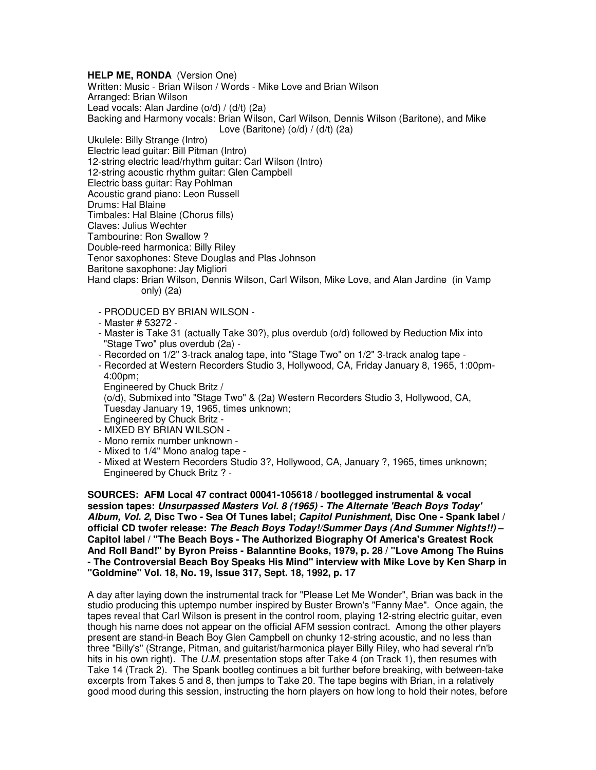**HELP ME, RONDA** (Version One)

Written: Music - Brian Wilson / Words - Mike Love and Brian Wilson
Arranged: Brian Wilson
Lead vocals: Alan Jardine (o/d) / (d/t) (2a)
Backing and Harmony vocals: Brian Wilson, Carl Wilson, Dennis Wilson (Baritone), and Mike Love (Baritone) (o/d) / (d/t) (2a)
Ukulele: Billy Strange (Intro)
Electric lead guitar: Bill Pitman (Intro)
12-string electric lead/rhythm guitar: Carl Wilson (Intro)
12-string acoustic rhythm guitar: Glen Campbell
Electric bass guitar: Ray Pohlman
Acoustic grand piano: Leon Russell
Drums: Hal Blaine
Timbales: Hal Blaine (Chorus fills)
Claves: Julius Wechter
Tambourine: Ron Swallow ?
Double-reed harmonica: Billy Riley
Tenor saxophones: Steve Douglas and Plas Johnson
Baritone saxophone: Jay Migliori
Hand claps: Brian Wilson, Dennis Wilson, Carl Wilson, Mike Love, and Alan Jardine (in Vamp only) (2a)

- PRODUCED BY BRIAN WILSON -
- Master # 53272 -
- Master is Take 31 (actually Take 30?), plus overdub (o/d) followed by Reduction Mix into "Stage Two" plus overdub (2a) -
- Recorded on 1/2" 3-track analog tape, into "Stage Two" on 1/2" 3-track analog tape -
- Recorded at Western Recorders Studio 3, Hollywood, CA, Friday January 8, 1965, 1:00pm-4:00pm;
  Engineered by Chuck Britz /
  (o/d), Submixed into "Stage Two" & (2a) Western Recorders Studio 3, Hollywood, CA, Tuesday January 19, 1965, times unknown;
  Engineered by Chuck Britz -
- MIXED BY BRIAN WILSON -
- Mono remix number unknown -
- Mixed to 1/4" Mono analog tape -
- Mixed at Western Recorders Studio 3?, Hollywood, CA, January ?, 1965, times unknown; Engineered by Chuck Britz ? -

**SOURCES: AFM Local 47 contract 00041-105618 / bootlegged instrumental & vocal session tapes: *Unsurpassed Masters Vol. 8 (1965) - The Alternate 'Beach Boys Today' Album, Vol. 2*, Disc Two - Sea Of Tunes label; *Capitol Punishment*, Disc One - Spank label / official CD twofer release: *The Beach Boys Today!/Summer Days (And Summer Nights!!)* – Capitol label / "The Beach Boys - The Authorized Biography Of America's Greatest Rock And Roll Band!" by Byron Preiss - Balanntine Books, 1979, p. 28 / "Love Among The Ruins - The Controversial Beach Boy Speaks His Mind" interview with Mike Love by Ken Sharp in "Goldmine" Vol. 18, No. 19, Issue 317, Sept. 18, 1992, p. 17**

A day after laying down the instrumental track for "Please Let Me Wonder", Brian was back in the studio producing this uptempo number inspired by Buster Brown's "Fanny Mae". Once again, the tapes reveal that Carl Wilson is present in the control room, playing 12-string electric guitar, even though his name does not appear on the official AFM session contract. Among the other players present are stand-in Beach Boy Glen Campbell on chunky 12-string acoustic, and no less than three "Billy's" (Strange, Pitman, and guitarist/harmonica player Billy Riley, who had several r'n'b hits in his own right). The *U.M.* presentation stops after Take 4 (on Track 1), then resumes with Take 14 (Track 2). The Spank bootleg continues a bit further before breaking, with between-take excerpts from Takes 5 and 8, then jumps to Take 20. The tape begins with Brian, in a relatively good mood during this session, instructing the horn players on how long to hold their notes, before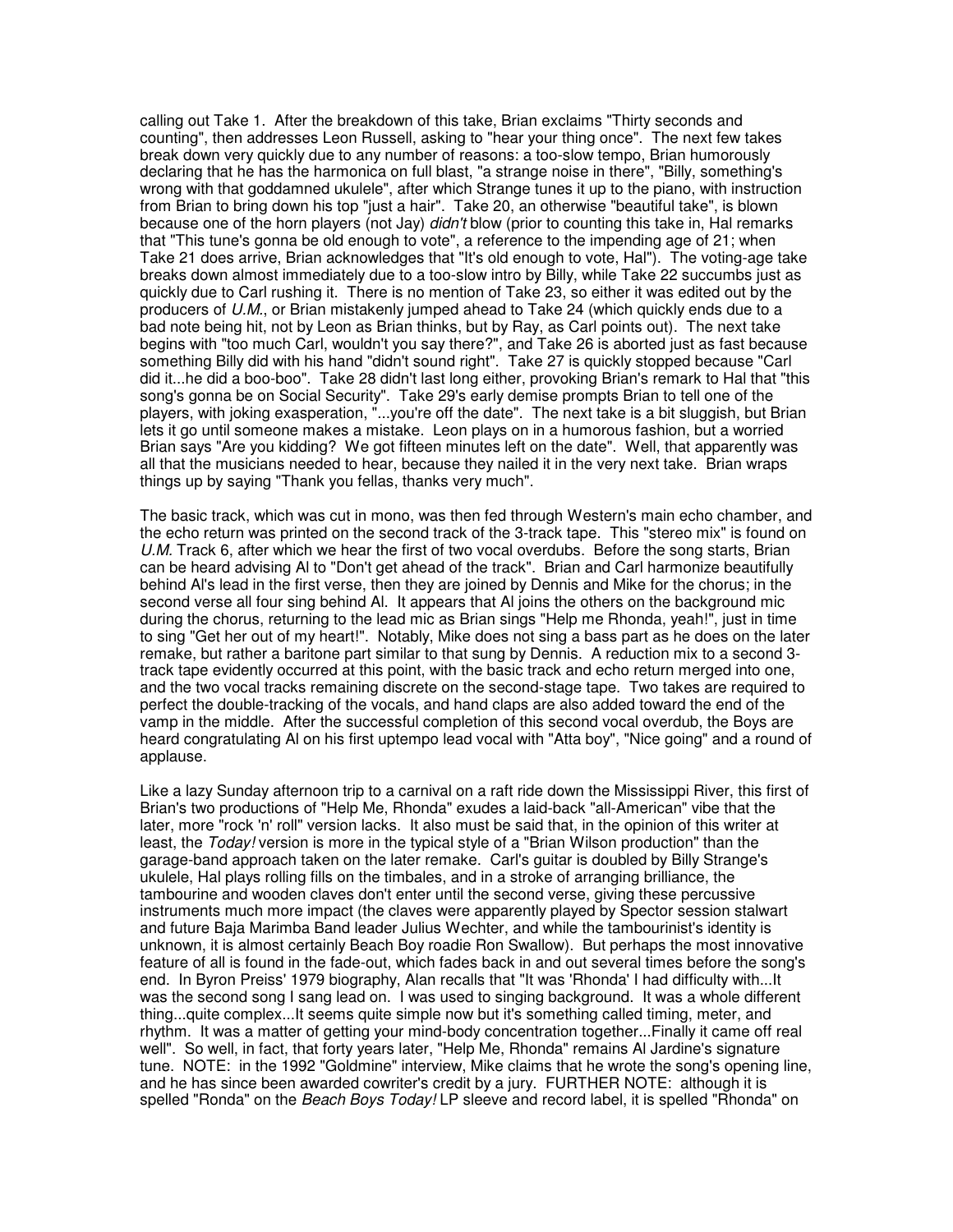calling out Take 1. After the breakdown of this take, Brian exclaims "Thirty seconds and counting", then addresses Leon Russell, asking to "hear your thing once". The next few takes break down very quickly due to any number of reasons: a too-slow tempo, Brian humorously declaring that he has the harmonica on full blast, "a strange noise in there", "Billy, something's wrong with that goddamned ukulele", after which Strange tunes it up to the piano, with instruction from Brian to bring down his top "just a hair". Take 20, an otherwise "beautiful take", is blown because one of the horn players (not Jay) *didn't* blow (prior to counting this take in, Hal remarks that "This tune's gonna be old enough to vote", a reference to the impending age of 21; when Take 21 does arrive, Brian acknowledges that "It's old enough to vote, Hal"). The voting-age take breaks down almost immediately due to a too-slow intro by Billy, while Take 22 succumbs just as quickly due to Carl rushing it. There is no mention of Take 23, so either it was edited out by the producers of *U.M.*, or Brian mistakenly jumped ahead to Take 24 (which quickly ends due to a bad note being hit, not by Leon as Brian thinks, but by Ray, as Carl points out). The next take begins with "too much Carl, wouldn't you say there?", and Take 26 is aborted just as fast because something Billy did with his hand "didn't sound right". Take 27 is quickly stopped because "Carl did it...he did a boo-boo". Take 28 didn't last long either, provoking Brian's remark to Hal that "this song's gonna be on Social Security". Take 29's early demise prompts Brian to tell one of the players, with joking exasperation, "...you're off the date". The next take is a bit sluggish, but Brian lets it go until someone makes a mistake. Leon plays on in a humorous fashion, but a worried Brian says "Are you kidding? We got fifteen minutes left on the date". Well, that apparently was all that the musicians needed to hear, because they nailed it in the very next take. Brian wraps things up by saying "Thank you fellas, thanks very much".

The basic track, which was cut in mono, was then fed through Western's main echo chamber, and the echo return was printed on the second track of the 3-track tape. This "stereo mix" is found on *U.M.* Track 6, after which we hear the first of two vocal overdubs. Before the song starts, Brian can be heard advising Al to "Don't get ahead of the track". Brian and Carl harmonize beautifully behind Al's lead in the first verse, then they are joined by Dennis and Mike for the chorus; in the second verse all four sing behind Al. It appears that Al joins the others on the background mic during the chorus, returning to the lead mic as Brian sings "Help me Rhonda, yeah!", just in time to sing "Get her out of my heart!". Notably, Mike does not sing a bass part as he does on the later remake, but rather a baritone part similar to that sung by Dennis. A reduction mix to a second 3-track tape evidently occurred at this point, with the basic track and echo return merged into one, and the two vocal tracks remaining discrete on the second-stage tape. Two takes are required to perfect the double-tracking of the vocals, and hand claps are also added toward the end of the vamp in the middle. After the successful completion of this second vocal overdub, the Boys are heard congratulating Al on his first uptempo lead vocal with "Atta boy", "Nice going" and a round of applause.

Like a lazy Sunday afternoon trip to a carnival on a raft ride down the Mississippi River, this first of Brian's two productions of "Help Me, Rhonda" exudes a laid-back "all-American" vibe that the later, more "rock 'n' roll" version lacks. It also must be said that, in the opinion of this writer at least, the *Today!* version is more in the typical style of a "Brian Wilson production" than the garage-band approach taken on the later remake. Carl's guitar is doubled by Billy Strange's ukulele, Hal plays rolling fills on the timbales, and in a stroke of arranging brilliance, the tambourine and wooden claves don't enter until the second verse, giving these percussive instruments much more impact (the claves were apparently played by Spector session stalwart and future Baja Marimba Band leader Julius Wechter, and while the tambourinist's identity is unknown, it is almost certainly Beach Boy roadie Ron Swallow). But perhaps the most innovative feature of all is found in the fade-out, which fades back in and out several times before the song's end. In Byron Preiss' 1979 biography, Alan recalls that "It was 'Rhonda' I had difficulty with...It was the second song I sang lead on. I was used to singing background. It was a whole different thing...quite complex...It seems quite simple now but it's something called timing, meter, and rhythm. It was a matter of getting your mind-body concentration together...Finally it came off real well". So well, in fact, that forty years later, "Help Me, Rhonda" remains Al Jardine's signature tune. NOTE: in the 1992 "Goldmine" interview, Mike claims that he wrote the song's opening line, and he has since been awarded cowriter's credit by a jury. FURTHER NOTE: although it is spelled "Ronda" on the *Beach Boys Today!* LP sleeve and record label, it is spelled "Rhonda" on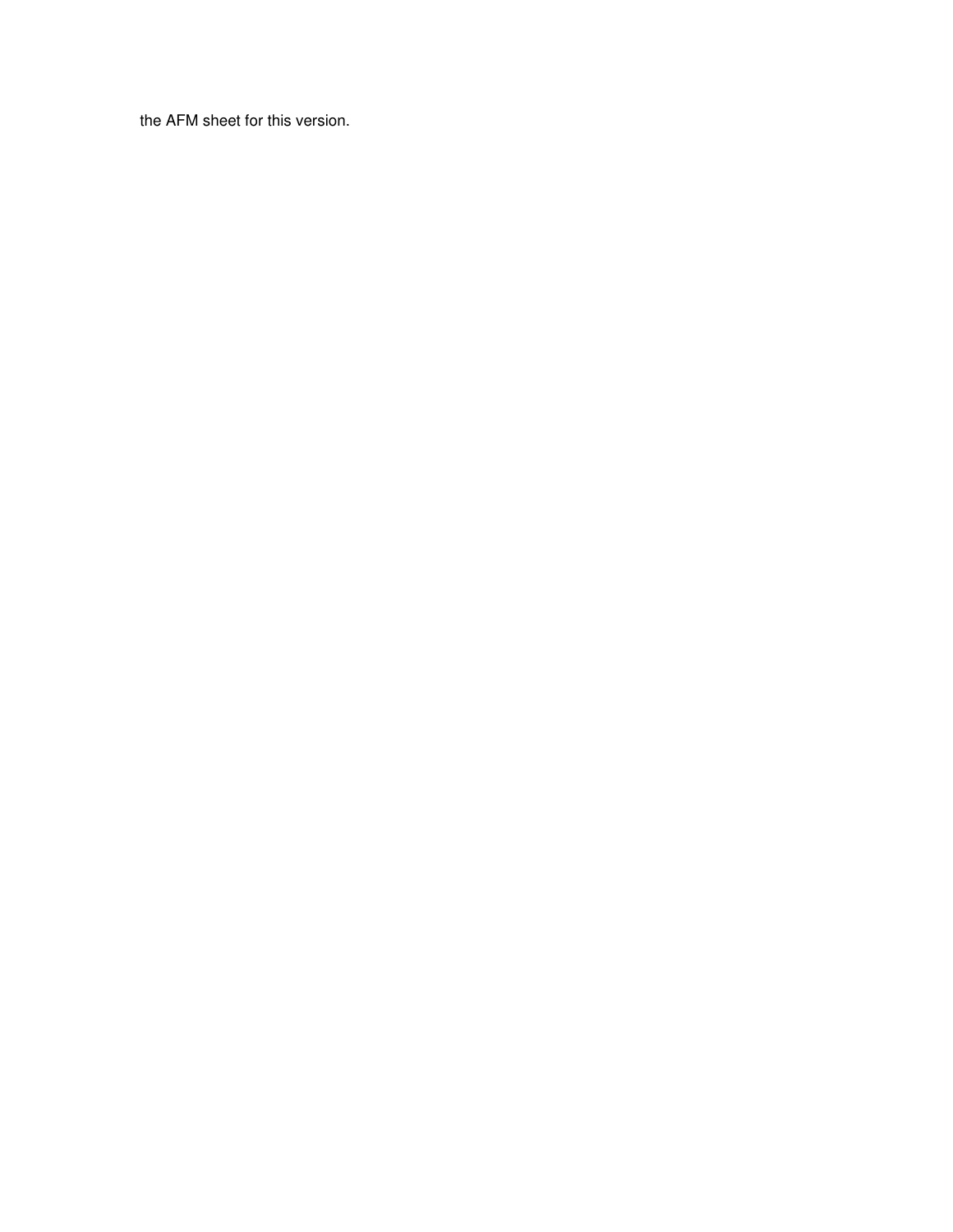the AFM sheet for this version.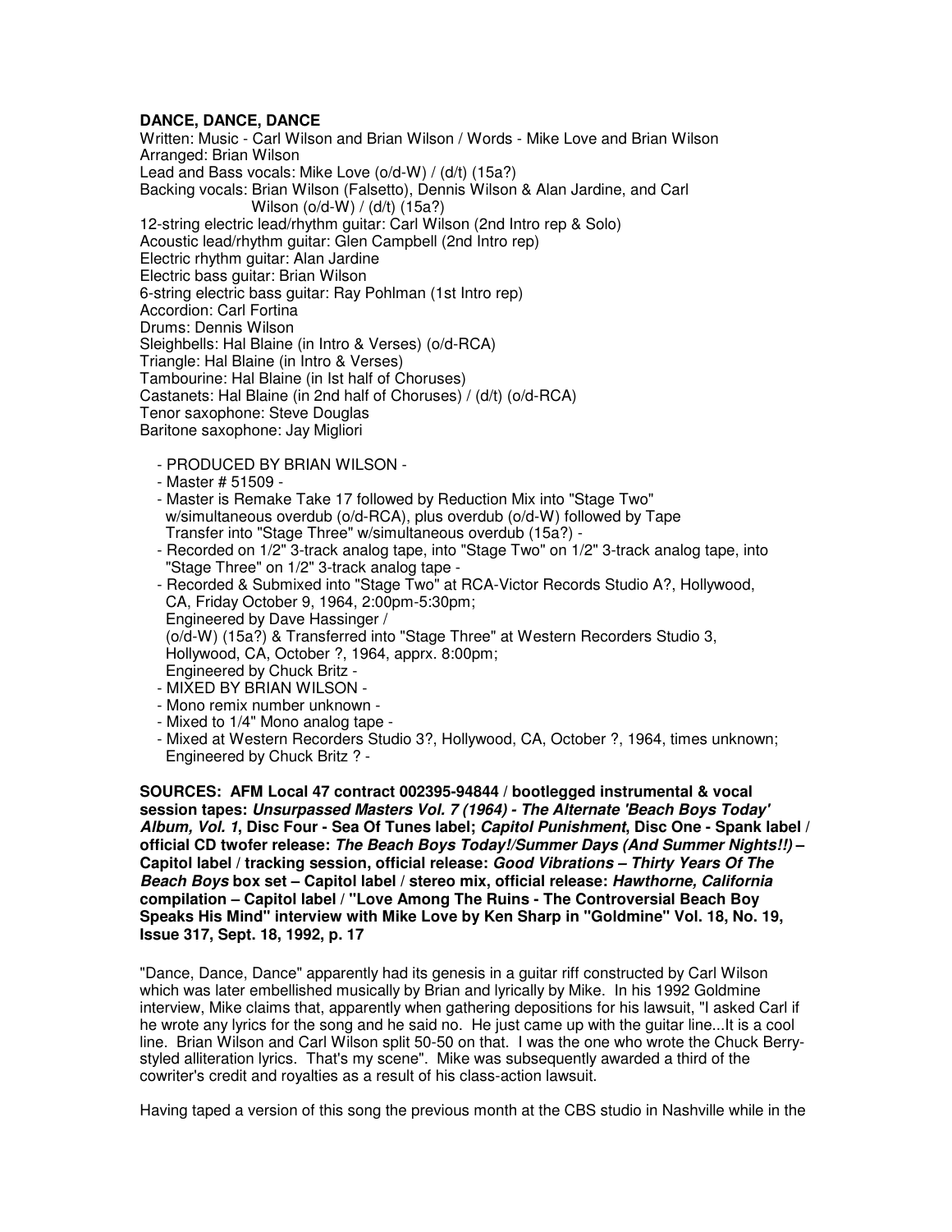**DANCE, DANCE, DANCE**

Written: Music - Carl Wilson and Brian Wilson / Words - Mike Love and Brian Wilson
Arranged: Brian Wilson
Lead and Bass vocals: Mike Love (o/d-W) / (d/t) (15a?)
Backing vocals: Brian Wilson (Falsetto), Dennis Wilson & Alan Jardine, and Carl Wilson (o/d-W) / (d/t) (15a?)
12-string electric lead/rhythm guitar: Carl Wilson (2nd Intro rep & Solo)
Acoustic lead/rhythm guitar: Glen Campbell (2nd Intro rep)
Electric rhythm guitar: Alan Jardine
Electric bass guitar: Brian Wilson
6-string electric bass guitar: Ray Pohlman (1st Intro rep)
Accordion: Carl Fortina
Drums: Dennis Wilson
Sleighbells: Hal Blaine (in Intro & Verses) (o/d-RCA)
Triangle: Hal Blaine (in Intro & Verses)
Tambourine: Hal Blaine (in Ist half of Choruses)
Castanets: Hal Blaine (in 2nd half of Choruses) / (d/t) (o/d-RCA)
Tenor saxophone: Steve Douglas
Baritone saxophone: Jay Migliori

- PRODUCED BY BRIAN WILSON -
- Master # 51509 -
- Master is Remake Take 17 followed by Reduction Mix into "Stage Two" w/simultaneous overdub (o/d-RCA), plus overdub (o/d-W) followed by Tape Transfer into "Stage Three" w/simultaneous overdub (15a?) -
- Recorded on 1/2" 3-track analog tape, into "Stage Two" on 1/2" 3-track analog tape, into "Stage Three" on 1/2" 3-track analog tape -
- Recorded & Submixed into "Stage Two" at RCA-Victor Records Studio A?, Hollywood, CA, Friday October 9, 1964, 2:00pm-5:30pm;
  Engineered by Dave Hassinger /
  (o/d-W) (15a?) & Transferred into "Stage Three" at Western Recorders Studio 3, Hollywood, CA, October ?, 1964, apprx. 8:00pm;
  Engineered by Chuck Britz -
- MIXED BY BRIAN WILSON -
- Mono remix number unknown -
- Mixed to 1/4" Mono analog tape -
- Mixed at Western Recorders Studio 3?, Hollywood, CA, October ?, 1964, times unknown; Engineered by Chuck Britz ? -

**SOURCES: AFM Local 47 contract 002395-94844 / bootlegged instrumental & vocal session tapes: *Unsurpassed Masters Vol. 7 (1964) - The Alternate 'Beach Boys Today' Album, Vol. 1*, Disc Four - Sea Of Tunes label; *Capitol Punishment*, Disc One - Spank label / official CD twofer release: *The Beach Boys Today!/Summer Days (And Summer Nights!!)* – Capitol label / tracking session, official release: *Good Vibrations – Thirty Years Of The Beach Boys* box set – Capitol label / stereo mix, official release: *Hawthorne, California* compilation – Capitol label / "Love Among The Ruins - The Controversial Beach Boy Speaks His Mind" interview with Mike Love by Ken Sharp in "Goldmine" Vol. 18, No. 19, Issue 317, Sept. 18, 1992, p. 17**

"Dance, Dance, Dance" apparently had its genesis in a guitar riff constructed by Carl Wilson which was later embellished musically by Brian and lyrically by Mike. In his 1992 Goldmine interview, Mike claims that, apparently when gathering depositions for his lawsuit, "I asked Carl if he wrote any lyrics for the song and he said no. He just came up with the guitar line...It is a cool line. Brian Wilson and Carl Wilson split 50-50 on that. I was the one who wrote the Chuck Berry-styled alliteration lyrics. That's my scene". Mike was subsequently awarded a third of the cowriter's credit and royalties as a result of his class-action lawsuit.

Having taped a version of this song the previous month at the CBS studio in Nashville while in the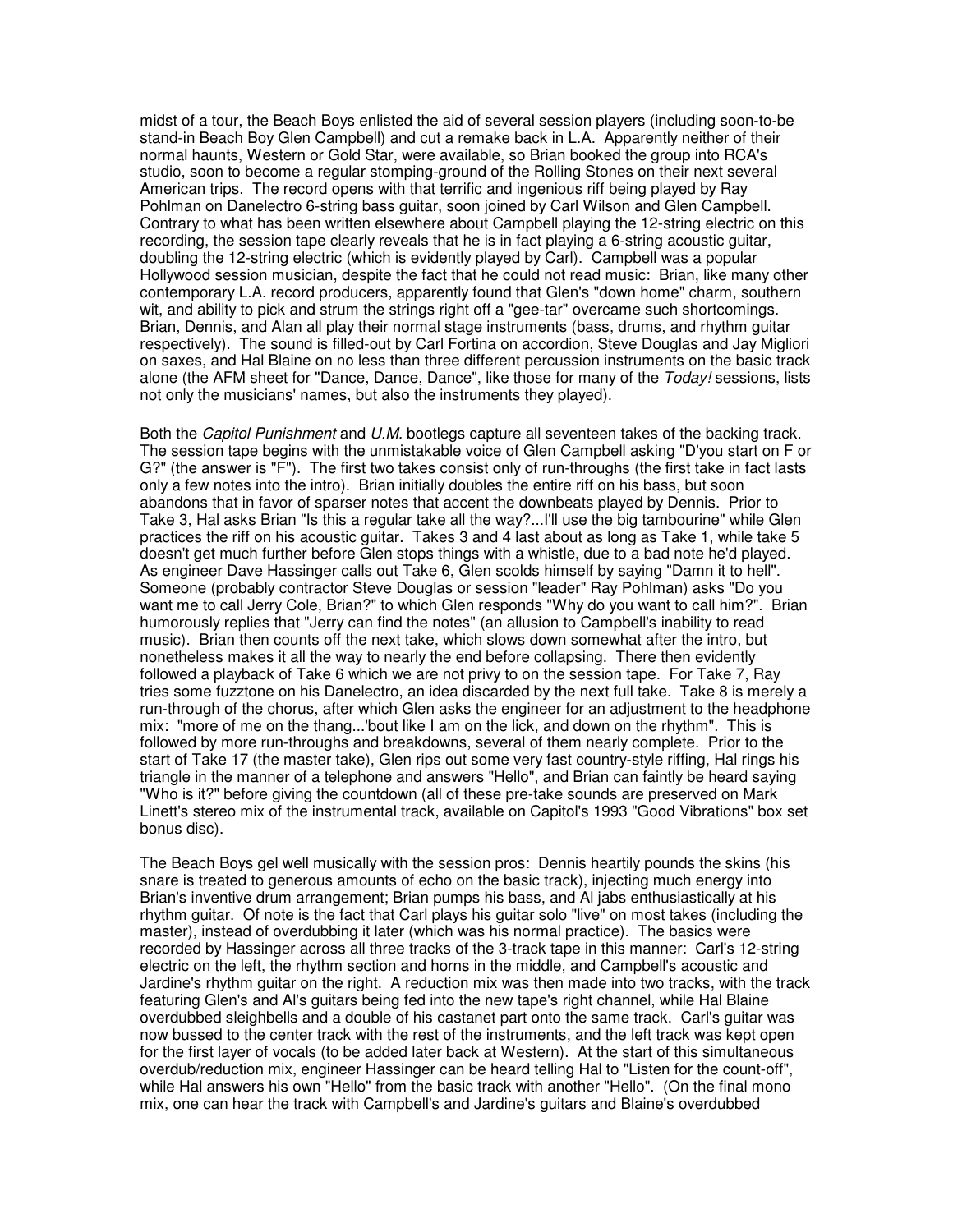midst of a tour, the Beach Boys enlisted the aid of several session players (including soon-to-be stand-in Beach Boy Glen Campbell) and cut a remake back in L.A. Apparently neither of their normal haunts, Western or Gold Star, were available, so Brian booked the group into RCA's studio, soon to become a regular stomping-ground of the Rolling Stones on their next several American trips. The record opens with that terrific and ingenious riff being played by Ray Pohlman on Danelectro 6-string bass guitar, soon joined by Carl Wilson and Glen Campbell. Contrary to what has been written elsewhere about Campbell playing the 12-string electric on this recording, the session tape clearly reveals that he is in fact playing a 6-string acoustic guitar, doubling the 12-string electric (which is evidently played by Carl). Campbell was a popular Hollywood session musician, despite the fact that he could not read music: Brian, like many other contemporary L.A. record producers, apparently found that Glen's "down home" charm, southern wit, and ability to pick and strum the strings right off a "gee-tar" overcame such shortcomings. Brian, Dennis, and Alan all play their normal stage instruments (bass, drums, and rhythm guitar respectively). The sound is filled-out by Carl Fortina on accordion, Steve Douglas and Jay Migliori on saxes, and Hal Blaine on no less than three different percussion instruments on the basic track alone (the AFM sheet for "Dance, Dance, Dance", like those for many of the *Today!* sessions, lists not only the musicians' names, but also the instruments they played).

Both the *Capitol Punishment* and *U.M.* bootlegs capture all seventeen takes of the backing track. The session tape begins with the unmistakable voice of Glen Campbell asking "D'you start on F or G?" (the answer is "F"). The first two takes consist only of run-throughs (the first take in fact lasts only a few notes into the intro). Brian initially doubles the entire riff on his bass, but soon abandons that in favor of sparser notes that accent the downbeats played by Dennis. Prior to Take 3, Hal asks Brian "Is this a regular take all the way?...I'll use the big tambourine" while Glen practices the riff on his acoustic guitar. Takes 3 and 4 last about as long as Take 1, while take 5 doesn't get much further before Glen stops things with a whistle, due to a bad note he'd played. As engineer Dave Hassinger calls out Take 6, Glen scolds himself by saying "Damn it to hell". Someone (probably contractor Steve Douglas or session "leader" Ray Pohlman) asks "Do you want me to call Jerry Cole, Brian?" to which Glen responds "Why do you want to call him?". Brian humorously replies that "Jerry can find the notes" (an allusion to Campbell's inability to read music). Brian then counts off the next take, which slows down somewhat after the intro, but nonetheless makes it all the way to nearly the end before collapsing. There then evidently followed a playback of Take 6 which we are not privy to on the session tape. For Take 7, Ray tries some fuzztone on his Danelectro, an idea discarded by the next full take. Take 8 is merely a run-through of the chorus, after which Glen asks the engineer for an adjustment to the headphone mix: "more of me on the thang...'bout like I am on the lick, and down on the rhythm". This is followed by more run-throughs and breakdowns, several of them nearly complete. Prior to the start of Take 17 (the master take), Glen rips out some very fast country-style riffing, Hal rings his triangle in the manner of a telephone and answers "Hello", and Brian can faintly be heard saying "Who is it?" before giving the countdown (all of these pre-take sounds are preserved on Mark Linett's stereo mix of the instrumental track, available on Capitol's 1993 "Good Vibrations" box set bonus disc).

The Beach Boys gel well musically with the session pros: Dennis heartily pounds the skins (his snare is treated to generous amounts of echo on the basic track), injecting much energy into Brian's inventive drum arrangement; Brian pumps his bass, and Al jabs enthusiastically at his rhythm guitar. Of note is the fact that Carl plays his guitar solo "live" on most takes (including the master), instead of overdubbing it later (which was his normal practice). The basics were recorded by Hassinger across all three tracks of the 3-track tape in this manner: Carl's 12-string electric on the left, the rhythm section and horns in the middle, and Campbell's acoustic and Jardine's rhythm guitar on the right. A reduction mix was then made into two tracks, with the track featuring Glen's and Al's guitars being fed into the new tape's right channel, while Hal Blaine overdubbed sleighbells and a double of his castanet part onto the same track. Carl's guitar was now bussed to the center track with the rest of the instruments, and the left track was kept open for the first layer of vocals (to be added later back at Western). At the start of this simultaneous overdub/reduction mix, engineer Hassinger can be heard telling Hal to "Listen for the count-off", while Hal answers his own "Hello" from the basic track with another "Hello". (On the final mono mix, one can hear the track with Campbell's and Jardine's guitars and Blaine's overdubbed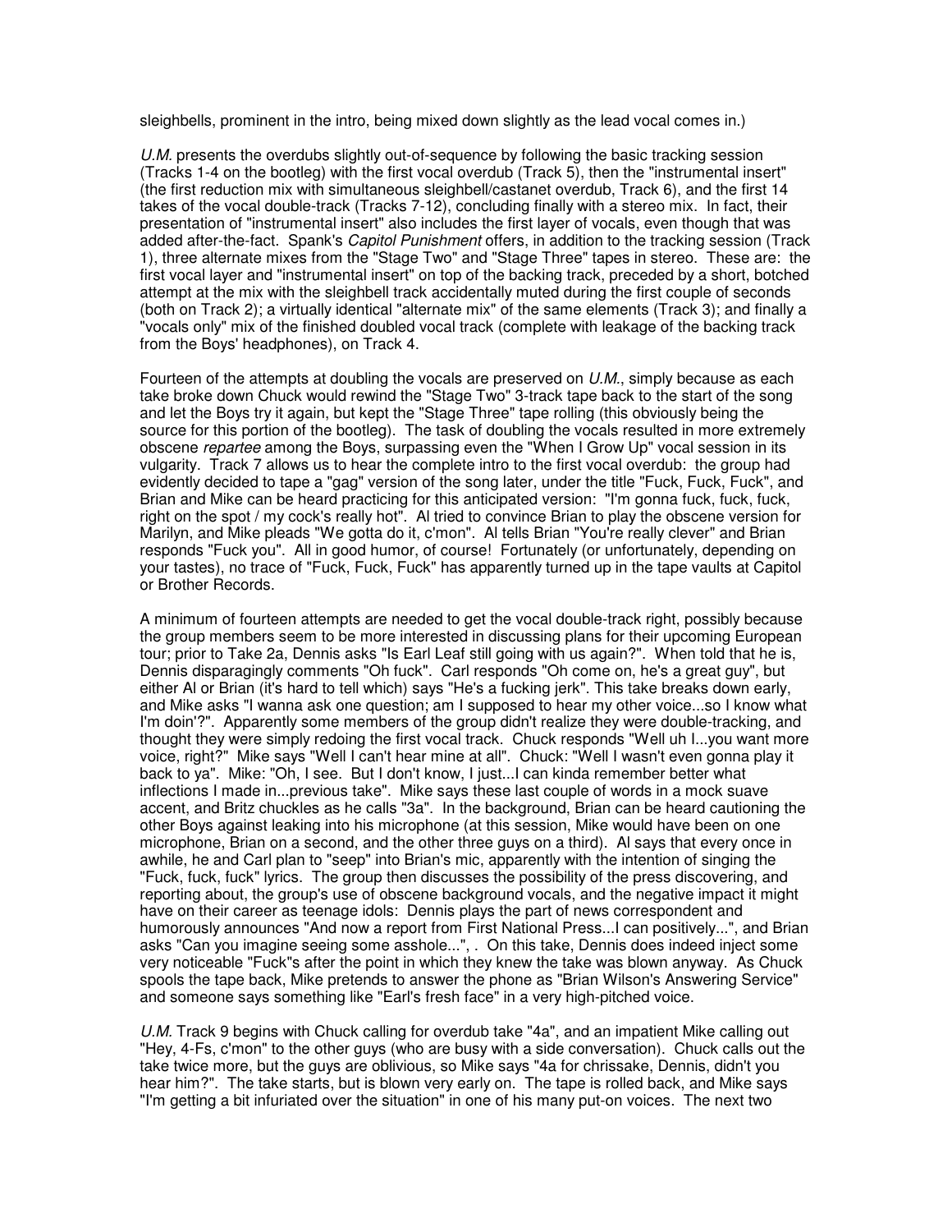sleighbells, prominent in the intro, being mixed down slightly as the lead vocal comes in.)

*U.M.* presents the overdubs slightly out-of-sequence by following the basic tracking session (Tracks 1-4 on the bootleg) with the first vocal overdub (Track 5), then the "instrumental insert" (the first reduction mix with simultaneous sleighbell/castanet overdub, Track 6), and the first 14 takes of the vocal double-track (Tracks 7-12), concluding finally with a stereo mix. In fact, their presentation of "instrumental insert" also includes the first layer of vocals, even though that was added after-the-fact. Spank's *Capitol Punishment* offers, in addition to the tracking session (Track 1), three alternate mixes from the "Stage Two" and "Stage Three" tapes in stereo. These are: the first vocal layer and "instrumental insert" on top of the backing track, preceded by a short, botched attempt at the mix with the sleighbell track accidentally muted during the first couple of seconds (both on Track 2); a virtually identical "alternate mix" of the same elements (Track 3); and finally a "vocals only" mix of the finished doubled vocal track (complete with leakage of the backing track from the Boys' headphones), on Track 4.

Fourteen of the attempts at doubling the vocals are preserved on *U.M.*, simply because as each take broke down Chuck would rewind the "Stage Two" 3-track tape back to the start of the song and let the Boys try it again, but kept the "Stage Three" tape rolling (this obviously being the source for this portion of the bootleg). The task of doubling the vocals resulted in more extremely obscene *repartee* among the Boys, surpassing even the "When I Grow Up" vocal session in its vulgarity. Track 7 allows us to hear the complete intro to the first vocal overdub: the group had evidently decided to tape a "gag" version of the song later, under the title "Fuck, Fuck, Fuck", and Brian and Mike can be heard practicing for this anticipated version: "I'm gonna fuck, fuck, fuck, right on the spot / my cock's really hot". Al tried to convince Brian to play the obscene version for Marilyn, and Mike pleads "We gotta do it, c'mon". Al tells Brian "You're really clever" and Brian responds "Fuck you". All in good humor, of course! Fortunately (or unfortunately, depending on your tastes), no trace of "Fuck, Fuck, Fuck" has apparently turned up in the tape vaults at Capitol or Brother Records.

A minimum of fourteen attempts are needed to get the vocal double-track right, possibly because the group members seem to be more interested in discussing plans for their upcoming European tour; prior to Take 2a, Dennis asks "Is Earl Leaf still going with us again?". When told that he is, Dennis disparagingly comments "Oh fuck". Carl responds "Oh come on, he's a great guy", but either Al or Brian (it's hard to tell which) says "He's a fucking jerk". This take breaks down early, and Mike asks "I wanna ask one question; am I supposed to hear my other voice...so I know what I'm doin'?". Apparently some members of the group didn't realize they were double-tracking, and thought they were simply redoing the first vocal track. Chuck responds "Well uh I...you want more voice, right?" Mike says "Well I can't hear mine at all". Chuck: "Well I wasn't even gonna play it back to ya". Mike: "Oh, I see. But I don't know, I just...I can kinda remember better what inflections I made in...previous take". Mike says these last couple of words in a mock suave accent, and Britz chuckles as he calls "3a". In the background, Brian can be heard cautioning the other Boys against leaking into his microphone (at this session, Mike would have been on one microphone, Brian on a second, and the other three guys on a third). Al says that every once in awhile, he and Carl plan to "seep" into Brian's mic, apparently with the intention of singing the "Fuck, fuck, fuck" lyrics. The group then discusses the possibility of the press discovering, and reporting about, the group's use of obscene background vocals, and the negative impact it might have on their career as teenage idols: Dennis plays the part of news correspondent and humorously announces "And now a report from First National Press...I can positively...", and Brian asks "Can you imagine seeing some asshole...", . On this take, Dennis does indeed inject some very noticeable "Fuck"s after the point in which they knew the take was blown anyway. As Chuck spools the tape back, Mike pretends to answer the phone as "Brian Wilson's Answering Service" and someone says something like "Earl's fresh face" in a very high-pitched voice.

*U.M.* Track 9 begins with Chuck calling for overdub take "4a", and an impatient Mike calling out "Hey, 4-Fs, c'mon" to the other guys (who are busy with a side conversation). Chuck calls out the take twice more, but the guys are oblivious, so Mike says "4a for chrissake, Dennis, didn't you hear him?". The take starts, but is blown very early on. The tape is rolled back, and Mike says "I'm getting a bit infuriated over the situation" in one of his many put-on voices. The next two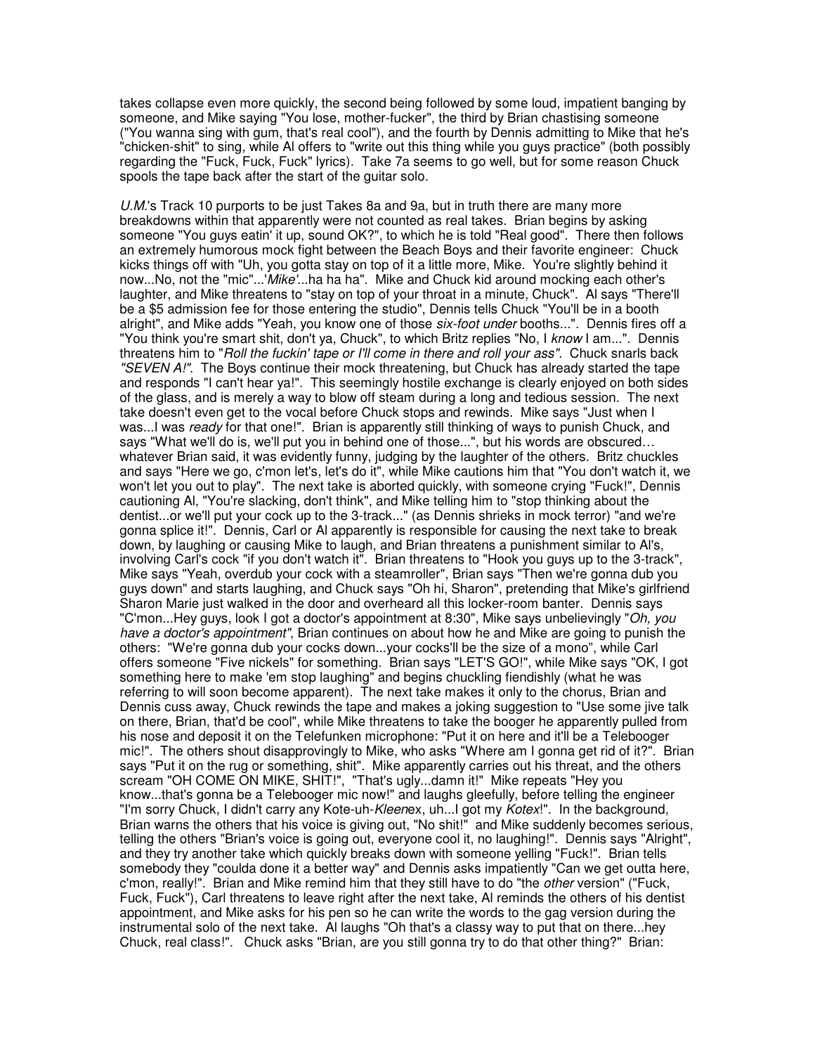takes collapse even more quickly, the second being followed by some loud, impatient banging by someone, and Mike saying "You lose, mother-fucker", the third by Brian chastising someone ("You wanna sing with gum, that's real cool"), and the fourth by Dennis admitting to Mike that he's "chicken-shit" to sing, while Al offers to "write out this thing while you guys practice" (both possibly regarding the "Fuck, Fuck, Fuck" lyrics). Take 7a seems to go well, but for some reason Chuck spools the tape back after the start of the guitar solo.

*U.M.*'s Track 10 purports to be just Takes 8a and 9a, but in truth there are many more breakdowns within that apparently were not counted as real takes. Brian begins by asking someone "You guys eatin' it up, sound OK?", to which he is told "Real good". There then follows an extremely humorous mock fight between the Beach Boys and their favorite engineer: Chuck kicks things off with "Uh, you gotta stay on top of it a little more, Mike. You're slightly behind it now...No, not the "mic"...'*Mike'*...ha ha ha". Mike and Chuck kid around mocking each other's laughter, and Mike threatens to "stay on top of your throat in a minute, Chuck". Al says "There'll be a $5 admission fee for those entering the studio", Dennis tells Chuck "You'll be in a booth alright", and Mike adds "Yeah, you know one of those *six-foot under* booths...". Dennis fires off a "You think you're smart shit, don't ya, Chuck", to which Britz replies "No, I *know* I am...". Dennis threatens him to "*Roll the fuckin' tape or I'll come in there and roll your ass"*. Chuck snarls back *"SEVEN A!"*. The Boys continue their mock threatening, but Chuck has already started the tape and responds "I can't hear ya!". This seemingly hostile exchange is clearly enjoyed on both sides of the glass, and is merely a way to blow off steam during a long and tedious session. The next take doesn't even get to the vocal before Chuck stops and rewinds. Mike says "Just when I was...I was *ready* for that one!". Brian is apparently still thinking of ways to punish Chuck, and says "What we'll do is, we'll put you in behind one of those...", but his words are obscured… whatever Brian said, it was evidently funny, judging by the laughter of the others. Britz chuckles and says "Here we go, c'mon let's, let's do it", while Mike cautions him that "You don't watch it, we won't let you out to play". The next take is aborted quickly, with someone crying "Fuck!", Dennis cautioning Al, "You're slacking, don't think", and Mike telling him to "stop thinking about the dentist...or we'll put your cock up to the 3-track..." (as Dennis shrieks in mock terror) "and we're gonna splice it!". Dennis, Carl or Al apparently is responsible for causing the next take to break down, by laughing or causing Mike to laugh, and Brian threatens a punishment similar to Al's, involving Carl's cock "if you don't watch it". Brian threatens to "Hook you guys up to the 3-track", Mike says "Yeah, overdub your cock with a steamroller", Brian says "Then we're gonna dub you guys down" and starts laughing, and Chuck says "Oh hi, Sharon", pretending that Mike's girlfriend Sharon Marie just walked in the door and overheard all this locker-room banter. Dennis says "C'mon...Hey guys, look I got a doctor's appointment at 8:30", Mike says unbelievingly "*Oh, you have a doctor's appointment"*, Brian continues on about how he and Mike are going to punish the others: "We're gonna dub your cocks down...your cocks'll be the size of a mono", while Carl offers someone "Five nickels" for something. Brian says "LET'S GO!", while Mike says "OK, I got something here to make 'em stop laughing" and begins chuckling fiendishly (what he was referring to will soon become apparent). The next take makes it only to the chorus, Brian and Dennis cuss away, Chuck rewinds the tape and makes a joking suggestion to "Use some jive talk on there, Brian, that'd be cool", while Mike threatens to take the booger he apparently pulled from his nose and deposit it on the Telefunken microphone: "Put it on here and it'll be a Telebooger mic!". The others shout disapprovingly to Mike, who asks "Where am I gonna get rid of it?". Brian says "Put it on the rug or something, shit". Mike apparently carries out his threat, and the others scream "OH COME ON MIKE, SHIT!", "That's ugly...damn it!" Mike repeats "Hey you know...that's gonna be a Telebooger mic now!" and laughs gleefully, before telling the engineer "I'm sorry Chuck, I didn't carry any Kote-uh-*Kleen*ex, uh...I got my *Kotex*!". In the background, Brian warns the others that his voice is giving out, "No shit!" and Mike suddenly becomes serious, telling the others "Brian's voice is going out, everyone cool it, no laughing!". Dennis says "Alright", and they try another take which quickly breaks down with someone yelling "Fuck!". Brian tells somebody they "coulda done it a better way" and Dennis asks impatiently "Can we get outta here, c'mon, really!". Brian and Mike remind him that they still have to do "the *other* version" ("Fuck, Fuck, Fuck"), Carl threatens to leave right after the next take, Al reminds the others of his dentist appointment, and Mike asks for his pen so he can write the words to the gag version during the instrumental solo of the next take. Al laughs "Oh that's a classy way to put that on there...hey Chuck, real class!". Chuck asks "Brian, are you still gonna try to do that other thing?" Brian: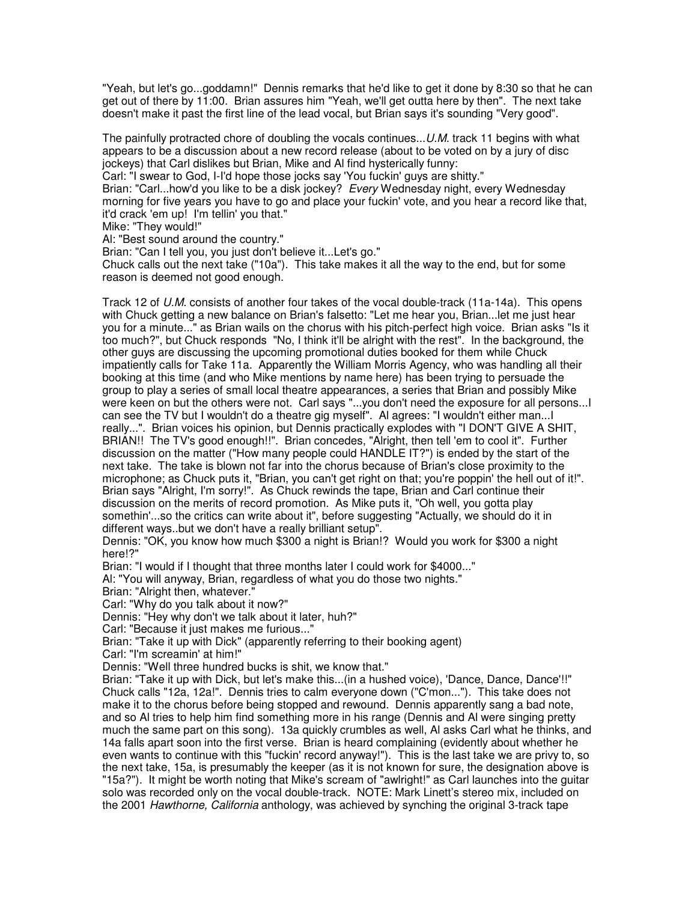"Yeah, but let's go...goddamn!" Dennis remarks that he'd like to get it done by 8:30 so that he can get out of there by 11:00. Brian assures him "Yeah, we'll get outta here by then". The next take doesn't make it past the first line of the lead vocal, but Brian says it's sounding "Very good".

The painfully protracted chore of doubling the vocals continues...*U.M.* track 11 begins with what appears to be a discussion about a new record release (about to be voted on by a jury of disc jockeys) that Carl dislikes but Brian, Mike and Al find hysterically funny:
Carl: "I swear to God, I-I'd hope those jocks say 'You fuckin' guys are shitty."
Brian: "Carl...how'd you like to be a disk jockey? *Every* Wednesday night, every Wednesday morning for five years you have to go and place your fuckin' vote, and you hear a record like that, it'd crack 'em up! I'm tellin' you that."
Mike: "They would!"
Al: "Best sound around the country."
Brian: "Can I tell you, you just don't believe it...Let's go."
Chuck calls out the next take ("10a"). This take makes it all the way to the end, but for some reason is deemed not good enough.

Track 12 of *U.M.* consists of another four takes of the vocal double-track (11a-14a). This opens with Chuck getting a new balance on Brian's falsetto: "Let me hear you, Brian...let me just hear you for a minute..." as Brian wails on the chorus with his pitch-perfect high voice. Brian asks "Is it too much?", but Chuck responds "No, I think it'll be alright with the rest". In the background, the other guys are discussing the upcoming promotional duties booked for them while Chuck impatiently calls for Take 11a. Apparently the William Morris Agency, who was handling all their booking at this time (and who Mike mentions by name here) has been trying to persuade the group to play a series of small local theatre appearances, a series that Brian and possibly Mike were keen on but the others were not. Carl says "...you don't need the exposure for all persons...I can see the TV but I wouldn't do a theatre gig myself". Al agrees: "I wouldn't either man...I really...". Brian voices his opinion, but Dennis practically explodes with "I DON'T GIVE A SHIT, BRIAN!! The TV's good enough!!". Brian concedes, "Alright, then tell 'em to cool it". Further discussion on the matter ("How many people could HANDLE IT?") is ended by the start of the next take. The take is blown not far into the chorus because of Brian's close proximity to the microphone; as Chuck puts it, "Brian, you can't get right on that; you're poppin' the hell out of it!". Brian says "Alright, I'm sorry!". As Chuck rewinds the tape, Brian and Carl continue their discussion on the merits of record promotion. As Mike puts it, "Oh well, you gotta play somethin'...so the critics can write about it", before suggesting "Actually, we should do it in different ways..but we don't have a really brilliant setup".
Dennis: "OK, you know how much $300 a night is Brian!? Would you work for $300 a night here!?"
Brian: "I would if I thought that three months later I could work for $4000..."
Al: "You will anyway, Brian, regardless of what you do those two nights."
Brian: "Alright then, whatever."
Carl: "Why do you talk about it now?"
Dennis: "Hey why don't we talk about it later, huh?"
Carl: "Because it just makes me furious..."
Brian: "Take it up with Dick" (apparently referring to their booking agent)
Carl: "I'm screamin' at him!"
Dennis: "Well three hundred bucks is shit, we know that."
Brian: "Take it up with Dick, but let's make this...(in a hushed voice), 'Dance, Dance, Dance'!!"
Chuck calls "12a, 12a!". Dennis tries to calm everyone down ("C'mon..."). This take does not make it to the chorus before being stopped and rewound. Dennis apparently sang a bad note, and so Al tries to help him find something more in his range (Dennis and Al were singing pretty much the same part on this song). 13a quickly crumbles as well, Al asks Carl what he thinks, and 14a falls apart soon into the first verse. Brian is heard complaining (evidently about whether he even wants to continue with this "fuckin' record anyway!"). This is the last take we are privy to, so the next take, 15a, is presumably the keeper (as it is not known for sure, the designation above is "15a?"). It might be worth noting that Mike's scream of "awlright!" as Carl launches into the guitar solo was recorded only on the vocal double-track. NOTE: Mark Linett's stereo mix, included on the 2001 *Hawthorne, California* anthology, was achieved by synching the original 3-track tape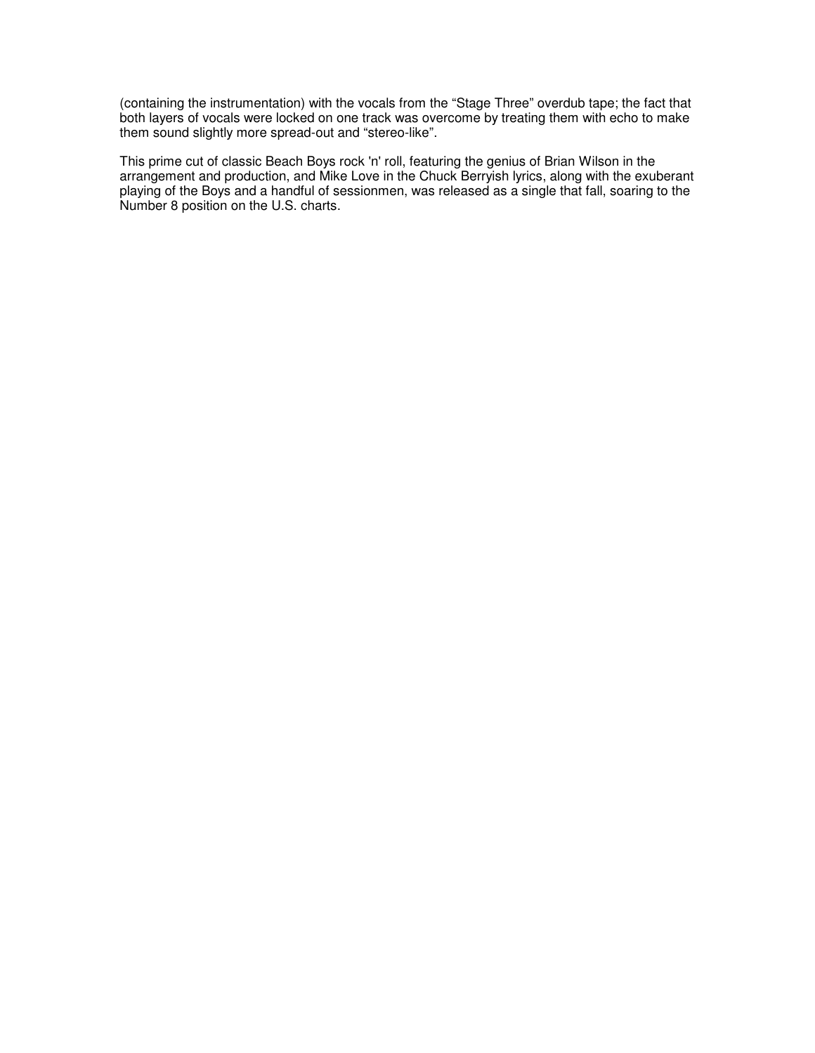(containing the instrumentation) with the vocals from the “Stage Three” overdub tape; the fact that both layers of vocals were locked on one track was overcome by treating them with echo to make them sound slightly more spread-out and “stereo-like”.

This prime cut of classic Beach Boys rock 'n' roll, featuring the genius of Brian Wilson in the arrangement and production, and Mike Love in the Chuck Berryish lyrics, along with the exuberant playing of the Boys and a handful of sessionmen, was released as a single that fall, soaring to the Number 8 position on the U.S. charts.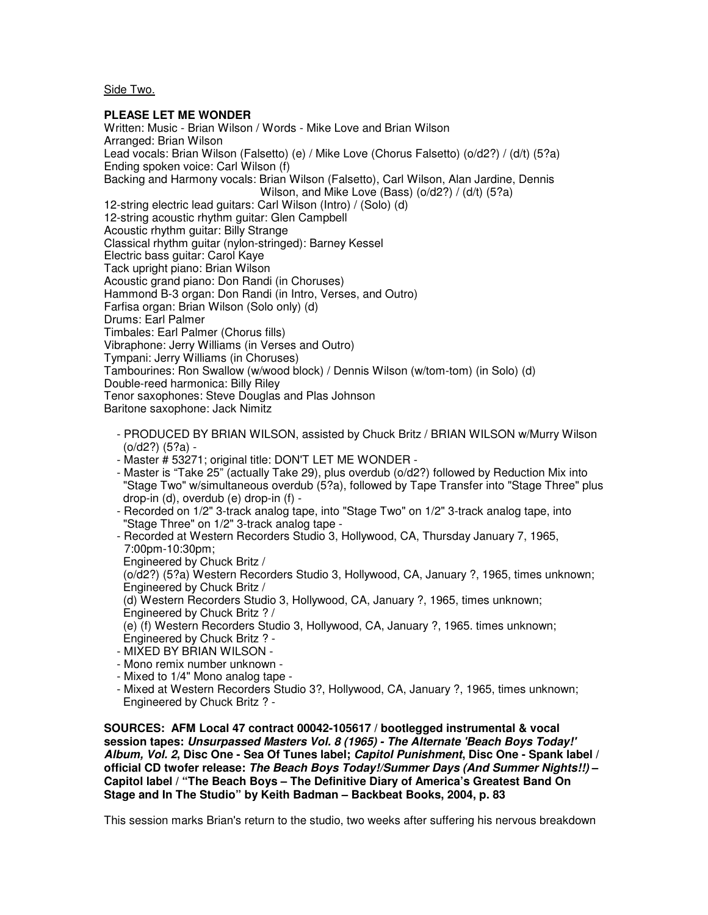Side Two.

**PLEASE LET ME WONDER**

Written: Music - Brian Wilson / Words - Mike Love and Brian Wilson
Arranged: Brian Wilson
Lead vocals: Brian Wilson (Falsetto) (e) / Mike Love (Chorus Falsetto) (o/d2?) / (d/t) (5?a)
Ending spoken voice: Carl Wilson (f)
Backing and Harmony vocals: Brian Wilson (Falsetto), Carl Wilson, Alan Jardine, Dennis Wilson, and Mike Love (Bass) (o/d2?) / (d/t) (5?a)
12-string electric lead guitars: Carl Wilson (Intro) / (Solo) (d)
12-string acoustic rhythm guitar: Glen Campbell
Acoustic rhythm guitar: Billy Strange
Classical rhythm guitar (nylon-stringed): Barney Kessel
Electric bass guitar: Carol Kaye
Tack upright piano: Brian Wilson
Acoustic grand piano: Don Randi (in Choruses)
Hammond B-3 organ: Don Randi (in Intro, Verses, and Outro)
Farfisa organ: Brian Wilson (Solo only) (d)
Drums: Earl Palmer
Timbales: Earl Palmer (Chorus fills)
Vibraphone: Jerry Williams (in Verses and Outro)
Tympani: Jerry Williams (in Choruses)
Tambourines: Ron Swallow (w/wood block) / Dennis Wilson (w/tom-tom) (in Solo) (d)
Double-reed harmonica: Billy Riley
Tenor saxophones: Steve Douglas and Plas Johnson
Baritone saxophone: Jack Nimitz

- PRODUCED BY BRIAN WILSON, assisted by Chuck Britz / BRIAN WILSON w/Murry Wilson (o/d2?) (5?a) -
- Master # 53271; original title: DON'T LET ME WONDER -
- Master is "Take 25" (actually Take 29), plus overdub (o/d2?) followed by Reduction Mix into "Stage Two" w/simultaneous overdub (5?a), followed by Tape Transfer into "Stage Three" plus drop-in (d), overdub (e) drop-in (f) -
- Recorded on 1/2" 3-track analog tape, into "Stage Two" on 1/2" 3-track analog tape, into "Stage Three" on 1/2" 3-track analog tape -
- Recorded at Western Recorders Studio 3, Hollywood, CA, Thursday January 7, 1965, 7:00pm-10:30pm;
  Engineered by Chuck Britz /
  (o/d2?) (5?a) Western Recorders Studio 3, Hollywood, CA, January ?, 1965, times unknown; Engineered by Chuck Britz /
  (d) Western Recorders Studio 3, Hollywood, CA, January ?, 1965, times unknown; Engineered by Chuck Britz ? /
  (e) (f) Western Recorders Studio 3, Hollywood, CA, January ?, 1965. times unknown; Engineered by Chuck Britz ? -
- MIXED BY BRIAN WILSON -
- Mono remix number unknown -
- Mixed to 1/4" Mono analog tape -
- Mixed at Western Recorders Studio 3?, Hollywood, CA, January ?, 1965, times unknown; Engineered by Chuck Britz ? -

**SOURCES: AFM Local 47 contract 00042-105617 / bootlegged instrumental & vocal session tapes: *Unsurpassed Masters Vol. 8 (1965) - The Alternate 'Beach Boys Today!' Album, Vol. 2*, Disc One - Sea Of Tunes label; *Capitol Punishment*, Disc One - Spank label / official CD twofer release: *The Beach Boys Today!/Summer Days (And Summer Nights!!)* – Capitol label / "The Beach Boys – The Definitive Diary of America's Greatest Band On Stage and In The Studio" by Keith Badman – Backbeat Books, 2004, p. 83**

This session marks Brian's return to the studio, two weeks after suffering his nervous breakdown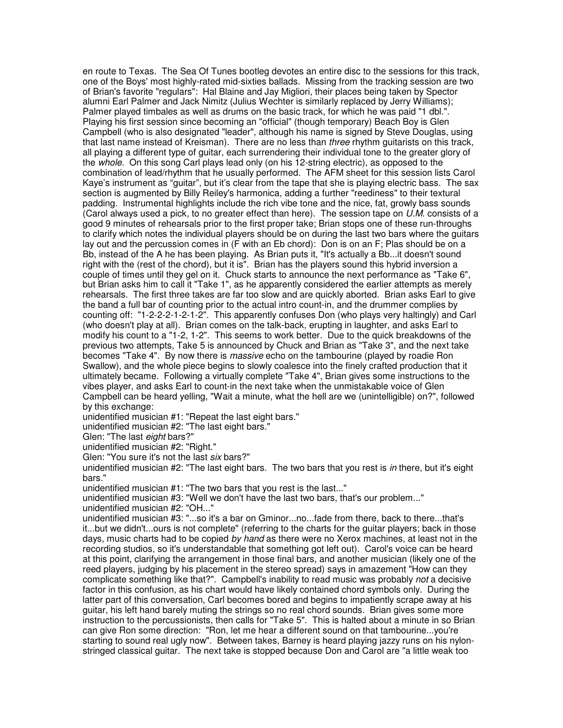en route to Texas. The Sea Of Tunes bootleg devotes an entire disc to the sessions for this track, one of the Boys' most highly-rated mid-sixties ballads. Missing from the tracking session are two of Brian's favorite "regulars": Hal Blaine and Jay Migliori, their places being taken by Spector alumni Earl Palmer and Jack Nimitz (Julius Wechter is similarly replaced by Jerry Williams); Palmer played timbales as well as drums on the basic track, for which he was paid "1 dbl.". Playing his first session since becoming an "official" (though temporary) Beach Boy is Glen Campbell (who is also designated "leader", although his name is signed by Steve Douglas, using that last name instead of Kreisman). There are no less than *three* rhythm guitarists on this track, all playing a different type of guitar, each surrendering their individual tone to the greater glory of the *whole.* On this song Carl plays lead only (on his 12-string electric), as opposed to the combination of lead/rhythm that he usually performed. The AFM sheet for this session lists Carol Kaye's instrument as "guitar", but it's clear from the tape that she is playing electric bass. The sax section is augmented by Billy Reiley's harmonica, adding a further "reediness" to their textural padding. Instrumental highlights include the rich vibe tone and the nice, fat, growly bass sounds (Carol always used a pick, to no greater effect than here). The session tape on *U.M.* consists of a good 9 minutes of rehearsals prior to the first proper take; Brian stops one of these run-throughs to clarify which notes the individual players should be on during the last two bars where the guitars lay out and the percussion comes in (F with an Eb chord): Don is on an F; Plas should be on a Bb, instead of the A he has been playing. As Brian puts it, "It's actually a Bb...it doesn't sound right with the (rest of the chord), but it is". Brian has the players sound this hybrid inversion a couple of times until they gel on it. Chuck starts to announce the next performance as "Take 6", but Brian asks him to call it "Take 1", as he apparently considered the earlier attempts as merely rehearsals. The first three takes are far too slow and are quickly aborted. Brian asks Earl to give the band a full bar of counting prior to the actual intro count-in, and the drummer complies by counting off: "1-2-2-2-1-2-1-2". This apparently confuses Don (who plays very haltingly) and Carl (who doesn't play at all). Brian comes on the talk-back, erupting in laughter, and asks Earl to modify his count to a "1-2, 1-2". This seems to work better. Due to the quick breakdowns of the previous two attempts, Take 5 is announced by Chuck and Brian as "Take 3", and the next take becomes "Take 4". By now there is *massive* echo on the tambourine (played by roadie Ron Swallow), and the whole piece begins to slowly coalesce into the finely crafted production that it ultimately became. Following a virtually complete "Take 4", Brian gives some instructions to the vibes player, and asks Earl to count-in the next take when the unmistakable voice of Glen Campbell can be heard yelling, "Wait a minute, what the hell are we (unintelligible) on?", followed by this exchange:

unidentified musician #1: "Repeat the last eight bars."

unidentified musician #2: "The last eight bars."

Glen: "The last *eight* bars?"

unidentified musician #2: "Right."

Glen: "You sure it's not the last *six* bars?"

unidentified musician #2: "The last eight bars. The two bars that you rest is *in* there, but it's eight bars."

unidentified musician #1: "The two bars that you rest is the last..."

unidentified musician #3: "Well we don't have the last two bars, that's our problem..."

unidentified musician #2: "OH..."

unidentified musician #3: "...so it's a bar on Gminor...no...fade from there, back to there...that's it...but we didn't...ours is not complete" (referring to the charts for the guitar players; back in those days, music charts had to be copied *by hand* as there were no Xerox machines, at least not in the recording studios, so it's understandable that something got left out). Carol's voice can be heard at this point, clarifying the arrangement in those final bars, and another musician (likely one of the reed players, judging by his placement in the stereo spread) says in amazement "How can they complicate something like that?". Campbell's inability to read music was probably *not* a decisive factor in this confusion, as his chart would have likely contained chord symbols only. During the latter part of this conversation, Carl becomes bored and begins to impatiently scrape away at his guitar, his left hand barely muting the strings so no real chord sounds. Brian gives some more instruction to the percussionists, then calls for "Take 5". This is halted about a minute in so Brian can give Ron some direction: "Ron, let me hear a different sound on that tambourine...you're starting to sound real ugly now". Between takes, Barney is heard playing jazzy runs on his nylon-stringed classical guitar. The next take is stopped because Don and Carol are "a little weak too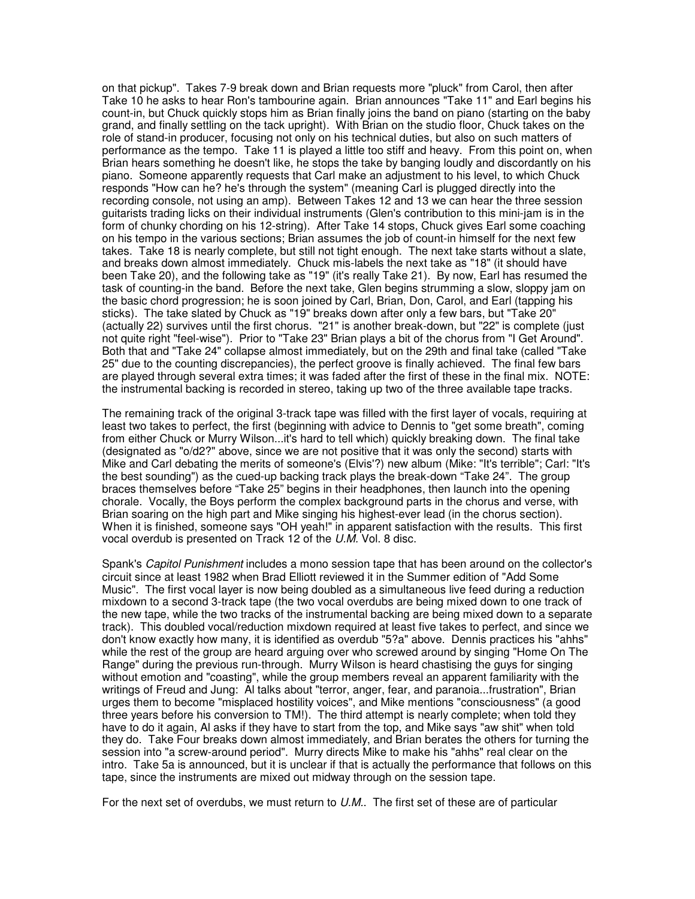on that pickup". Takes 7-9 break down and Brian requests more "pluck" from Carol, then after Take 10 he asks to hear Ron's tambourine again. Brian announces "Take 11" and Earl begins his count-in, but Chuck quickly stops him as Brian finally joins the band on piano (starting on the baby grand, and finally settling on the tack upright). With Brian on the studio floor, Chuck takes on the role of stand-in producer, focusing not only on his technical duties, but also on such matters of performance as the tempo. Take 11 is played a little too stiff and heavy. From this point on, when Brian hears something he doesn't like, he stops the take by banging loudly and discordantly on his piano. Someone apparently requests that Carl make an adjustment to his level, to which Chuck responds "How can he? he's through the system" (meaning Carl is plugged directly into the recording console, not using an amp). Between Takes 12 and 13 we can hear the three session guitarists trading licks on their individual instruments (Glen's contribution to this mini-jam is in the form of chunky chording on his 12-string). After Take 14 stops, Chuck gives Earl some coaching on his tempo in the various sections; Brian assumes the job of count-in himself for the next few takes. Take 18 is nearly complete, but still not tight enough. The next take starts without a slate, and breaks down almost immediately. Chuck mis-labels the next take as "18" (it should have been Take 20), and the following take as "19" (it's really Take 21). By now, Earl has resumed the task of counting-in the band. Before the next take, Glen begins strumming a slow, sloppy jam on the basic chord progression; he is soon joined by Carl, Brian, Don, Carol, and Earl (tapping his sticks). The take slated by Chuck as "19" breaks down after only a few bars, but "Take 20" (actually 22) survives until the first chorus. "21" is another break-down, but "22" is complete (just not quite right "feel-wise"). Prior to "Take 23" Brian plays a bit of the chorus from "I Get Around". Both that and "Take 24" collapse almost immediately, but on the 29th and final take (called "Take 25" due to the counting discrepancies), the perfect groove is finally achieved. The final few bars are played through several extra times; it was faded after the first of these in the final mix. NOTE: the instrumental backing is recorded in stereo, taking up two of the three available tape tracks.

The remaining track of the original 3-track tape was filled with the first layer of vocals, requiring at least two takes to perfect, the first (beginning with advice to Dennis to "get some breath", coming from either Chuck or Murry Wilson...it's hard to tell which) quickly breaking down. The final take (designated as "o/d2?" above, since we are not positive that it was only the second) starts with Mike and Carl debating the merits of someone's (Elvis'?) new album (Mike: "It's terrible"; Carl: "It's the best sounding") as the cued-up backing track plays the break-down "Take 24". The group braces themselves before "Take 25" begins in their headphones, then launch into the opening chorale. Vocally, the Boys perform the complex background parts in the chorus and verse, with Brian soaring on the high part and Mike singing his highest-ever lead (in the chorus section). When it is finished, someone says "OH yeah!" in apparent satisfaction with the results. This first vocal overdub is presented on Track 12 of the *U.M.* Vol. 8 disc.

Spank's *Capitol Punishment* includes a mono session tape that has been around on the collector's circuit since at least 1982 when Brad Elliott reviewed it in the Summer edition of "Add Some Music". The first vocal layer is now being doubled as a simultaneous live feed during a reduction mixdown to a second 3-track tape (the two vocal overdubs are being mixed down to one track of the new tape, while the two tracks of the instrumental backing are being mixed down to a separate track). This doubled vocal/reduction mixdown required at least five takes to perfect, and since we don't know exactly how many, it is identified as overdub "5?a" above. Dennis practices his "ahhs" while the rest of the group are heard arguing over who screwed around by singing "Home On The Range" during the previous run-through. Murry Wilson is heard chastising the guys for singing without emotion and "coasting", while the group members reveal an apparent familiarity with the writings of Freud and Jung: Al talks about "terror, anger, fear, and paranoia...frustration", Brian urges them to become "misplaced hostility voices", and Mike mentions "consciousness" (a good three years before his conversion to TM!). The third attempt is nearly complete; when told they have to do it again, Al asks if they have to start from the top, and Mike says "aw shit" when told they do. Take Four breaks down almost immediately, and Brian berates the others for turning the session into "a screw-around period". Murry directs Mike to make his "ahhs" real clear on the intro. Take 5a is announced, but it is unclear if that is actually the performance that follows on this tape, since the instruments are mixed out midway through on the session tape.

For the next set of overdubs, we must return to *U.M.*. The first set of these are of particular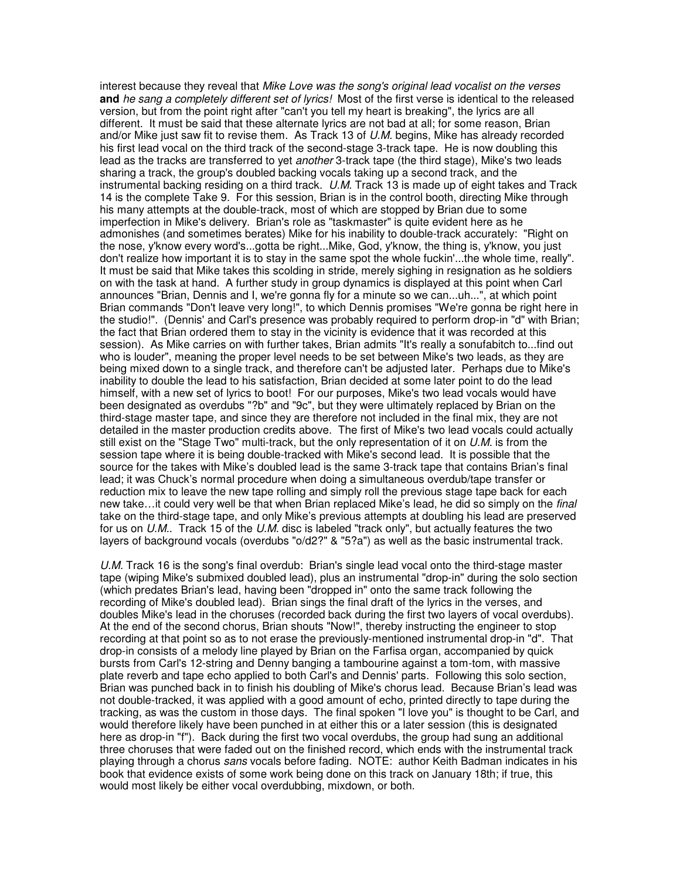interest because they reveal that *Mike Love was the song's original lead vocalist on the verses* **and** *he sang a completely different set of lyrics!* Most of the first verse is identical to the released version, but from the point right after "can't you tell my heart is breaking", the lyrics are all different. It must be said that these alternate lyrics are not bad at all; for some reason, Brian and/or Mike just saw fit to revise them. As Track 13 of *U.M.* begins, Mike has already recorded his first lead vocal on the third track of the second-stage 3-track tape. He is now doubling this lead as the tracks are transferred to yet *another* 3-track tape (the third stage), Mike's two leads sharing a track, the group's doubled backing vocals taking up a second track, and the instrumental backing residing on a third track. *U.M.* Track 13 is made up of eight takes and Track 14 is the complete Take 9. For this session, Brian is in the control booth, directing Mike through his many attempts at the double-track, most of which are stopped by Brian due to some imperfection in Mike's delivery. Brian's role as "taskmaster" is quite evident here as he admonishes (and sometimes berates) Mike for his inability to double-track accurately: "Right on the nose, y'know every word's...gotta be right...Mike, God, y'know, the thing is, y'know, you just don't realize how important it is to stay in the same spot the whole fuckin'...the whole time, really". It must be said that Mike takes this scolding in stride, merely sighing in resignation as he soldiers on with the task at hand. A further study in group dynamics is displayed at this point when Carl announces "Brian, Dennis and I, we're gonna fly for a minute so we can...uh...", at which point Brian commands "Don't leave very long!", to which Dennis promises "We're gonna be right here in the studio!". (Dennis' and Carl's presence was probably required to perform drop-in "d" with Brian; the fact that Brian ordered them to stay in the vicinity is evidence that it was recorded at this session). As Mike carries on with further takes, Brian admits "It's really a sonufabitch to...find out who is louder", meaning the proper level needs to be set between Mike's two leads, as they are being mixed down to a single track, and therefore can't be adjusted later. Perhaps due to Mike's inability to double the lead to his satisfaction, Brian decided at some later point to do the lead himself, with a new set of lyrics to boot! For our purposes, Mike's two lead vocals would have been designated as overdubs "?b" and "9c", but they were ultimately replaced by Brian on the third-stage master tape, and since they are therefore not included in the final mix, they are not detailed in the master production credits above. The first of Mike's two lead vocals could actually still exist on the "Stage Two" multi-track, but the only representation of it on *U.M.* is from the session tape where it is being double-tracked with Mike's second lead. It is possible that the source for the takes with Mike's doubled lead is the same 3-track tape that contains Brian's final lead; it was Chuck's normal procedure when doing a simultaneous overdub/tape transfer or reduction mix to leave the new tape rolling and simply roll the previous stage tape back for each new take…it could very well be that when Brian replaced Mike's lead, he did so simply on the *final* take on the third-stage tape, and only Mike's previous attempts at doubling his lead are preserved for us on *U.M.*. Track 15 of the *U.M.* disc is labeled "track only", but actually features the two layers of background vocals (overdubs "o/d2?" & "5?a") as well as the basic instrumental track.

*U.M.* Track 16 is the song's final overdub: Brian's single lead vocal onto the third-stage master tape (wiping Mike's submixed doubled lead), plus an instrumental "drop-in" during the solo section (which predates Brian's lead, having been "dropped in" onto the same track following the recording of Mike's doubled lead). Brian sings the final draft of the lyrics in the verses, and doubles Mike's lead in the choruses (recorded back during the first two layers of vocal overdubs). At the end of the second chorus, Brian shouts "Now!", thereby instructing the engineer to stop recording at that point so as to not erase the previously-mentioned instrumental drop-in "d". That drop-in consists of a melody line played by Brian on the Farfisa organ, accompanied by quick bursts from Carl's 12-string and Denny banging a tambourine against a tom-tom, with massive plate reverb and tape echo applied to both Carl's and Dennis' parts. Following this solo section, Brian was punched back in to finish his doubling of Mike's chorus lead. Because Brian's lead was not double-tracked, it was applied with a good amount of echo, printed directly to tape during the tracking, as was the custom in those days. The final spoken "I love you" is thought to be Carl, and would therefore likely have been punched in at either this or a later session (this is designated here as drop-in "f"). Back during the first two vocal overdubs, the group had sung an additional three choruses that were faded out on the finished record, which ends with the instrumental track playing through a chorus *sans* vocals before fading. NOTE: author Keith Badman indicates in his book that evidence exists of some work being done on this track on January 18th; if true, this would most likely be either vocal overdubbing, mixdown, or both.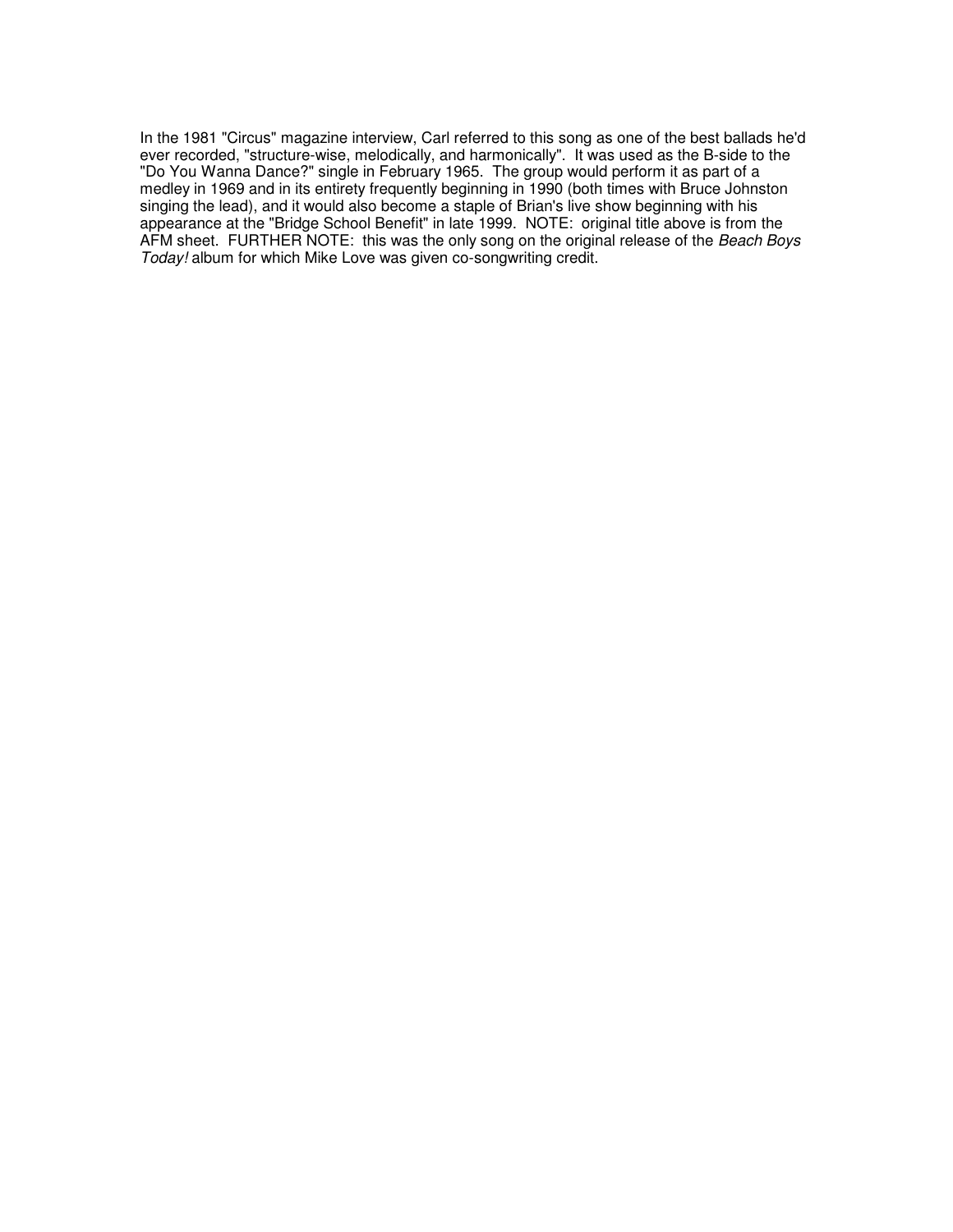In the 1981 "Circus" magazine interview, Carl referred to this song as one of the best ballads he'd ever recorded, "structure-wise, melodically, and harmonically". It was used as the B-side to the "Do You Wanna Dance?" single in February 1965. The group would perform it as part of a medley in 1969 and in its entirety frequently beginning in 1990 (both times with Bruce Johnston singing the lead), and it would also become a staple of Brian's live show beginning with his appearance at the "Bridge School Benefit" in late 1999. NOTE: original title above is from the AFM sheet. FURTHER NOTE: this was the only song on the original release of the *Beach Boys Today!* album for which Mike Love was given co-songwriting credit.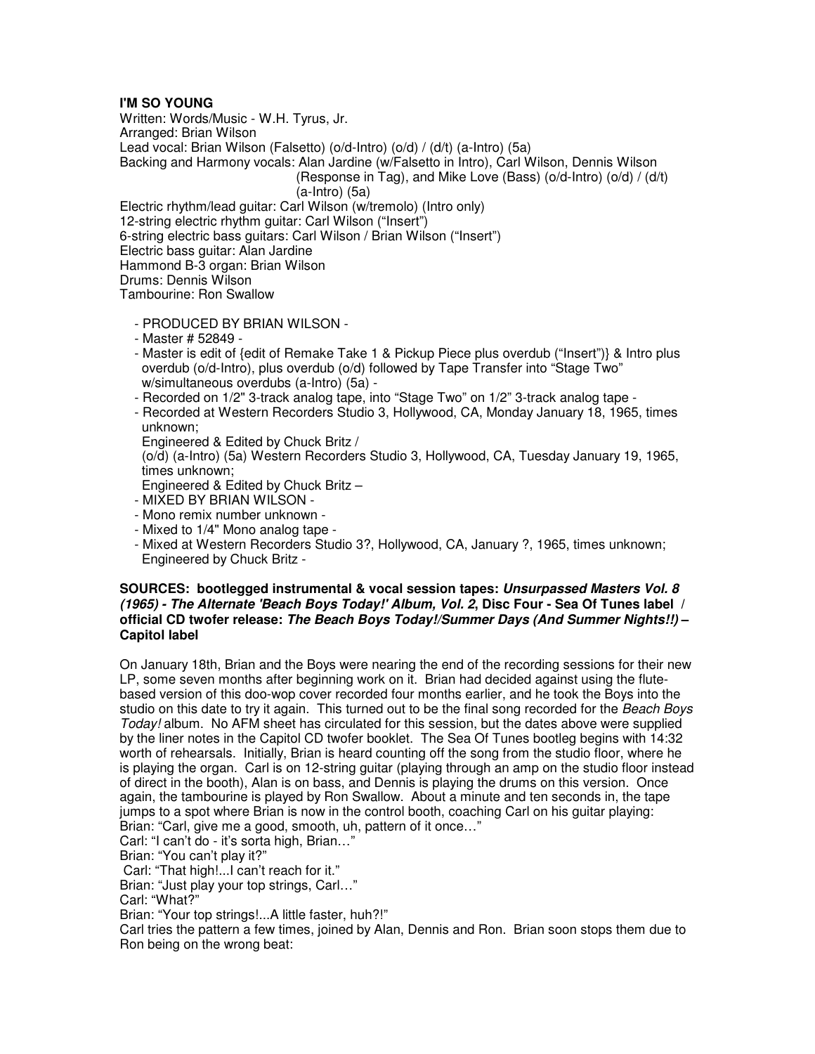**I'M SO YOUNG**

Written: Words/Music - W.H. Tyrus, Jr.
Arranged: Brian Wilson
Lead vocal: Brian Wilson (Falsetto) (o/d-Intro) (o/d) / (d/t) (a-Intro) (5a)
Backing and Harmony vocals: Alan Jardine (w/Falsetto in Intro), Carl Wilson, Dennis Wilson (Response in Tag), and Mike Love (Bass) (o/d-Intro) (o/d) / (d/t) (a-Intro) (5a)
Electric rhythm/lead guitar: Carl Wilson (w/tremolo) (Intro only)
12-string electric rhythm guitar: Carl Wilson ("Insert")
6-string electric bass guitars: Carl Wilson / Brian Wilson ("Insert")
Electric bass guitar: Alan Jardine
Hammond B-3 organ: Brian Wilson
Drums: Dennis Wilson
Tambourine: Ron Swallow

- PRODUCED BY BRIAN WILSON -
- Master # 52849 -
- Master is edit of {edit of Remake Take 1 & Pickup Piece plus overdub ("Insert")} & Intro plus overdub (o/d-Intro), plus overdub (o/d) followed by Tape Transfer into "Stage Two" w/simultaneous overdubs (a-Intro) (5a) -
- Recorded on 1/2" 3-track analog tape, into "Stage Two" on 1/2" 3-track analog tape -
- Recorded at Western Recorders Studio 3, Hollywood, CA, Monday January 18, 1965, times unknown;
  Engineered & Edited by Chuck Britz /
  (o/d) (a-Intro) (5a) Western Recorders Studio 3, Hollywood, CA, Tuesday January 19, 1965, times unknown;
  Engineered & Edited by Chuck Britz –
- MIXED BY BRIAN WILSON -
- Mono remix number unknown -
- Mixed to 1/4" Mono analog tape -
- Mixed at Western Recorders Studio 3?, Hollywood, CA, January ?, 1965, times unknown; Engineered by Chuck Britz -

**SOURCES: bootlegged instrumental & vocal session tapes: *Unsurpassed Masters Vol. 8 (1965) - The Alternate 'Beach Boys Today!' Album, Vol. 2*, Disc Four - Sea Of Tunes label / official CD twofer release: *The Beach Boys Today!/Summer Days (And Summer Nights!!)* – Capitol label**

On January 18th, Brian and the Boys were nearing the end of the recording sessions for their new LP, some seven months after beginning work on it. Brian had decided against using the flute-based version of this doo-wop cover recorded four months earlier, and he took the Boys into the studio on this date to try it again. This turned out to be the final song recorded for the *Beach Boys Today!* album. No AFM sheet has circulated for this session, but the dates above were supplied by the liner notes in the Capitol CD twofer booklet. The Sea Of Tunes bootleg begins with 14:32 worth of rehearsals. Initially, Brian is heard counting off the song from the studio floor, where he is playing the organ. Carl is on 12-string guitar (playing through an amp on the studio floor instead of direct in the booth), Alan is on bass, and Dennis is playing the drums on this version. Once again, the tambourine is played by Ron Swallow. About a minute and ten seconds in, the tape jumps to a spot where Brian is now in the control booth, coaching Carl on his guitar playing:
Brian: "Carl, give me a good, smooth, uh, pattern of it once…"
Carl: "I can't do - it's sorta high, Brian…"
Brian: "You can't play it?"
Carl: "That high!...I can't reach for it."
Brian: "Just play your top strings, Carl…"
Carl: "What?"
Brian: "Your top strings!...A little faster, huh?!"
Carl tries the pattern a few times, joined by Alan, Dennis and Ron. Brian soon stops them due to Ron being on the wrong beat: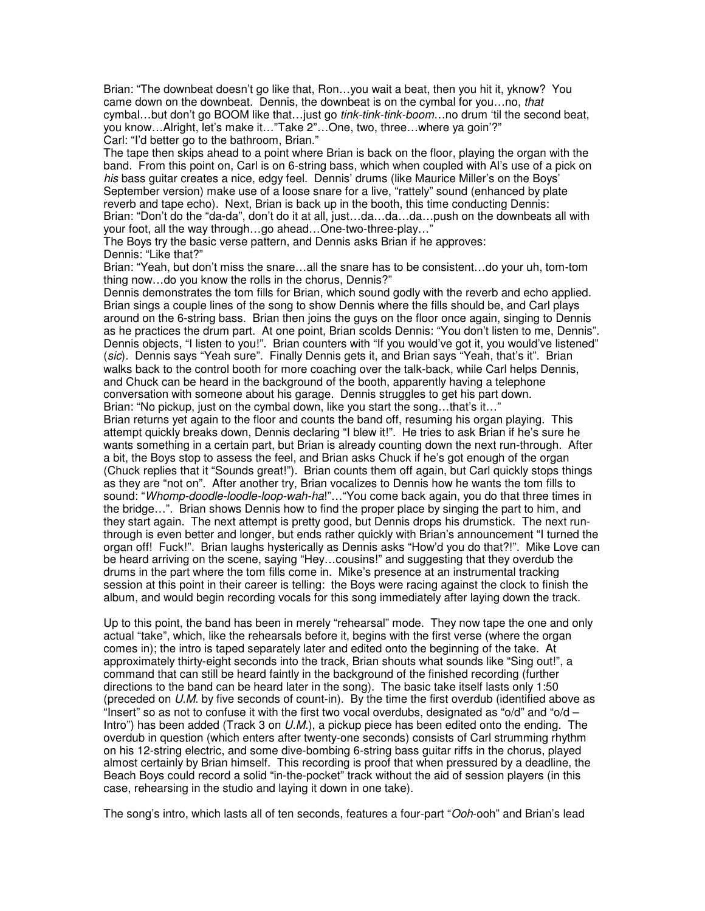Brian: "The downbeat doesn't go like that, Ron…you wait a beat, then you hit it, yknow? You came down on the downbeat. Dennis, the downbeat is on the cymbal for you…no, *that* cymbal…but don't go BOOM like that…just go *tink-tink-tink-boom*…no drum 'til the second beat, you know…Alright, let's make it…"Take 2"…One, two, three…where ya goin'?"
Carl: "I'd better go to the bathroom, Brian."
The tape then skips ahead to a point where Brian is back on the floor, playing the organ with the band. From this point on, Carl is on 6-string bass, which when coupled with Al's use of a pick on *his* bass guitar creates a nice, edgy feel. Dennis' drums (like Maurice Miller's on the Boys' September version) make use of a loose snare for a live, "rattely" sound (enhanced by plate reverb and tape echo). Next, Brian is back up in the booth, this time conducting Dennis:
Brian: "Don't do the "da-da", don't do it at all, just…da…da…da…push on the downbeats all with your foot, all the way through…go ahead…One-two-three-play…"
The Boys try the basic verse pattern, and Dennis asks Brian if he approves:
Dennis: "Like that?"
Brian: "Yeah, but don't miss the snare…all the snare has to be consistent…do your uh, tom-tom thing now…do you know the rolls in the chorus, Dennis?"
Dennis demonstrates the tom fills for Brian, which sound godly with the reverb and echo applied. Brian sings a couple lines of the song to show Dennis where the fills should be, and Carl plays around on the 6-string bass. Brian then joins the guys on the floor once again, singing to Dennis as he practices the drum part. At one point, Brian scolds Dennis: "You don't listen to me, Dennis". Dennis objects, "I listen to you!". Brian counters with "If you would've got it, you would've listened" (*sic*). Dennis says "Yeah sure". Finally Dennis gets it, and Brian says "Yeah, that's it". Brian walks back to the control booth for more coaching over the talk-back, while Carl helps Dennis, and Chuck can be heard in the background of the booth, apparently having a telephone conversation with someone about his garage. Dennis struggles to get his part down.
Brian: "No pickup, just on the cymbal down, like you start the song…that's it…"
Brian returns yet again to the floor and counts the band off, resuming his organ playing. This attempt quickly breaks down, Dennis declaring "I blew it!". He tries to ask Brian if he's sure he wants something in a certain part, but Brian is already counting down the next run-through. After a bit, the Boys stop to assess the feel, and Brian asks Chuck if he's got enough of the organ (Chuck replies that it "Sounds great!"). Brian counts them off again, but Carl quickly stops things as they are "not on". After another try, Brian vocalizes to Dennis how he wants the tom fills to sound: "*Whomp-doodle-loodle-loop-wah-ha*!"…"You come back again, you do that three times in the bridge…". Brian shows Dennis how to find the proper place by singing the part to him, and they start again. The next attempt is pretty good, but Dennis drops his drumstick. The next run-through is even better and longer, but ends rather quickly with Brian's announcement "I turned the organ off! Fuck!". Brian laughs hysterically as Dennis asks "How'd you do that?!". Mike Love can be heard arriving on the scene, saying "Hey…cousins!" and suggesting that they overdub the drums in the part where the tom fills come in. Mike's presence at an instrumental tracking session at this point in their career is telling: the Boys were racing against the clock to finish the album, and would begin recording vocals for this song immediately after laying down the track.

Up to this point, the band has been in merely "rehearsal" mode. They now tape the one and only actual "take", which, like the rehearsals before it, begins with the first verse (where the organ comes in); the intro is taped separately later and edited onto the beginning of the take. At approximately thirty-eight seconds into the track, Brian shouts what sounds like "Sing out!", a command that can still be heard faintly in the background of the finished recording (further directions to the band can be heard later in the song). The basic take itself lasts only 1:50 (preceded on *U.M.* by five seconds of count-in). By the time the first overdub (identified above as "Insert" so as not to confuse it with the first two vocal overdubs, designated as "o/d" and "o/d – Intro") has been added (Track 3 on *U.M.*), a pickup piece has been edited onto the ending. The overdub in question (which enters after twenty-one seconds) consists of Carl strumming rhythm on his 12-string electric, and some dive-bombing 6-string bass guitar riffs in the chorus, played almost certainly by Brian himself. This recording is proof that when pressured by a deadline, the Beach Boys could record a solid "in-the-pocket" track without the aid of session players (in this case, rehearsing in the studio and laying it down in one take).

The song's intro, which lasts all of ten seconds, features a four-part "*Ooh*-ooh" and Brian's lead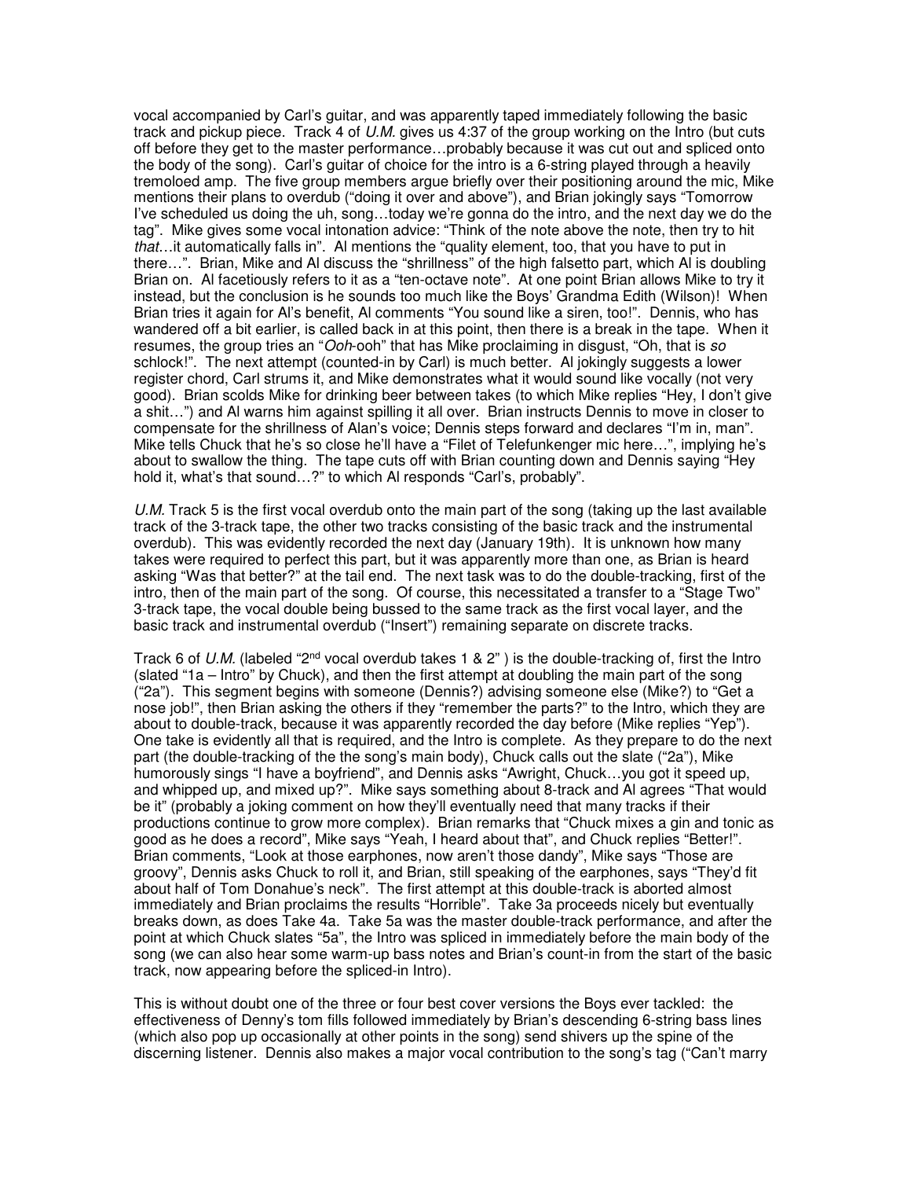vocal accompanied by Carl's guitar, and was apparently taped immediately following the basic track and pickup piece. Track 4 of *U.M.* gives us 4:37 of the group working on the Intro (but cuts off before they get to the master performance…probably because it was cut out and spliced onto the body of the song). Carl's guitar of choice for the intro is a 6-string played through a heavily tremoloed amp. The five group members argue briefly over their positioning around the mic, Mike mentions their plans to overdub ("doing it over and above"), and Brian jokingly says "Tomorrow I've scheduled us doing the uh, song…today we're gonna do the intro, and the next day we do the tag". Mike gives some vocal intonation advice: "Think of the note above the note, then try to hit *that*…it automatically falls in". Al mentions the "quality element, too, that you have to put in there…". Brian, Mike and Al discuss the "shrillness" of the high falsetto part, which Al is doubling Brian on. Al facetiously refers to it as a "ten-octave note". At one point Brian allows Mike to try it instead, but the conclusion is he sounds too much like the Boys' Grandma Edith (Wilson)! When Brian tries it again for Al's benefit, Al comments "You sound like a siren, too!". Dennis, who has wandered off a bit earlier, is called back in at this point, then there is a break in the tape. When it resumes, the group tries an "*Ooh*-ooh" that has Mike proclaiming in disgust, "Oh, that is *so* schlock!". The next attempt (counted-in by Carl) is much better. Al jokingly suggests a lower register chord, Carl strums it, and Mike demonstrates what it would sound like vocally (not very good). Brian scolds Mike for drinking beer between takes (to which Mike replies "Hey, I don't give a shit…") and Al warns him against spilling it all over. Brian instructs Dennis to move in closer to compensate for the shrillness of Alan's voice; Dennis steps forward and declares "I'm in, man". Mike tells Chuck that he's so close he'll have a "Filet of Telefunkenger mic here…", implying he's about to swallow the thing. The tape cuts off with Brian counting down and Dennis saying "Hey hold it, what's that sound…?" to which Al responds "Carl's, probably".

*U.M.* Track 5 is the first vocal overdub onto the main part of the song (taking up the last available track of the 3-track tape, the other two tracks consisting of the basic track and the instrumental overdub). This was evidently recorded the next day (January 19th). It is unknown how many takes were required to perfect this part, but it was apparently more than one, as Brian is heard asking "Was that better?" at the tail end. The next task was to do the double-tracking, first of the intro, then of the main part of the song. Of course, this necessitated a transfer to a "Stage Two" 3-track tape, the vocal double being bussed to the same track as the first vocal layer, and the basic track and instrumental overdub ("Insert") remaining separate on discrete tracks.

Track 6 of *U.M.* (labeled "2nd vocal overdub takes 1 & 2" ) is the double-tracking of, first the Intro (slated "1a – Intro" by Chuck), and then the first attempt at doubling the main part of the song ("2a"). This segment begins with someone (Dennis?) advising someone else (Mike?) to "Get a nose job!", then Brian asking the others if they "remember the parts?" to the Intro, which they are about to double-track, because it was apparently recorded the day before (Mike replies "Yep"). One take is evidently all that is required, and the Intro is complete. As they prepare to do the next part (the double-tracking of the the song's main body), Chuck calls out the slate ("2a"), Mike humorously sings "I have a boyfriend", and Dennis asks "Awright, Chuck…you got it speed up, and whipped up, and mixed up?". Mike says something about 8-track and Al agrees "That would be it" (probably a joking comment on how they'll eventually need that many tracks if their productions continue to grow more complex). Brian remarks that "Chuck mixes a gin and tonic as good as he does a record", Mike says "Yeah, I heard about that", and Chuck replies "Better!". Brian comments, "Look at those earphones, now aren't those dandy", Mike says "Those are groovy", Dennis asks Chuck to roll it, and Brian, still speaking of the earphones, says "They'd fit about half of Tom Donahue's neck". The first attempt at this double-track is aborted almost immediately and Brian proclaims the results "Horrible". Take 3a proceeds nicely but eventually breaks down, as does Take 4a. Take 5a was the master double-track performance, and after the point at which Chuck slates "5a", the Intro was spliced in immediately before the main body of the song (we can also hear some warm-up bass notes and Brian's count-in from the start of the basic track, now appearing before the spliced-in Intro).

This is without doubt one of the three or four best cover versions the Boys ever tackled: the effectiveness of Denny's tom fills followed immediately by Brian's descending 6-string bass lines (which also pop up occasionally at other points in the song) send shivers up the spine of the discerning listener. Dennis also makes a major vocal contribution to the song's tag ("Can't marry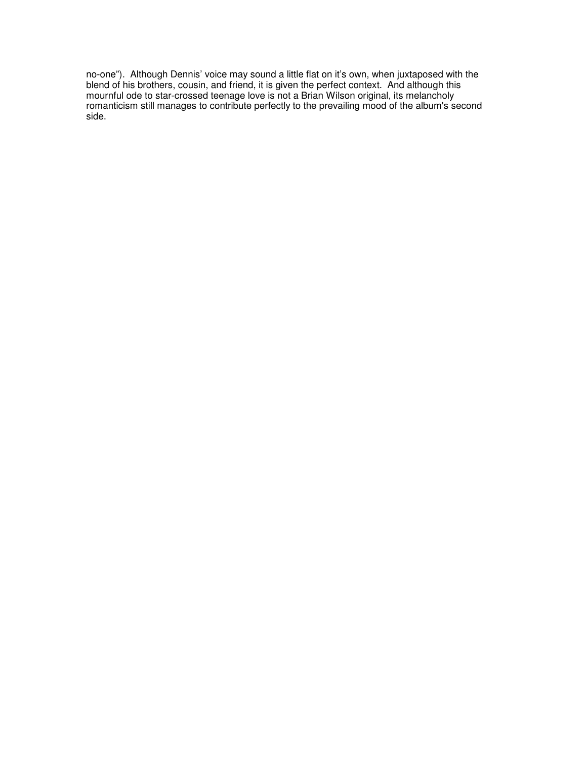no-one"). Although Dennis' voice may sound a little flat on it's own, when juxtaposed with the blend of his brothers, cousin, and friend, it is given the perfect context. And although this mournful ode to star-crossed teenage love is not a Brian Wilson original, its melancholy romanticism still manages to contribute perfectly to the prevailing mood of the album's second side.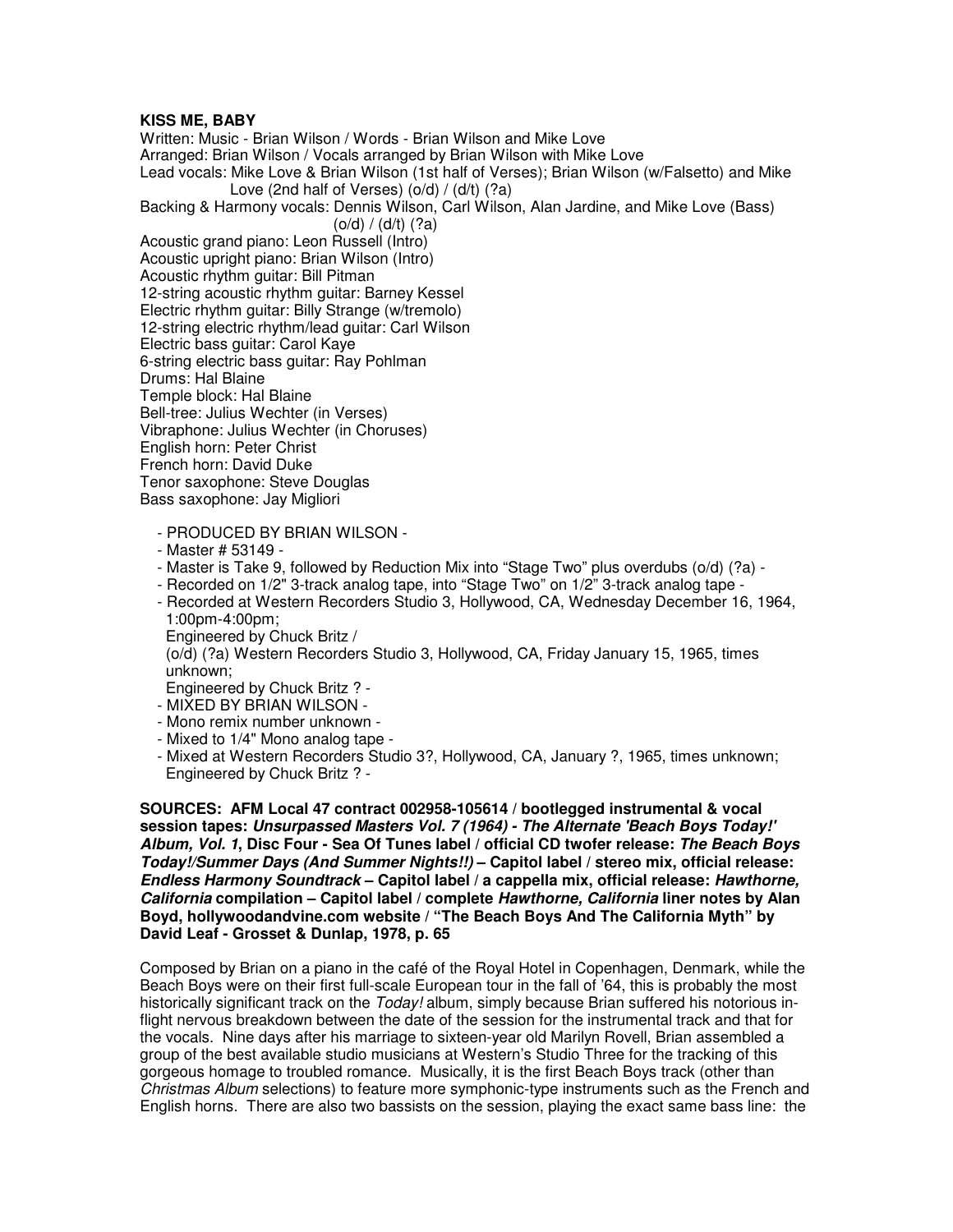**KISS ME, BABY**

Written: Music - Brian Wilson / Words - Brian Wilson and Mike Love
Arranged: Brian Wilson / Vocals arranged by Brian Wilson with Mike Love
Lead vocals: Mike Love & Brian Wilson (1st half of Verses); Brian Wilson (w/Falsetto) and Mike Love (2nd half of Verses) (o/d) / (d/t) (?a)
Backing & Harmony vocals: Dennis Wilson, Carl Wilson, Alan Jardine, and Mike Love (Bass) (o/d) / (d/t) (?a)
Acoustic grand piano: Leon Russell (Intro)
Acoustic upright piano: Brian Wilson (Intro)
Acoustic rhythm guitar: Bill Pitman
12-string acoustic rhythm guitar: Barney Kessel
Electric rhythm guitar: Billy Strange (w/tremolo)
12-string electric rhythm/lead guitar: Carl Wilson
Electric bass guitar: Carol Kaye
6-string electric bass guitar: Ray Pohlman
Drums: Hal Blaine
Temple block: Hal Blaine
Bell-tree: Julius Wechter (in Verses)
Vibraphone: Julius Wechter (in Choruses)
English horn: Peter Christ
French horn: David Duke
Tenor saxophone: Steve Douglas
Bass saxophone: Jay Migliori

- PRODUCED BY BRIAN WILSON -
- Master # 53149 -
- Master is Take 9, followed by Reduction Mix into "Stage Two" plus overdubs (o/d) (?a) -
- Recorded on 1/2" 3-track analog tape, into "Stage Two" on 1/2" 3-track analog tape -
- Recorded at Western Recorders Studio 3, Hollywood, CA, Wednesday December 16, 1964, 1:00pm-4:00pm;
  Engineered by Chuck Britz /
  (o/d) (?a) Western Recorders Studio 3, Hollywood, CA, Friday January 15, 1965, times unknown;
  Engineered by Chuck Britz ? -
- MIXED BY BRIAN WILSON -
- Mono remix number unknown -
- Mixed to 1/4" Mono analog tape -
- Mixed at Western Recorders Studio 3?, Hollywood, CA, January ?, 1965, times unknown;
  Engineered by Chuck Britz ? -

**SOURCES: AFM Local 47 contract 002958-105614 / bootlegged instrumental & vocal session tapes: *Unsurpassed Masters Vol. 7 (1964) - The Alternate 'Beach Boys Today!' Album, Vol. 1*, Disc Four - Sea Of Tunes label / official CD twofer release: *The Beach Boys Today!/Summer Days (And Summer Nights!!)* – Capitol label / stereo mix, official release: *Endless Harmony Soundtrack* – Capitol label / a cappella mix, official release: *Hawthorne, California* compilation – Capitol label / complete *Hawthorne, California* liner notes by Alan Boyd, hollywoodandvine.com website / "The Beach Boys And The California Myth" by David Leaf - Grosset & Dunlap, 1978, p. 65**

Composed by Brian on a piano in the café of the Royal Hotel in Copenhagen, Denmark, while the Beach Boys were on their first full-scale European tour in the fall of '64, this is probably the most historically significant track on the *Today!* album, simply because Brian suffered his notorious in-flight nervous breakdown between the date of the session for the instrumental track and that for the vocals. Nine days after his marriage to sixteen-year old Marilyn Rovell, Brian assembled a group of the best available studio musicians at Western's Studio Three for the tracking of this gorgeous homage to troubled romance. Musically, it is the first Beach Boys track (other than *Christmas Album* selections) to feature more symphonic-type instruments such as the French and English horns. There are also two bassists on the session, playing the exact same bass line: the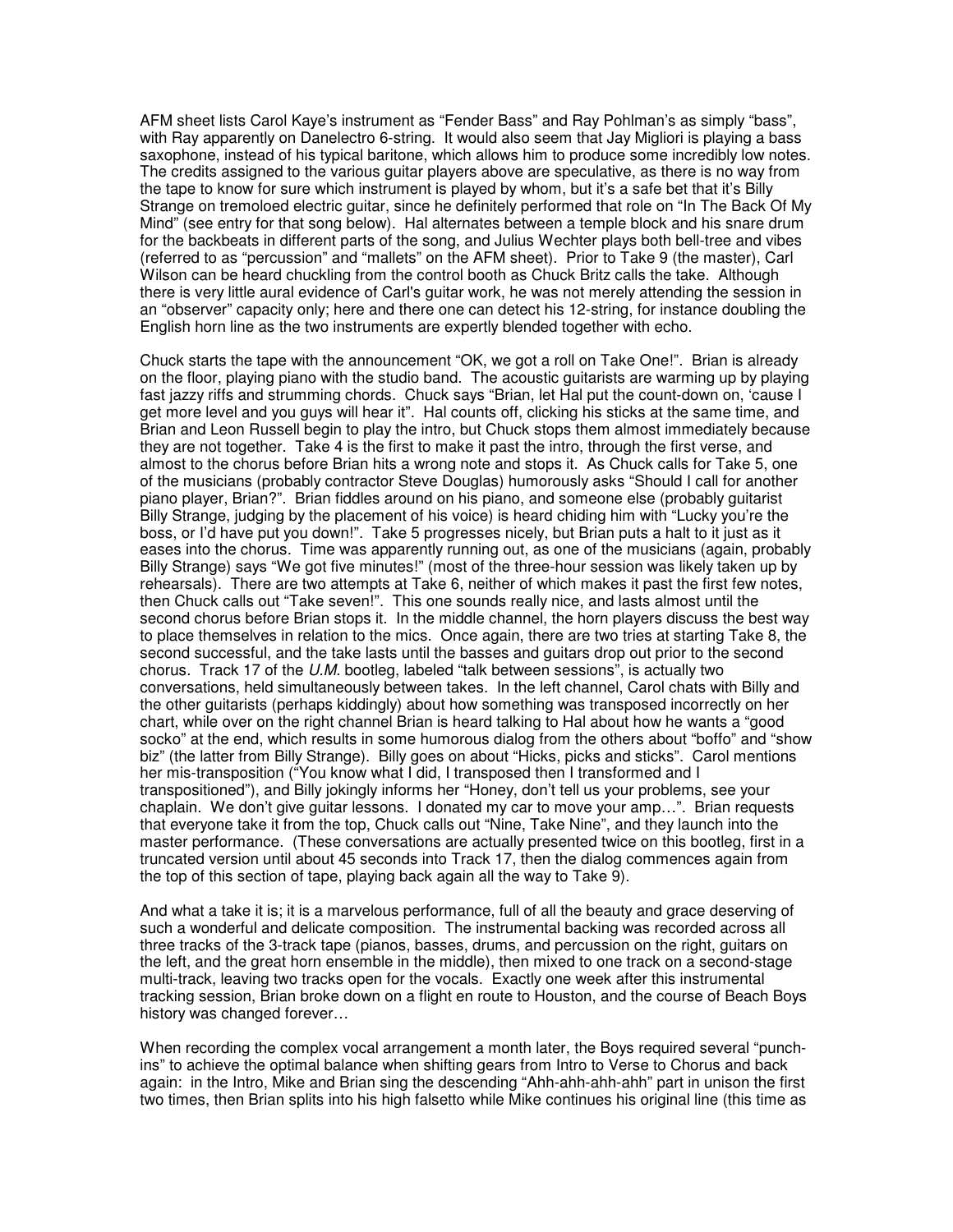AFM sheet lists Carol Kaye's instrument as "Fender Bass" and Ray Pohlman's as simply "bass", with Ray apparently on Danelectro 6-string. It would also seem that Jay Migliori is playing a bass saxophone, instead of his typical baritone, which allows him to produce some incredibly low notes. The credits assigned to the various guitar players above are speculative, as there is no way from the tape to know for sure which instrument is played by whom, but it's a safe bet that it's Billy Strange on tremoloed electric guitar, since he definitely performed that role on "In The Back Of My Mind" (see entry for that song below). Hal alternates between a temple block and his snare drum for the backbeats in different parts of the song, and Julius Wechter plays both bell-tree and vibes (referred to as "percussion" and "mallets" on the AFM sheet). Prior to Take 9 (the master), Carl Wilson can be heard chuckling from the control booth as Chuck Britz calls the take. Although there is very little aural evidence of Carl's guitar work, he was not merely attending the session in an "observer" capacity only; here and there one can detect his 12-string, for instance doubling the English horn line as the two instruments are expertly blended together with echo.

Chuck starts the tape with the announcement "OK, we got a roll on Take One!". Brian is already on the floor, playing piano with the studio band. The acoustic guitarists are warming up by playing fast jazzy riffs and strumming chords. Chuck says "Brian, let Hal put the count-down on, 'cause I get more level and you guys will hear it". Hal counts off, clicking his sticks at the same time, and Brian and Leon Russell begin to play the intro, but Chuck stops them almost immediately because they are not together. Take 4 is the first to make it past the intro, through the first verse, and almost to the chorus before Brian hits a wrong note and stops it. As Chuck calls for Take 5, one of the musicians (probably contractor Steve Douglas) humorously asks "Should I call for another piano player, Brian?". Brian fiddles around on his piano, and someone else (probably guitarist Billy Strange, judging by the placement of his voice) is heard chiding him with "Lucky you're the boss, or I'd have put you down!". Take 5 progresses nicely, but Brian puts a halt to it just as it eases into the chorus. Time was apparently running out, as one of the musicians (again, probably Billy Strange) says "We got five minutes!" (most of the three-hour session was likely taken up by rehearsals). There are two attempts at Take 6, neither of which makes it past the first few notes, then Chuck calls out "Take seven!". This one sounds really nice, and lasts almost until the second chorus before Brian stops it. In the middle channel, the horn players discuss the best way to place themselves in relation to the mics. Once again, there are two tries at starting Take 8, the second successful, and the take lasts until the basses and guitars drop out prior to the second chorus. Track 17 of the *U.M.* bootleg, labeled "talk between sessions", is actually two conversations, held simultaneously between takes. In the left channel, Carol chats with Billy and the other guitarists (perhaps kiddingly) about how something was transposed incorrectly on her chart, while over on the right channel Brian is heard talking to Hal about how he wants a "good socko" at the end, which results in some humorous dialog from the others about "boffo" and "show biz" (the latter from Billy Strange). Billy goes on about "Hicks, picks and sticks". Carol mentions her mis-transposition ("You know what I did, I transposed then I transformed and I transpositioned"), and Billy jokingly informs her "Honey, don't tell us your problems, see your chaplain. We don't give guitar lessons. I donated my car to move your amp…". Brian requests that everyone take it from the top, Chuck calls out "Nine, Take Nine", and they launch into the master performance. (These conversations are actually presented twice on this bootleg, first in a truncated version until about 45 seconds into Track 17, then the dialog commences again from the top of this section of tape, playing back again all the way to Take 9).

And what a take it is; it is a marvelous performance, full of all the beauty and grace deserving of such a wonderful and delicate composition. The instrumental backing was recorded across all three tracks of the 3-track tape (pianos, basses, drums, and percussion on the right, guitars on the left, and the great horn ensemble in the middle), then mixed to one track on a second-stage multi-track, leaving two tracks open for the vocals. Exactly one week after this instrumental tracking session, Brian broke down on a flight en route to Houston, and the course of Beach Boys history was changed forever…

When recording the complex vocal arrangement a month later, the Boys required several "punch-ins" to achieve the optimal balance when shifting gears from Intro to Verse to Chorus and back again: in the Intro, Mike and Brian sing the descending "Ahh-ahh-ahh-ahh" part in unison the first two times, then Brian splits into his high falsetto while Mike continues his original line (this time as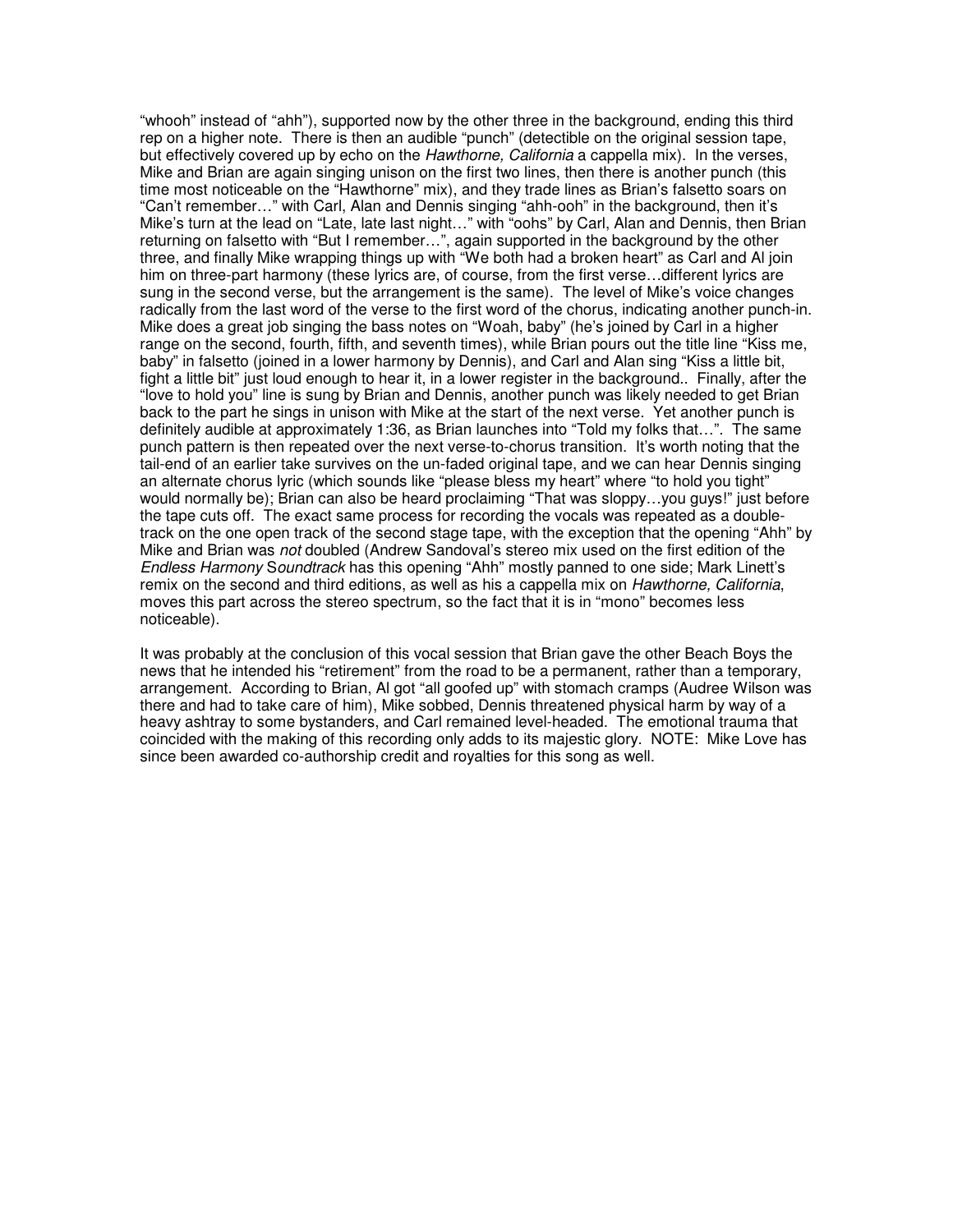"whooh" instead of "ahh"), supported now by the other three in the background, ending this third rep on a higher note. There is then an audible "punch" (detectible on the original session tape, but effectively covered up by echo on the *Hawthorne, California* a cappella mix). In the verses, Mike and Brian are again singing unison on the first two lines, then there is another punch (this time most noticeable on the "Hawthorne" mix), and they trade lines as Brian's falsetto soars on "Can't remember…" with Carl, Alan and Dennis singing "ahh-ooh" in the background, then it's Mike's turn at the lead on "Late, late last night…" with "oohs" by Carl, Alan and Dennis, then Brian returning on falsetto with "But I remember…", again supported in the background by the other three, and finally Mike wrapping things up with "We both had a broken heart" as Carl and Al join him on three-part harmony (these lyrics are, of course, from the first verse…different lyrics are sung in the second verse, but the arrangement is the same). The level of Mike's voice changes radically from the last word of the verse to the first word of the chorus, indicating another punch-in. Mike does a great job singing the bass notes on "Woah, baby" (he's joined by Carl in a higher range on the second, fourth, fifth, and seventh times), while Brian pours out the title line "Kiss me, baby" in falsetto (joined in a lower harmony by Dennis), and Carl and Alan sing "Kiss a little bit, fight a little bit" just loud enough to hear it, in a lower register in the background.. Finally, after the "love to hold you" line is sung by Brian and Dennis, another punch was likely needed to get Brian back to the part he sings in unison with Mike at the start of the next verse. Yet another punch is definitely audible at approximately 1:36, as Brian launches into "Told my folks that…". The same punch pattern is then repeated over the next verse-to-chorus transition. It's worth noting that the tail-end of an earlier take survives on the un-faded original tape, and we can hear Dennis singing an alternate chorus lyric (which sounds like "please bless my heart" where "to hold you tight" would normally be); Brian can also be heard proclaiming "That was sloppy…you guys!" just before the tape cuts off. The exact same process for recording the vocals was repeated as a double-track on the one open track of the second stage tape, with the exception that the opening "Ahh" by Mike and Brian was *not* doubled (Andrew Sandoval's stereo mix used on the first edition of the *Endless Harmony* S*oundtrack* has this opening "Ahh" mostly panned to one side; Mark Linett's remix on the second and third editions, as well as his a cappella mix on *Hawthorne, California*, moves this part across the stereo spectrum, so the fact that it is in "mono" becomes less noticeable).

It was probably at the conclusion of this vocal session that Brian gave the other Beach Boys the news that he intended his "retirement" from the road to be a permanent, rather than a temporary, arrangement. According to Brian, Al got "all goofed up" with stomach cramps (Audree Wilson was there and had to take care of him), Mike sobbed, Dennis threatened physical harm by way of a heavy ashtray to some bystanders, and Carl remained level-headed. The emotional trauma that coincided with the making of this recording only adds to its majestic glory. NOTE: Mike Love has since been awarded co-authorship credit and royalties for this song as well.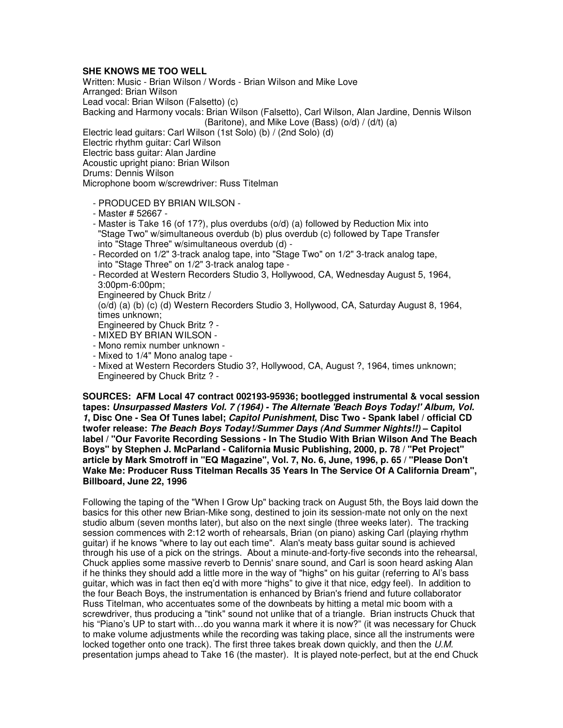**SHE KNOWS ME TOO WELL**

Written: Music - Brian Wilson / Words - Brian Wilson and Mike Love
Arranged: Brian Wilson
Lead vocal: Brian Wilson (Falsetto) (c)
Backing and Harmony vocals: Brian Wilson (Falsetto), Carl Wilson, Alan Jardine, Dennis Wilson (Baritone), and Mike Love (Bass) (o/d) / (d/t) (a)
Electric lead guitars: Carl Wilson (1st Solo) (b) / (2nd Solo) (d)
Electric rhythm guitar: Carl Wilson
Electric bass guitar: Alan Jardine
Acoustic upright piano: Brian Wilson
Drums: Dennis Wilson
Microphone boom w/screwdriver: Russ Titelman

- PRODUCED BY BRIAN WILSON -
- Master # 52667 -
- Master is Take 16 (of 17?), plus overdubs (o/d) (a) followed by Reduction Mix into "Stage Two" w/simultaneous overdub (b) plus overdub (c) followed by Tape Transfer into "Stage Three" w/simultaneous overdub (d) -
- Recorded on 1/2" 3-track analog tape, into "Stage Two" on 1/2" 3-track analog tape, into "Stage Three" on 1/2" 3-track analog tape -
- Recorded at Western Recorders Studio 3, Hollywood, CA, Wednesday August 5, 1964, 3:00pm-6:00pm;
  Engineered by Chuck Britz /
  (o/d) (a) (b) (c) (d) Western Recorders Studio 3, Hollywood, CA, Saturday August 8, 1964, times unknown;
  Engineered by Chuck Britz ? -
- MIXED BY BRIAN WILSON -
- Mono remix number unknown -
- Mixed to 1/4" Mono analog tape -
- Mixed at Western Recorders Studio 3?, Hollywood, CA, August ?, 1964, times unknown; Engineered by Chuck Britz ? -

**SOURCES: AFM Local 47 contract 002193-95936; bootlegged instrumental & vocal session tapes: *Unsurpassed Masters Vol. 7 (1964) - The Alternate 'Beach Boys Today!' Album, Vol. 1*, Disc One - Sea Of Tunes label; *Capitol Punishment*, Disc Two - Spank label / official CD twofer release: *The Beach Boys Today!/Summer Days (And Summer Nights!!)* – Capitol label / "Our Favorite Recording Sessions - In The Studio With Brian Wilson And The Beach Boys" by Stephen J. McParland - California Music Publishing, 2000, p. 78 / "Pet Project" article by Mark Smotroff in "EQ Magazine", Vol. 7, No. 6, June, 1996, p. 65 / "Please Don't Wake Me: Producer Russ Titelman Recalls 35 Years In The Service Of A California Dream", Billboard, June 22, 1996**

Following the taping of the "When I Grow Up" backing track on August 5th, the Boys laid down the basics for this other new Brian-Mike song, destined to join its session-mate not only on the next studio album (seven months later), but also on the next single (three weeks later). The tracking session commences with 2:12 worth of rehearsals, Brian (on piano) asking Carl (playing rhythm guitar) if he knows "where to lay out each time". Alan's meaty bass guitar sound is achieved through his use of a pick on the strings. About a minute-and-forty-five seconds into the rehearsal, Chuck applies some massive reverb to Dennis' snare sound, and Carl is soon heard asking Alan if he thinks they should add a little more in the way of "highs" on his guitar (referring to Al's bass guitar, which was in fact then eq'd with more "highs" to give it that nice, edgy feel). In addition to the four Beach Boys, the instrumentation is enhanced by Brian's friend and future collaborator Russ Titelman, who accentuates some of the downbeats by hitting a metal mic boom with a screwdriver, thus producing a "tink" sound not unlike that of a triangle. Brian instructs Chuck that his "Piano's UP to start with…do you wanna mark it where it is now?" (it was necessary for Chuck to make volume adjustments while the recording was taking place, since all the instruments were locked together onto one track). The first three takes break down quickly, and then the *U.M.* presentation jumps ahead to Take 16 (the master). It is played note-perfect, but at the end Chuck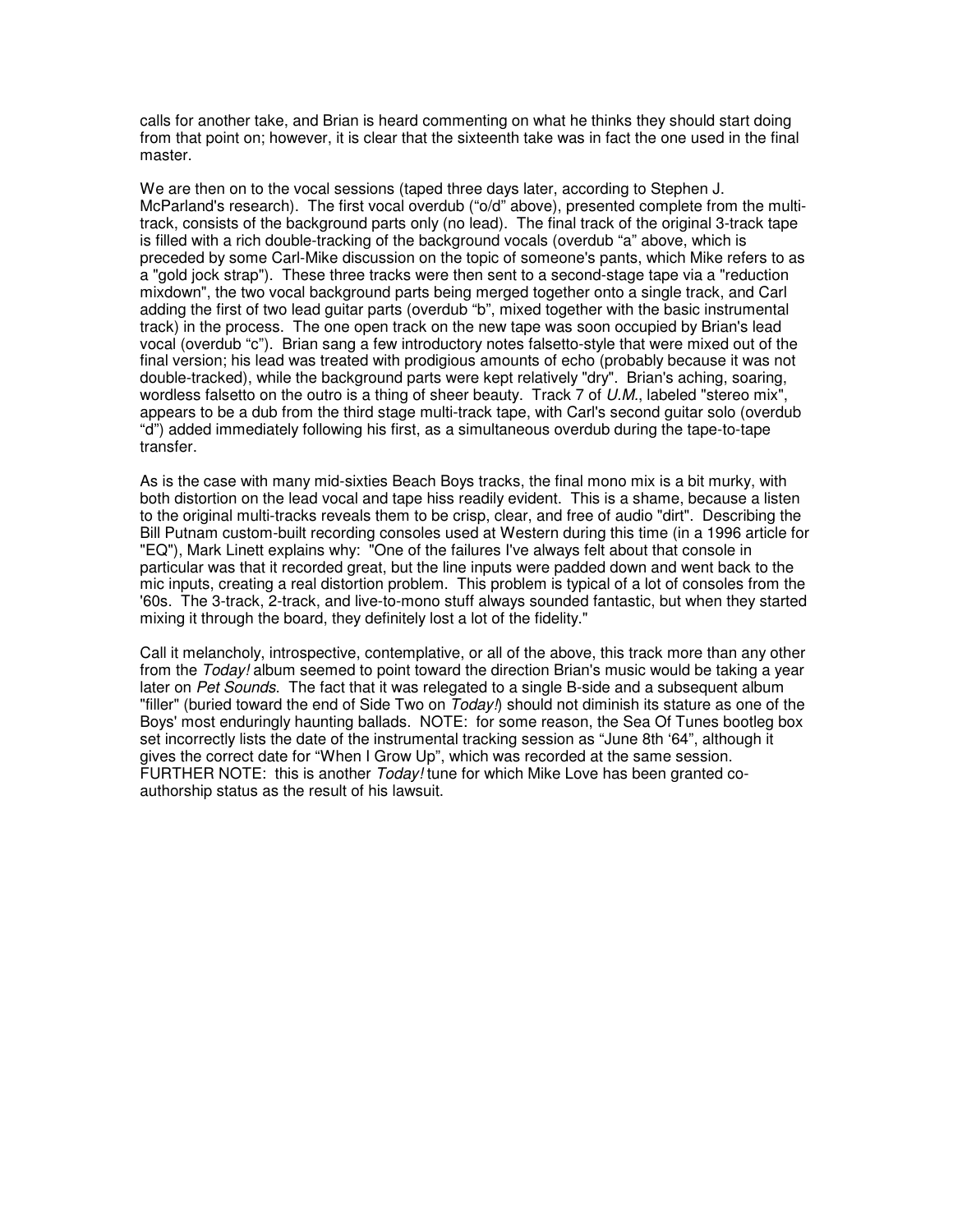calls for another take, and Brian is heard commenting on what he thinks they should start doing from that point on; however, it is clear that the sixteenth take was in fact the one used in the final master.

We are then on to the vocal sessions (taped three days later, according to Stephen J. McParland's research). The first vocal overdub ("o/d" above), presented complete from the multi-track, consists of the background parts only (no lead). The final track of the original 3-track tape is filled with a rich double-tracking of the background vocals (overdub "a" above, which is preceded by some Carl-Mike discussion on the topic of someone's pants, which Mike refers to as a "gold jock strap"). These three tracks were then sent to a second-stage tape via a "reduction mixdown", the two vocal background parts being merged together onto a single track, and Carl adding the first of two lead guitar parts (overdub "b", mixed together with the basic instrumental track) in the process. The one open track on the new tape was soon occupied by Brian's lead vocal (overdub "c"). Brian sang a few introductory notes falsetto-style that were mixed out of the final version; his lead was treated with prodigious amounts of echo (probably because it was not double-tracked), while the background parts were kept relatively "dry". Brian's aching, soaring, wordless falsetto on the outro is a thing of sheer beauty. Track 7 of *U.M.*, labeled "stereo mix", appears to be a dub from the third stage multi-track tape, with Carl's second guitar solo (overdub "d") added immediately following his first, as a simultaneous overdub during the tape-to-tape transfer.

As is the case with many mid-sixties Beach Boys tracks, the final mono mix is a bit murky, with both distortion on the lead vocal and tape hiss readily evident. This is a shame, because a listen to the original multi-tracks reveals them to be crisp, clear, and free of audio "dirt". Describing the Bill Putnam custom-built recording consoles used at Western during this time (in a 1996 article for "EQ"), Mark Linett explains why: "One of the failures I've always felt about that console in particular was that it recorded great, but the line inputs were padded down and went back to the mic inputs, creating a real distortion problem. This problem is typical of a lot of consoles from the '60s. The 3-track, 2-track, and live-to-mono stuff always sounded fantastic, but when they started mixing it through the board, they definitely lost a lot of the fidelity."

Call it melancholy, introspective, contemplative, or all of the above, this track more than any other from the *Today!* album seemed to point toward the direction Brian's music would be taking a year later on *Pet Sounds*. The fact that it was relegated to a single B-side and a subsequent album "filler" (buried toward the end of Side Two on *Today!*) should not diminish its stature as one of the Boys' most enduringly haunting ballads. NOTE: for some reason, the Sea Of Tunes bootleg box set incorrectly lists the date of the instrumental tracking session as "June 8th '64", although it gives the correct date for "When I Grow Up", which was recorded at the same session. FURTHER NOTE: this is another *Today!* tune for which Mike Love has been granted co-authorship status as the result of his lawsuit.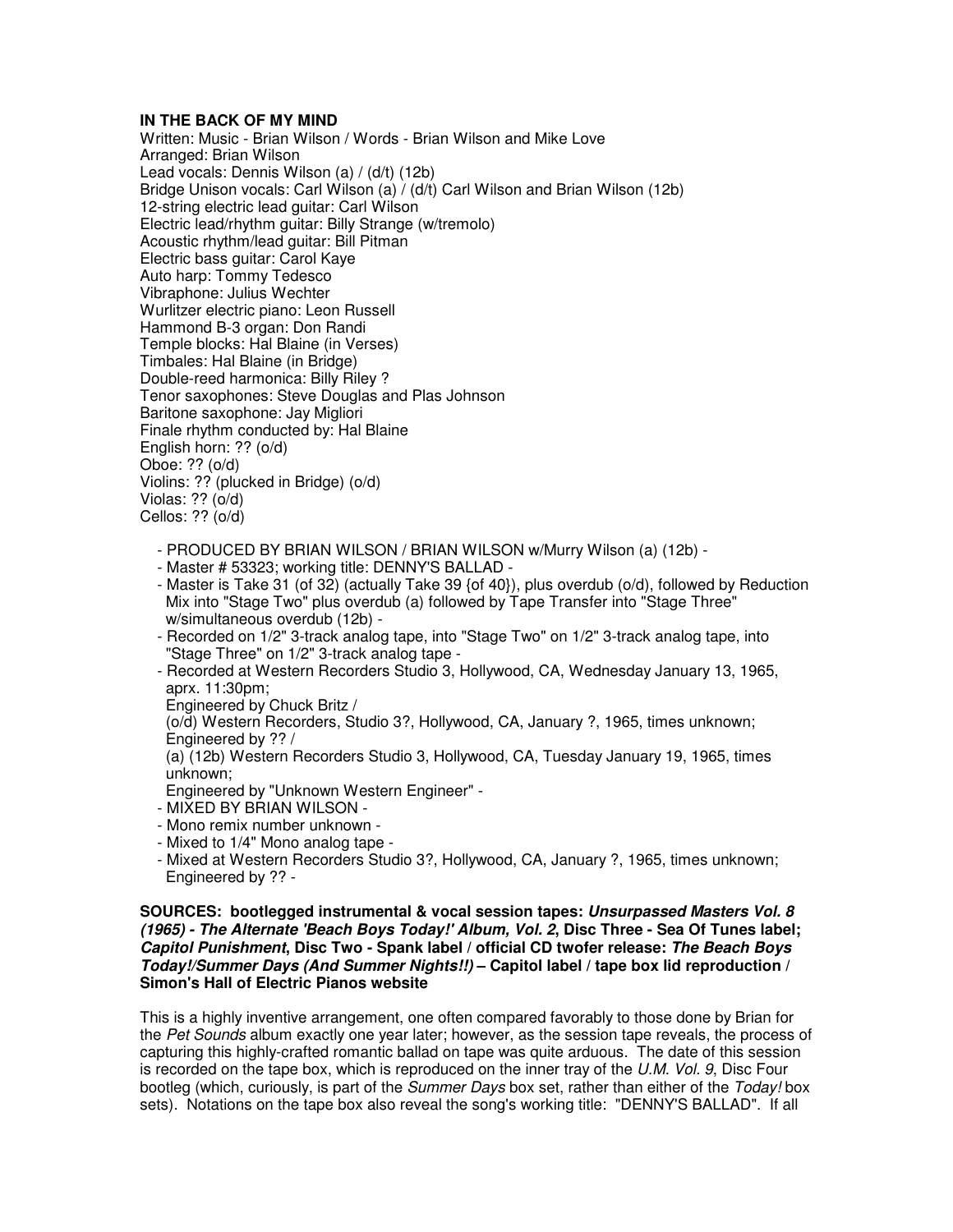**IN THE BACK OF MY MIND**

Written: Music - Brian Wilson / Words - Brian Wilson and Mike Love
Arranged: Brian Wilson
Lead vocals: Dennis Wilson (a) / (d/t) (12b)
Bridge Unison vocals: Carl Wilson (a) / (d/t) Carl Wilson and Brian Wilson (12b)
12-string electric lead guitar: Carl Wilson
Electric lead/rhythm guitar: Billy Strange (w/tremolo)
Acoustic rhythm/lead guitar: Bill Pitman
Electric bass guitar: Carol Kaye
Auto harp: Tommy Tedesco
Vibraphone: Julius Wechter
Wurlitzer electric piano: Leon Russell
Hammond B-3 organ: Don Randi
Temple blocks: Hal Blaine (in Verses)
Timbales: Hal Blaine (in Bridge)
Double-reed harmonica: Billy Riley ?
Tenor saxophones: Steve Douglas and Plas Johnson
Baritone saxophone: Jay Migliori
Finale rhythm conducted by: Hal Blaine
English horn: ?? (o/d)
Oboe: ?? (o/d)
Violins: ?? (plucked in Bridge) (o/d)
Violas: ?? (o/d)
Cellos: ?? (o/d)

- PRODUCED BY BRIAN WILSON / BRIAN WILSON w/Murry Wilson (a) (12b) -
- Master # 53323; working title: DENNY'S BALLAD -
- Master is Take 31 (of 32) (actually Take 39 {of 40}), plus overdub (o/d), followed by Reduction Mix into "Stage Two" plus overdub (a) followed by Tape Transfer into "Stage Three" w/simultaneous overdub (12b) -
- Recorded on 1/2" 3-track analog tape, into "Stage Two" on 1/2" 3-track analog tape, into "Stage Three" on 1/2" 3-track analog tape -
- Recorded at Western Recorders Studio 3, Hollywood, CA, Wednesday January 13, 1965, aprx. 11:30pm;
  Engineered by Chuck Britz /
  (o/d) Western Recorders, Studio 3?, Hollywood, CA, January ?, 1965, times unknown;
  Engineered by ?? /
  (a) (12b) Western Recorders Studio 3, Hollywood, CA, Tuesday January 19, 1965, times unknown;
  Engineered by "Unknown Western Engineer" -
- MIXED BY BRIAN WILSON -
- Mono remix number unknown -
- Mixed to 1/4" Mono analog tape -
- Mixed at Western Recorders Studio 3?, Hollywood, CA, January ?, 1965, times unknown; Engineered by ?? -

**SOURCES: bootlegged instrumental & vocal session tapes: *Unsurpassed Masters Vol. 8 (1965) - The Alternate 'Beach Boys Today!' Album, Vol. 2*, Disc Three - Sea Of Tunes label; *Capitol Punishment*, Disc Two - Spank label / official CD twofer release: *The Beach Boys Today!/Summer Days (And Summer Nights!!)* – Capitol label / tape box lid reproduction / Simon's Hall of Electric Pianos website**

This is a highly inventive arrangement, one often compared favorably to those done by Brian for the *Pet Sounds* album exactly one year later; however, as the session tape reveals, the process of capturing this highly-crafted romantic ballad on tape was quite arduous. The date of this session is recorded on the tape box, which is reproduced on the inner tray of the *U.M. Vol. 9*, Disc Four bootleg (which, curiously, is part of the *Summer Days* box set, rather than either of the *Today!* box sets). Notations on the tape box also reveal the song's working title: "DENNY'S BALLAD". If all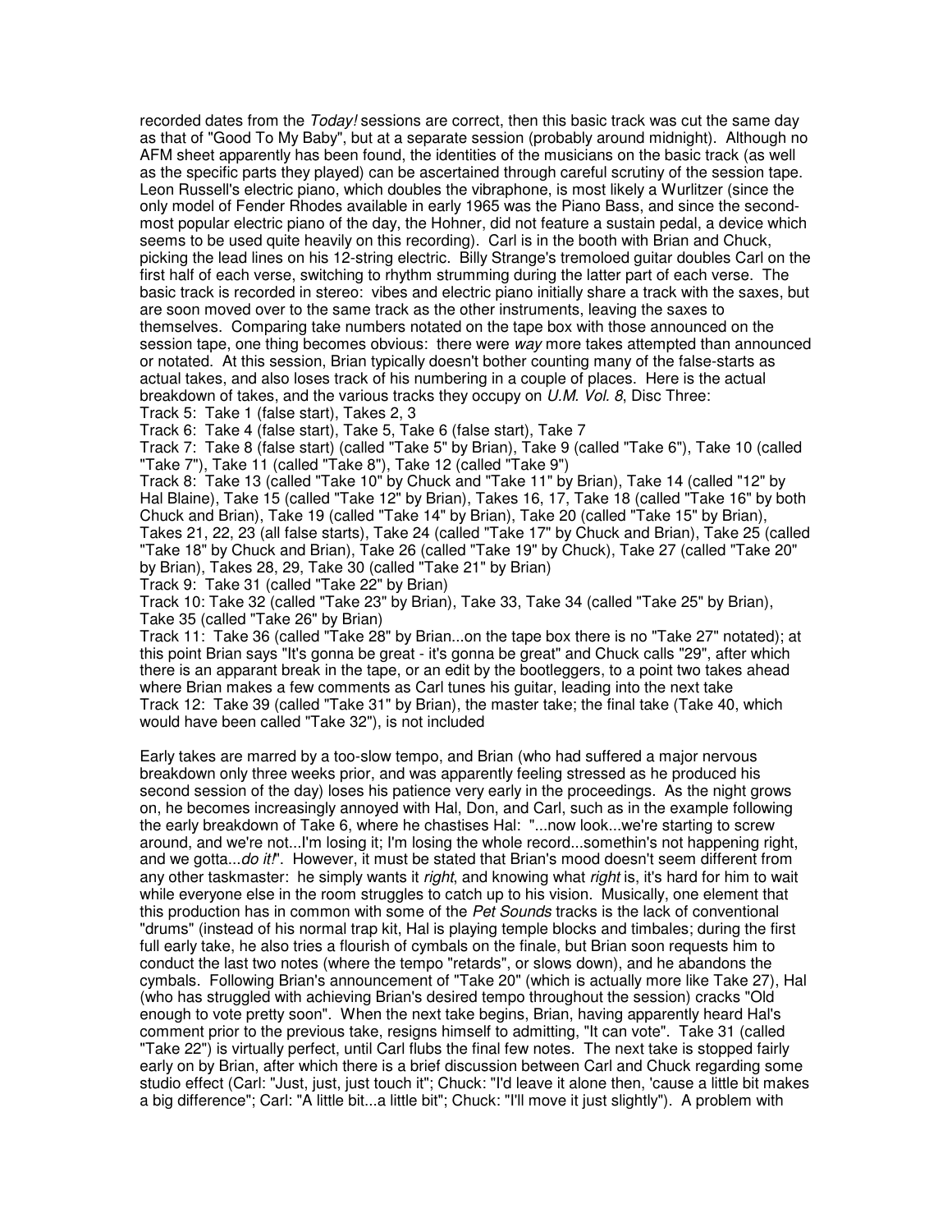recorded dates from the *Today!* sessions are correct, then this basic track was cut the same day as that of "Good To My Baby", but at a separate session (probably around midnight). Although no AFM sheet apparently has been found, the identities of the musicians on the basic track (as well as the specific parts they played) can be ascertained through careful scrutiny of the session tape. Leon Russell's electric piano, which doubles the vibraphone, is most likely a Wurlitzer (since the only model of Fender Rhodes available in early 1965 was the Piano Bass, and since the second-most popular electric piano of the day, the Hohner, did not feature a sustain pedal, a device which seems to be used quite heavily on this recording). Carl is in the booth with Brian and Chuck, picking the lead lines on his 12-string electric. Billy Strange's tremoloed guitar doubles Carl on the first half of each verse, switching to rhythm strumming during the latter part of each verse. The basic track is recorded in stereo: vibes and electric piano initially share a track with the saxes, but are soon moved over to the same track as the other instruments, leaving the saxes to themselves. Comparing take numbers notated on the tape box with those announced on the session tape, one thing becomes obvious: there were *way* more takes attempted than announced or notated. At this session, Brian typically doesn't bother counting many of the false-starts as actual takes, and also loses track of his numbering in a couple of places. Here is the actual breakdown of takes, and the various tracks they occupy on *U.M. Vol. 8*, Disc Three:

Track 5: Take 1 (false start), Takes 2, 3

Track 6: Take 4 (false start), Take 5, Take 6 (false start), Take 7

Track 7: Take 8 (false start) (called "Take 5" by Brian), Take 9 (called "Take 6"), Take 10 (called "Take 7"), Take 11 (called "Take 8"), Take 12 (called "Take 9")

Track 8: Take 13 (called "Take 10" by Chuck and "Take 11" by Brian), Take 14 (called "12" by Hal Blaine), Take 15 (called "Take 12" by Brian), Takes 16, 17, Take 18 (called "Take 16" by both Chuck and Brian), Take 19 (called "Take 14" by Brian), Take 20 (called "Take 15" by Brian), Takes 21, 22, 23 (all false starts), Take 24 (called "Take 17" by Chuck and Brian), Take 25 (called "Take 18" by Chuck and Brian), Take 26 (called "Take 19" by Chuck), Take 27 (called "Take 20" by Brian), Takes 28, 29, Take 30 (called "Take 21" by Brian)

Track 9: Take 31 (called "Take 22" by Brian)

Track 10: Take 32 (called "Take 23" by Brian), Take 33, Take 34 (called "Take 25" by Brian), Take 35 (called "Take 26" by Brian)

Track 11: Take 36 (called "Take 28" by Brian...on the tape box there is no "Take 27" notated); at this point Brian says "It's gonna be great - it's gonna be great" and Chuck calls "29", after which there is an apparent break in the tape, or an edit by the bootleggers, to a point two takes ahead where Brian makes a few comments as Carl tunes his guitar, leading into the next take

Track 12: Take 39 (called "Take 31" by Brian), the master take; the final take (Take 40, which would have been called "Take 32"), is not included

Early takes are marred by a too-slow tempo, and Brian (who had suffered a major nervous breakdown only three weeks prior, and was apparently feeling stressed as he produced his second session of the day) loses his patience very early in the proceedings. As the night grows on, he becomes increasingly annoyed with Hal, Don, and Carl, such as in the example following the early breakdown of Take 6, where he chastises Hal: "...now look...we're starting to screw around, and we're not...I'm losing it; I'm losing the whole record...somethin's not happening right, and we gotta...*do it!*". However, it must be stated that Brian's mood doesn't seem different from any other taskmaster: he simply wants it *right*, and knowing what *right* is, it's hard for him to wait while everyone else in the room struggles to catch up to his vision. Musically, one element that this production has in common with some of the *Pet Sounds* tracks is the lack of conventional "drums" (instead of his normal trap kit, Hal is playing temple blocks and timbales; during the first full early take, he also tries a flourish of cymbals on the finale, but Brian soon requests him to conduct the last two notes (where the tempo "retards", or slows down), and he abandons the cymbals. Following Brian's announcement of "Take 20" (which is actually more like Take 27), Hal (who has struggled with achieving Brian's desired tempo throughout the session) cracks "Old enough to vote pretty soon". When the next take begins, Brian, having apparently heard Hal's comment prior to the previous take, resigns himself to admitting, "It can vote". Take 31 (called "Take 22") is virtually perfect, until Carl flubs the final few notes. The next take is stopped fairly early on by Brian, after which there is a brief discussion between Carl and Chuck regarding some studio effect (Carl: "Just, just, just touch it"; Chuck: "I'd leave it alone then, 'cause a little bit makes a big difference"; Carl: "A little bit...a little bit"; Chuck: "I'll move it just slightly"). A problem with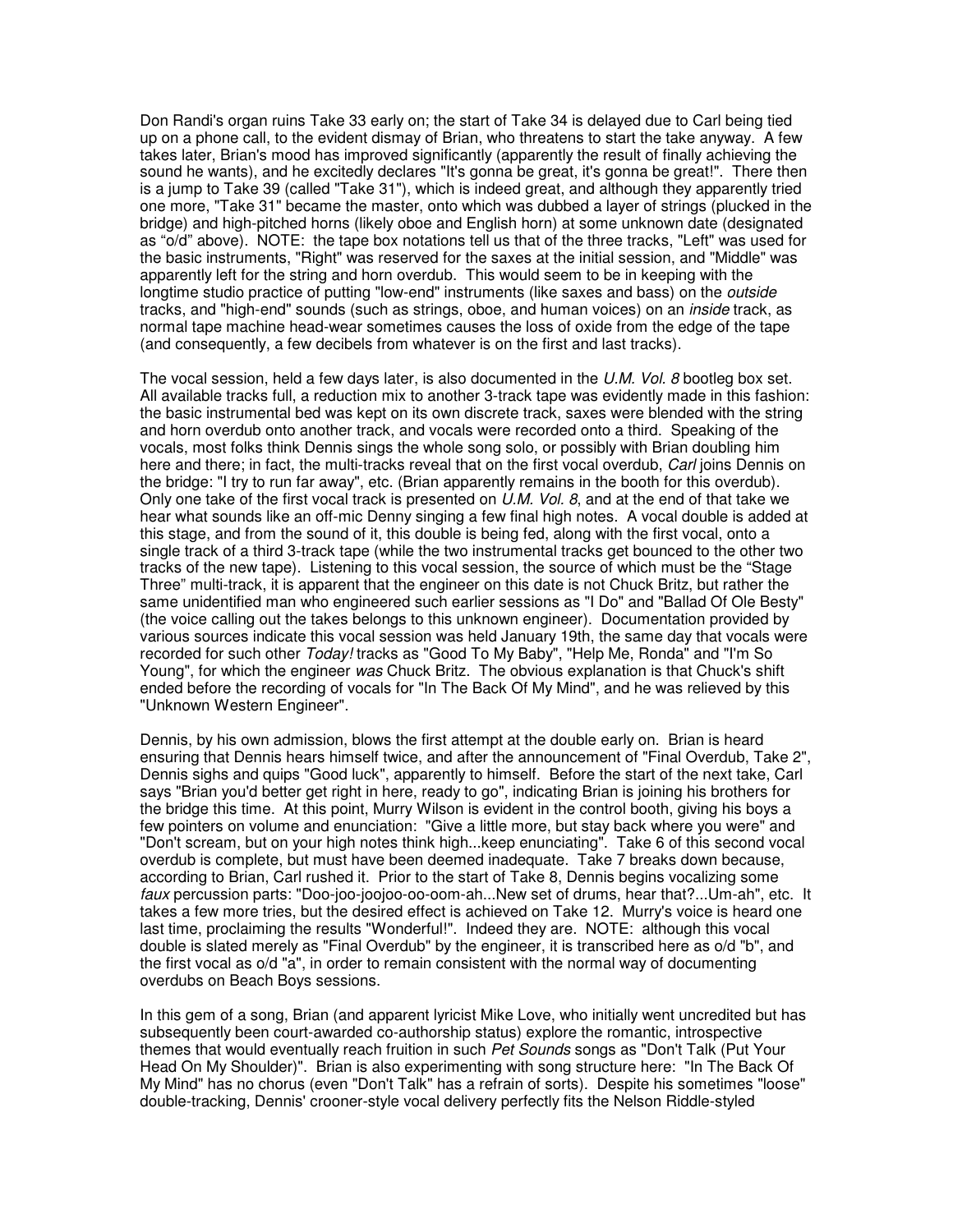Don Randi's organ ruins Take 33 early on; the start of Take 34 is delayed due to Carl being tied up on a phone call, to the evident dismay of Brian, who threatens to start the take anyway. A few takes later, Brian's mood has improved significantly (apparently the result of finally achieving the sound he wants), and he excitedly declares "It's gonna be great, it's gonna be great!". There then is a jump to Take 39 (called "Take 31"), which is indeed great, and although they apparently tried one more, "Take 31" became the master, onto which was dubbed a layer of strings (plucked in the bridge) and high-pitched horns (likely oboe and English horn) at some unknown date (designated as "o/d" above). NOTE: the tape box notations tell us that of the three tracks, "Left" was used for the basic instruments, "Right" was reserved for the saxes at the initial session, and "Middle" was apparently left for the string and horn overdub. This would seem to be in keeping with the longtime studio practice of putting "low-end" instruments (like saxes and bass) on the *outside* tracks, and "high-end" sounds (such as strings, oboe, and human voices) on an *inside* track, as normal tape machine head-wear sometimes causes the loss of oxide from the edge of the tape (and consequently, a few decibels from whatever is on the first and last tracks).

The vocal session, held a few days later, is also documented in the *U.M. Vol. 8* bootleg box set. All available tracks full, a reduction mix to another 3-track tape was evidently made in this fashion: the basic instrumental bed was kept on its own discrete track, saxes were blended with the string and horn overdub onto another track, and vocals were recorded onto a third. Speaking of the vocals, most folks think Dennis sings the whole song solo, or possibly with Brian doubling him here and there; in fact, the multi-tracks reveal that on the first vocal overdub, *Carl* joins Dennis on the bridge: "I try to run far away", etc. (Brian apparently remains in the booth for this overdub). Only one take of the first vocal track is presented on *U.M. Vol. 8*, and at the end of that take we hear what sounds like an off-mic Denny singing a few final high notes. A vocal double is added at this stage, and from the sound of it, this double is being fed, along with the first vocal, onto a single track of a third 3-track tape (while the two instrumental tracks get bounced to the other two tracks of the new tape). Listening to this vocal session, the source of which must be the "Stage Three" multi-track, it is apparent that the engineer on this date is not Chuck Britz, but rather the same unidentified man who engineered such earlier sessions as "I Do" and "Ballad Of Ole Besty" (the voice calling out the takes belongs to this unknown engineer). Documentation provided by various sources indicate this vocal session was held January 19th, the same day that vocals were recorded for such other *Today!* tracks as "Good To My Baby", "Help Me, Ronda" and "I'm So Young", for which the engineer *was* Chuck Britz. The obvious explanation is that Chuck's shift ended before the recording of vocals for "In The Back Of My Mind", and he was relieved by this "Unknown Western Engineer".

Dennis, by his own admission, blows the first attempt at the double early on. Brian is heard ensuring that Dennis hears himself twice, and after the announcement of "Final Overdub, Take 2", Dennis sighs and quips "Good luck", apparently to himself. Before the start of the next take, Carl says "Brian you'd better get right in here, ready to go", indicating Brian is joining his brothers for the bridge this time. At this point, Murry Wilson is evident in the control booth, giving his boys a few pointers on volume and enunciation: "Give a little more, but stay back where you were" and "Don't scream, but on your high notes think high...keep enunciating". Take 6 of this second vocal overdub is complete, but must have been deemed inadequate. Take 7 breaks down because, according to Brian, Carl rushed it. Prior to the start of Take 8, Dennis begins vocalizing some *faux* percussion parts: "Doo-joo-joojoo-oo-oom-ah...New set of drums, hear that?...Um-ah", etc. It takes a few more tries, but the desired effect is achieved on Take 12. Murry's voice is heard one last time, proclaiming the results "Wonderful!". Indeed they are. NOTE: although this vocal double is slated merely as "Final Overdub" by the engineer, it is transcribed here as o/d "b", and the first vocal as o/d "a", in order to remain consistent with the normal way of documenting overdubs on Beach Boys sessions.

In this gem of a song, Brian (and apparent lyricist Mike Love, who initially went uncredited but has subsequently been court-awarded co-authorship status) explore the romantic, introspective themes that would eventually reach fruition in such *Pet Sounds* songs as "Don't Talk (Put Your Head On My Shoulder)". Brian is also experimenting with song structure here: "In The Back Of My Mind" has no chorus (even "Don't Talk" has a refrain of sorts). Despite his sometimes "loose" double-tracking, Dennis' crooner-style vocal delivery perfectly fits the Nelson Riddle-styled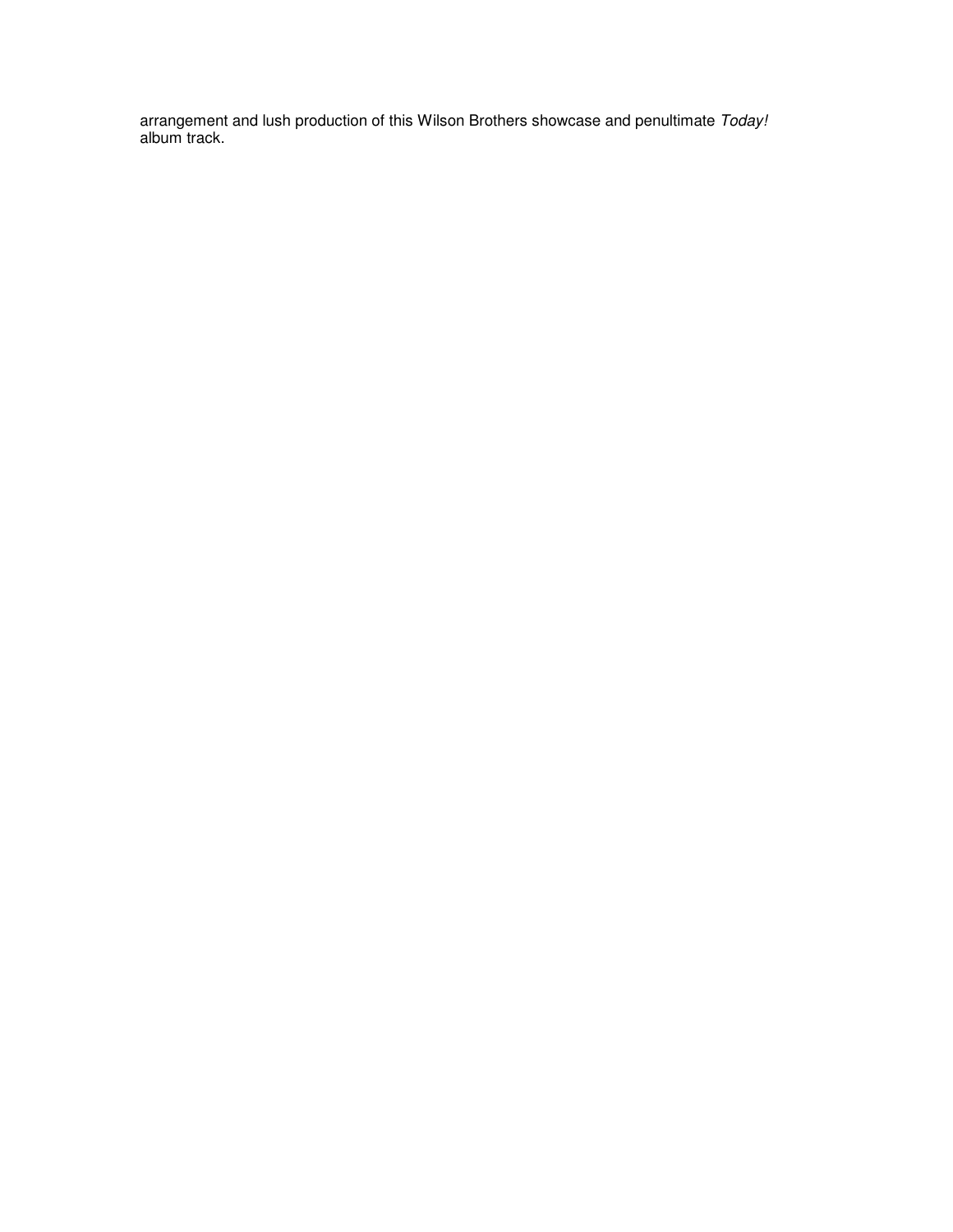arrangement and lush production of this Wilson Brothers showcase and penultimate *Today!* album track.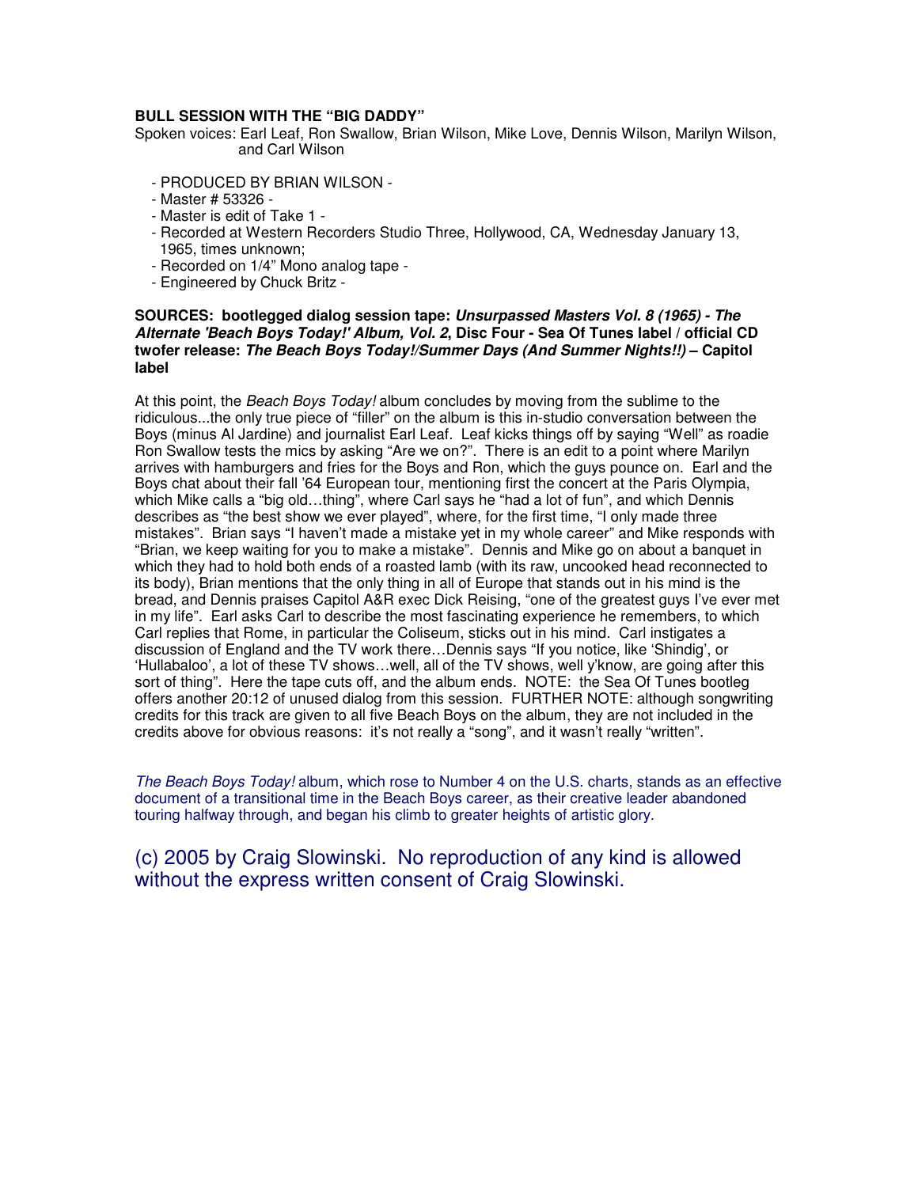**BULL SESSION WITH THE "BIG DADDY"**

Spoken voices: Earl Leaf, Ron Swallow, Brian Wilson, Mike Love, Dennis Wilson, Marilyn Wilson, and Carl Wilson

- PRODUCED BY BRIAN WILSON -
- Master # 53326 -
- Master is edit of Take 1 -
- Recorded at Western Recorders Studio Three, Hollywood, CA, Wednesday January 13, 1965, times unknown;
- Recorded on 1/4" Mono analog tape -
- Engineered by Chuck Britz -

**SOURCES: bootlegged dialog session tape: *Unsurpassed Masters Vol. 8 (1965) - The Alternate 'Beach Boys Today!' Album, Vol. 2*, Disc Four - Sea Of Tunes label / official CD twofer release: *The Beach Boys Today!/Summer Days (And Summer Nights!!)* – Capitol label**

At this point, the *Beach Boys Today!* album concludes by moving from the sublime to the ridiculous...the only true piece of "filler" on the album is this in-studio conversation between the Boys (minus Al Jardine) and journalist Earl Leaf. Leaf kicks things off by saying "Well" as roadie Ron Swallow tests the mics by asking "Are we on?". There is an edit to a point where Marilyn arrives with hamburgers and fries for the Boys and Ron, which the guys pounce on. Earl and the Boys chat about their fall '64 European tour, mentioning first the concert at the Paris Olympia, which Mike calls a "big old…thing", where Carl says he "had a lot of fun", and which Dennis describes as "the best show we ever played", where, for the first time, "I only made three mistakes". Brian says "I haven't made a mistake yet in my whole career" and Mike responds with "Brian, we keep waiting for you to make a mistake". Dennis and Mike go on about a banquet in which they had to hold both ends of a roasted lamb (with its raw, uncooked head reconnected to its body), Brian mentions that the only thing in all of Europe that stands out in his mind is the bread, and Dennis praises Capitol A&R exec Dick Reising, "one of the greatest guys I've ever met in my life". Earl asks Carl to describe the most fascinating experience he remembers, to which Carl replies that Rome, in particular the Coliseum, sticks out in his mind. Carl instigates a discussion of England and the TV work there…Dennis says "If you notice, like 'Shindig', or 'Hullabaloo', a lot of these TV shows…well, all of the TV shows, well y'know, are going after this sort of thing". Here the tape cuts off, and the album ends. NOTE: the Sea Of Tunes bootleg offers another 20:12 of unused dialog from this session. FURTHER NOTE: although songwriting credits for this track are given to all five Beach Boys on the album, they are not included in the credits above for obvious reasons: it's not really a "song", and it wasn't really "written".

*The Beach Boys Today!* album, which rose to Number 4 on the U.S. charts, stands as an effective document of a transitional time in the Beach Boys career, as their creative leader abandoned touring halfway through, and began his climb to greater heights of artistic glory.

(c) 2005 by Craig Slowinski. No reproduction of any kind is allowed without the express written consent of Craig Slowinski.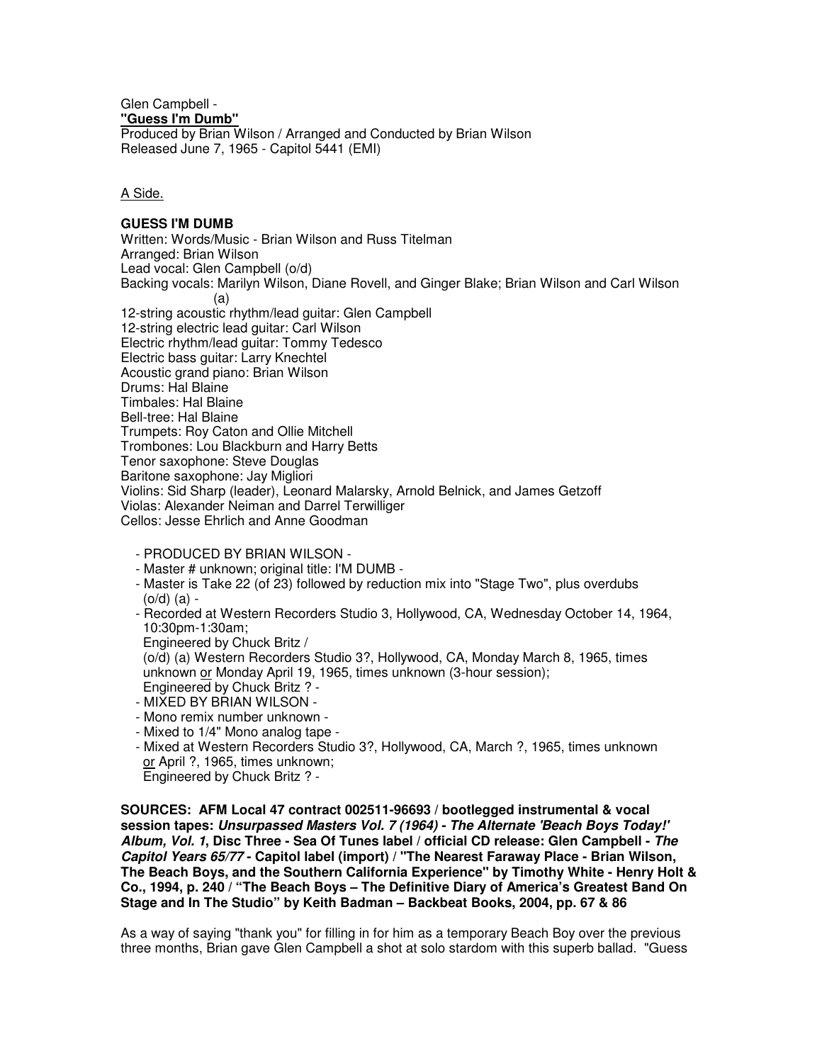Glen Campbell -
**"Guess I'm Dumb"**
Produced by Brian Wilson / Arranged and Conducted by Brian Wilson
Released June 7, 1965 - Capitol 5441 (EMI)

A Side.

**GUESS I'M DUMB**
Written: Words/Music - Brian Wilson and Russ Titelman
Arranged: Brian Wilson
Lead vocal: Glen Campbell (o/d)
Backing vocals: Marilyn Wilson, Diane Rovell, and Ginger Blake; Brian Wilson and Carl Wilson (a)
12-string acoustic rhythm/lead guitar: Glen Campbell
12-string electric lead guitar: Carl Wilson
Electric rhythm/lead guitar: Tommy Tedesco
Electric bass guitar: Larry Knechtel
Acoustic grand piano: Brian Wilson
Drums: Hal Blaine
Timbales: Hal Blaine
Bell-tree: Hal Blaine
Trumpets: Roy Caton and Ollie Mitchell
Trombones: Lou Blackburn and Harry Betts
Tenor saxophone: Steve Douglas
Baritone saxophone: Jay Migliori
Violins: Sid Sharp (leader), Leonard Malarsky, Arnold Belnick, and James Getzoff
Violas: Alexander Neiman and Darrel Terwilliger
Cellos: Jesse Ehrlich and Anne Goodman

- PRODUCED BY BRIAN WILSON -
- Master # unknown; original title: I'M DUMB -
- Master is Take 22 (of 23) followed by reduction mix into "Stage Two", plus overdubs (o/d) (a) -
- Recorded at Western Recorders Studio 3, Hollywood, CA, Wednesday October 14, 1964, 10:30pm-1:30am;
  Engineered by Chuck Britz /
  (o/d) (a) Western Recorders Studio 3?, Hollywood, CA, Monday March 8, 1965, times unknown or Monday April 19, 1965, times unknown (3-hour session);
  Engineered by Chuck Britz ? -
- MIXED BY BRIAN WILSON -
- Mono remix number unknown -
- Mixed to 1/4" Mono analog tape -
- Mixed at Western Recorders Studio 3?, Hollywood, CA, March ?, 1965, times unknown or April ?, 1965, times unknown;
  Engineered by Chuck Britz ? -

**SOURCES: AFM Local 47 contract 002511-96693 / bootlegged instrumental & vocal session tapes: *Unsurpassed Masters Vol. 7 (1964) - The Alternate 'Beach Boys Today!' Album, Vol. 1*, Disc Three - Sea Of Tunes label / official CD release: Glen Campbell - *The Capitol Years 65/77* - Capitol label (import) / "The Nearest Faraway Place - Brian Wilson, The Beach Boys, and the Southern California Experience" by Timothy White - Henry Holt & Co., 1994, p. 240 / "The Beach Boys – The Definitive Diary of America's Greatest Band On Stage and In The Studio" by Keith Badman – Backbeat Books, 2004, pp. 67 & 86**

As a way of saying "thank you" for filling in for him as a temporary Beach Boy over the previous three months, Brian gave Glen Campbell a shot at solo stardom with this superb ballad. "Guess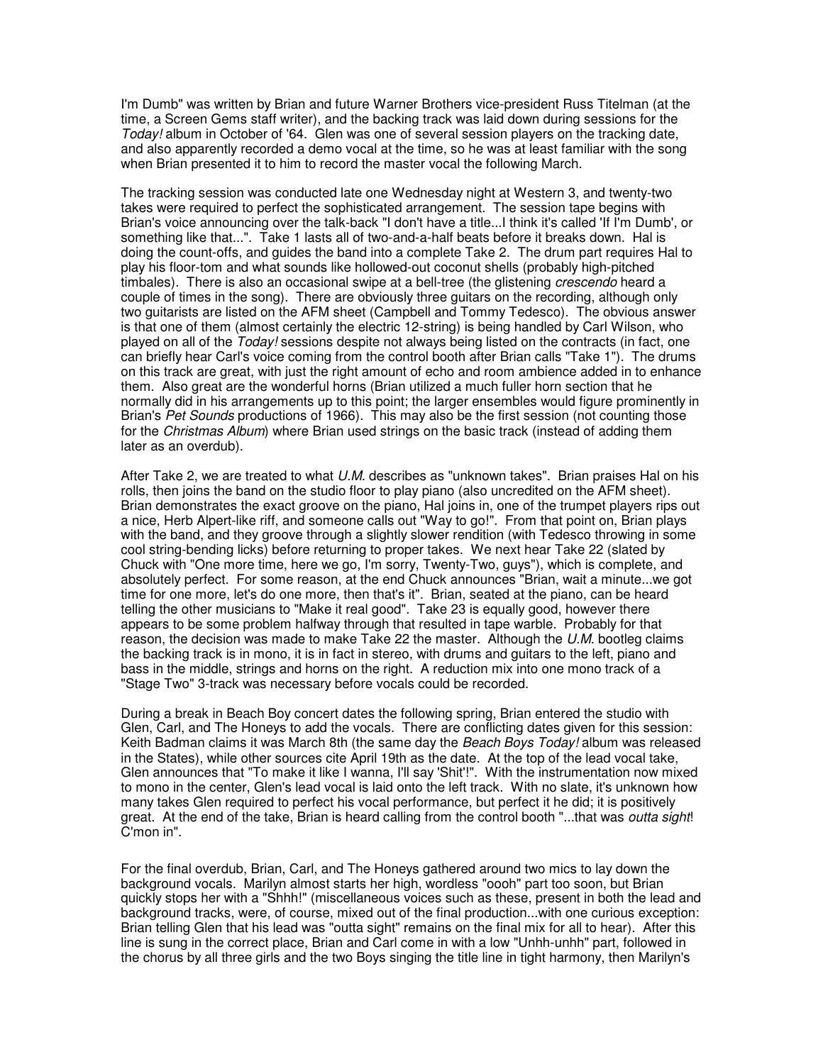I'm Dumb" was written by Brian and future Warner Brothers vice-president Russ Titelman (at the time, a Screen Gems staff writer), and the backing track was laid down during sessions for the *Today!* album in October of '64. Glen was one of several session players on the tracking date, and also apparently recorded a demo vocal at the time, so he was at least familiar with the song when Brian presented it to him to record the master vocal the following March.

The tracking session was conducted late one Wednesday night at Western 3, and twenty-two takes were required to perfect the sophisticated arrangement. The session tape begins with Brian's voice announcing over the talk-back "I don't have a title...I think it's called 'If I'm Dumb', or something like that...". Take 1 lasts all of two-and-a-half beats before it breaks down. Hal is doing the count-offs, and guides the band into a complete Take 2. The drum part requires Hal to play his floor-tom and what sounds like hollowed-out coconut shells (probably high-pitched timbales). There is also an occasional swipe at a bell-tree (the glistening *crescendo* heard a couple of times in the song). There are obviously three guitars on the recording, although only two guitarists are listed on the AFM sheet (Campbell and Tommy Tedesco). The obvious answer is that one of them (almost certainly the electric 12-string) is being handled by Carl Wilson, who played on all of the *Today!* sessions despite not always being listed on the contracts (in fact, one can briefly hear Carl's voice coming from the control booth after Brian calls "Take 1"). The drums on this track are great, with just the right amount of echo and room ambience added in to enhance them. Also great are the wonderful horns (Brian utilized a much fuller horn section that he normally did in his arrangements up to this point; the larger ensembles would figure prominently in Brian's *Pet Sounds* productions of 1966). This may also be the first session (not counting those for the *Christmas Album*) where Brian used strings on the basic track (instead of adding them later as an overdub).

After Take 2, we are treated to what *U.M.* describes as "unknown takes". Brian praises Hal on his rolls, then joins the band on the studio floor to play piano (also uncredited on the AFM sheet). Brian demonstrates the exact groove on the piano, Hal joins in, one of the trumpet players rips out a nice, Herb Alpert-like riff, and someone calls out "Way to go!". From that point on, Brian plays with the band, and they groove through a slightly slower rendition (with Tedesco throwing in some cool string-bending licks) before returning to proper takes. We next hear Take 22 (slated by Chuck with "One more time, here we go, I'm sorry, Twenty-Two, guys"), which is complete, and absolutely perfect. For some reason, at the end Chuck announces "Brian, wait a minute...we got time for one more, let's do one more, then that's it". Brian, seated at the piano, can be heard telling the other musicians to "Make it real good". Take 23 is equally good, however there appears to be some problem halfway through that resulted in tape warble. Probably for that reason, the decision was made to make Take 22 the master. Although the *U.M.* bootleg claims the backing track is in mono, it is in fact in stereo, with drums and guitars to the left, piano and bass in the middle, strings and horns on the right. A reduction mix into one mono track of a "Stage Two" 3-track was necessary before vocals could be recorded.

During a break in Beach Boy concert dates the following spring, Brian entered the studio with Glen, Carl, and The Honeys to add the vocals. There are conflicting dates given for this session: Keith Badman claims it was March 8th (the same day the *Beach Boys Today!* album was released in the States), while other sources cite April 19th as the date. At the top of the lead vocal take, Glen announces that "To make it like I wanna, I'll say 'Shit'!". With the instrumentation now mixed to mono in the center, Glen's lead vocal is laid onto the left track. With no slate, it's unknown how many takes Glen required to perfect his vocal performance, but perfect it he did; it is positively great. At the end of the take, Brian is heard calling from the control booth "...that was *outta sight*! C'mon in".

For the final overdub, Brian, Carl, and The Honeys gathered around two mics to lay down the background vocals. Marilyn almost starts her high, wordless "oooh" part too soon, but Brian quickly stops her with a "Shhh!" (miscellaneous voices such as these, present in both the lead and background tracks, were, of course, mixed out of the final production...with one curious exception: Brian telling Glen that his lead was "outta sight" remains on the final mix for all to hear). After this line is sung in the correct place, Brian and Carl come in with a low "Unhh-unhh" part, followed in the chorus by all three girls and the two Boys singing the title line in tight harmony, then Marilyn's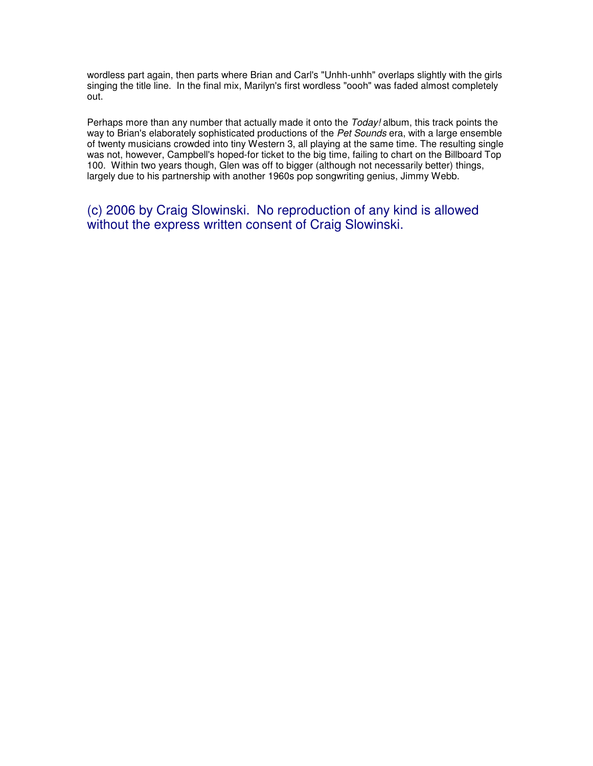wordless part again, then parts where Brian and Carl's "Unhh-unhh" overlaps slightly with the girls singing the title line. In the final mix, Marilyn's first wordless "oooh" was faded almost completely out.

Perhaps more than any number that actually made it onto the *Today!* album, this track points the way to Brian's elaborately sophisticated productions of the *Pet Sounds* era, with a large ensemble of twenty musicians crowded into tiny Western 3, all playing at the same time. The resulting single was not, however, Campbell's hoped-for ticket to the big time, failing to chart on the Billboard Top 100. Within two years though, Glen was off to bigger (although not necessarily better) things, largely due to his partnership with another 1960s pop songwriting genius, Jimmy Webb.

(c) 2006 by Craig Slowinski. No reproduction of any kind is allowed without the express written consent of Craig Slowinski.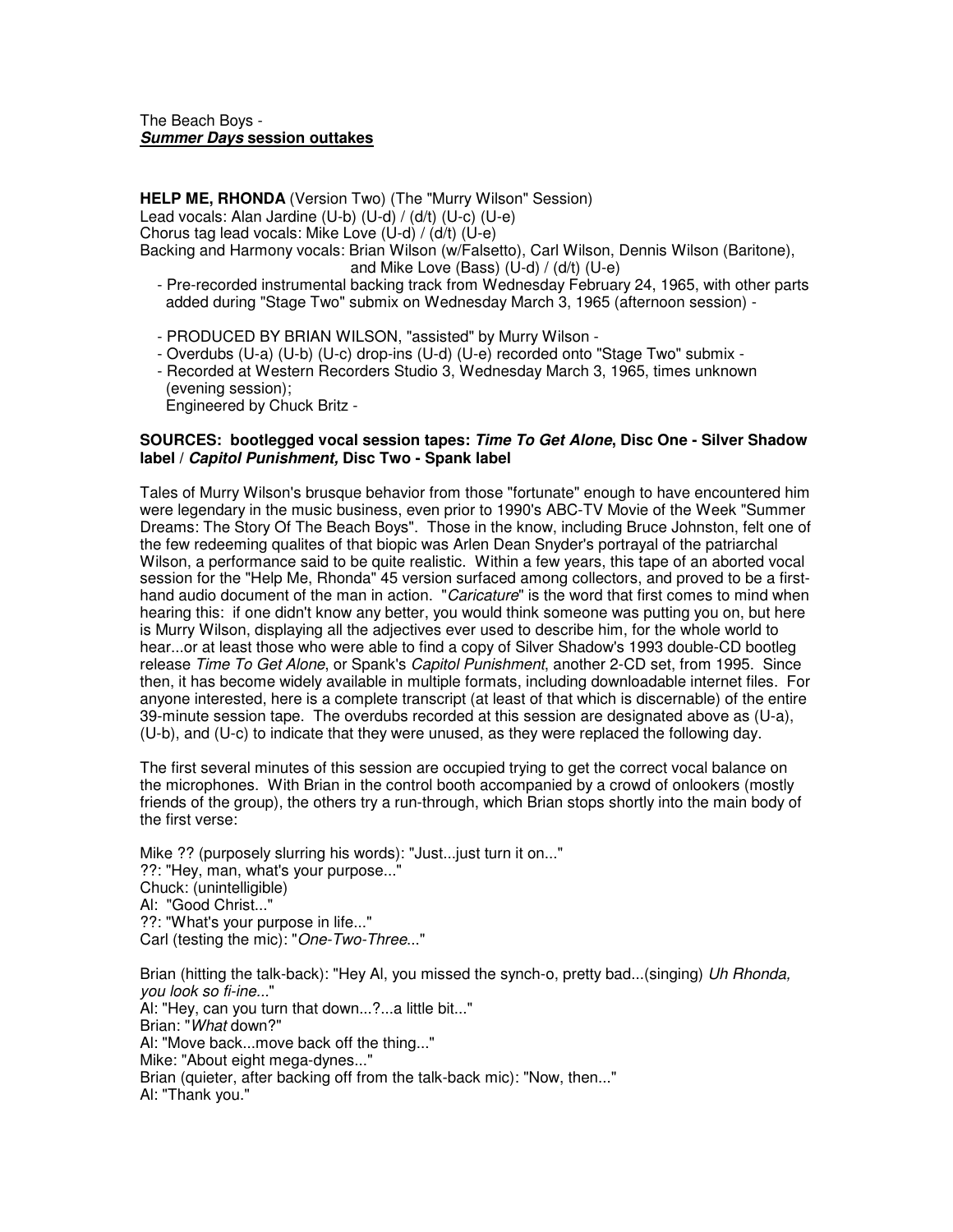The Beach Boys -
***Summer Days* session outtakes**

**HELP ME, RHONDA** (Version Two) (The "Murry Wilson" Session)
Lead vocals: Alan Jardine (U-b) (U-d) / (d/t) (U-c) (U-e)
Chorus tag lead vocals: Mike Love (U-d) / (d/t) (U-e)
Backing and Harmony vocals: Brian Wilson (w/Falsetto), Carl Wilson, Dennis Wilson (Baritone), and Mike Love (Bass) (U-d) / (d/t) (U-e)

- Pre-recorded instrumental backing track from Wednesday February 24, 1965, with other parts added during "Stage Two" submix on Wednesday March 3, 1965 (afternoon session) -

- PRODUCED BY BRIAN WILSON, "assisted" by Murry Wilson -
- Overdubs (U-a) (U-b) (U-c) drop-ins (U-d) (U-e) recorded onto "Stage Two" submix -
- Recorded at Western Recorders Studio 3, Wednesday March 3, 1965, times unknown (evening session);
  Engineered by Chuck Britz -

**SOURCES: bootlegged vocal session tapes: *Time To Get Alone*, Disc One - Silver Shadow label / *Capitol Punishment,* Disc Two - Spank label**

Tales of Murry Wilson's brusque behavior from those "fortunate" enough to have encountered him were legendary in the music business, even prior to 1990's ABC-TV Movie of the Week "Summer Dreams: The Story Of The Beach Boys". Those in the know, including Bruce Johnston, felt one of the few redeeming qualites of that biopic was Arlen Dean Snyder's portrayal of the patriarchal Wilson, a performance said to be quite realistic. Within a few years, this tape of an aborted vocal session for the "Help Me, Rhonda" 45 version surfaced among collectors, and proved to be a first-hand audio document of the man in action. "*Caricature*" is the word that first comes to mind when hearing this: if one didn't know any better, you would think someone was putting you on, but here is Murry Wilson, displaying all the adjectives ever used to describe him, for the whole world to hear...or at least those who were able to find a copy of Silver Shadow's 1993 double-CD bootleg release *Time To Get Alone*, or Spank's *Capitol Punishment*, another 2-CD set, from 1995. Since then, it has become widely available in multiple formats, including downloadable internet files. For anyone interested, here is a complete transcript (at least of that which is discernable) of the entire 39-minute session tape. The overdubs recorded at this session are designated above as (U-a), (U-b), and (U-c) to indicate that they were unused, as they were replaced the following day.

The first several minutes of this session are occupied trying to get the correct vocal balance on the microphones. With Brian in the control booth accompanied by a crowd of onlookers (mostly friends of the group), the others try a run-through, which Brian stops shortly into the main body of the first verse:

Mike ?? (purposely slurring his words): "Just...just turn it on..."
??: "Hey, man, what's your purpose..."
Chuck: (unintelligible)
Al: "Good Christ..."
??: "What's your purpose in life..."
Carl (testing the mic): "*One-Two-Three*..."

Brian (hitting the talk-back): "Hey Al, you missed the synch-o, pretty bad...(singing) *Uh Rhonda, you look so fi-ine...*"
Al: "Hey, can you turn that down...?...a little bit..."
Brian: "*What* down?"
Al: "Move back...move back off the thing..."
Mike: "About eight mega-dynes..."
Brian (quieter, after backing off from the talk-back mic): "Now, then..."
Al: "Thank you."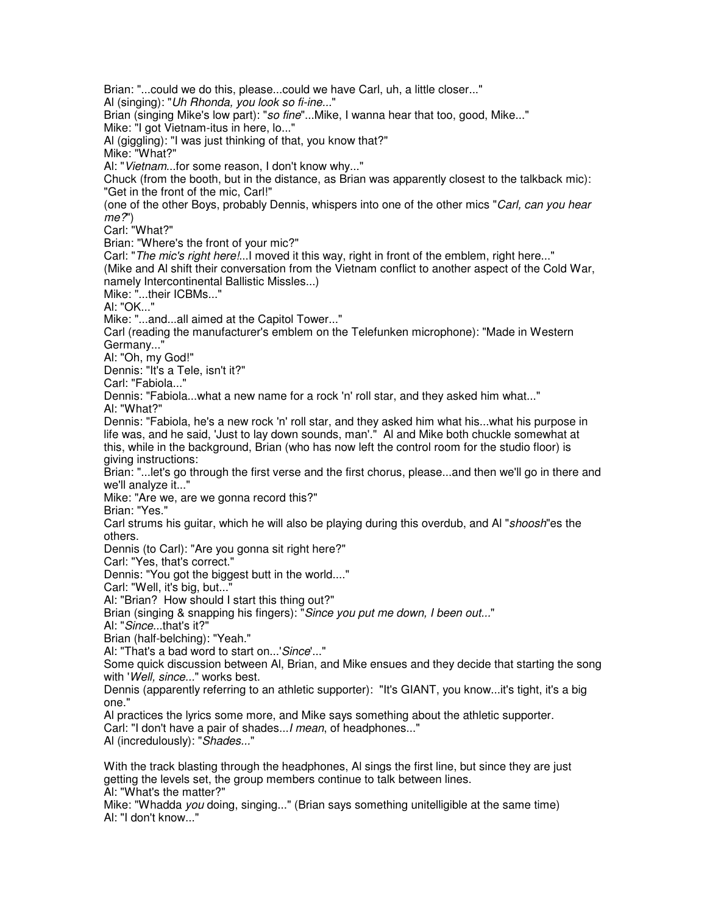Brian: "...could we do this, please...could we have Carl, uh, a little closer..."
Al (singing): "*Uh Rhonda, you look so fi-ine...*"
Brian (singing Mike's low part): "*so fine*"...Mike, I wanna hear that too, good, Mike..."
Mike: "I got Vietnam-itus in here, lo..."
Al (giggling): "I was just thinking of that, you know that?"
Mike: "What?"
Al: "*Vietnam*...for some reason, I don't know why..."
Chuck (from the booth, but in the distance, as Brian was apparently closest to the talkback mic): "Get in the front of the mic, Carl!"
(one of the other Boys, probably Dennis, whispers into one of the other mics "*Carl, can you hear me?*")
Carl: "What?"
Brian: "Where's the front of your mic?"
Carl: "*The mic's right here!*...I moved it this way, right in front of the emblem, right here..."
(Mike and Al shift their conversation from the Vietnam conflict to another aspect of the Cold War, namely Intercontinental Ballistic Missles...)
Mike: "...their ICBMs..."
Al: "OK..."
Mike: "...and...all aimed at the Capitol Tower..."
Carl (reading the manufacturer's emblem on the Telefunken microphone): "Made in Western Germany..."
Al: "Oh, my God!"
Dennis: "It's a Tele, isn't it?"
Carl: "Fabiola..."
Dennis: "Fabiola...what a new name for a rock 'n' roll star, and they asked him what..."
Al: "What?"
Dennis: "Fabiola, he's a new rock 'n' roll star, and they asked him what his...what his purpose in life was, and he said, 'Just to lay down sounds, man'." Al and Mike both chuckle somewhat at this, while in the background, Brian (who has now left the control room for the studio floor) is giving instructions:
Brian: "...let's go through the first verse and the first chorus, please...and then we'll go in there and we'll analyze it..."
Mike: "Are we, are we gonna record this?"
Brian: "Yes."
Carl strums his guitar, which he will also be playing during this overdub, and Al "*shoosh*"es the others.
Dennis (to Carl): "Are you gonna sit right here?"
Carl: "Yes, that's correct."
Dennis: "You got the biggest butt in the world...."
Carl: "Well, it's big, but..."
Al: "Brian? How should I start this thing out?"
Brian (singing & snapping his fingers): "*Since you put me down, I been out...*"
Al: "*Since*...that's it?"
Brian (half-belching): "Yeah."
Al: "That's a bad word to start on...'*Since*'..."
Some quick discussion between Al, Brian, and Mike ensues and they decide that starting the song with '*Well, since...*" works best.
Dennis (apparently referring to an athletic supporter): "It's GIANT, you know...it's tight, it's a big one."
Al practices the lyrics some more, and Mike says something about the athletic supporter.
Carl: "I don't have a pair of shades...*I mean*, of headphones..."
Al (incredulously): "*Shades...*"

With the track blasting through the headphones, Al sings the first line, but since they are just getting the levels set, the group members continue to talk between lines.
Al: "What's the matter?"
Mike: "Whadda *you* doing, singing..." (Brian says something unitelligible at the same time)
Al: "I don't know..."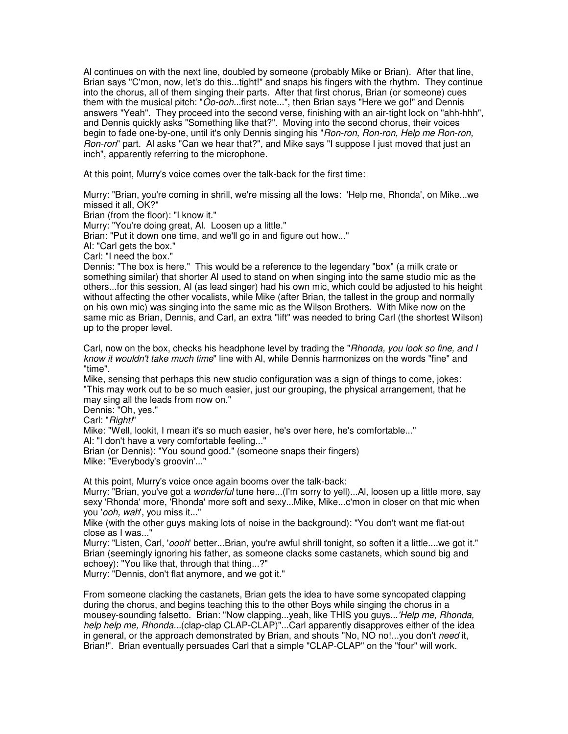Al continues on with the next line, doubled by someone (probably Mike or Brian). After that line, Brian says "C'mon, now, let's do this...tight!" and snaps his fingers with the rhythm. They continue into the chorus, all of them singing their parts. After that first chorus, Brian (or someone) cues them with the musical pitch: "*Oo-ooh*...first note...", then Brian says "Here we go!" and Dennis answers "Yeah". They proceed into the second verse, finishing with an air-tight lock on "ahh-hhh", and Dennis quickly asks "Something like that?". Moving into the second chorus, their voices begin to fade one-by-one, until it's only Dennis singing his "*Ron-ron, Ron-ron, Help me Ron-ron, Ron-ron*" part. Al asks "Can we hear that?", and Mike says "I suppose I just moved that just an inch", apparently referring to the microphone.

At this point, Murry's voice comes over the talk-back for the first time:

Murry: "Brian, you're coming in shrill, we're missing all the lows: 'Help me, Rhonda', on Mike...we missed it all, OK?"
Brian (from the floor): "I know it."
Murry: "You're doing great, Al. Loosen up a little."
Brian: "Put it down one time, and we'll go in and figure out how..."
Al: "Carl gets the box."
Carl: "I need the box."
Dennis: "The box is here." This would be a reference to the legendary "box" (a milk crate or something similar) that shorter Al used to stand on when singing into the same studio mic as the others...for this session, Al (as lead singer) had his own mic, which could be adjusted to his height without affecting the other vocalists, while Mike (after Brian, the tallest in the group and normally on his own mic) was singing into the same mic as the Wilson Brothers. With Mike now on the same mic as Brian, Dennis, and Carl, an extra "lift" was needed to bring Carl (the shortest Wilson) up to the proper level.

Carl, now on the box, checks his headphone level by trading the "*Rhonda, you look so fine, and I know it wouldn't take much time*" line with Al, while Dennis harmonizes on the words "fine" and "time".
Mike, sensing that perhaps this new studio configuration was a sign of things to come, jokes: "This may work out to be so much easier, just our grouping, the physical arrangement, that he may sing all the leads from now on."
Dennis: "Oh, yes."
Carl: "*Right!*"
Mike: "Well, lookit, I mean it's so much easier, he's over here, he's comfortable..."
Al: "I don't have a very comfortable feeling..."
Brian (or Dennis): "You sound good." (someone snaps their fingers)
Mike: "Everybody's groovin'..."

At this point, Murry's voice once again booms over the talk-back:
Murry: "Brian, you've got a *wonderful* tune here...(I'm sorry to yell)...Al, loosen up a little more, say sexy 'Rhonda' more, 'Rhonda' more soft and sexy...Mike, Mike...c'mon in closer on that mic when you '*ooh, wah*', you miss it..."
Mike (with the other guys making lots of noise in the background): "You don't want me flat-out close as I was..."
Murry: "Listen, Carl, '*oooh*' better...Brian, you're awful shrill tonight, so soften it a little....we got it."
Brian (seemingly ignoring his father, as someone clacks some castanets, which sound big and echoey): "You like that, through that thing...?"
Murry: "Dennis, don't flat anymore, and we got it."

From someone clacking the castanets, Brian gets the idea to have some syncopated clapping during the chorus, and begins teaching this to the other Boys while singing the chorus in a mousey-sounding falsetto. Brian: "Now clapping...yeah, like THIS you guys...*'Help me, Rhonda, help help me, Rhonda...*(clap-clap CLAP-CLAP)"...Carl apparently disapproves either of the idea in general, or the approach demonstrated by Brian, and shouts "No, NO no!...you don't *need* it, Brian!". Brian eventually persuades Carl that a simple "CLAP-CLAP" on the "four" will work.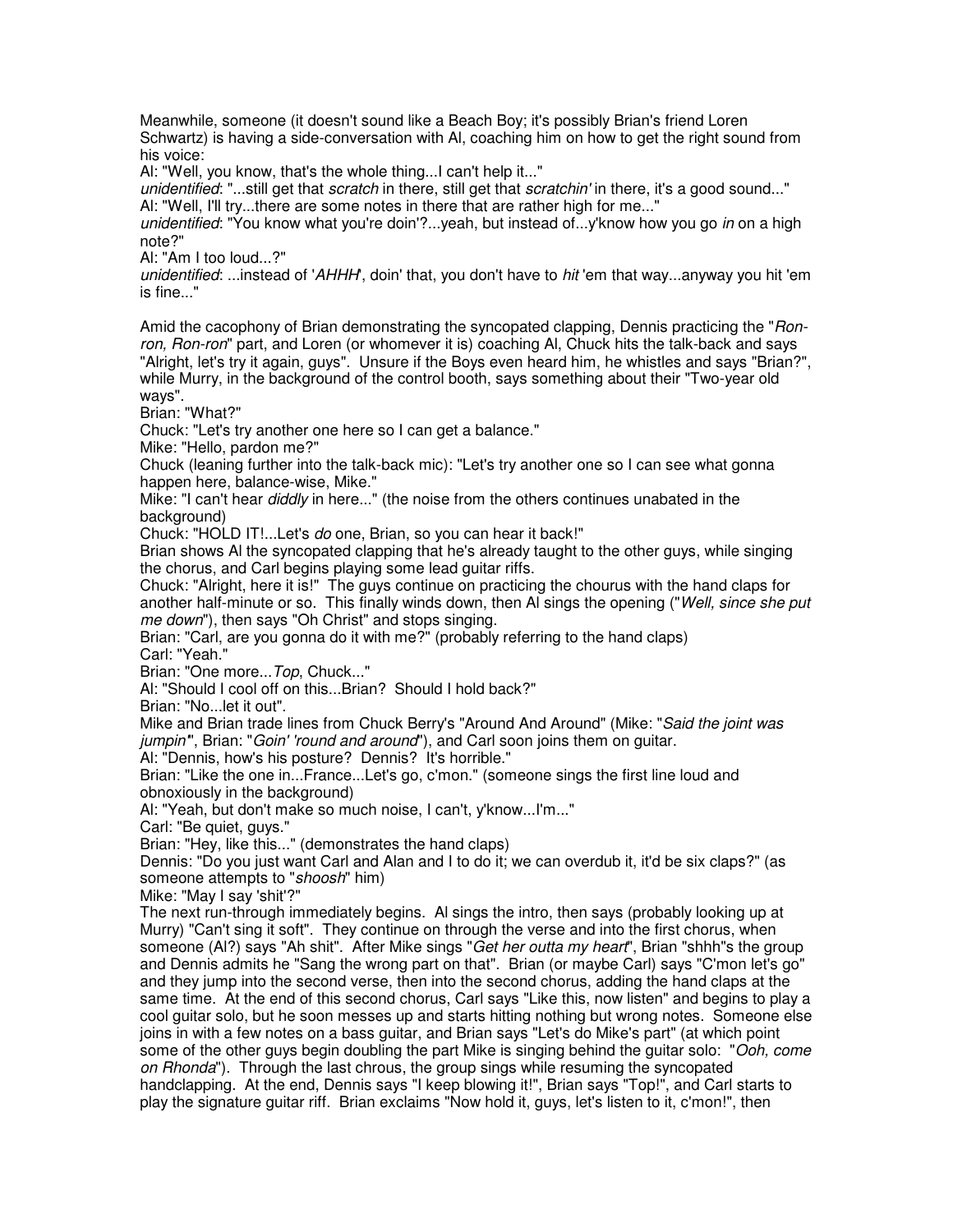Meanwhile, someone (it doesn't sound like a Beach Boy; it's possibly Brian's friend Loren Schwartz) is having a side-conversation with Al, coaching him on how to get the right sound from his voice:
Al: "Well, you know, that's the whole thing...I can't help it..."
*unidentified*: "...still get that *scratch* in there, still get that *scratchin'* in there, it's a good sound..."
Al: "Well, I'll try...there are some notes in there that are rather high for me..."
*unidentified*: "You know what you're doin'?...yeah, but instead of...y'know how you go *in* on a high note?"
Al: "Am I too loud...?"
*unidentified*: ...instead of '*AHHH*', doin' that, you don't have to *hit* 'em that way...anyway you hit 'em is fine..."

Amid the cacophony of Brian demonstrating the syncopated clapping, Dennis practicing the "*Ron-ron, Ron-ron*" part, and Loren (or whomever it is) coaching Al, Chuck hits the talk-back and says "Alright, let's try it again, guys". Unsure if the Boys even heard him, he whistles and says "Brian?", while Murry, in the background of the control booth, says something about their "Two-year old ways".
Brian: "What?"
Chuck: "Let's try another one here so I can get a balance."
Mike: "Hello, pardon me?"
Chuck (leaning further into the talk-back mic): "Let's try another one so I can see what gonna happen here, balance-wise, Mike."
Mike: "I can't hear *diddly* in here..." (the noise from the others continues unabated in the background)
Chuck: "HOLD IT!...Let's *do* one, Brian, so you can hear it back!"
Brian shows Al the syncopated clapping that he's already taught to the other guys, while singing the chorus, and Carl begins playing some lead guitar riffs.
Chuck: "Alright, here it is!" The guys continue on practicing the chourus with the hand claps for another half-minute or so. This finally winds down, then Al sings the opening ("*Well, since she put me down*"), then says "Oh Christ" and stops singing.
Brian: "Carl, are you gonna do it with me?" (probably referring to the hand claps)
Carl: "Yeah."
Brian: "One more...*Top*, Chuck..."
Al: "Should I cool off on this...Brian? Should I hold back?"
Brian: "No...let it out".
Mike and Brian trade lines from Chuck Berry's "Around And Around" (Mike: "*Said the joint was jumpin'*", Brian: "*Goin' 'round and around*"), and Carl soon joins them on guitar.
Al: "Dennis, how's his posture? Dennis? It's horrible."
Brian: "Like the one in...France...Let's go, c'mon." (someone sings the first line loud and obnoxiously in the background)
Al: "Yeah, but don't make so much noise, I can't, y'know...I'm..."
Carl: "Be quiet, guys."
Brian: "Hey, like this..." (demonstrates the hand claps)
Dennis: "Do you just want Carl and Alan and I to do it; we can overdub it, it'd be six claps?" (as someone attempts to "*shoosh*" him)
Mike: "May I say 'shit'?"
The next run-through immediately begins. Al sings the intro, then says (probably looking up at Murry) "Can't sing it soft". They continue on through the verse and into the first chorus, when someone (Al?) says "Ah shit". After Mike sings "*Get her outta my heart*", Brian "shhh"s the group and Dennis admits he "Sang the wrong part on that". Brian (or maybe Carl) says "C'mon let's go" and they jump into the second verse, then into the second chorus, adding the hand claps at the same time. At the end of this second chorus, Carl says "Like this, now listen" and begins to play a cool guitar solo, but he soon messes up and starts hitting nothing but wrong notes. Someone else joins in with a few notes on a bass guitar, and Brian says "Let's do Mike's part" (at which point some of the other guys begin doubling the part Mike is singing behind the guitar solo: "*Ooh, come on Rhonda*"). Through the last chrous, the group sings while resuming the syncopated handclapping. At the end, Dennis says "I keep blowing it!", Brian says "Top!", and Carl starts to play the signature guitar riff. Brian exclaims "Now hold it, guys, let's listen to it, c'mon!", then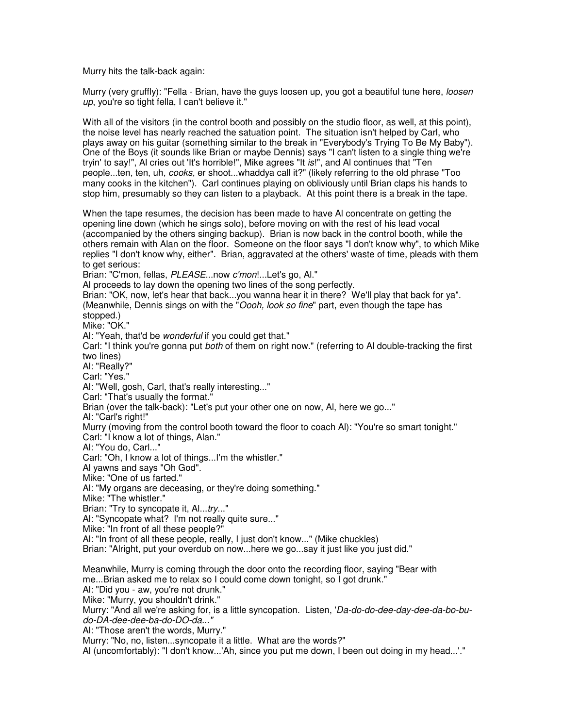Murry hits the talk-back again:

Murry (very gruffly): "Fella - Brian, have the guys loosen up, you got a beautiful tune here, *loosen up*, you're so tight fella, I can't believe it."

With all of the visitors (in the control booth and possibly on the studio floor, as well, at this point), the noise level has nearly reached the satuation point. The situation isn't helped by Carl, who plays away on his guitar (something similar to the break in "Everybody's Trying To Be My Baby"). One of the Boys (it sounds like Brian or maybe Dennis) says "I can't listen to a single thing we're tryin' to say!", Al cries out 'It's horrible!", Mike agrees "It *is*!", and Al continues that "Ten people...ten, ten, uh, *cooks*, er shoot...whaddya call it?" (likely referring to the old phrase "Too many cooks in the kitchen"). Carl continues playing on obliviously until Brian claps his hands to stop him, presumably so they can listen to a playback. At this point there is a break in the tape.

When the tape resumes, the decision has been made to have Al concentrate on getting the opening line down (which he sings solo), before moving on with the rest of his lead vocal (accompanied by the others singing backup). Brian is now back in the control booth, while the others remain with Alan on the floor. Someone on the floor says "I don't know why", to which Mike replies "I don't know why, either". Brian, aggravated at the others' waste of time, pleads with them to get serious:

Brian: "C'mon, fellas, *PLEASE*...now *c'mon*!...Let's go, Al."

Al proceeds to lay down the opening two lines of the song perfectly.

Brian: "OK, now, let's hear that back...you wanna hear it in there? We'll play that back for ya". (Meanwhile, Dennis sings on with the "*Oooh, look so fine*" part, even though the tape has stopped.)

Mike: "OK."

Al: "Yeah, that'd be *wonderful* if you could get that."

Carl: "I think you're gonna put *both* of them on right now." (referring to Al double-tracking the first two lines)

Al: "Really?"

Carl: "Yes."

Al: "Well, gosh, Carl, that's really interesting..."

Carl: "That's usually the format."

Brian (over the talk-back): "Let's put your other one on now, Al, here we go..."

Al: "Carl's right!"

Murry (moving from the control booth toward the floor to coach Al): "You're so smart tonight."

Carl: "I know a lot of things, Alan."

Al: "You do, Carl..."

Carl: "Oh, I know a lot of things...I'm the whistler."

Al yawns and says "Oh God".

Mike: "One of us farted."

Al: "My organs are deceasing, or they're doing something."

Mike: "The whistler."

Brian: "Try to syncopate it, Al...*try*..."

Al: "Syncopate what? I'm not really quite sure..."

Mike: "In front of all these people?"

Al: "In front of all these people, really, I just don't know..." (Mike chuckles)

Brian: "Alright, put your overdub on now...here we go...say it just like you just did."

Meanwhile, Murry is coming through the door onto the recording floor, saying "Bear with me...Brian asked me to relax so I could come down tonight, so I got drunk."

Al: "Did you - aw, you're not drunk."

Mike: "Murry, you shouldn't drink."

Murry: "And all we're asking for, is a little syncopation. Listen, '*Da-do-do-dee-day-dee-da-bo-bu-do-DA-dee-dee-ba-do-DO-da...*"

Al: "Those aren't the words, Murry."

Murry: "No, no, listen...syncopate it a little. What are the words?"

Al (uncomfortably): "I don't know...'Ah, since you put me down, I been out doing in my head...'."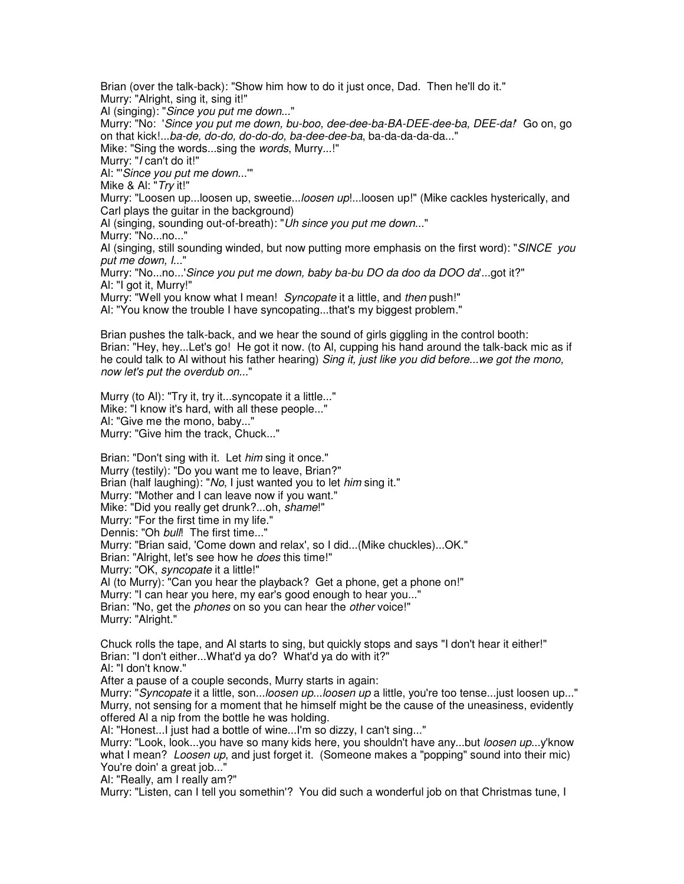Brian (over the talk-back): "Show him how to do it just once, Dad. Then he'll do it."
Murry: "Alright, sing it, sing it!"
Al (singing): "*Since you put me down*..."
Murry: "No: '*Since you put me down, bu-boo, dee-dee-ba-BA-DEE-dee-ba, DEE-da!*' Go on, go on that kick!...*ba-de, do-do, do-do-do, ba-dee-dee-ba*, ba-da-da-da-da..."
Mike: "Sing the words...sing the *words*, Murry...!"
Murry: "*I* can't do it!"
Al: "'*Since you put me down*...'"
Mike & Al: "*Try* it!"
Murry: "Loosen up...loosen up, sweetie...*loosen up*!...loosen up!" (Mike cackles hysterically, and Carl plays the guitar in the background)
Al (singing, sounding out-of-breath): "*Uh since you put me down*..."
Murry: "No...no..."
Al (singing, still sounding winded, but now putting more emphasis on the first word): "*SINCE you put me down, I*..."
Murry: "No...no...'*Since you put me down, baby ba-bu DO da doo da DOO da*'...got it?"
Al: "I got it, Murry!"
Murry: "Well you know what I mean! *Syncopate* it a little, and *then* push!"
Al: "You know the trouble I have syncopating...that's my biggest problem."

Brian pushes the talk-back, and we hear the sound of girls giggling in the control booth:
Brian: "Hey, hey...Let's go! He got it now. (to Al, cupping his hand around the talk-back mic as if he could talk to Al without his father hearing) *Sing it, just like you did before...we got the mono, now let's put the overdub on*..."

Murry (to Al): "Try it, try it...syncopate it a little..."
Mike: "I know it's hard, with all these people..."
Al: "Give me the mono, baby..."
Murry: "Give him the track, Chuck..."

Brian: "Don't sing with it. Let *him* sing it once."
Murry (testily): "Do you want me to leave, Brian?"
Brian (half laughing): "*No*, I just wanted you to let *him* sing it."
Murry: "Mother and I can leave now if you want."
Mike: "Did you really get drunk?...oh, *shame*!"
Murry: "For the first time in my life."
Dennis: "Oh *bull*! The first time..."
Murry: "Brian said, 'Come down and relax', so I did...(Mike chuckles)...OK."
Brian: "Alright, let's see how he *does* this time!"
Murry: "OK, *syncopate* it a little!"
Al (to Murry): "Can you hear the playback? Get a phone, get a phone on!"
Murry: "I can hear you here, my ear's good enough to hear you..."
Brian: "No, get the *phones* on so you can hear the *other* voice!"
Murry: "Alright."

Chuck rolls the tape, and Al starts to sing, but quickly stops and says "I don't hear it either!"
Brian: "I don't either...What'd ya do? What'd ya do with it?"
Al: "I don't know."
After a pause of a couple seconds, Murry starts in again:
Murry: "*Syncopate* it a little, son...*loosen up*...*loosen up* a little, you're too tense...just loosen up..."
Murry, not sensing for a moment that he himself might be the cause of the uneasiness, evidently offered Al a nip from the bottle he was holding.
Al: "Honest...I just had a bottle of wine...I'm so dizzy, I can't sing..."
Murry: "Look, look...you have so many kids here, you shouldn't have any...but *loosen up*...y'know what I mean? *Loosen up*, and just forget it. (Someone makes a "popping" sound into their mic) You're doin' a great job..."
Al: "Really, am I really am?"
Murry: "Listen, can I tell you somethin'? You did such a wonderful job on that Christmas tune, I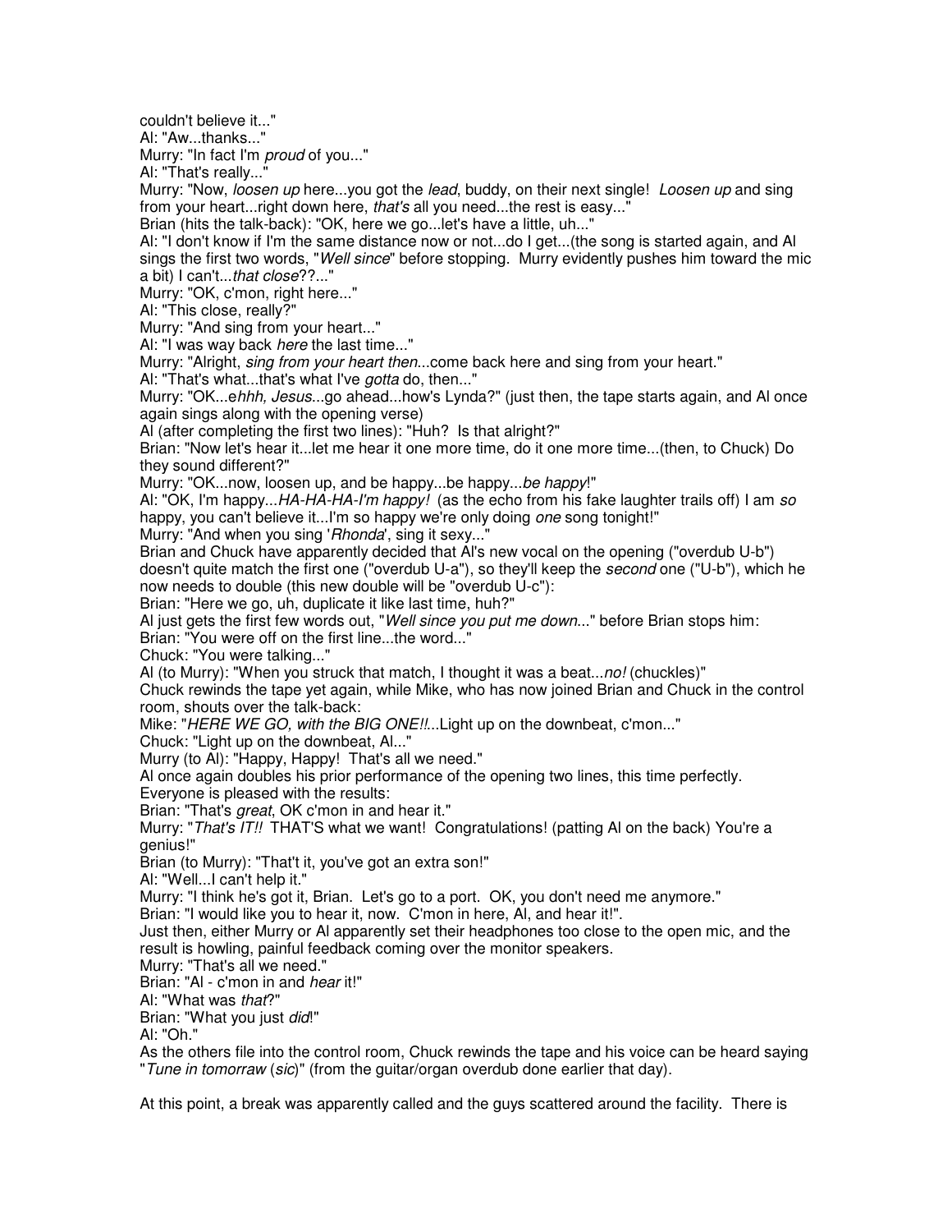couldn't believe it..."

Al: "Aw...thanks..."

Murry: "In fact I'm *proud* of you..."

Al: "That's really..."

Murry: "Now, *loosen up* here...you got the *lead*, buddy, on their next single! *Loosen up* and sing from your heart...right down here, *that's* all you need...the rest is easy..."

Brian (hits the talk-back): "OK, here we go...let's have a little, uh..."

Al: "I don't know if I'm the same distance now or not...do I get...(the song is started again, and Al sings the first two words, "*Well since*" before stopping. Murry evidently pushes him toward the mic a bit) I can't...*that close*??..."

Murry: "OK, c'mon, right here..."

Al: "This close, really?"

Murry: "And sing from your heart..."

Al: "I was way back *here* the last time..."

Murry: "Alright, *sing from your heart then*...come back here and sing from your heart."

Al: "That's what...that's what I've *gotta* do, then..."

Murry: "OK...e*hhh, Jesus*...go ahead...how's Lynda?" (just then, the tape starts again, and Al once again sings along with the opening verse)

Al (after completing the first two lines): "Huh? Is that alright?"

Brian: "Now let's hear it...let me hear it one more time, do it one more time...(then, to Chuck) Do they sound different?"

Murry: "OK...now, loosen up, and be happy...be happy...*be happy*!"

Al: "OK, I'm happy...*HA-HA-HA-I'm happy!* (as the echo from his fake laughter trails off) I am *so* happy, you can't believe it...I'm so happy we're only doing *one* song tonight!"

Murry: "And when you sing '*Rhonda*', sing it sexy..."

Brian and Chuck have apparently decided that Al's new vocal on the opening ("overdub U-b") doesn't quite match the first one ("overdub U-a"), so they'll keep the *second* one ("U-b"), which he now needs to double (this new double will be "overdub U-c"):

Brian: "Here we go, uh, duplicate it like last time, huh?"

Al just gets the first few words out, "*Well since you put me down*..." before Brian stops him:

Brian: "You were off on the first line...the word..."

Chuck: "You were talking..."

Al (to Murry): "When you struck that match, I thought it was a beat...*no!* (chuckles)"

Chuck rewinds the tape yet again, while Mike, who has now joined Brian and Chuck in the control room, shouts over the talk-back:

Mike: "*HERE WE GO, with the BIG ONE!!*...Light up on the downbeat, c'mon..."

Chuck: "Light up on the downbeat, Al..."

Murry (to Al): "Happy, Happy! That's all we need."

Al once again doubles his prior performance of the opening two lines, this time perfectly.

Everyone is pleased with the results:

Brian: "That's *great*, OK c'mon in and hear it."

Murry: "*That's IT!!* THAT'S what we want! Congratulations! (patting Al on the back) You're a genius!"

Brian (to Murry): "That't it, you've got an extra son!"

Al: "Well...I can't help it."

Murry: "I think he's got it, Brian. Let's go to a port. OK, you don't need me anymore."

Brian: "I would like you to hear it, now. C'mon in here, Al, and hear it!".

Just then, either Murry or Al apparently set their headphones too close to the open mic, and the result is howling, painful feedback coming over the monitor speakers.

Murry: "That's all we need."

Brian: "Al - c'mon in and *hear* it!"

Al: "What was *that*?"

Brian: "What you just *did*!"

Al: "Oh."

As the others file into the control room, Chuck rewinds the tape and his voice can be heard saying "*Tune in tomorraw* (*sic*)" (from the guitar/organ overdub done earlier that day).

At this point, a break was apparently called and the guys scattered around the facility. There is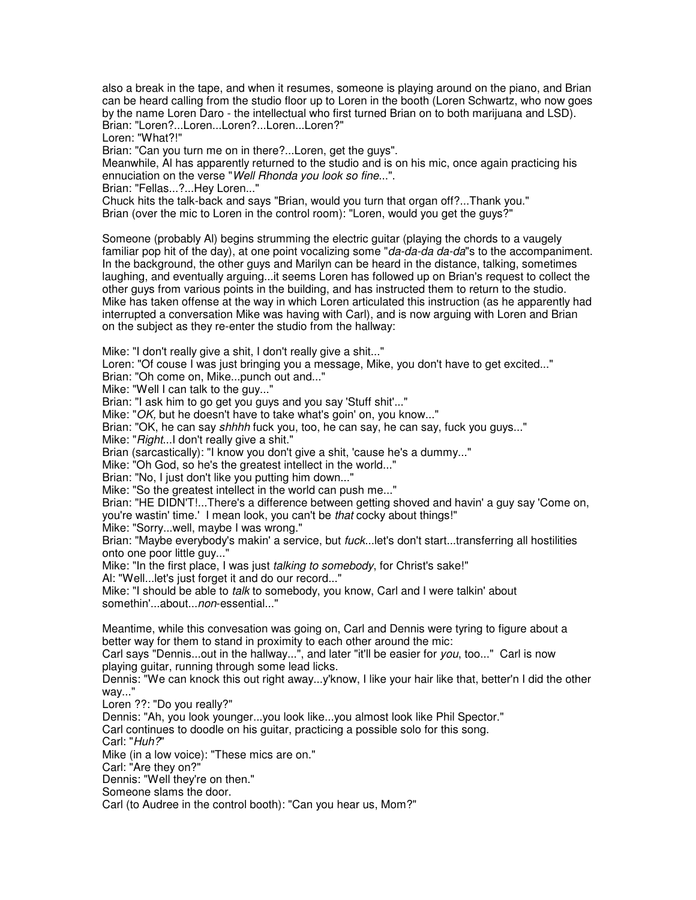also a break in the tape, and when it resumes, someone is playing around on the piano, and Brian can be heard calling from the studio floor up to Loren in the booth (Loren Schwartz, who now goes by the name Loren Daro - the intellectual who first turned Brian on to both marijuana and LSD).
Brian: "Loren?...Loren...Loren?...Loren...Loren?"
Loren: "What?!"
Brian: "Can you turn me on in there?...Loren, get the guys".
Meanwhile, Al has apparently returned to the studio and is on his mic, once again practicing his ennuciation on the verse "*Well Rhonda you look so fine...*".
Brian: "Fellas...?...Hey Loren..."
Chuck hits the talk-back and says "Brian, would you turn that organ off?...Thank you."
Brian (over the mic to Loren in the control room): "Loren, would you get the guys?"

Someone (probably Al) begins strumming the electric guitar (playing the chords to a vaugely familiar pop hit of the day), at one point vocalizing some "*da-da-da da-da*"s to the accompaniment. In the background, the other guys and Marilyn can be heard in the distance, talking, sometimes laughing, and eventually arguing...it seems Loren has followed up on Brian's request to collect the other guys from various points in the building, and has instructed them to return to the studio. Mike has taken offense at the way in which Loren articulated this instruction (as he apparently had interrupted a conversation Mike was having with Carl), and is now arguing with Loren and Brian on the subject as they re-enter the studio from the hallway:

Mike: "I don't really give a shit, I don't really give a shit..."
Loren: "Of couse I was just bringing you a message, Mike, you don't have to get excited..."
Brian: "Oh come on, Mike...punch out and..."
Mike: "Well I can talk to the guy..."
Brian: "I ask him to go get you guys and you say 'Stuff shit'..."
Mike: "*OK,* but he doesn't have to take what's goin' on, you know..."
Brian: "OK, he can say *shhhh* fuck you, too, he can say, he can say, fuck you guys..."
Mike: "*Right*...I don't really give a shit."
Brian (sarcastically): "I know you don't give a shit, 'cause he's a dummy..."
Mike: "Oh God, so he's the greatest intellect in the world..."
Brian: "No, I just don't like you putting him down..."
Mike: "So the greatest intellect in the world can push me..."
Brian: "HE DIDN'T!...There's a difference between getting shoved and havin' a guy say 'Come on, you're wastin' time.' I mean look, you can't be *that* cocky about things!"
Mike: "Sorry...well, maybe I was wrong."
Brian: "Maybe everybody's makin' a service, but *fuck*...let's don't start...transferring all hostilities onto one poor little guy..."
Mike: "In the first place, I was just *talking to somebody*, for Christ's sake!"
Al: "Well...let's just forget it and do our record..."
Mike: "I should be able to *talk* to somebody, you know, Carl and I were talkin' about somethin'...about...*non*-essential..."

Meantime, while this convesation was going on, Carl and Dennis were tyring to figure about a better way for them to stand in proximity to each other around the mic:
Carl says "Dennis...out in the hallway...", and later "it'll be easier for *you*, too..." Carl is now playing guitar, running through some lead licks.
Dennis: "We can knock this out right away...y'know, I like your hair like that, better'n I did the other way..."
Loren ??: "Do you really?"
Dennis: "Ah, you look younger...you look like...you almost look like Phil Spector."
Carl continues to doodle on his guitar, practicing a possible solo for this song.
Carl: "*Huh?*"
Mike (in a low voice): "These mics are on."
Carl: "Are they on?"
Dennis: "Well they're on then."
Someone slams the door.
Carl (to Audree in the control booth): "Can you hear us, Mom?"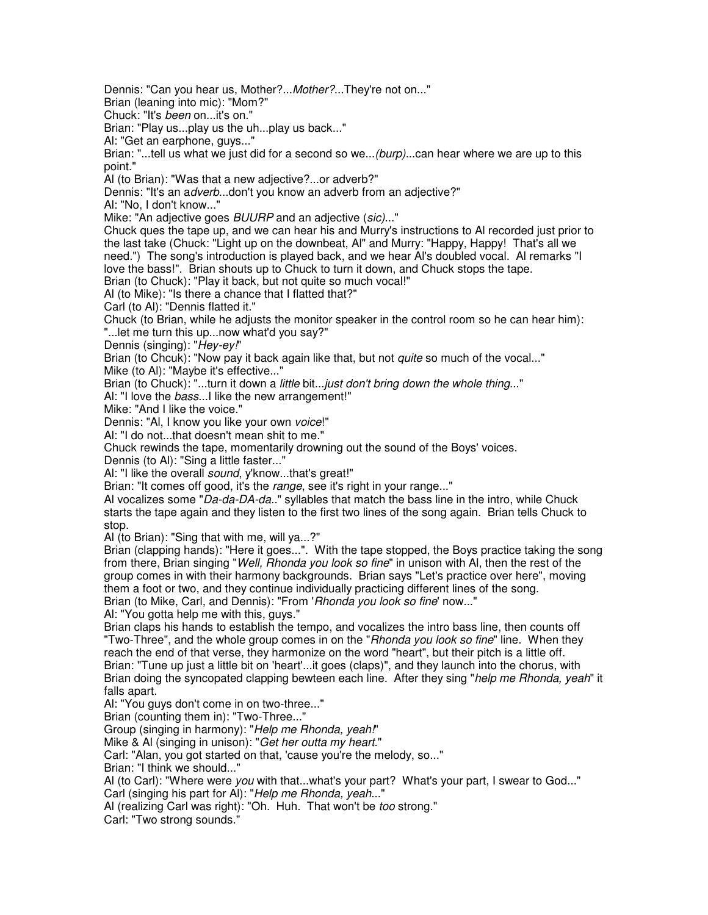Dennis: "Can you hear us, Mother?...*Mother?*...They're not on..."
Brian (leaning into mic): "Mom?"
Chuck: "It's *been* on...it's on."
Brian: "Play us...play us the uh...play us back..."
Al: "Get an earphone, guys..."
Brian: "...tell us what we just did for a second so we...*(burp)*...can hear where we are up to this point."
Al (to Brian): "Was that a new adjective?...or adverb?"
Dennis: "It's an a*dverb*...don't you know an adverb from an adjective?"
Al: "No, I don't know..."
Mike: "An adjective goes *BUURP* and an adjective (*sic)*..."
Chuck ques the tape up, and we can hear his and Murry's instructions to Al recorded just prior to the last take (Chuck: "Light up on the downbeat, Al" and Murry: "Happy, Happy! That's all we need.") The song's introduction is played back, and we hear Al's doubled vocal. Al remarks "I love the bass!". Brian shouts up to Chuck to turn it down, and Chuck stops the tape.
Brian (to Chuck): "Play it back, but not quite so much vocal!"
Al (to Mike): "Is there a chance that I flatted that?"
Carl (to Al): "Dennis flatted it."
Chuck (to Brian, while he adjusts the monitor speaker in the control room so he can hear him): "...let me turn this up...now what'd you say?"
Dennis (singing): "*Hey-ey!*"
Brian (to Chcuk): "Now pay it back again like that, but not *quite* so much of the vocal..."
Mike (to Al): "Maybe it's effective..."
Brian (to Chuck): "...turn it down a *little* bit...*just don't bring down the whole thing*..."
Al: "I love the *bass*...I like the new arrangement!"
Mike: "And I like the voice."
Dennis: "Al, I know you like your own *voice*!"
Al: "I do not...that doesn't mean shit to me."
Chuck rewinds the tape, momentarily drowning out the sound of the Boys' voices.
Dennis (to Al): "Sing a little faster..."
Al: "I like the overall *sound*, y'know...that's great!"
Brian: "It comes off good, it's the *range*, see it's right in your range..."
Al vocalizes some "*Da-da-DA-da..*" syllables that match the bass line in the intro, while Chuck starts the tape again and they listen to the first two lines of the song again. Brian tells Chuck to stop.
Al (to Brian): "Sing that with me, will ya...?"
Brian (clapping hands): "Here it goes...". With the tape stopped, the Boys practice taking the song from there, Brian singing "*Well, Rhonda you look so fine*" in unison with Al, then the rest of the group comes in with their harmony backgrounds. Brian says "Let's practice over here", moving them a foot or two, and they continue individually practicing different lines of the song.
Brian (to Mike, Carl, and Dennis): "From '*Rhonda you look so fine*' now..."
Al: "You gotta help me with this, guys."
Brian claps his hands to establish the tempo, and vocalizes the intro bass line, then counts off "Two-Three", and the whole group comes in on the "*Rhonda you look so fine*" line. When they reach the end of that verse, they harmonize on the word "heart", but their pitch is a little off.
Brian: "Tune up just a little bit on 'heart'...it goes (claps)", and they launch into the chorus, with Brian doing the syncopated clapping bewteen each line. After they sing "*help me Rhonda, yeah*" it falls apart.
Al: "You guys don't come in on two-three..."
Brian (counting them in): "Two-Three..."
Group (singing in harmony): "*Help me Rhonda, yeah!*"
Mike & Al (singing in unison): "*Get her outta my heart*."
Carl: "Alan, you got started on that, 'cause you're the melody, so..."
Brian: "I think we should..."
Al (to Carl): "Where were *you* with that...what's your part? What's your part, I swear to God..."
Carl (singing his part for Al): "*Help me Rhonda, yeah*..."
Al (realizing Carl was right): "Oh. Huh. That won't be *too* strong."
Carl: "Two strong sounds."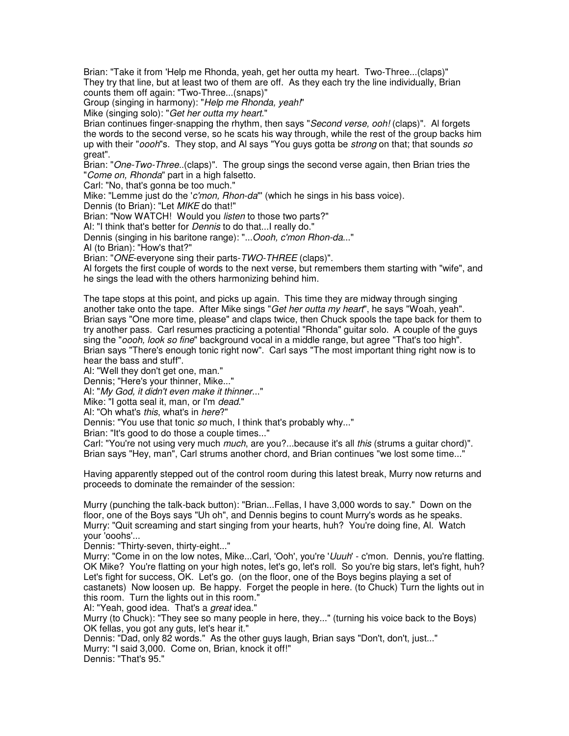Brian: "Take it from 'Help me Rhonda, yeah, get her outta my heart. Two-Three...(claps)"
They try that line, but at least two of them are off. As they each try the line individually, Brian counts them off again: "Two-Three...(snaps)"
Group (singing in harmony): "*Help me Rhonda, yeah!*"
Mike (singing solo): "*Get her outta my heart.*"
Brian continues finger-snapping the rhythm, then says "*Second verse, ooh!* (claps)". Al forgets the words to the second verse, so he scats his way through, while the rest of the group backs him up with their "*oooh*"s. They stop, and Al says "You guys gotta be *strong* on that; that sounds *so* great".
Brian: "*One-Two-Three..*(claps)". The group sings the second verse again, then Brian tries the "*Come on, Rhonda*" part in a high falsetto.
Carl: "No, that's gonna be too much."
Mike: "Lemme just do the '*c'mon, Rhon-da*'" (which he sings in his bass voice).
Dennis (to Brian): "Let *MIKE* do that!"
Brian: "Now WATCH! Would you *listen* to those two parts?"
Al: "I think that's better for *Dennis* to do that...I really do."
Dennis (singing in his baritone range): "...*Oooh, c'mon Rhon-da*..."
Al (to Brian): "How's that?"
Brian: "*ONE*-everyone sing their parts-*TWO-THREE* (claps)".
Al forgets the first couple of words to the next verse, but remembers them starting with "wife", and he sings the lead with the others harmonizing behind him.

The tape stops at this point, and picks up again. This time they are midway through singing another take onto the tape. After Mike sings "*Get her outta my heart*", he says "Woah, yeah". Brian says "One more time, please" and claps twice, then Chuck spools the tape back for them to try another pass. Carl resumes practicing a potential "Rhonda" guitar solo. A couple of the guys sing the "*oooh, look so fine*" background vocal in a middle range, but agree "That's too high". Brian says "There's enough tonic right now". Carl says "The most important thing right now is to hear the bass and stuff".
Al: "Well they don't get one, man."
Dennis; "Here's your thinner, Mike..."
Al: "*My God, it didn't even make it thinner*..."
Mike: "I gotta seal it, man, or I'm *dead*."
Al: "Oh what's *this*, what's in *here*?"
Dennis: "You use that tonic *so* much, I think that's probably why..."
Brian: "It's good to do those a couple times..."
Carl: "You're not using very much *much*, are you?...because it's all *this* (strums a guitar chord)".
Brian says "Hey, man", Carl strums another chord, and Brian continues "we lost some time..."

Having apparently stepped out of the control room during this latest break, Murry now returns and proceeds to dominate the remainder of the session:

Murry (punching the talk-back button): "Brian...Fellas, I have 3,000 words to say." Down on the floor, one of the Boys says "Uh oh", and Dennis begins to count Murry's words as he speaks.
Murry: "Quit screaming and start singing from your hearts, huh? You're doing fine, Al. Watch your 'ooohs'...
Dennis: "Thirty-seven, thirty-eight..."
Murry: "Come in on the low notes, Mike...Carl, 'Ooh', you're '*Uuuh*' - c'mon. Dennis, you're flatting. OK Mike? You're flatting on your high notes, let's go, let's roll. So you're big stars, let's fight, huh? Let's fight for success, OK. Let's go. (on the floor, one of the Boys begins playing a set of castanets) Now loosen up. Be happy. Forget the people in here. (to Chuck) Turn the lights out in this room. Turn the lights out in this room."
Al: "Yeah, good idea. That's a *great* idea."
Murry (to Chuck): "They see so many people in here, they..." (turning his voice back to the Boys) OK fellas, you got any guts, let's hear it."
Dennis: "Dad, only 82 words." As the other guys laugh, Brian says "Don't, don't, just..."
Murry: "I said 3,000. Come on, Brian, knock it off!"
Dennis: "That's 95."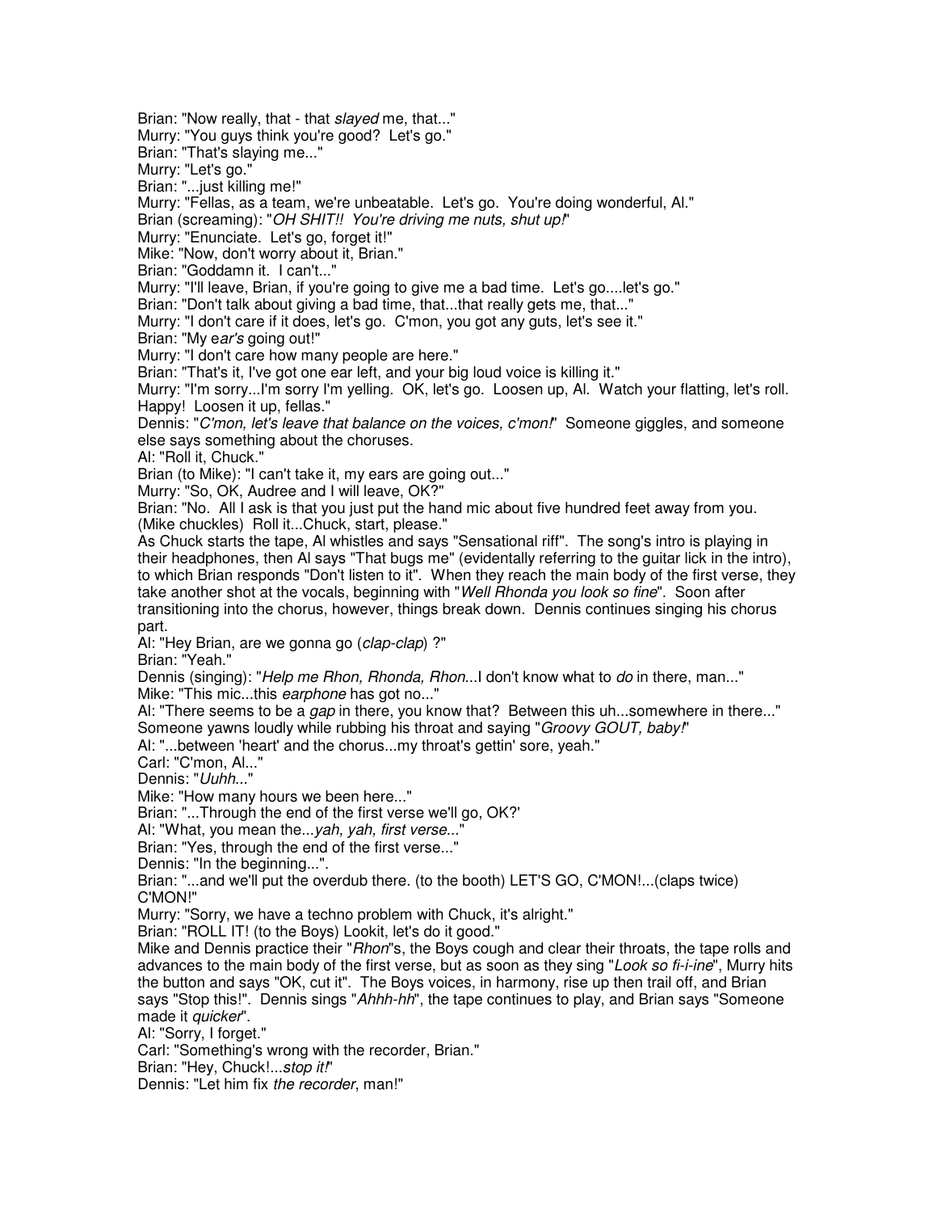Brian: "Now really, that - that *slayed* me, that..."
Murry: "You guys think you're good? Let's go."
Brian: "That's slaying me..."
Murry: "Let's go."
Brian: "...just killing me!"
Murry: "Fellas, as a team, we're unbeatable. Let's go. You're doing wonderful, Al."
Brian (screaming): "*OH SHIT!! You're driving me nuts, shut up!*"
Murry: "Enunciate. Let's go, forget it!"
Mike: "Now, don't worry about it, Brian."
Brian: "Goddamn it. I can't..."
Murry: "I'll leave, Brian, if you're going to give me a bad time. Let's go....let's go."
Brian: "Don't talk about giving a bad time, that...that really gets me, that..."
Murry: "I don't care if it does, let's go. C'mon, you got any guts, let's see it."
Brian: "My e*ar's* going out!"
Murry: "I don't care how many people are here."
Brian: "That's it, I've got one ear left, and your big loud voice is killing it."
Murry: "I'm sorry...I'm sorry I'm yelling. OK, let's go. Loosen up, Al. Watch your flatting, let's roll. Happy! Loosen it up, fellas."
Dennis: "*C'mon, let's leave that balance on the voices, c'mon!*" Someone giggles, and someone else says something about the choruses.
Al: "Roll it, Chuck."
Brian (to Mike): "I can't take it, my ears are going out..."
Murry: "So, OK, Audree and I will leave, OK?"
Brian: "No. All I ask is that you just put the hand mic about five hundred feet away from you. (Mike chuckles) Roll it...Chuck, start, please."
As Chuck starts the tape, Al whistles and says "Sensational riff". The song's intro is playing in their headphones, then Al says "That bugs me" (evidentally referring to the guitar lick in the intro), to which Brian responds "Don't listen to it". When they reach the main body of the first verse, they take another shot at the vocals, beginning with "*Well Rhonda you look so fine*". Soon after transitioning into the chorus, however, things break down. Dennis continues singing his chorus part.
Al: "Hey Brian, are we gonna go (*clap-clap*) ?"
Brian: "Yeah."
Dennis (singing): "*Help me Rhon, Rhonda, Rhon*...I don't know what to *do* in there, man..."
Mike: "This mic...this *earphone* has got no..."
Al: "There seems to be a *gap* in there, you know that? Between this uh...somewhere in there..." Someone yawns loudly while rubbing his throat and saying "*Groovy GOUT, baby!*"
Al: "...between 'heart' and the chorus...my throat's gettin' sore, yeah."
Carl: "C'mon, Al..."
Dennis: "*Uuhh*..."
Mike: "How many hours we been here..."
Brian: "...Through the end of the first verse we'll go, OK?'
Al: "What, you mean the...*yah, yah, first verse*..."
Brian: "Yes, through the end of the first verse..."
Dennis: "In the beginning...".
Brian: "...and we'll put the overdub there. (to the booth) LET'S GO, C'MON!...(claps twice) C'MON!"
Murry: "Sorry, we have a techno problem with Chuck, it's alright."
Brian: "ROLL IT! (to the Boys) Lookit, let's do it good."
Mike and Dennis practice their "*Rhon*"s, the Boys cough and clear their throats, the tape rolls and advances to the main body of the first verse, but as soon as they sing "*Look so fi-i-ine*", Murry hits the button and says "OK, cut it". The Boys voices, in harmony, rise up then trail off, and Brian says "Stop this!". Dennis sings "*Ahhh-hh*", the tape continues to play, and Brian says "Someone made it *quicker*".
Al: "Sorry, I forget."
Carl: "Something's wrong with the recorder, Brian."
Brian: "Hey, Chuck!...*stop it!*"
Dennis: "Let him fix *the recorder*, man!"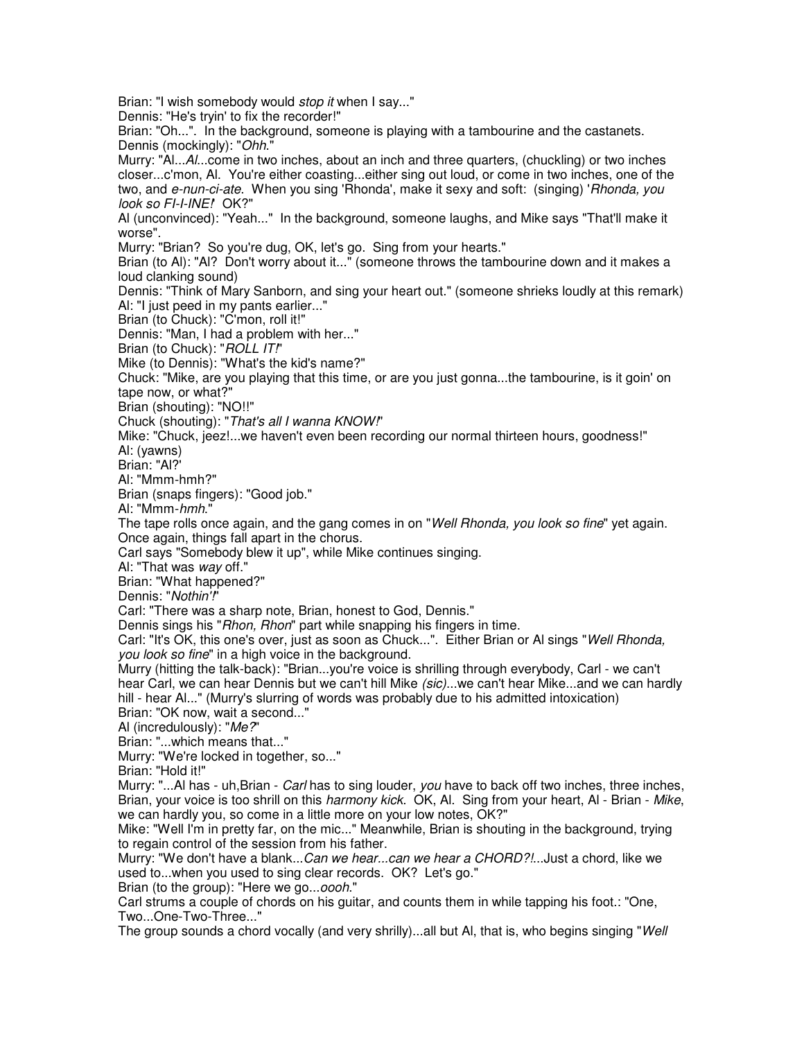Brian: "I wish somebody would *stop it* when I say..."

Dennis: "He's tryin' to fix the recorder!"

Brian: "Oh...". In the background, someone is playing with a tambourine and the castanets.

Dennis (mockingly): "*Ohh*."

Murry: "Al...*Al*...come in two inches, about an inch and three quarters, (chuckling) or two inches closer...c'mon, Al. You're either coasting...either sing out loud, or come in two inches, one of the two, and *e-nun-ci-ate*. When you sing 'Rhonda', make it sexy and soft: (singing) '*Rhonda, you look so FI-I-INE!*' OK?"

Al (unconvinced): "Yeah..." In the background, someone laughs, and Mike says "That'll make it worse".

Murry: "Brian? So you're dug, OK, let's go. Sing from your hearts."

Brian (to Al): "Al? Don't worry about it..." (someone throws the tambourine down and it makes a loud clanking sound)

Dennis: "Think of Mary Sanborn, and sing your heart out." (someone shrieks loudly at this remark)

Al: "I just peed in my pants earlier..."

Brian (to Chuck): "C'mon, roll it!"

Dennis: "Man, I had a problem with her..."

Brian (to Chuck): "*ROLL IT!*"

Mike (to Dennis): "What's the kid's name?"

Chuck: "Mike, are you playing that this time, or are you just gonna...the tambourine, is it goin' on tape now, or what?"

Brian (shouting): "NO!!"

Chuck (shouting): "*That's all I wanna KNOW!*"

Mike: "Chuck, jeez!...we haven't even been recording our normal thirteen hours, goodness!"

Al: (yawns)

Brian: "Al?'

Al: "Mmm-hmh?"

Brian (snaps fingers): "Good job."

Al: "Mmm-*hmh*."

The tape rolls once again, and the gang comes in on "*Well Rhonda, you look so fine*" yet again. Once again, things fall apart in the chorus.

Carl says "Somebody blew it up", while Mike continues singing.

Al: "That was *way* off."

Brian: "What happened?"

Dennis: "*Nothin'!*"

Carl: "There was a sharp note, Brian, honest to God, Dennis."

Dennis sings his "*Rhon, Rhon*" part while snapping his fingers in time.

Carl: "It's OK, this one's over, just as soon as Chuck...". Either Brian or Al sings "*Well Rhonda, you look so fine*" in a high voice in the background.

Murry (hitting the talk-back): "Brian...you're voice is shrilling through everybody, Carl - we can't hear Carl, we can hear Dennis but we can't hill Mike *(sic)*...we can't hear Mike...and we can hardly hill - hear Al..." (Murry's slurring of words was probably due to his admitted intoxication)

Brian: "OK now, wait a second..."

Al (incredulously): "*Me?*"

Brian: "...which means that..."

Murry: "We're locked in together, so..."

Brian: "Hold it!"

Murry: "...Al has - uh,Brian - *Carl* has to sing louder, *you* have to back off two inches, three inches, Brian, your voice is too shrill on this *harmony kick*. OK, Al. Sing from your heart, Al - Brian - *Mike*, we can hardly you, so come in a little more on your low notes, OK?"

Mike: "Well I'm in pretty far, on the mic..." Meanwhile, Brian is shouting in the background, trying to regain control of the session from his father.

Murry: "We don't have a blank...*Can we hear...can we hear a CHORD?!*...Just a chord, like we used to...when you used to sing clear records. OK? Let's go."

Brian (to the group): "Here we go...*oooh*."

Carl strums a couple of chords on his guitar, and counts them in while tapping his foot.: "One, Two...One-Two-Three..."

The group sounds a chord vocally (and very shrilly)...all but Al, that is, who begins singing "*Well*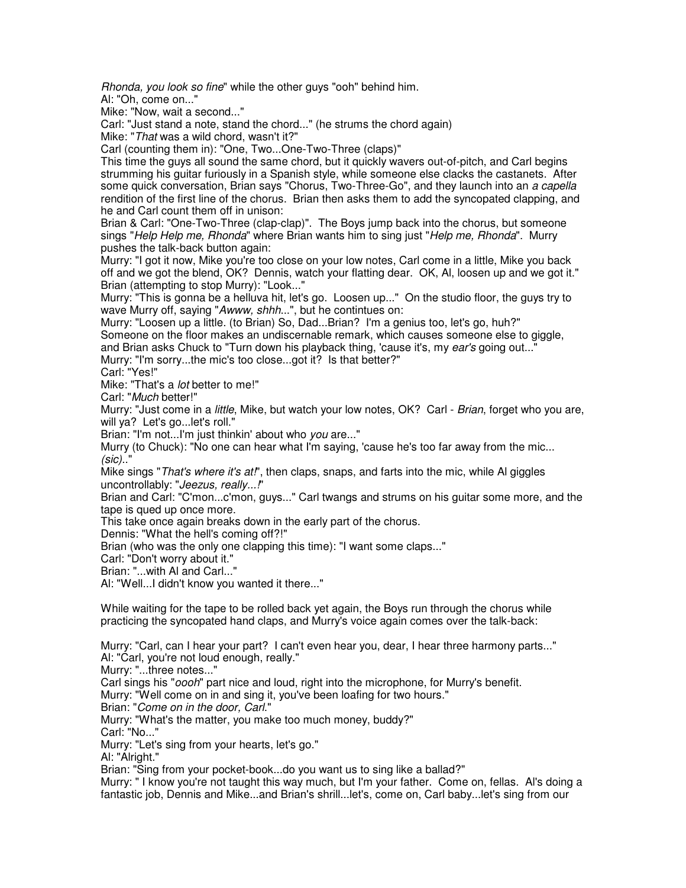*Rhonda, you look so fine*" while the other guys "ooh" behind him.
Al: "Oh, come on..."
Mike: "Now, wait a second..."
Carl: "Just stand a note, stand the chord..." (he strums the chord again)
Mike: "*That* was a wild chord, wasn't it?"
Carl (counting them in): "One, Two...One-Two-Three (claps)"
This time the guys all sound the same chord, but it quickly wavers out-of-pitch, and Carl begins strumming his guitar furiously in a Spanish style, while someone else clacks the castanets. After some quick conversation, Brian says "Chorus, Two-Three-Go", and they launch into an *a capella* rendition of the first line of the chorus. Brian then asks them to add the syncopated clapping, and he and Carl count them off in unison:
Brian & Carl: "One-Two-Three (clap-clap)". The Boys jump back into the chorus, but someone sings "*Help Help me, Rhonda*" where Brian wants him to sing just "*Help me, Rhonda*". Murry pushes the talk-back button again:
Murry: "I got it now, Mike you're too close on your low notes, Carl come in a little, Mike you back off and we got the blend, OK? Dennis, watch your flatting dear. OK, Al, loosen up and we got it."
Brian (attempting to stop Murry): "Look..."
Murry: "This is gonna be a helluva hit, let's go. Loosen up..." On the studio floor, the guys try to wave Murry off, saying "*Awww, shhh*...", but he contintues on:
Murry: "Loosen up a little. (to Brian) So, Dad...Brian? I'm a genius too, let's go, huh?"
Someone on the floor makes an undiscernable remark, which causes someone else to giggle, and Brian asks Chuck to "Turn down his playback thing, 'cause it's, my *ear's* going out..."
Murry: "I'm sorry...the mic's too close...got it? Is that better?"
Carl: "Yes!"
Mike: "That's a *lot* better to me!"
Carl: "*Much* better!"
Murry: "Just come in a *little*, Mike, but watch your low notes, OK? Carl - *Brian*, forget who you are, will ya? Let's go...let's roll."
Brian: "I'm not...I'm just thinkin' about who *you* are..."
Murry (to Chuck): "No one can hear what I'm saying, 'cause he's too far away from the mic... *(sic)*.."
Mike sings "*That's where it's at!*", then claps, snaps, and farts into the mic, while Al giggles uncontrollably: "*Jeezus, really...!*"
Brian and Carl: "C'mon...c'mon, guys..." Carl twangs and strums on his guitar some more, and the tape is qued up once more.
This take once again breaks down in the early part of the chorus.
Dennis: "What the hell's coming off?!"
Brian (who was the only one clapping this time): "I want some claps..."
Carl: "Don't worry about it."
Brian: "...with Al and Carl..."
Al: "Well...I didn't know you wanted it there..."

While waiting for the tape to be rolled back yet again, the Boys run through the chorus while practicing the syncopated hand claps, and Murry's voice again comes over the talk-back:

Murry: "Carl, can I hear your part? I can't even hear you, dear, I hear three harmony parts..."
Al: "Carl, you're not loud enough, really."
Murry: "...three notes..."
Carl sings his "*oooh*" part nice and loud, right into the microphone, for Murry's benefit.
Murry: "Well come on in and sing it, you've been loafing for two hours."
Brian: "*Come on in the door, Carl*."
Murry: "What's the matter, you make too much money, buddy?"
Carl: "No..."
Murry: "Let's sing from your hearts, let's go."
Al: "Alright."
Brian: "Sing from your pocket-book...do you want us to sing like a ballad?"
Murry: " I know you're not taught this way much, but I'm your father. Come on, fellas. Al's doing a fantastic job, Dennis and Mike...and Brian's shrill...let's, come on, Carl baby...let's sing from our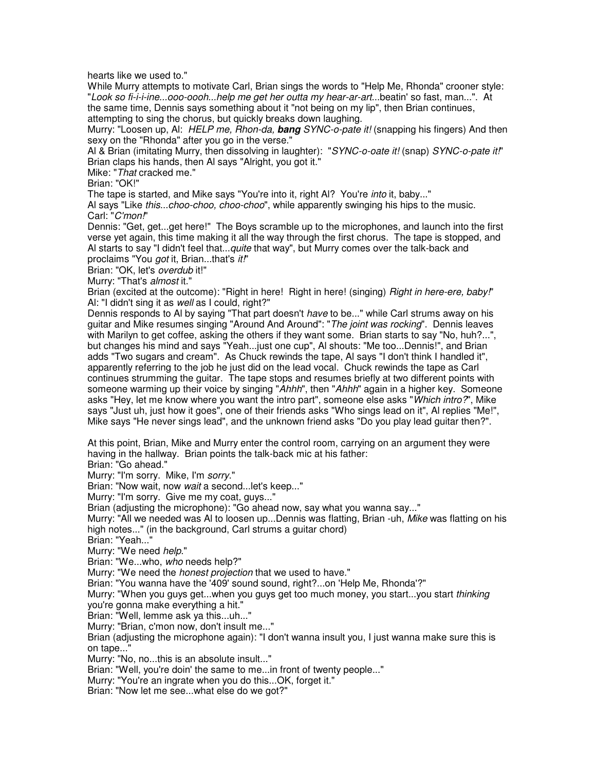hearts like we used to."

While Murry attempts to motivate Carl, Brian sings the words to "Help Me, Rhonda" crooner style: "*Look so fi-i-i-ine...ooo-oooh...help me get her outta my hear-ar-art*...beatin' so fast, man...". At the same time, Dennis says something about it "not being on my lip", then Brian continues, attempting to sing the chorus, but quickly breaks down laughing.

Murry: "Loosen up, Al: *HELP me, Rhon-da,* ***bang*** *SYNC-o-pate it!* (snapping his fingers) And then sexy on the "Rhonda" after you go in the verse."

Al & Brian (imitating Murry, then dissolving in laughter): "*SYNC-o-oate it!* (snap) *SYNC-o-pate it!*" Brian claps his hands, then Al says "Alright, you got it."

Mike: "*That* cracked me."

Brian: "OK!"

The tape is started, and Mike says "You're into it, right Al? You're *into* it, baby..."

Al says "Like *this...choo-choo, choo-choo*", while apparently swinging his hips to the music.

Carl: "*C'mon!*"

Dennis: "Get, get...get here!" The Boys scramble up to the microphones, and launch into the first verse yet again, this time making it all the way through the first chorus. The tape is stopped, and Al starts to say "I didn't feel that...*quite* that way", but Murry comes over the talk-back and proclaims "You *got* it, Brian...that's *it!*"

Brian: "OK, let's *overdub* it!"

Murry: "That's *almost* it."

Brian (excited at the outcome): "Right in here! Right in here! (singing) *Right in here-ere, baby!*"

Al: "I didn't sing it as *well* as I could, right?"

Dennis responds to Al by saying "That part doesn't *have* to be..." while Carl strums away on his guitar and Mike resumes singing "Around And Around": "*The joint was rocking*". Dennis leaves with Marilyn to get coffee, asking the others if they want some. Brian starts to say "No, huh?...", but changes his mind and says "Yeah...just one cup", Al shouts: "Me too...Dennis!", and Brian adds "Two sugars and cream". As Chuck rewinds the tape, Al says "I don't think I handled it", apparently referring to the job he just did on the lead vocal. Chuck rewinds the tape as Carl continues strumming the guitar. The tape stops and resumes briefly at two different points with someone warming up their voice by singing "*Ahhh*", then "*Ahhh*" again in a higher key. Someone asks "Hey, let me know where you want the intro part", someone else asks "*Which intro?*", Mike says "Just uh, just how it goes", one of their friends asks "Who sings lead on it", Al replies "Me!", Mike says "He never sings lead", and the unknown friend asks "Do you play lead guitar then?".

At this point, Brian, Mike and Murry enter the control room, carrying on an argument they were having in the hallway. Brian points the talk-back mic at his father:

Brian: "Go ahead."

Murry: "I'm sorry. Mike, I'm *sorry*."

Brian: "Now wait, now *wait* a second...let's keep..."

Murry: "I'm sorry. Give me my coat, guys..."

Brian (adjusting the microphone): "Go ahead now, say what you wanna say..."

Murry: "All we needed was Al to loosen up...Dennis was flatting, Brian -uh, *Mike* was flatting on his high notes..." (in the background, Carl strums a guitar chord)

Brian: "Yeah..."

Murry: "We need *help*."

Brian: "We...who, *who* needs help?"

Murry: "We need the *honest projection* that we used to have."

Brian: "You wanna have the '409' sound sound, right?...on 'Help Me, Rhonda'?"

Murry: "When you guys get...when you guys get too much money, you start...you start *thinking* you're gonna make everything a hit."

Brian: "Well, lemme ask ya this...uh..."

Murry: "Brian, c'mon now, don't insult me..."

Brian (adjusting the microphone again): "I don't wanna insult you, I just wanna make sure this is on tape..."

Murry: "No, no...this is an absolute insult..."

Brian: "Well, you're doin' the same to me...in front of twenty people..."

Murry: "You're an ingrate when you do this...OK, forget it."

Brian: "Now let me see...what else do we got?"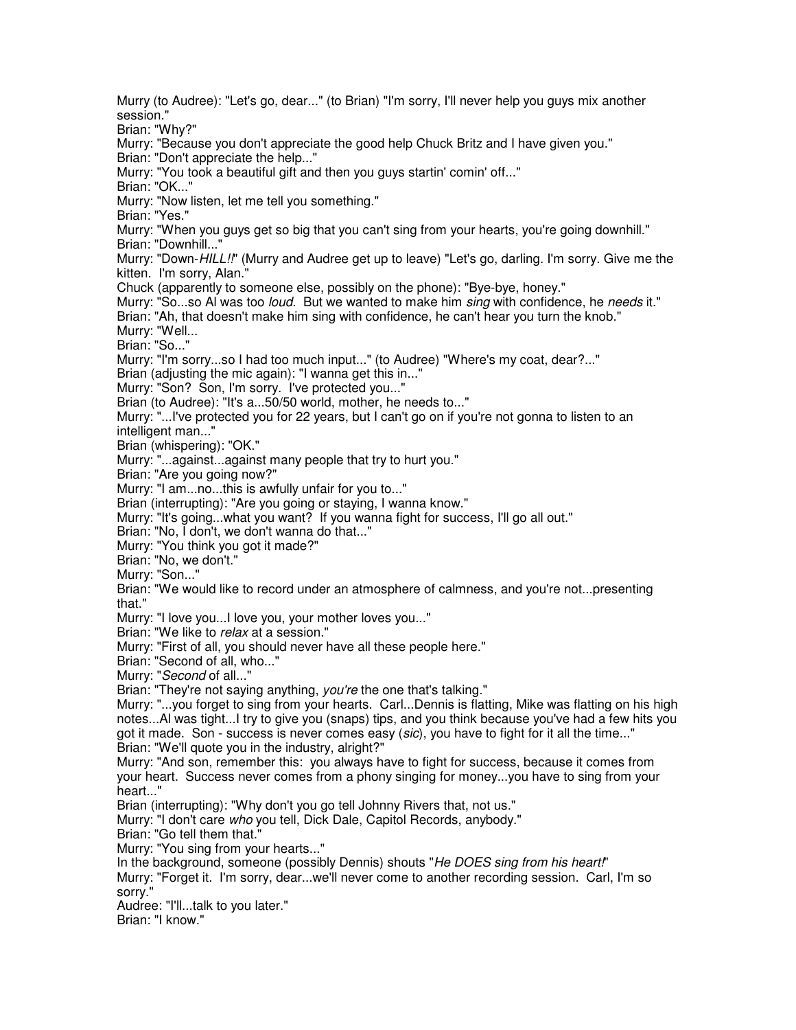Murry (to Audree): "Let's go, dear..." (to Brian) "I'm sorry, I'll never help you guys mix another session."
Brian: "Why?"
Murry: "Because you don't appreciate the good help Chuck Britz and I have given you."
Brian: "Don't appreciate the help..."
Murry: "You took a beautiful gift and then you guys startin' comin' off..."
Brian: "OK..."
Murry: "Now listen, let me tell you something."
Brian: "Yes."
Murry: "When you guys get so big that you can't sing from your hearts, you're going downhill."
Brian: "Downhill..."
Murry: "Down-*HILL!!*" (Murry and Audree get up to leave) "Let's go, darling. I'm sorry. Give me the kitten. I'm sorry, Alan."
Chuck (apparently to someone else, possibly on the phone): "Bye-bye, honey."
Murry: "So...so Al was too *loud*. But we wanted to make him *sing* with confidence, he *needs* it."
Brian: "Ah, that doesn't make him sing with confidence, he can't hear you turn the knob."
Murry: "Well...
Brian: "So..."
Murry: "I'm sorry...so I had too much input..." (to Audree) "Where's my coat, dear?..."
Brian (adjusting the mic again): "I wanna get this in..."
Murry: "Son? Son, I'm sorry. I've protected you..."
Brian (to Audree): "It's a...50/50 world, mother, he needs to..."
Murry: "...I've protected you for 22 years, but I can't go on if you're not gonna to listen to an intelligent man..."
Brian (whispering): "OK."
Murry: "...against...against many people that try to hurt you."
Brian: "Are you going now?"
Murry: "I am...no...this is awfully unfair for you to..."
Brian (interrupting): "Are you going or staying, I wanna know."
Murry: "It's going...what you want? If you wanna fight for success, I'll go all out."
Brian: "No, I don't, we don't wanna do that..."
Murry: "You think you got it made?"
Brian: "No, we don't."
Murry: "Son..."
Brian: "We would like to record under an atmosphere of calmness, and you're not...presenting that."
Murry: "I love you...I love you, your mother loves you..."
Brian: "We like to *relax* at a session."
Murry: "First of all, you should never have all these people here."
Brian: "Second of all, who..."
Murry: "*Second* of all..."
Brian: "They're not saying anything, *you're* the one that's talking."
Murry: "...you forget to sing from your hearts. Carl...Dennis is flatting, Mike was flatting on his high notes...Al was tight...I try to give you (snaps) tips, and you think because you've had a few hits you got it made. Son - success is never comes easy (*sic*), you have to fight for it all the time..."
Brian: "We'll quote you in the industry, alright?"
Murry: "And son, remember this: you always have to fight for success, because it comes from your heart. Success never comes from a phony singing for money...you have to sing from your heart..."
Brian (interrupting): "Why don't you go tell Johnny Rivers that, not us."
Murry: "I don't care *who* you tell, Dick Dale, Capitol Records, anybody."
Brian: "Go tell them that."
Murry: "You sing from your hearts..."
In the background, someone (possibly Dennis) shouts "*He DOES sing from his heart!*"
Murry: "Forget it. I'm sorry, dear...we'll never come to another recording session. Carl, I'm so sorry."
Audree: "I'll...talk to you later."
Brian: "I know."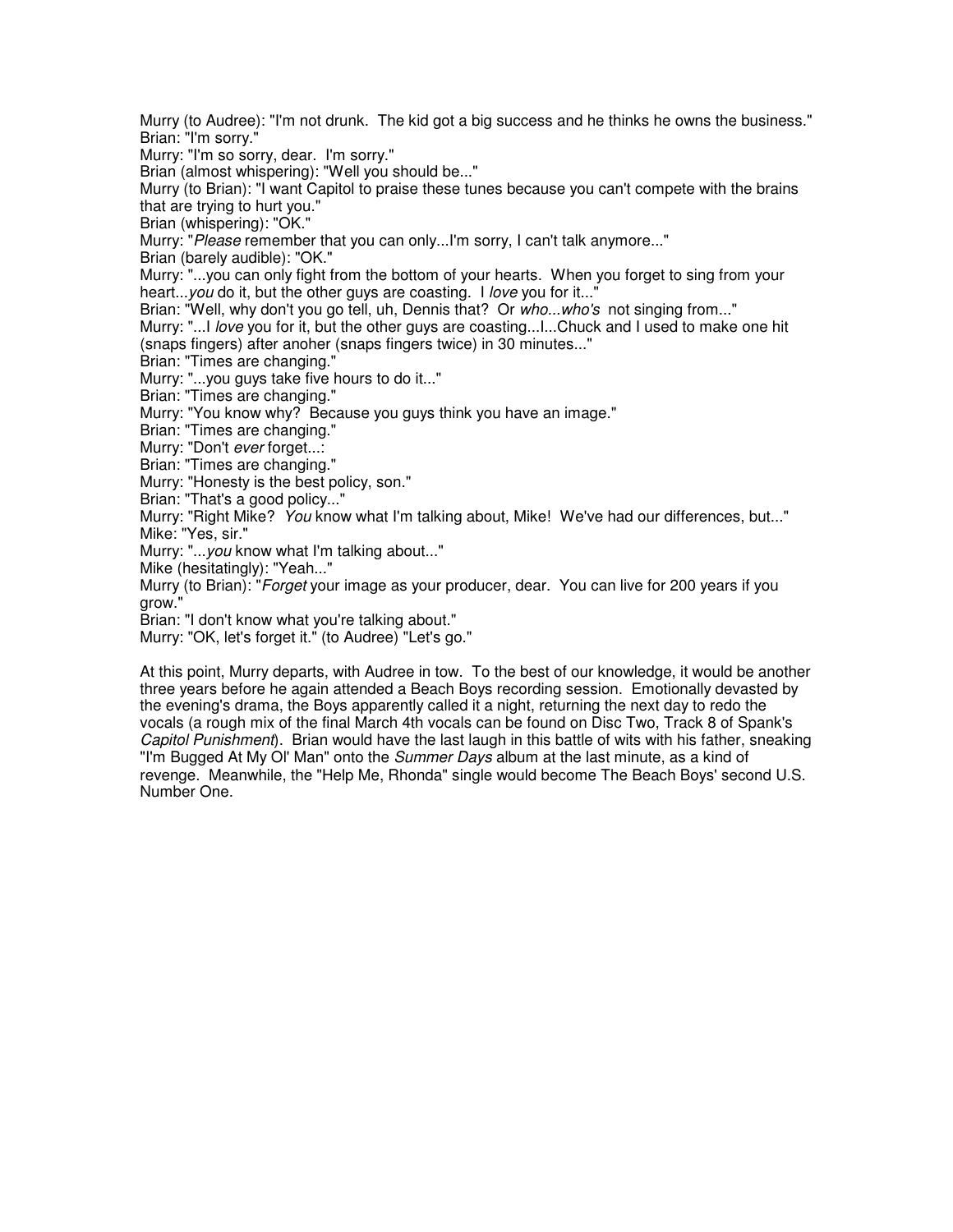Murry (to Audree): "I'm not drunk. The kid got a big success and he thinks he owns the business."
Brian: "I'm sorry."
Murry: "I'm so sorry, dear. I'm sorry."
Brian (almost whispering): "Well you should be..."
Murry (to Brian): "I want Capitol to praise these tunes because you can't compete with the brains that are trying to hurt you."
Brian (whispering): "OK."
Murry: "*Please* remember that you can only...I'm sorry, I can't talk anymore..."
Brian (barely audible): "OK."
Murry: "...you can only fight from the bottom of your hearts. When you forget to sing from your heart...*you* do it, but the other guys are coasting. I *love* you for it..."
Brian: "Well, why don't you go tell, uh, Dennis that? Or *who...who's* not singing from..."
Murry: "...I *love* you for it, but the other guys are coasting...I...Chuck and I used to make one hit (snaps fingers) after anoher (snaps fingers twice) in 30 minutes..."
Brian: "Times are changing."
Murry: "...you guys take five hours to do it..."
Brian: "Times are changing."
Murry: "You know why? Because you guys think you have an image."
Brian: "Times are changing."
Murry: "Don't *ever* forget...:
Brian: "Times are changing."
Murry: "Honesty is the best policy, son."
Brian: "That's a good policy..."
Murry: "Right Mike? *You* know what I'm talking about, Mike! We've had our differences, but..."
Mike: "Yes, sir."
Murry: "...*you* know what I'm talking about..."
Mike (hesitatingly): "Yeah..."
Murry (to Brian): "*Forget* your image as your producer, dear. You can live for 200 years if you grow."
Brian: "I don't know what you're talking about."
Murry: "OK, let's forget it." (to Audree) "Let's go."

At this point, Murry departs, with Audree in tow. To the best of our knowledge, it would be another three years before he again attended a Beach Boys recording session. Emotionally devasted by the evening's drama, the Boys apparently called it a night, returning the next day to redo the vocals (a rough mix of the final March 4th vocals can be found on Disc Two, Track 8 of Spank's *Capitol Punishment*). Brian would have the last laugh in this battle of wits with his father, sneaking "I'm Bugged At My Ol' Man" onto the *Summer Days* album at the last minute, as a kind of revenge. Meanwhile, the "Help Me, Rhonda" single would become The Beach Boys' second U.S. Number One.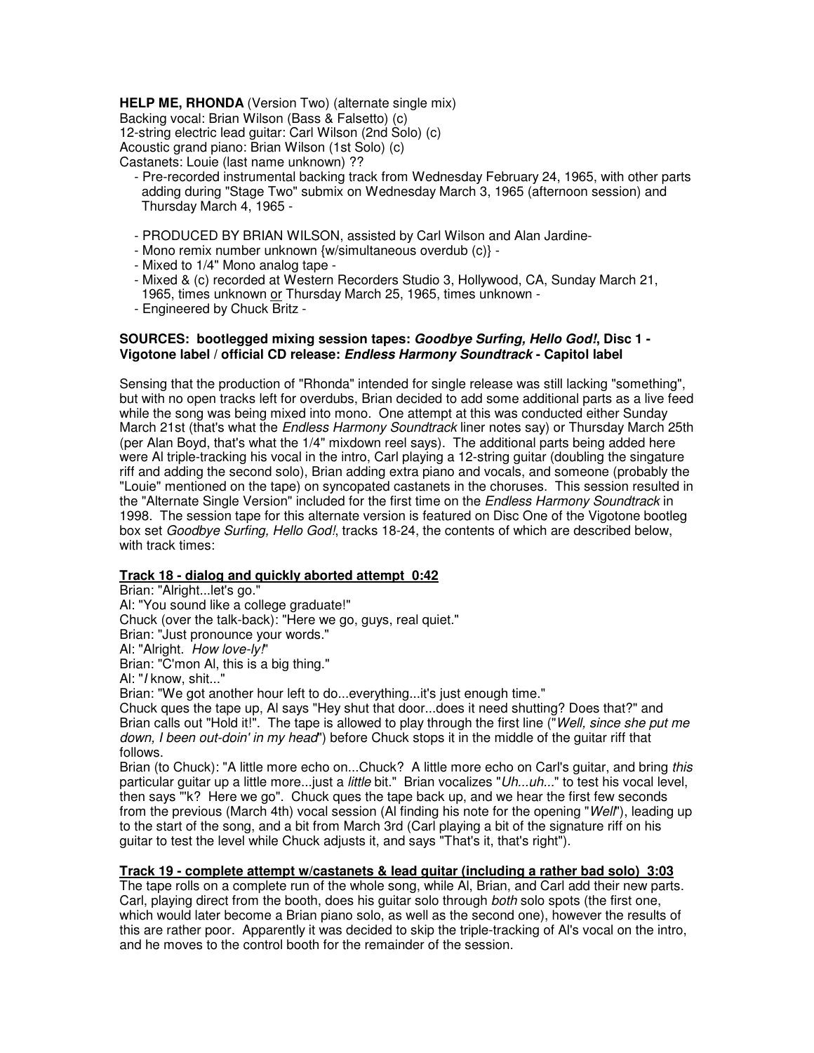**HELP ME, RHONDA** (Version Two) (alternate single mix)
Backing vocal: Brian Wilson (Bass & Falsetto) (c)
12-string electric lead guitar: Carl Wilson (2nd Solo) (c)
Acoustic grand piano: Brian Wilson (1st Solo) (c)
Castanets: Louie (last name unknown) ??

- Pre-recorded instrumental backing track from Wednesday February 24, 1965, with other parts adding during "Stage Two" submix on Wednesday March 3, 1965 (afternoon session) and Thursday March 4, 1965 -

- PRODUCED BY BRIAN WILSON, assisted by Carl Wilson and Alan Jardine-
- Mono remix number unknown {w/simultaneous overdub (c)} -
- Mixed to 1/4" Mono analog tape -
- Mixed & (c) recorded at Western Recorders Studio 3, Hollywood, CA, Sunday March 21, 1965, times unknown or Thursday March 25, 1965, times unknown -
- Engineered by Chuck Britz -

**SOURCES: bootlegged mixing session tapes: *Goodbye Surfing, Hello God!*, Disc 1 - Vigotone label / official CD release: *Endless Harmony Soundtrack* - Capitol label**

Sensing that the production of "Rhonda" intended for single release was still lacking "something", but with no open tracks left for overdubs, Brian decided to add some additional parts as a live feed while the song was being mixed into mono. One attempt at this was conducted either Sunday March 21st (that's what the *Endless Harmony Soundtrack* liner notes say) or Thursday March 25th (per Alan Boyd, that's what the 1/4" mixdown reel says). The additional parts being added here were Al triple-tracking his vocal in the intro, Carl playing a 12-string guitar (doubling the singature riff and adding the second solo), Brian adding extra piano and vocals, and someone (probably the "Louie" mentioned on the tape) on syncopated castanets in the choruses. This session resulted in the "Alternate Single Version" included for the first time on the *Endless Harmony Soundtrack* in 1998. The session tape for this alternate version is featured on Disc One of the Vigotone bootleg box set *Goodbye Surfing, Hello God!*, tracks 18-24, the contents of which are described below, with track times:

**Track 18 - dialog and quickly aborted attempt 0:42**

Brian: "Alright...let's go."
Al: "You sound like a college graduate!"
Chuck (over the talk-back): "Here we go, guys, real quiet."
Brian: "Just pronounce your words."
Al: "Alright. *How love-ly!*"
Brian: "C'mon Al, this is a big thing."
Al: "*I* know, shit..."
Brian: "We got another hour left to do...everything...it's just enough time."
Chuck ques the tape up, Al says "Hey shut that door...does it need shutting? Does that?" and Brian calls out "Hold it!". The tape is allowed to play through the first line ("*Well, since she put me down, I been out-doin' in my head*") before Chuck stops it in the middle of the guitar riff that follows.
Brian (to Chuck): "A little more echo on...Chuck? A little more echo on Carl's guitar, and bring *this* particular guitar up a little more...just a *little* bit." Brian vocalizes "*Uh...uh...*" to test his vocal level, then says "'k? Here we go". Chuck ques the tape back up, and we hear the first few seconds from the previous (March 4th) vocal session (Al finding his note for the opening "*Well*"), leading up to the start of the song, and a bit from March 3rd (Carl playing a bit of the signature riff on his guitar to test the level while Chuck adjusts it, and says "That's it, that's right").

**Track 19 - complete attempt w/castanets & lead guitar (including a rather bad solo) 3:03**

The tape rolls on a complete run of the whole song, while Al, Brian, and Carl add their new parts. Carl, playing direct from the booth, does his guitar solo through *both* solo spots (the first one, which would later become a Brian piano solo, as well as the second one), however the results of this are rather poor. Apparently it was decided to skip the triple-tracking of Al's vocal on the intro, and he moves to the control booth for the remainder of the session.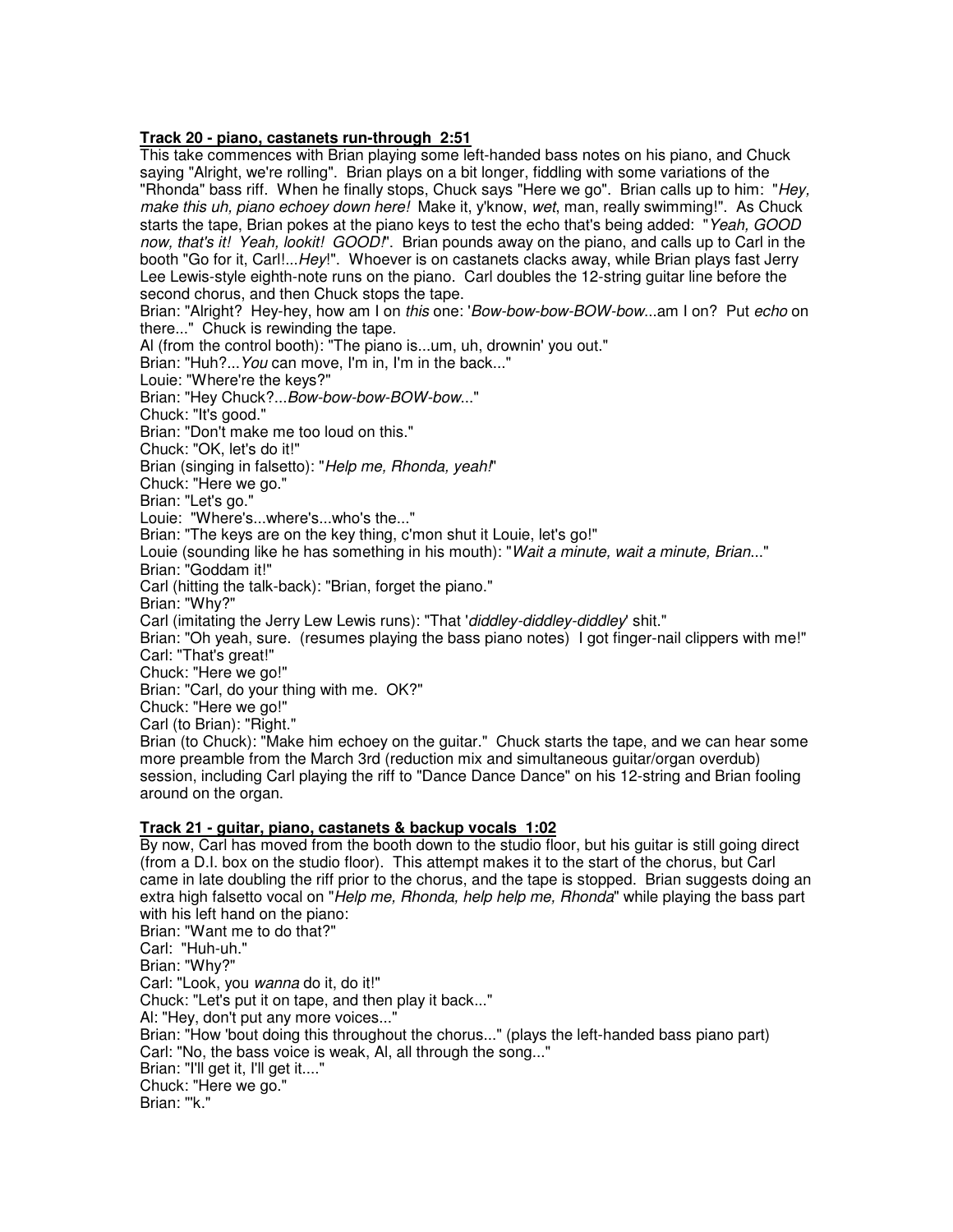**Track 20 - piano, castanets run-through 2:51**

This take commences with Brian playing some left-handed bass notes on his piano, and Chuck saying "Alright, we're rolling". Brian plays on a bit longer, fiddling with some variations of the "Rhonda" bass riff. When he finally stops, Chuck says "Here we go". Brian calls up to him: "*Hey, make this uh, piano echoey down here!* Make it, y'know, *wet*, man, really swimming!". As Chuck starts the tape, Brian pokes at the piano keys to test the echo that's being added: "*Yeah, GOOD now, that's it! Yeah, lookit! GOOD!*". Brian pounds away on the piano, and calls up to Carl in the booth "Go for it, Carl!...*Hey*!". Whoever is on castanets clacks away, while Brian plays fast Jerry Lee Lewis-style eighth-note runs on the piano. Carl doubles the 12-string guitar line before the second chorus, and then Chuck stops the tape.

Brian: "Alright? Hey-hey, how am I on *this* one: '*Bow-bow-bow-BOW-bow*...am I on? Put *echo* on there..." Chuck is rewinding the tape.

Al (from the control booth): "The piano is...um, uh, drownin' you out."

Brian: "Huh?...*You* can move, I'm in, I'm in the back..."

Louie: "Where're the keys?"

Brian: "Hey Chuck?...*Bow-bow-bow-BOW-bow*..."

Chuck: "It's good."

Brian: "Don't make me too loud on this."

Chuck: "OK, let's do it!"

Brian (singing in falsetto): "*Help me, Rhonda, yeah!*"

Chuck: "Here we go."

Brian: "Let's go."

Louie: "Where's...where's...who's the..."

Brian: "The keys are on the key thing, c'mon shut it Louie, let's go!"

Louie (sounding like he has something in his mouth): "*Wait a minute, wait a minute, Brian*..."

Brian: "Goddam it!"

Carl (hitting the talk-back): "Brian, forget the piano."

Brian: "Why?"

Carl (imitating the Jerry Lew Lewis runs): "That '*diddley-diddley-diddley*' shit."

Brian: "Oh yeah, sure. (resumes playing the bass piano notes) I got finger-nail clippers with me!"

Carl: "That's great!"

Chuck: "Here we go!"

Brian: "Carl, do your thing with me. OK?"

Chuck: "Here we go!"

Carl (to Brian): "Right."

Brian (to Chuck): "Make him echoey on the guitar." Chuck starts the tape, and we can hear some more preamble from the March 3rd (reduction mix and simultaneous guitar/organ overdub) session, including Carl playing the riff to "Dance Dance Dance" on his 12-string and Brian fooling around on the organ.

**Track 21 - guitar, piano, castanets & backup vocals 1:02**

By now, Carl has moved from the booth down to the studio floor, but his guitar is still going direct (from a D.I. box on the studio floor). This attempt makes it to the start of the chorus, but Carl came in late doubling the riff prior to the chorus, and the tape is stopped. Brian suggests doing an extra high falsetto vocal on "*Help me, Rhonda, help help me, Rhonda*" while playing the bass part with his left hand on the piano:

Brian: "Want me to do that?"

Carl: "Huh-uh."

Brian: "Why?"

Carl: "Look, you *wanna* do it, do it!"

Chuck: "Let's put it on tape, and then play it back..."

Al: "Hey, don't put any more voices..."

Brian: "How 'bout doing this throughout the chorus..." (plays the left-handed bass piano part)

Carl: "No, the bass voice is weak, Al, all through the song..."

Brian: "I'll get it, I'll get it...."

Chuck: "Here we go."

Brian: "'k."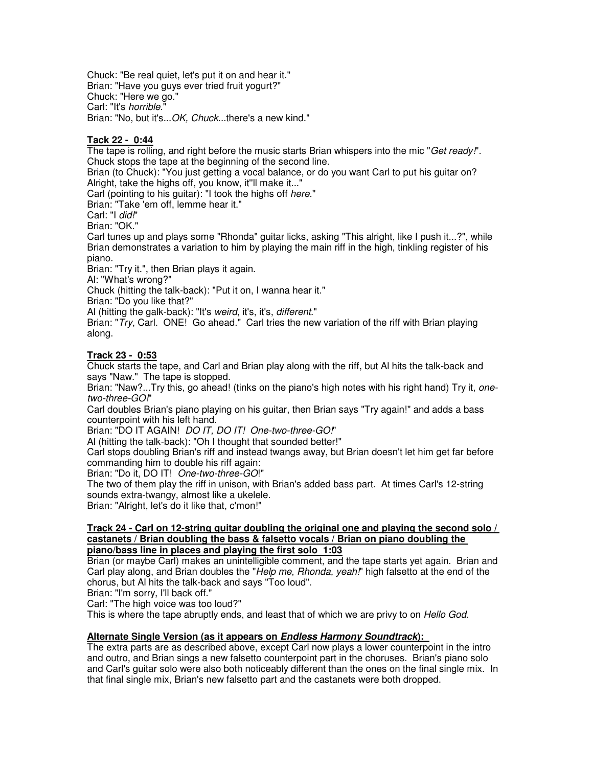Chuck: "Be real quiet, let's put it on and hear it."
Brian: "Have you guys ever tried fruit yogurt?"
Chuck: "Here we go."
Carl: "It's *horrible*."
Brian: "No, but it's...*OK, Chuck*...there's a new kind."

**Tack 22 - 0:44**

The tape is rolling, and right before the music starts Brian whispers into the mic "*Get ready!*". Chuck stops the tape at the beginning of the second line.
Brian (to Chuck): "You just getting a vocal balance, or do you want Carl to put his guitar on? Alright, take the highs off, you know, it''ll make it..."
Carl (pointing to his guitar): "I took the highs off *here*."
Brian: "Take 'em off, lemme hear it."
Carl: "I *did!*"
Brian: "OK."
Carl tunes up and plays some "Rhonda" guitar licks, asking "This alright, like I push it...?", while Brian demonstrates a variation to him by playing the main riff in the high, tinkling register of his piano.
Brian: "Try it.", then Brian plays it again.
Al: "What's wrong?"
Chuck (hitting the talk-back): "Put it on, I wanna hear it."
Brian: "Do you like that?"
Al (hitting the galk-back): "It's *weird*, it's, it's, *different*."
Brian: "*Try*, Carl. ONE! Go ahead." Carl tries the new variation of the riff with Brian playing along.

**Track 23 - 0:53**

Chuck starts the tape, and Carl and Brian play along with the riff, but Al hits the talk-back and says "Naw." The tape is stopped.
Brian: "Naw?...Try this, go ahead! (tinks on the piano's high notes with his right hand) Try it, *one-two-three-GO!*"
Carl doubles Brian's piano playing on his guitar, then Brian says "Try again!" and adds a bass counterpoint with his left hand.
Brian: "DO IT AGAIN! *DO IT, DO IT! One-two-three-GO!*"
Al (hitting the talk-back): "Oh I thought that sounded better!"
Carl stops doubling Brian's riff and instead twangs away, but Brian doesn't let him get far before commanding him to double his riff again:
Brian: "Do it, DO IT! *One-two-three-GO*!"
The two of them play the riff in unison, with Brian's added bass part. At times Carl's 12-string sounds extra-twangy, almost like a ukelele.
Brian: "Alright, let's do it like that, c'mon!"

**Track 24 - Carl on 12-string guitar doubling the original one and playing the second solo / castanets / Brian doubling the bass & falsetto vocals / Brian on piano doubling the piano/bass line in places and playing the first solo 1:03**

Brian (or maybe Carl) makes an unintelligible comment, and the tape starts yet again. Brian and Carl play along, and Brian doubles the "*Help me, Rhonda, yeah!*" high falsetto at the end of the chorus, but Al hits the talk-back and says "Too loud".
Brian: "I'm sorry, I'll back off."
Carl: "The high voice was too loud?"
This is where the tape abruptly ends, and least that of which we are privy to on *Hello God*.

**Alternate Single Version (as it appears on *Endless Harmony Soundtrack*):**

The extra parts are as described above, except Carl now plays a lower counterpoint in the intro and outro, and Brian sings a new falsetto counterpoint part in the choruses. Brian's piano solo and Carl's guitar solo were also both noticeably different than the ones on the final single mix. In that final single mix, Brian's new falsetto part and the castanets were both dropped.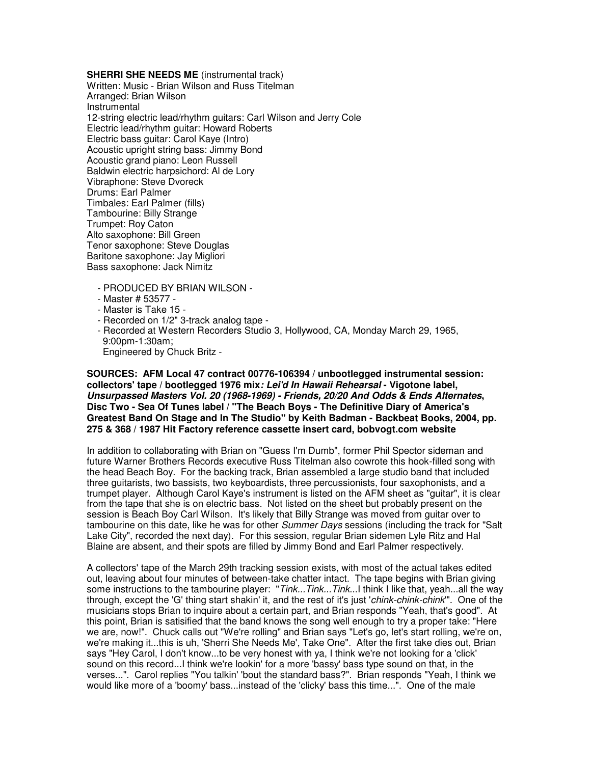**SHERRI SHE NEEDS ME** (instrumental track)
Written: Music - Brian Wilson and Russ Titelman
Arranged: Brian Wilson
Instrumental
12-string electric lead/rhythm guitars: Carl Wilson and Jerry Cole
Electric lead/rhythm guitar: Howard Roberts
Electric bass guitar: Carol Kaye (Intro)
Acoustic upright string bass: Jimmy Bond
Acoustic grand piano: Leon Russell
Baldwin electric harpsichord: Al de Lory
Vibraphone: Steve Dvoreck
Drums: Earl Palmer
Timbales: Earl Palmer (fills)
Tambourine: Billy Strange
Trumpet: Roy Caton
Alto saxophone: Bill Green
Tenor saxophone: Steve Douglas
Baritone saxophone: Jay Migliori
Bass saxophone: Jack Nimitz

- PRODUCED BY BRIAN WILSON -
- Master # 53577 -
- Master is Take 15 -
- Recorded on 1/2" 3-track analog tape -
- Recorded at Western Recorders Studio 3, Hollywood, CA, Monday March 29, 1965, 9:00pm-1:30am;
  Engineered by Chuck Britz -

**SOURCES: AFM Local 47 contract 00776-106394 / unbootlegged instrumental session: collectors' tape / bootlegged 1976 mix*: Lei'd In Hawaii Rehearsal* - Vigotone label, *Unsurpassed Masters Vol. 20 (1968-1969) - Friends, 20/20 And Odds & Ends Alternates*, Disc Two - Sea Of Tunes label / "The Beach Boys - The Definitive Diary of America's Greatest Band On Stage and In The Studio" by Keith Badman - Backbeat Books, 2004, pp. 275 & 368 / 1987 Hit Factory reference cassette insert card, bobvogt.com website**

In addition to collaborating with Brian on "Guess I'm Dumb", former Phil Spector sideman and future Warner Brothers Records executive Russ Titelman also cowrote this hook-filled song with the head Beach Boy. For the backing track, Brian assembled a large studio band that included three guitarists, two bassists, two keyboardists, three percussionists, four saxophonists, and a trumpet player. Although Carol Kaye's instrument is listed on the AFM sheet as "guitar", it is clear from the tape that she is on electric bass. Not listed on the sheet but probably present on the session is Beach Boy Carl Wilson. It's likely that Billy Strange was moved from guitar over to tambourine on this date, like he was for other *Summer Days* sessions (including the track for "Salt Lake City", recorded the next day). For this session, regular Brian sidemen Lyle Ritz and Hal Blaine are absent, and their spots are filled by Jimmy Bond and Earl Palmer respectively.

A collectors' tape of the March 29th tracking session exists, with most of the actual takes edited out, leaving about four minutes of between-take chatter intact. The tape begins with Brian giving some instructions to the tambourine player: "*Tink...Tink...Tink*...I think I like that, yeah...all the way through, except the 'G' thing start shakin' it, and the rest of it's just '*chink-chink-chink*'". One of the musicians stops Brian to inquire about a certain part, and Brian responds "Yeah, that's good". At this point, Brian is satisified that the band knows the song well enough to try a proper take: "Here we are, now!". Chuck calls out "We're rolling" and Brian says "Let's go, let's start rolling, we're on, we're making it...this is uh, 'Sherri She Needs Me', Take One". After the first take dies out, Brian says "Hey Carol, I don't know...to be very honest with ya, I think we're not looking for a 'click' sound on this record...I think we're lookin' for a more 'bassy' bass type sound on that, in the verses...". Carol replies "You talkin' 'bout the standard bass?". Brian responds "Yeah, I think we would like more of a 'boomy' bass...instead of the 'clicky' bass this time...". One of the male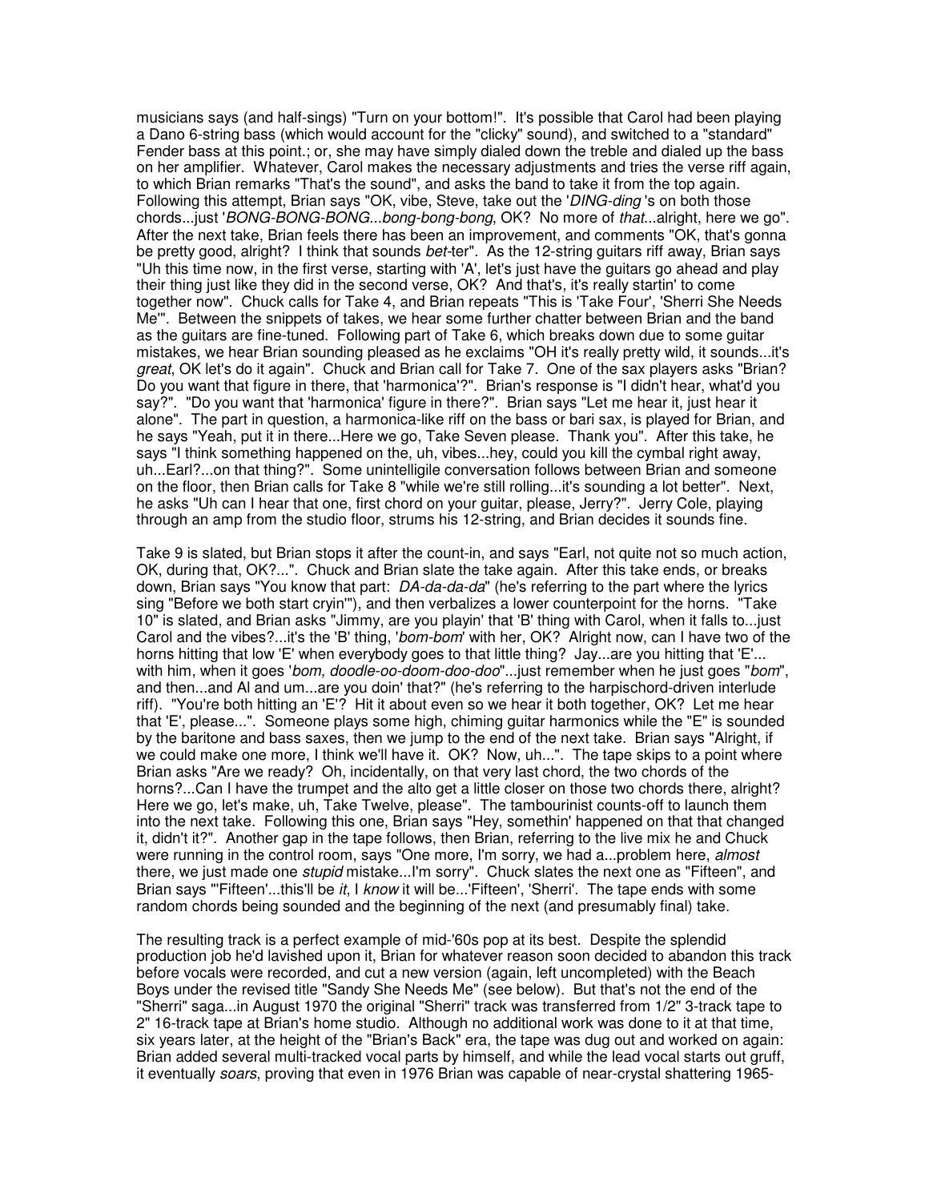musicians says (and half-sings) "Turn on your bottom!". It's possible that Carol had been playing a Dano 6-string bass (which would account for the "clicky" sound), and switched to a "standard" Fender bass at this point.; or, she may have simply dialed down the treble and dialed up the bass on her amplifier. Whatever, Carol makes the necessary adjustments and tries the verse riff again, to which Brian remarks "That's the sound", and asks the band to take it from the top again. Following this attempt, Brian says "OK, vibe, Steve, take out the '*DING-ding*'s on both those chords...just '*BONG-BONG-BONG...bong-bong-bong*, OK? No more of *that*...alright, here we go". After the next take, Brian feels there has been an improvement, and comments "OK, that's gonna be pretty good, alright? I think that sounds *bet*-ter". As the 12-string guitars riff away, Brian says "Uh this time now, in the first verse, starting with 'A', let's just have the guitars go ahead and play their thing just like they did in the second verse, OK? And that's, it's really startin' to come together now". Chuck calls for Take 4, and Brian repeats "This is 'Take Four', 'Sherri She Needs Me'". Between the snippets of takes, we hear some further chatter between Brian and the band as the guitars are fine-tuned. Following part of Take 6, which breaks down due to some guitar mistakes, we hear Brian sounding pleased as he exclaims "OH it's really pretty wild, it sounds...it's *great*, OK let's do it again". Chuck and Brian call for Take 7. One of the sax players asks "Brian? Do you want that figure in there, that 'harmonica'?". Brian's response is "I didn't hear, what'd you say?". "Do you want that 'harmonica' figure in there?". Brian says "Let me hear it, just hear it alone". The part in question, a harmonica-like riff on the bass or bari sax, is played for Brian, and he says "Yeah, put it in there...Here we go, Take Seven please. Thank you". After this take, he says "I think something happened on the, uh, vibes...hey, could you kill the cymbal right away, uh...Earl?...on that thing?". Some unintelligile conversation follows between Brian and someone on the floor, then Brian calls for Take 8 "while we're still rolling...it's sounding a lot better". Next, he asks "Uh can I hear that one, first chord on your guitar, please, Jerry?". Jerry Cole, playing through an amp from the studio floor, strums his 12-string, and Brian decides it sounds fine.

Take 9 is slated, but Brian stops it after the count-in, and says "Earl, not quite not so much action, OK, during that, OK?...". Chuck and Brian slate the take again. After this take ends, or breaks down, Brian says "You know that part: *DA-da-da-da*" (he's referring to the part where the lyrics sing "Before we both start cryin'"), and then verbalizes a lower counterpoint for the horns. "Take 10" is slated, and Brian asks "Jimmy, are you playin' that 'B' thing with Carol, when it falls to...just Carol and the vibes?...it's the 'B' thing, '*bom-bom*' with her, OK? Alright now, can I have two of the horns hitting that low 'E' when everybody goes to that little thing? Jay...are you hitting that 'E'... with him, when it goes '*bom, doodle-oo-doom-doo-doo*"...just remember when he just goes "*bom*", and then...and Al and um...are you doin' that?" (he's referring to the harpischord-driven interlude riff). "You're both hitting an 'E'? Hit it about even so we hear it both together, OK? Let me hear that 'E', please...". Someone plays some high, chiming guitar harmonics while the "E" is sounded by the baritone and bass saxes, then we jump to the end of the next take. Brian says "Alright, if we could make one more, I think we'll have it. OK? Now, uh...". The tape skips to a point where Brian asks "Are we ready? Oh, incidentally, on that very last chord, the two chords of the horns?...Can I have the trumpet and the alto get a little closer on those two chords there, alright? Here we go, let's make, uh, Take Twelve, please". The tambourinist counts-off to launch them into the next take. Following this one, Brian says "Hey, somethin' happened on that that changed it, didn't it?". Another gap in the tape follows, then Brian, referring to the live mix he and Chuck were running in the control room, says "One more, I'm sorry, we had a...problem here, *almost* there, we just made one *stupid* mistake...I'm sorry". Chuck slates the next one as "Fifteen", and Brian says "'Fifteen'...this'll be *it*, I *know* it will be...'Fifteen', 'Sherri'. The tape ends with some random chords being sounded and the beginning of the next (and presumably final) take.

The resulting track is a perfect example of mid-'60s pop at its best. Despite the splendid production job he'd lavished upon it, Brian for whatever reason soon decided to abandon this track before vocals were recorded, and cut a new version (again, left uncompleted) with the Beach Boys under the revised title "Sandy She Needs Me" (see below). But that's not the end of the "Sherri" saga...in August 1970 the original "Sherri" track was transferred from 1/2" 3-track tape to 2" 16-track tape at Brian's home studio. Although no additional work was done to it at that time, six years later, at the height of the "Brian's Back" era, the tape was dug out and worked on again: Brian added several multi-tracked vocal parts by himself, and while the lead vocal starts out gruff, it eventually *soars*, proving that even in 1976 Brian was capable of near-crystal shattering 1965-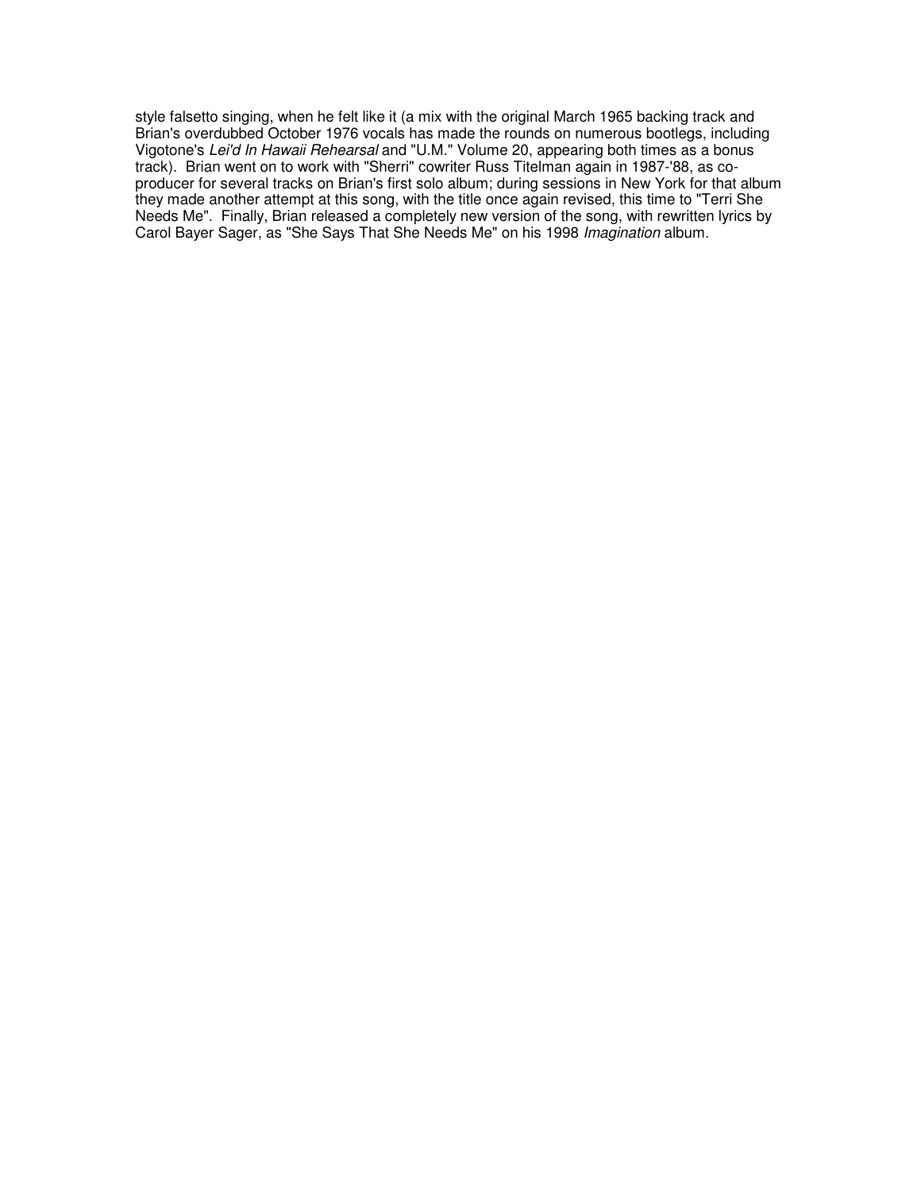style falsetto singing, when he felt like it (a mix with the original March 1965 backing track and Brian's overdubbed October 1976 vocals has made the rounds on numerous bootlegs, including Vigotone's *Lei'd In Hawaii Rehearsal* and "U.M." Volume 20, appearing both times as a bonus track). Brian went on to work with "Sherri" cowriter Russ Titelman again in 1987-'88, as co-producer for several tracks on Brian's first solo album; during sessions in New York for that album they made another attempt at this song, with the title once again revised, this time to "Terri She Needs Me". Finally, Brian released a completely new version of the song, with rewritten lyrics by Carol Bayer Sager, as "She Says That She Needs Me" on his 1998 *Imagination* album.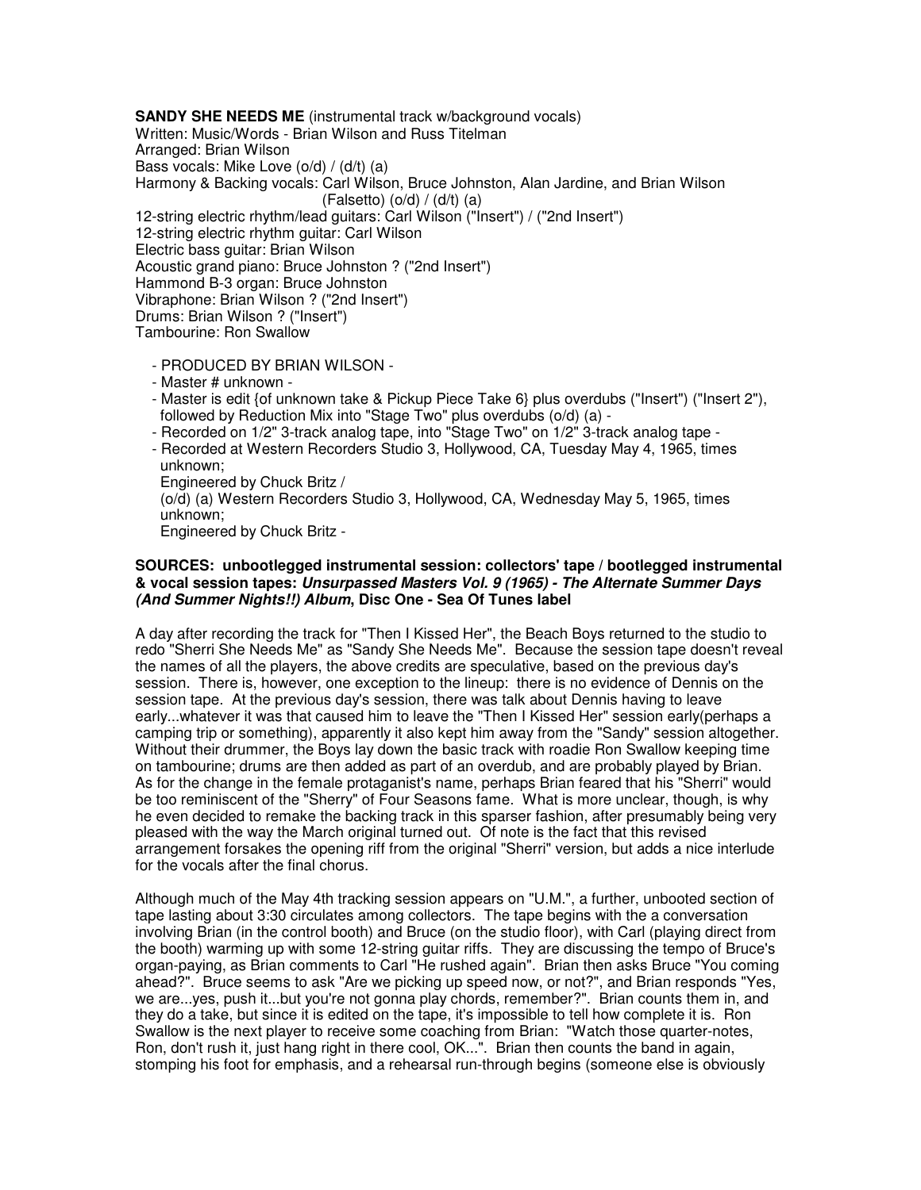**SANDY SHE NEEDS ME** (instrumental track w/background vocals)
Written: Music/Words - Brian Wilson and Russ Titelman
Arranged: Brian Wilson
Bass vocals: Mike Love (o/d) / (d/t) (a)
Harmony & Backing vocals: Carl Wilson, Bruce Johnston, Alan Jardine, and Brian Wilson (Falsetto) (o/d) / (d/t) (a)
12-string electric rhythm/lead guitars: Carl Wilson ("Insert") / ("2nd Insert")
12-string electric rhythm guitar: Carl Wilson
Electric bass guitar: Brian Wilson
Acoustic grand piano: Bruce Johnston ? ("2nd Insert")
Hammond B-3 organ: Bruce Johnston
Vibraphone: Brian Wilson ? ("2nd Insert")
Drums: Brian Wilson ? ("Insert")
Tambourine: Ron Swallow

- PRODUCED BY BRIAN WILSON -
- Master # unknown -
- Master is edit {of unknown take & Pickup Piece Take 6} plus overdubs ("Insert") ("Insert 2"), followed by Reduction Mix into "Stage Two" plus overdubs (o/d) (a) -
- Recorded on 1/2" 3-track analog tape, into "Stage Two" on 1/2" 3-track analog tape -
- Recorded at Western Recorders Studio 3, Hollywood, CA, Tuesday May 4, 1965, times unknown;
  Engineered by Chuck Britz /
  (o/d) (a) Western Recorders Studio 3, Hollywood, CA, Wednesday May 5, 1965, times unknown;
  Engineered by Chuck Britz -

**SOURCES: unbootlegged instrumental session: collectors' tape / bootlegged instrumental & vocal session tapes: *Unsurpassed Masters Vol. 9 (1965) - The Alternate Summer Days (And Summer Nights!!) Album*, Disc One - Sea Of Tunes label**

A day after recording the track for "Then I Kissed Her", the Beach Boys returned to the studio to redo "Sherri She Needs Me" as "Sandy She Needs Me". Because the session tape doesn't reveal the names of all the players, the above credits are speculative, based on the previous day's session. There is, however, one exception to the lineup: there is no evidence of Dennis on the session tape. At the previous day's session, there was talk about Dennis having to leave early...whatever it was that caused him to leave the "Then I Kissed Her" session early(perhaps a camping trip or something), apparently it also kept him away from the "Sandy" session altogether. Without their drummer, the Boys lay down the basic track with roadie Ron Swallow keeping time on tambourine; drums are then added as part of an overdub, and are probably played by Brian. As for the change in the female protaganist's name, perhaps Brian feared that his "Sherri" would be too reminiscent of the "Sherry" of Four Seasons fame. What is more unclear, though, is why he even decided to remake the backing track in this sparser fashion, after presumably being very pleased with the way the March original turned out. Of note is the fact that this revised arrangement forsakes the opening riff from the original "Sherri" version, but adds a nice interlude for the vocals after the final chorus.

Although much of the May 4th tracking session appears on "U.M.", a further, unbooted section of tape lasting about 3:30 circulates among collectors. The tape begins with the a conversation involving Brian (in the control booth) and Bruce (on the studio floor), with Carl (playing direct from the booth) warming up with some 12-string guitar riffs. They are discussing the tempo of Bruce's organ-paying, as Brian comments to Carl "He rushed again". Brian then asks Bruce "You coming ahead?". Bruce seems to ask "Are we picking up speed now, or not?", and Brian responds "Yes, we are...yes, push it...but you're not gonna play chords, remember?". Brian counts them in, and they do a take, but since it is edited on the tape, it's impossible to tell how complete it is. Ron Swallow is the next player to receive some coaching from Brian: "Watch those quarter-notes, Ron, don't rush it, just hang right in there cool, OK...". Brian then counts the band in again, stomping his foot for emphasis, and a rehearsal run-through begins (someone else is obviously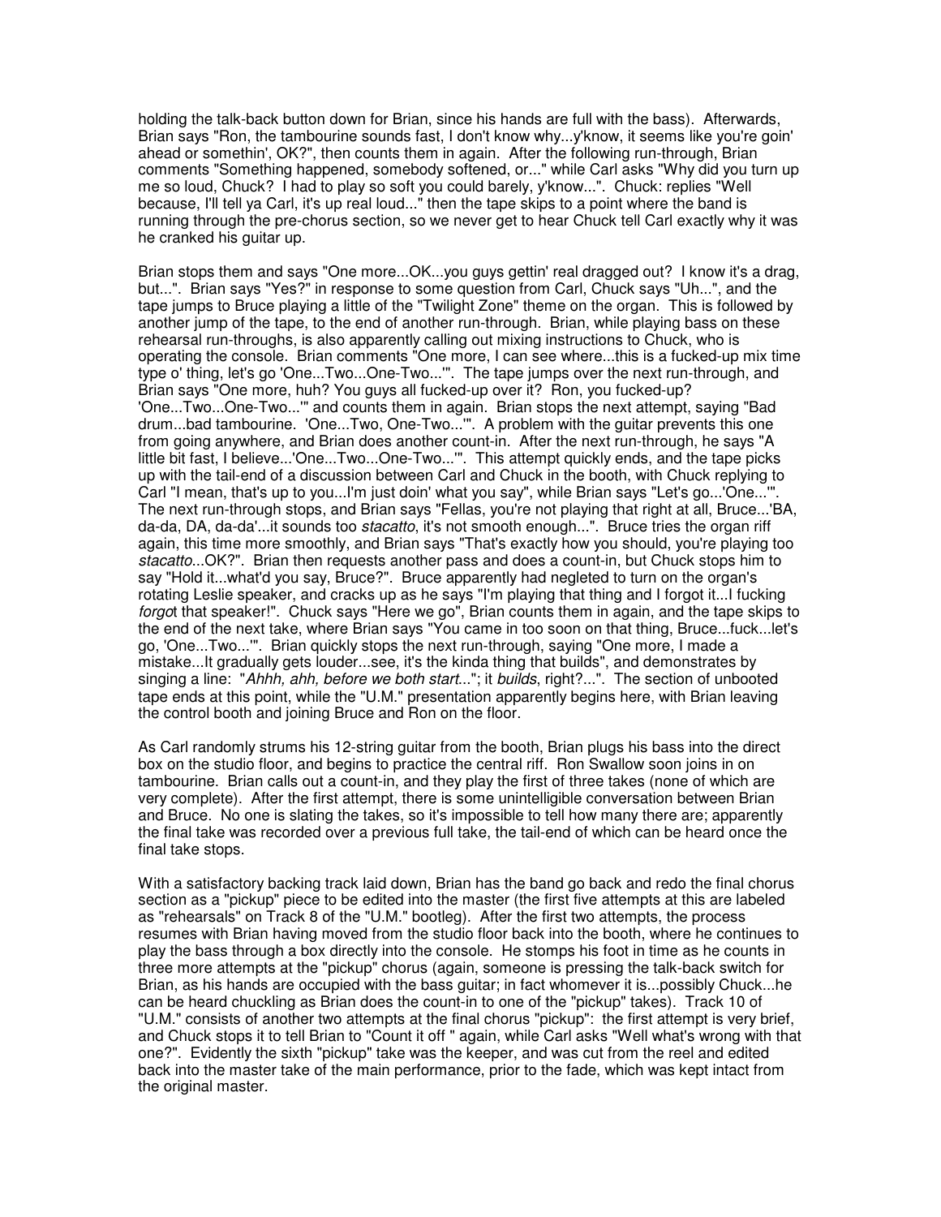holding the talk-back button down for Brian, since his hands are full with the bass). Afterwards, Brian says "Ron, the tambourine sounds fast, I don't know why...y'know, it seems like you're goin' ahead or somethin', OK?", then counts them in again. After the following run-through, Brian comments "Something happened, somebody softened, or..." while Carl asks "Why did you turn up me so loud, Chuck? I had to play so soft you could barely, y'know...". Chuck: replies "Well because, I'll tell ya Carl, it's up real loud..." then the tape skips to a point where the band is running through the pre-chorus section, so we never get to hear Chuck tell Carl exactly why it was he cranked his guitar up.

Brian stops them and says "One more...OK...you guys gettin' real dragged out? I know it's a drag, but...". Brian says "Yes?" in response to some question from Carl, Chuck says "Uh...", and the tape jumps to Bruce playing a little of the "Twilight Zone" theme on the organ. This is followed by another jump of the tape, to the end of another run-through. Brian, while playing bass on these rehearsal run-throughs, is also apparently calling out mixing instructions to Chuck, who is operating the console. Brian comments "One more, I can see where...this is a fucked-up mix time type o' thing, let's go 'One...Two...One-Two...'". The tape jumps over the next run-through, and Brian says "One more, huh? You guys all fucked-up over it? Ron, you fucked-up? 'One...Two...One-Two...'" and counts them in again. Brian stops the next attempt, saying "Bad drum...bad tambourine. 'One...Two, One-Two...'". A problem with the guitar prevents this one from going anywhere, and Brian does another count-in. After the next run-through, he says "A little bit fast, I believe...'One...Two...One-Two...'". This attempt quickly ends, and the tape picks up with the tail-end of a discussion between Carl and Chuck in the booth, with Chuck replying to Carl "I mean, that's up to you...I'm just doin' what you say", while Brian says "Let's go...'One...'". The next run-through stops, and Brian says "Fellas, you're not playing that right at all, Bruce...'BA, da-da, DA, da-da'...it sounds too *stacatto*, it's not smooth enough...". Bruce tries the organ riff again, this time more smoothly, and Brian says "That's exactly how you should, you're playing too *stacatto*...OK?". Brian then requests another pass and does a count-in, but Chuck stops him to say "Hold it...what'd you say, Bruce?". Bruce apparently had negleted to turn on the organ's rotating Leslie speaker, and cracks up as he says "I'm playing that thing and I forgot it...I fucking *forgot* that speaker!". Chuck says "Here we go", Brian counts them in again, and the tape skips to the end of the next take, where Brian says "You came in too soon on that thing, Bruce...fuck...let's go, 'One...Two...'". Brian quickly stops the next run-through, saying "One more, I made a mistake...It gradually gets louder...see, it's the kinda thing that builds", and demonstrates by singing a line: "*Ahhh, ahh, before we both start*..."; it *builds*, right?...". The section of unbooted tape ends at this point, while the "U.M." presentation apparently begins here, with Brian leaving the control booth and joining Bruce and Ron on the floor.

As Carl randomly strums his 12-string guitar from the booth, Brian plugs his bass into the direct box on the studio floor, and begins to practice the central riff. Ron Swallow soon joins in on tambourine. Brian calls out a count-in, and they play the first of three takes (none of which are very complete). After the first attempt, there is some unintelligible conversation between Brian and Bruce. No one is slating the takes, so it's impossible to tell how many there are; apparently the final take was recorded over a previous full take, the tail-end of which can be heard once the final take stops.

With a satisfactory backing track laid down, Brian has the band go back and redo the final chorus section as a "pickup" piece to be edited into the master (the first five attempts at this are labeled as "rehearsals" on Track 8 of the "U.M." bootleg). After the first two attempts, the process resumes with Brian having moved from the studio floor back into the booth, where he continues to play the bass through a box directly into the console. He stomps his foot in time as he counts in three more attempts at the "pickup" chorus (again, someone is pressing the talk-back switch for Brian, as his hands are occupied with the bass guitar; in fact whomever it is...possibly Chuck...he can be heard chuckling as Brian does the count-in to one of the "pickup" takes). Track 10 of "U.M." consists of another two attempts at the final chorus "pickup": the first attempt is very brief, and Chuck stops it to tell Brian to "Count it off " again, while Carl asks "Well what's wrong with that one?". Evidently the sixth "pickup" take was the keeper, and was cut from the reel and edited back into the master take of the main performance, prior to the fade, which was kept intact from the original master.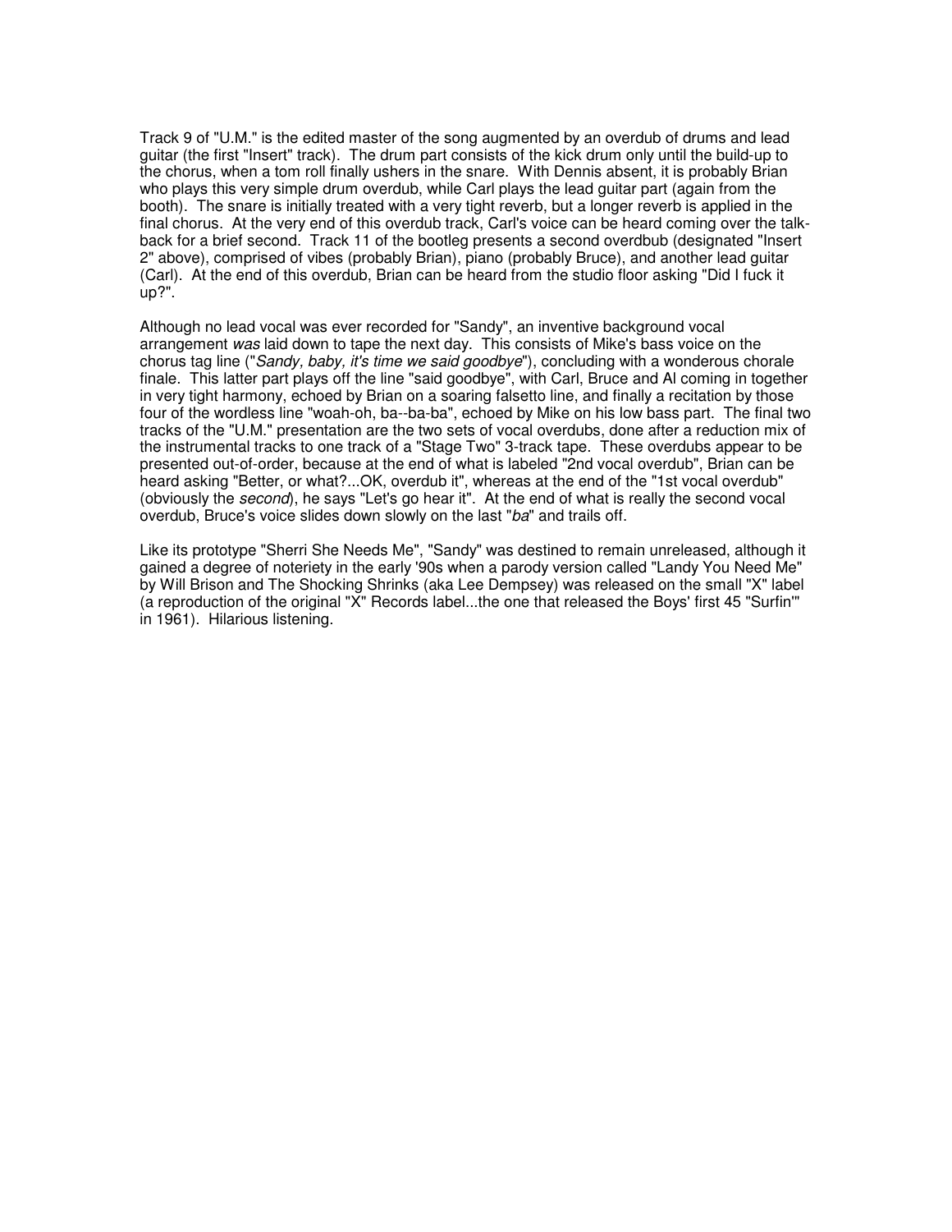Track 9 of "U.M." is the edited master of the song augmented by an overdub of drums and lead guitar (the first "Insert" track). The drum part consists of the kick drum only until the build-up to the chorus, when a tom roll finally ushers in the snare. With Dennis absent, it is probably Brian who plays this very simple drum overdub, while Carl plays the lead guitar part (again from the booth). The snare is initially treated with a very tight reverb, but a longer reverb is applied in the final chorus. At the very end of this overdub track, Carl's voice can be heard coming over the talk-back for a brief second. Track 11 of the bootleg presents a second overdbub (designated "Insert 2" above), comprised of vibes (probably Brian), piano (probably Bruce), and another lead guitar (Carl). At the end of this overdub, Brian can be heard from the studio floor asking "Did I fuck it up?".

Although no lead vocal was ever recorded for "Sandy", an inventive background vocal arrangement *was* laid down to tape the next day. This consists of Mike's bass voice on the chorus tag line ("*Sandy, baby, it's time we said goodbye*"), concluding with a wonderous chorale finale. This latter part plays off the line "said goodbye", with Carl, Bruce and Al coming in together in very tight harmony, echoed by Brian on a soaring falsetto line, and finally a recitation by those four of the wordless line "woah-oh, ba--ba-ba", echoed by Mike on his low bass part. The final two tracks of the "U.M." presentation are the two sets of vocal overdubs, done after a reduction mix of the instrumental tracks to one track of a "Stage Two" 3-track tape. These overdubs appear to be presented out-of-order, because at the end of what is labeled "2nd vocal overdub", Brian can be heard asking "Better, or what?...OK, overdub it", whereas at the end of the "1st vocal overdub" (obviously the *second*), he says "Let's go hear it". At the end of what is really the second vocal overdub, Bruce's voice slides down slowly on the last "*ba*" and trails off.

Like its prototype "Sherri She Needs Me", "Sandy" was destined to remain unreleased, although it gained a degree of noteriety in the early '90s when a parody version called "Landy You Need Me" by Will Brison and The Shocking Shrinks (aka Lee Dempsey) was released on the small "X" label (a reproduction of the original "X" Records label...the one that released the Boys' first 45 "Surfin'" in 1961). Hilarious listening.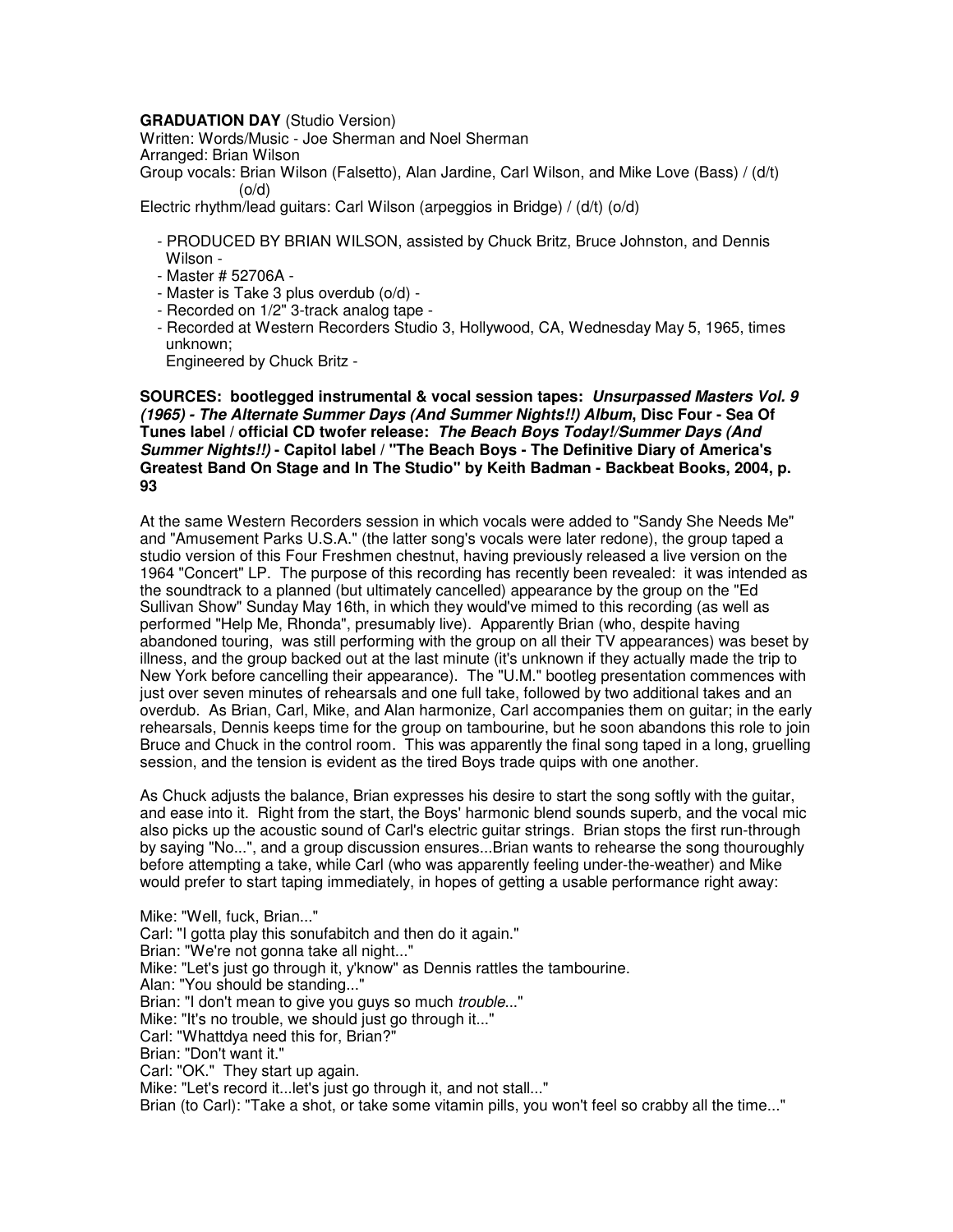**GRADUATION DAY** (Studio Version)
Written: Words/Music - Joe Sherman and Noel Sherman
Arranged: Brian Wilson
Group vocals: Brian Wilson (Falsetto), Alan Jardine, Carl Wilson, and Mike Love (Bass) / (d/t) (o/d)
Electric rhythm/lead guitars: Carl Wilson (arpeggios in Bridge) / (d/t) (o/d)

- PRODUCED BY BRIAN WILSON, assisted by Chuck Britz, Bruce Johnston, and Dennis Wilson -
- Master # 52706A -
- Master is Take 3 plus overdub (o/d) -
- Recorded on 1/2" 3-track analog tape -
- Recorded at Western Recorders Studio 3, Hollywood, CA, Wednesday May 5, 1965, times unknown;
  Engineered by Chuck Britz -

**SOURCES: bootlegged instrumental & vocal session tapes: *Unsurpassed Masters Vol. 9 (1965) - The Alternate Summer Days (And Summer Nights!!) Album*, Disc Four - Sea Of Tunes label / official CD twofer release: *The Beach Boys Today!/Summer Days (And Summer Nights!!)* - Capitol label / "The Beach Boys - The Definitive Diary of America's Greatest Band On Stage and In The Studio" by Keith Badman - Backbeat Books, 2004, p. 93**

At the same Western Recorders session in which vocals were added to "Sandy She Needs Me" and "Amusement Parks U.S.A." (the latter song's vocals were later redone), the group taped a studio version of this Four Freshmen chestnut, having previously released a live version on the 1964 "Concert" LP. The purpose of this recording has recently been revealed: it was intended as the soundtrack to a planned (but ultimately cancelled) appearance by the group on the "Ed Sullivan Show" Sunday May 16th, in which they would've mimed to this recording (as well as performed "Help Me, Rhonda", presumably live). Apparently Brian (who, despite having abandoned touring, was still performing with the group on all their TV appearances) was beset by illness, and the group backed out at the last minute (it's unknown if they actually made the trip to New York before cancelling their appearance). The "U.M." bootleg presentation commences with just over seven minutes of rehearsals and one full take, followed by two additional takes and an overdub. As Brian, Carl, Mike, and Alan harmonize, Carl accompanies them on guitar; in the early rehearsals, Dennis keeps time for the group on tambourine, but he soon abandons this role to join Bruce and Chuck in the control room. This was apparently the final song taped in a long, gruelling session, and the tension is evident as the tired Boys trade quips with one another.

As Chuck adjusts the balance, Brian expresses his desire to start the song softly with the guitar, and ease into it. Right from the start, the Boys' harmonic blend sounds superb, and the vocal mic also picks up the acoustic sound of Carl's electric guitar strings. Brian stops the first run-through by saying "No...", and a group discussion ensures...Brian wants to rehearse the song thouroughly before attempting a take, while Carl (who was apparently feeling under-the-weather) and Mike would prefer to start taping immediately, in hopes of getting a usable performance right away:

Mike: "Well, fuck, Brian..."
Carl: "I gotta play this sonufabitch and then do it again."
Brian: "We're not gonna take all night..."
Mike: "Let's just go through it, y'know" as Dennis rattles the tambourine.
Alan: "You should be standing..."
Brian: "I don't mean to give you guys so much *trouble*..."
Mike: "It's no trouble, we should just go through it..."
Carl: "Whattdya need this for, Brian?"
Brian: "Don't want it."
Carl: "OK." They start up again.
Mike: "Let's record it...let's just go through it, and not stall..."
Brian (to Carl): "Take a shot, or take some vitamin pills, you won't feel so crabby all the time..."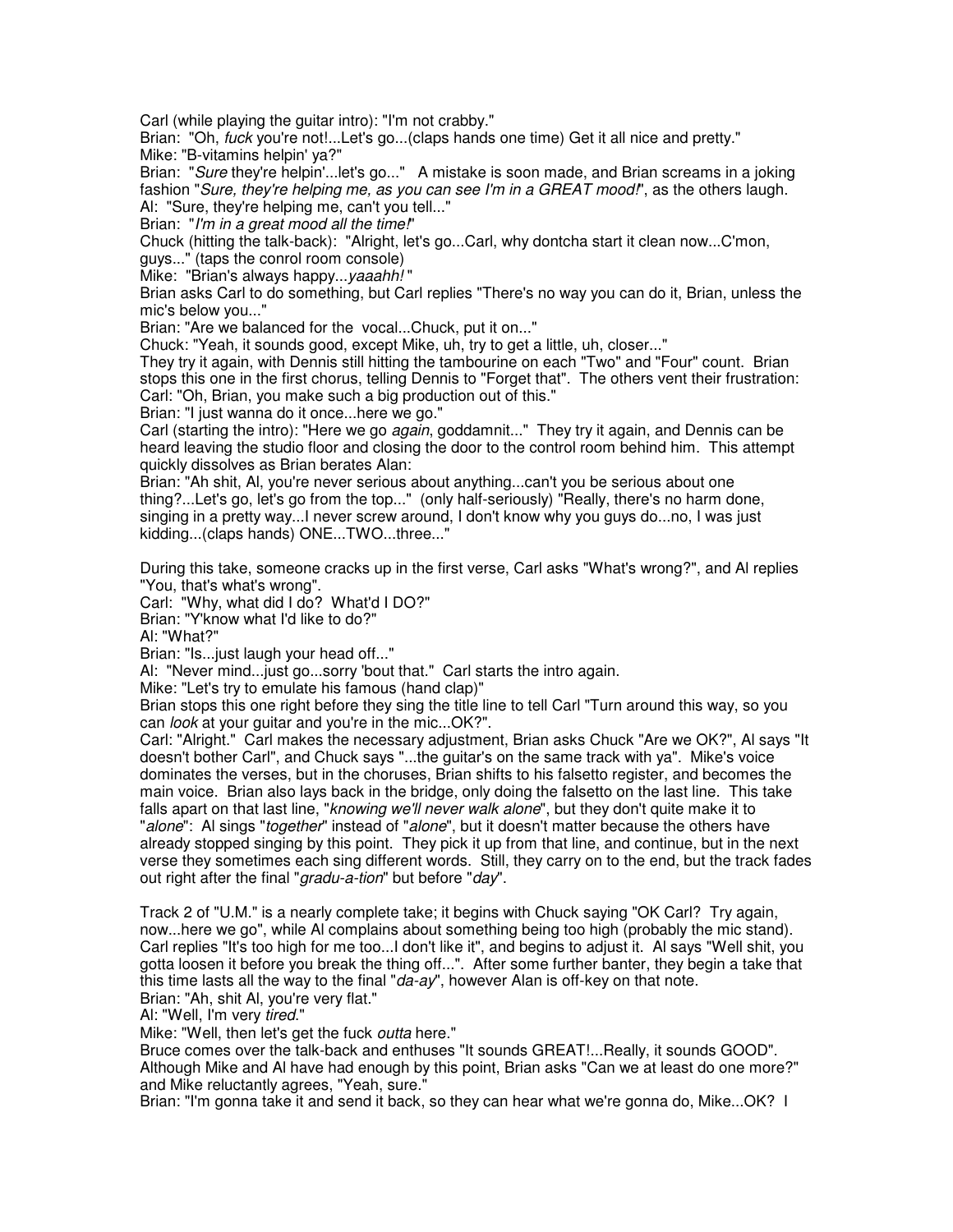Carl (while playing the guitar intro): "I'm not crabby."
Brian: "Oh, *fuck* you're not!...Let's go...(claps hands one time) Get it all nice and pretty."
Mike: "B-vitamins helpin' ya?"
Brian: "*Sure* they're helpin'...let's go..." A mistake is soon made, and Brian screams in a joking fashion "*Sure, they're helping me, as you can see I'm in a GREAT mood!*", as the others laugh.
Al: "Sure, they're helping me, can't you tell..."
Brian: "*I'm in a great mood all the time!*"
Chuck (hitting the talk-back): "Alright, let's go...Carl, why dontcha start it clean now...C'mon, guys..." (taps the conrol room console)
Mike: "Brian's always happy...*yaaahh!* "
Brian asks Carl to do something, but Carl replies "There's no way you can do it, Brian, unless the mic's below you..."
Brian: "Are we balanced for the vocal...Chuck, put it on..."
Chuck: "Yeah, it sounds good, except Mike, uh, try to get a little, uh, closer..."
They try it again, with Dennis still hitting the tambourine on each "Two" and "Four" count. Brian stops this one in the first chorus, telling Dennis to "Forget that". The others vent their frustration:
Carl: "Oh, Brian, you make such a big production out of this."
Brian: "I just wanna do it once...here we go."
Carl (starting the intro): "Here we go *again*, goddamnit..." They try it again, and Dennis can be heard leaving the studio floor and closing the door to the control room behind him. This attempt quickly dissolves as Brian berates Alan:
Brian: "Ah shit, Al, you're never serious about anything...can't you be serious about one thing?...Let's go, let's go from the top..." (only half-seriously) "Really, there's no harm done, singing in a pretty way...I never screw around, I don't know why you guys do...no, I was just kidding...(claps hands) ONE...TWO...three..."

During this take, someone cracks up in the first verse, Carl asks "What's wrong?", and Al replies "You, that's what's wrong".
Carl: "Why, what did I do? What'd I DO?"
Brian: "Y'know what I'd like to do?"
Al: "What?"
Brian: "Is...just laugh your head off..."
Al: "Never mind...just go...sorry 'bout that." Carl starts the intro again.
Mike: "Let's try to emulate his famous (hand clap)"
Brian stops this one right before they sing the title line to tell Carl "Turn around this way, so you can *look* at your guitar and you're in the mic...OK?".
Carl: "Alright." Carl makes the necessary adjustment, Brian asks Chuck "Are we OK?", Al says "It doesn't bother Carl", and Chuck says "...the guitar's on the same track with ya". Mike's voice dominates the verses, but in the choruses, Brian shifts to his falsetto register, and becomes the main voice. Brian also lays back in the bridge, only doing the falsetto on the last line. This take falls apart on that last line, "*knowing we'll never walk alone*", but they don't quite make it to "*alone*": Al sings "*together*" instead of "*alone*", but it doesn't matter because the others have already stopped singing by this point. They pick it up from that line, and continue, but in the next verse they sometimes each sing different words. Still, they carry on to the end, but the track fades out right after the final "*gradu-a-tion*" but before "*day*".

Track 2 of "U.M." is a nearly complete take; it begins with Chuck saying "OK Carl? Try again, now...here we go", while Al complains about something being too high (probably the mic stand). Carl replies "It's too high for me too...I don't like it", and begins to adjust it. Al says "Well shit, you gotta loosen it before you break the thing off...". After some further banter, they begin a take that this time lasts all the way to the final "*da-ay*", however Alan is off-key on that note.
Brian: "Ah, shit Al, you're very flat."
Al: "Well, I'm very *tired*."
Mike: "Well, then let's get the fuck *outta* here."
Bruce comes over the talk-back and enthuses "It sounds GREAT!...Really, it sounds GOOD". Although Mike and Al have had enough by this point, Brian asks "Can we at least do one more?" and Mike reluctantly agrees, "Yeah, sure."
Brian: "I'm gonna take it and send it back, so they can hear what we're gonna do, Mike...OK? I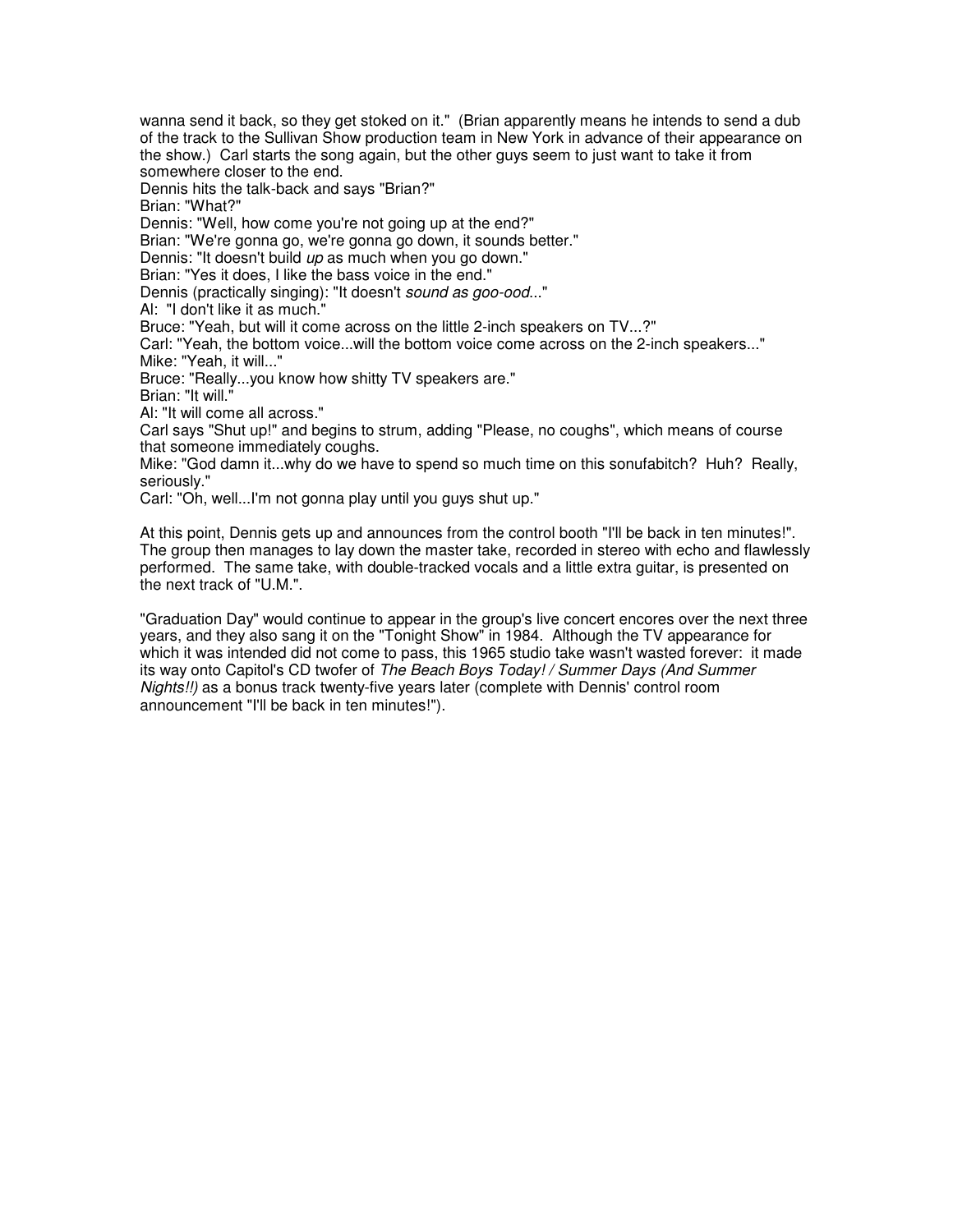wanna send it back, so they get stoked on it." (Brian apparently means he intends to send a dub of the track to the Sullivan Show production team in New York in advance of their appearance on the show.) Carl starts the song again, but the other guys seem to just want to take it from somewhere closer to the end.

Dennis hits the talk-back and says "Brian?"

Brian: "What?"

Dennis: "Well, how come you're not going up at the end?"

Brian: "We're gonna go, we're gonna go down, it sounds better."

Dennis: "It doesn't build *up* as much when you go down."

Brian: "Yes it does, I like the bass voice in the end."

Dennis (practically singing): "It doesn't *sound as goo-ood*..."

Al: "I don't like it as much."

Bruce: "Yeah, but will it come across on the little 2-inch speakers on TV...?"

Carl: "Yeah, the bottom voice...will the bottom voice come across on the 2-inch speakers..."

Mike: "Yeah, it will..."

Bruce: "Really...you know how shitty TV speakers are."

Brian: "It will."

Al: "It will come all across."

Carl says "Shut up!" and begins to strum, adding "Please, no coughs", which means of course that someone immediately coughs.

Mike: "God damn it...why do we have to spend so much time on this sonufabitch? Huh? Really, seriously."

Carl: "Oh, well...I'm not gonna play until you guys shut up."

At this point, Dennis gets up and announces from the control booth "I'll be back in ten minutes!". The group then manages to lay down the master take, recorded in stereo with echo and flawlessly performed. The same take, with double-tracked vocals and a little extra guitar, is presented on the next track of "U.M.".

"Graduation Day" would continue to appear in the group's live concert encores over the next three years, and they also sang it on the "Tonight Show" in 1984. Although the TV appearance for which it was intended did not come to pass, this 1965 studio take wasn't wasted forever: it made its way onto Capitol's CD twofer of *The Beach Boys Today! / Summer Days (And Summer Nights!!)* as a bonus track twenty-five years later (complete with Dennis' control room announcement "I'll be back in ten minutes!").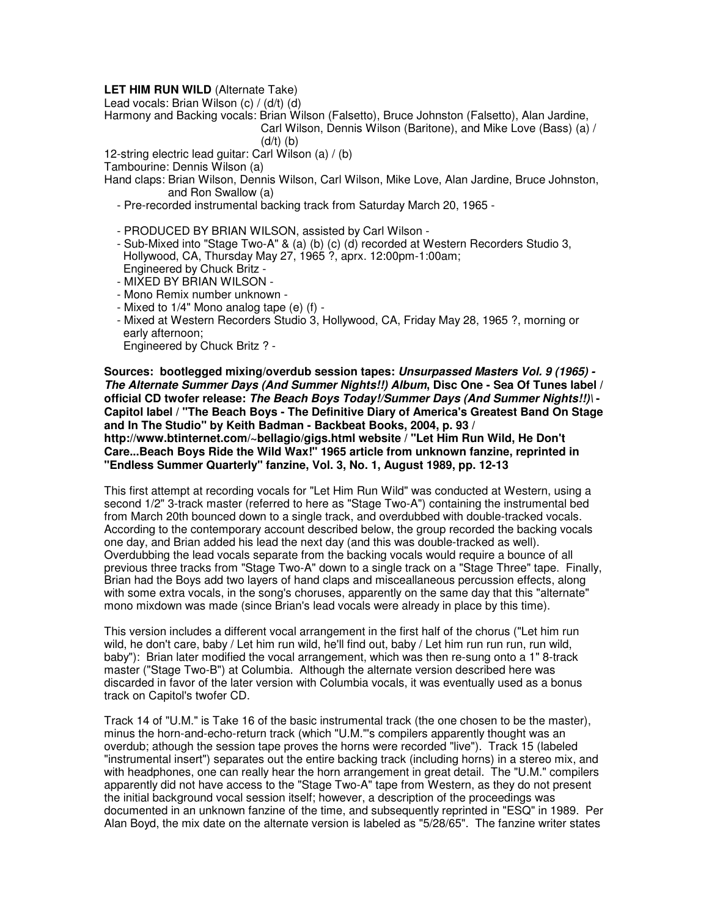**LET HIM RUN WILD** (Alternate Take)

Lead vocals: Brian Wilson (c) / (d/t) (d)

Harmony and Backing vocals: Brian Wilson (Falsetto), Bruce Johnston (Falsetto), Alan Jardine, Carl Wilson, Dennis Wilson (Baritone), and Mike Love (Bass) (a) / (d/t) (b)

12-string electric lead guitar: Carl Wilson (a) / (b)

Tambourine: Dennis Wilson (a)

Hand claps: Brian Wilson, Dennis Wilson, Carl Wilson, Mike Love, Alan Jardine, Bruce Johnston, and Ron Swallow (a)

- Pre-recorded instrumental backing track from Saturday March 20, 1965 -

- PRODUCED BY BRIAN WILSON, assisted by Carl Wilson -
- Sub-Mixed into "Stage Two-A" & (a) (b) (c) (d) recorded at Western Recorders Studio 3, Hollywood, CA, Thursday May 27, 1965 ?, aprx. 12:00pm-1:00am; Engineered by Chuck Britz -
- MIXED BY BRIAN WILSON -
- Mono Remix number unknown -
- Mixed to 1/4" Mono analog tape (e) (f) -
- Mixed at Western Recorders Studio 3, Hollywood, CA, Friday May 28, 1965 ?, morning or early afternoon; Engineered by Chuck Britz ? -

**Sources: bootlegged mixing/overdub session tapes: *Unsurpassed Masters Vol. 9 (1965) - The Alternate Summer Days (And Summer Nights!!) Album*, Disc One - Sea Of Tunes label / official CD twofer release: *The Beach Boys Today!/Summer Days (And Summer Nights!!)*\ - Capitol label / "The Beach Boys - The Definitive Diary of America's Greatest Band On Stage and In The Studio" by Keith Badman - Backbeat Books, 2004, p. 93 / http://www.btinternet.com/~bellagio/gigs.html website / "Let Him Run Wild, He Don't Care...Beach Boys Ride the Wild Wax!" 1965 article from unknown fanzine, reprinted in "Endless Summer Quarterly" fanzine, Vol. 3, No. 1, August 1989, pp. 12-13**

This first attempt at recording vocals for "Let Him Run Wild" was conducted at Western, using a second 1/2" 3-track master (referred to here as "Stage Two-A") containing the instrumental bed from March 20th bounced down to a single track, and overdubbed with double-tracked vocals. According to the contemporary account described below, the group recorded the backing vocals one day, and Brian added his lead the next day (and this was double-tracked as well). Overdubbing the lead vocals separate from the backing vocals would require a bounce of all previous three tracks from "Stage Two-A" down to a single track on a "Stage Three" tape. Finally, Brian had the Boys add two layers of hand claps and misceallaneous percussion effects, along with some extra vocals, in the song's choruses, apparently on the same day that this "alternate" mono mixdown was made (since Brian's lead vocals were already in place by this time).

This version includes a different vocal arrangement in the first half of the chorus ("Let him run wild, he don't care, baby / Let him run wild, he'll find out, baby / Let him run run run, run wild, baby"): Brian later modified the vocal arrangement, which was then re-sung onto a 1" 8-track master ("Stage Two-B") at Columbia. Although the alternate version described here was discarded in favor of the later version with Columbia vocals, it was eventually used as a bonus track on Capitol's twofer CD.

Track 14 of "U.M." is Take 16 of the basic instrumental track (the one chosen to be the master), minus the horn-and-echo-return track (which "U.M."'s compilers apparently thought was an overdub; athough the session tape proves the horns were recorded "live"). Track 15 (labeled "instrumental insert") separates out the entire backing track (including horns) in a stereo mix, and with headphones, one can really hear the horn arrangement in great detail. The "U.M." compilers apparently did not have access to the "Stage Two-A" tape from Western, as they do not present the initial background vocal session itself; however, a description of the proceedings was documented in an unknown fanzine of the time, and subsequently reprinted in "ESQ" in 1989. Per Alan Boyd, the mix date on the alternate version is labeled as "5/28/65". The fanzine writer states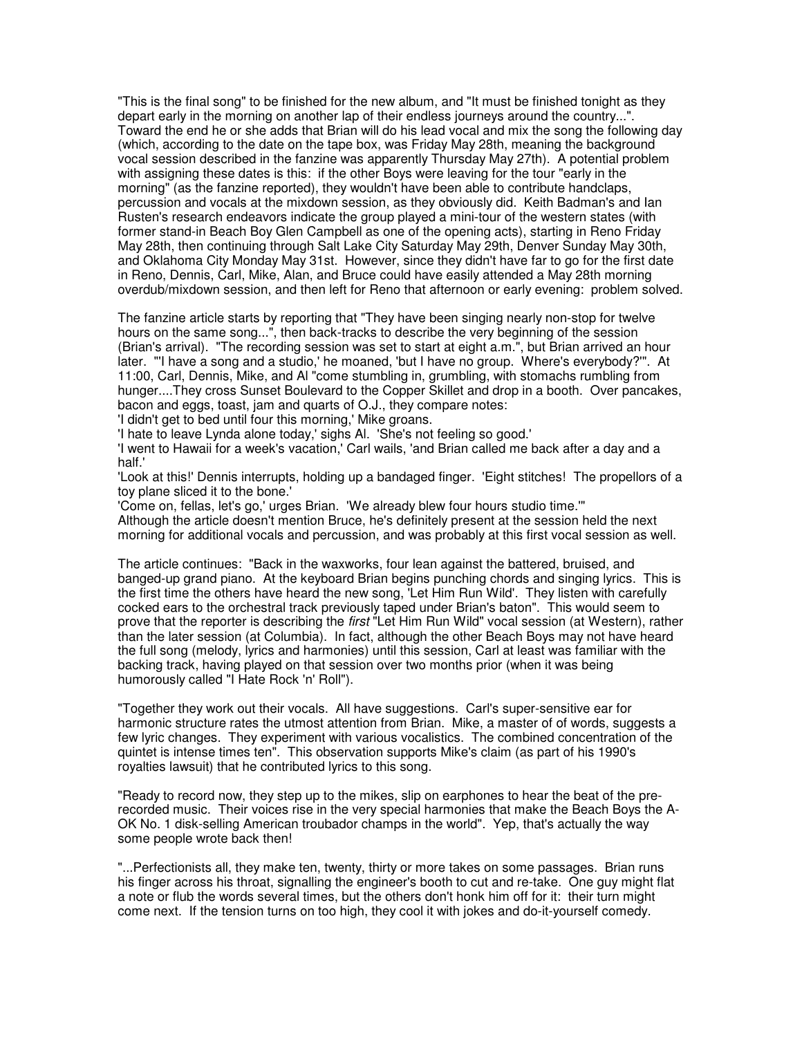"This is the final song" to be finished for the new album, and "It must be finished tonight as they depart early in the morning on another lap of their endless journeys around the country...". Toward the end he or she adds that Brian will do his lead vocal and mix the song the following day (which, according to the date on the tape box, was Friday May 28th, meaning the background vocal session described in the fanzine was apparently Thursday May 27th). A potential problem with assigning these dates is this: if the other Boys were leaving for the tour "early in the morning" (as the fanzine reported), they wouldn't have been able to contribute handclaps, percussion and vocals at the mixdown session, as they obviously did. Keith Badman's and Ian Rusten's research endeavors indicate the group played a mini-tour of the western states (with former stand-in Beach Boy Glen Campbell as one of the opening acts), starting in Reno Friday May 28th, then continuing through Salt Lake City Saturday May 29th, Denver Sunday May 30th, and Oklahoma City Monday May 31st. However, since they didn't have far to go for the first date in Reno, Dennis, Carl, Mike, Alan, and Bruce could have easily attended a May 28th morning overdub/mixdown session, and then left for Reno that afternoon or early evening: problem solved.

The fanzine article starts by reporting that "They have been singing nearly non-stop for twelve hours on the same song...", then back-tracks to describe the very beginning of the session (Brian's arrival). "The recording session was set to start at eight a.m.", but Brian arrived an hour later. "'I have a song and a studio,' he moaned, 'but I have no group. Where's everybody?'". At 11:00, Carl, Dennis, Mike, and Al "come stumbling in, grumbling, with stomachs rumbling from hunger....They cross Sunset Boulevard to the Copper Skillet and drop in a booth. Over pancakes, bacon and eggs, toast, jam and quarts of O.J., they compare notes:
'I didn't get to bed until four this morning,' Mike groans.
'I hate to leave Lynda alone today,' sighs Al. 'She's not feeling so good.'
'I went to Hawaii for a week's vacation,' Carl wails, 'and Brian called me back after a day and a half.'
'Look at this!' Dennis interrupts, holding up a bandaged finger. 'Eight stitches! The propellors of a toy plane sliced it to the bone.'
'Come on, fellas, let's go,' urges Brian. 'We already blew four hours studio time.'"
Although the article doesn't mention Bruce, he's definitely present at the session held the next morning for additional vocals and percussion, and was probably at this first vocal session as well.

The article continues: "Back in the waxworks, four lean against the battered, bruised, and banged-up grand piano. At the keyboard Brian begins punching chords and singing lyrics. This is the first time the others have heard the new song, 'Let Him Run Wild'. They listen with carefully cocked ears to the orchestral track previously taped under Brian's baton". This would seem to prove that the reporter is describing the *first* "Let Him Run Wild" vocal session (at Western), rather than the later session (at Columbia). In fact, although the other Beach Boys may not have heard the full song (melody, lyrics and harmonies) until this session, Carl at least was familiar with the backing track, having played on that session over two months prior (when it was being humorously called "I Hate Rock 'n' Roll").

"Together they work out their vocals. All have suggestions. Carl's super-sensitive ear for harmonic structure rates the utmost attention from Brian. Mike, a master of of words, suggests a few lyric changes. They experiment with various vocalistics. The combined concentration of the quintet is intense times ten". This observation supports Mike's claim (as part of his 1990's royalties lawsuit) that he contributed lyrics to this song.

"Ready to record now, they step up to the mikes, slip on earphones to hear the beat of the pre-recorded music. Their voices rise in the very special harmonies that make the Beach Boys the A-OK No. 1 disk-selling American troubador champs in the world". Yep, that's actually the way some people wrote back then!

"...Perfectionists all, they make ten, twenty, thirty or more takes on some passages. Brian runs his finger across his throat, signalling the engineer's booth to cut and re-take. One guy might flat a note or flub the words several times, but the others don't honk him off for it: their turn might come next. If the tension turns on too high, they cool it with jokes and do-it-yourself comedy.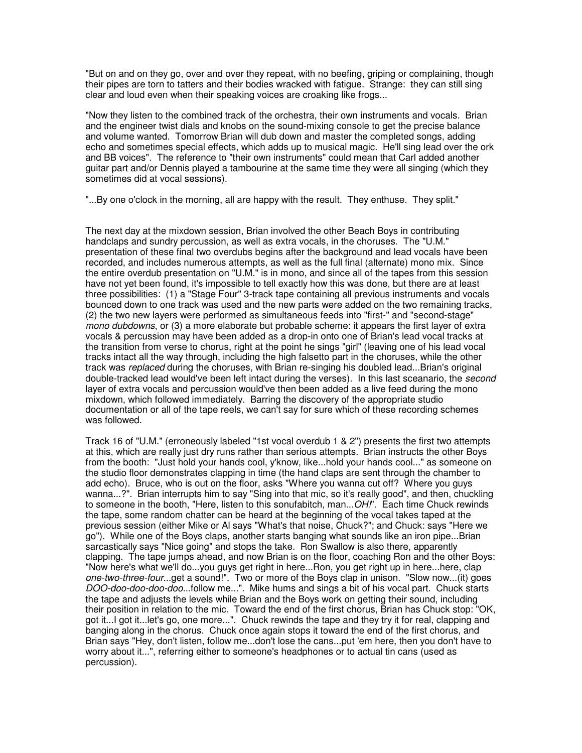"But on and on they go, over and over they repeat, with no beefing, griping or complaining, though their pipes are torn to tatters and their bodies wracked with fatigue. Strange: they can still sing clear and loud even when their speaking voices are croaking like frogs...

"Now they listen to the combined track of the orchestra, their own instruments and vocals. Brian and the engineer twist dials and knobs on the sound-mixing console to get the precise balance and volume wanted. Tomorrow Brian will dub down and master the completed songs, adding echo and sometimes special effects, which adds up to musical magic. He'll sing lead over the ork and BB voices". The reference to "their own instruments" could mean that Carl added another guitar part and/or Dennis played a tambourine at the same time they were all singing (which they sometimes did at vocal sessions).

"...By one o'clock in the morning, all are happy with the result. They enthuse. They split."

The next day at the mixdown session, Brian involved the other Beach Boys in contributing handclaps and sundry percussion, as well as extra vocals, in the choruses. The "U.M." presentation of these final two overdubs begins after the background and lead vocals have been recorded, and includes numerous attempts, as well as the full final (alternate) mono mix. Since the entire overdub presentation on "U.M." is in mono, and since all of the tapes from this session have not yet been found, it's impossible to tell exactly how this was done, but there are at least three possibilities: (1) a "Stage Four" 3-track tape containing all previous instruments and vocals bounced down to one track was used and the new parts were added on the two remaining tracks, (2) the two new layers were performed as simultaneous feeds into "first-" and "second-stage" *mono dubdowns*, or (3) a more elaborate but probable scheme: it appears the first layer of extra vocals & percussion may have been added as a drop-in onto one of Brian's lead vocal tracks at the transition from verse to chorus, right at the point he sings "girl" (leaving one of his lead vocal tracks intact all the way through, including the high falsetto part in the choruses, while the other track was *replaced* during the choruses, with Brian re-singing his doubled lead...Brian's original double-tracked lead would've been left intact during the verses). In this last sceanario, the *second* layer of extra vocals and percussion would've then been added as a live feed during the mono mixdown, which followed immediately. Barring the discovery of the appropriate studio documentation or all of the tape reels, we can't say for sure which of these recording schemes was followed.

Track 16 of "U.M." (erroneously labeled "1st vocal overdub 1 & 2") presents the first two attempts at this, which are really just dry runs rather than serious attempts. Brian instructs the other Boys from the booth: "Just hold your hands cool, y'know, like...hold your hands cool..." as someone on the studio floor demonstrates clapping in time (the hand claps are sent through the chamber to add echo). Bruce, who is out on the floor, asks "Where you wanna cut off? Where you guys wanna...?". Brian interrupts him to say "Sing into that mic, so it's really good", and then, chuckling to someone in the booth, "Here, listen to this sonufabitch, man...*OH!*". Each time Chuck rewinds the tape, some random chatter can be heard at the beginning of the vocal takes taped at the previous session (either Mike or Al says "What's that noise, Chuck?"; and Chuck: says "Here we go"). While one of the Boys claps, another starts banging what sounds like an iron pipe...Brian sarcastically says "Nice going" and stops the take. Ron Swallow is also there, apparently clapping. The tape jumps ahead, and now Brian is on the floor, coaching Ron and the other Boys: "Now here's what we'll do...you guys get right in here...Ron, you get right up in here...here, clap *one-two-three-four*...get a sound!". Two or more of the Boys clap in unison. "Slow now...(it) goes *DOO-doo-doo-doo-doo*...follow me...". Mike hums and sings a bit of his vocal part. Chuck starts the tape and adjusts the levels while Brian and the Boys work on getting their sound, including their position in relation to the mic. Toward the end of the first chorus, Brian has Chuck stop: "OK, got it...I got it...let's go, one more...". Chuck rewinds the tape and they try it for real, clapping and banging along in the chorus. Chuck once again stops it toward the end of the first chorus, and Brian says "Hey, don't listen, follow me...don't lose the cans...put 'em here, then you don't have to worry about it...", referring either to someone's headphones or to actual tin cans (used as percussion).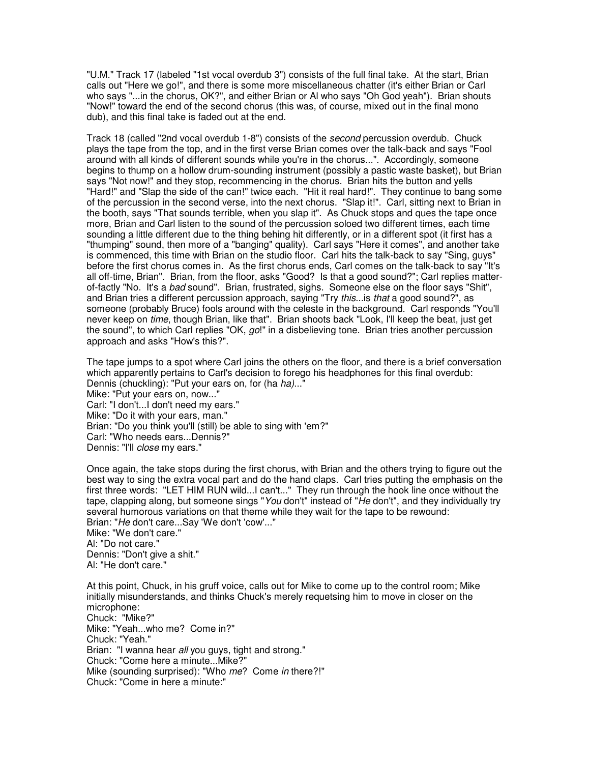"U.M." Track 17 (labeled "1st vocal overdub 3") consists of the full final take. At the start, Brian calls out "Here we go!", and there is some more miscellaneous chatter (it's either Brian or Carl who says "...in the chorus, OK?", and either Brian or Al who says "Oh God yeah"). Brian shouts "Now!" toward the end of the second chorus (this was, of course, mixed out in the final mono dub), and this final take is faded out at the end.

Track 18 (called "2nd vocal overdub 1-8") consists of the *second* percussion overdub. Chuck plays the tape from the top, and in the first verse Brian comes over the talk-back and says "Fool around with all kinds of different sounds while you're in the chorus...". Accordingly, someone begins to thump on a hollow drum-sounding instrument (possibly a pastic waste basket), but Brian says "Not now!" and they stop, recommencing in the chorus. Brian hits the button and yells "Hard!" and "Slap the side of the can!" twice each. "Hit it real hard!". They continue to bang some of the percussion in the second verse, into the next chorus. "Slap it!". Carl, sitting next to Brian in the booth, says "That sounds terrible, when you slap it". As Chuck stops and ques the tape once more, Brian and Carl listen to the sound of the percussion soloed two different times, each time sounding a little different due to the thing behing hit differently, or in a different spot (it first has a "thumping" sound, then more of a "banging" quality). Carl says "Here it comes", and another take is commenced, this time with Brian on the studio floor. Carl hits the talk-back to say "Sing, guys" before the first chorus comes in. As the first chorus ends, Carl comes on the talk-back to say "It's all off-time, Brian". Brian, from the floor, asks "Good? Is that a good sound?"; Carl replies matter-of-factly "No. It's a *bad* sound". Brian, frustrated, sighs. Someone else on the floor says "Shit", and Brian tries a different percussion approach, saying "Try *this*...is *that* a good sound?", as someone (probably Bruce) fools around with the celeste in the background. Carl responds "You'll never keep on *time*, though Brian, like that". Brian shoots back "Look, I'll keep the beat, just get the sound", to which Carl replies "OK, *go*!" in a disbelieving tone. Brian tries another percussion approach and asks "How's this?".

The tape jumps to a spot where Carl joins the others on the floor, and there is a brief conversation which apparently pertains to Carl's decision to forego his headphones for this final overdub:  
Dennis (chuckling): "Put your ears on, for (ha *ha)*..."  
Mike: "Put your ears on, now..."  
Carl: "I don't...I don't need my ears."  
Mike: "Do it with your ears, man."  
Brian: "Do you think you'll (still) be able to sing with 'em?"  
Carl: "Who needs ears...Dennis?"  
Dennis: "I'll *close* my ears."

Once again, the take stops during the first chorus, with Brian and the others trying to figure out the best way to sing the extra vocal part and do the hand claps. Carl tries putting the emphasis on the first three words: "LET HIM RUN wild...I can't..." They run through the hook line once without the tape, clapping along, but someone sings "*You* don't" instead of "*He* don't", and they individually try several humorous variations on that theme while they wait for the tape to be rewound:  
Brian: "*He* don't care...Say 'We don't 'cow'..."  
Mike: "We don't care."  
Al: "Do not care."  
Dennis: "Don't give a shit."  
Al: "He don't care."

At this point, Chuck, in his gruff voice, calls out for Mike to come up to the control room; Mike initially misunderstands, and thinks Chuck's merely requetsing him to move in closer on the microphone:  
Chuck: "Mike?"  
Mike: "Yeah...who me? Come in?"  
Chuck: "Yeah."  
Brian: "I wanna hear *all* you guys, tight and strong."  
Chuck: "Come here a minute...Mike?"  
Mike (sounding surprised): "Who *me*? Come *in* there?!"  
Chuck: "Come in here a minute:"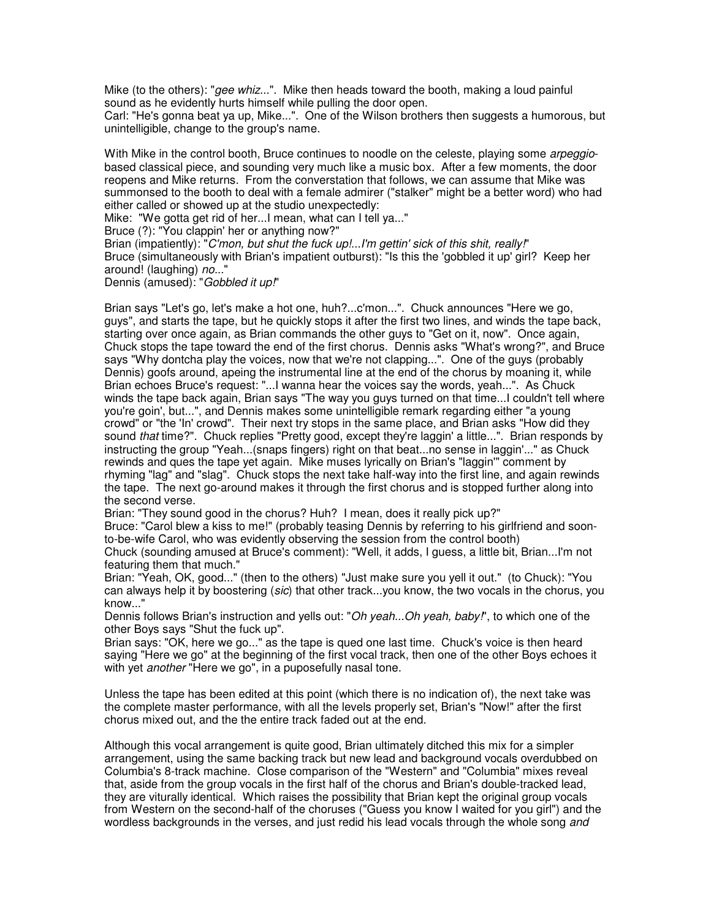Mike (to the others): "*gee whiz...*". Mike then heads toward the booth, making a loud painful sound as he evidently hurts himself while pulling the door open.
Carl: "He's gonna beat ya up, Mike...". One of the Wilson brothers then suggests a humorous, but unintelligible, change to the group's name.

With Mike in the control booth, Bruce continues to noodle on the celeste, playing some *arpeggio*-based classical piece, and sounding very much like a music box. After a few moments, the door reopens and Mike returns. From the converstation that follows, we can assume that Mike was summonsed to the booth to deal with a female admirer ("stalker" might be a better word) who had either called or showed up at the studio unexpectedly:
Mike: "We gotta get rid of her...I mean, what can I tell ya..."
Bruce (?): "You clappin' her or anything now?"
Brian (impatiently): "*C'mon, but shut the fuck up!...I'm gettin' sick of this shit, really!*"
Bruce (simultaneously with Brian's impatient outburst): "Is this the 'gobbled it up' girl? Keep her around! (laughing) *no...*"
Dennis (amused): "*Gobbled it up!*"

Brian says "Let's go, let's make a hot one, huh?...c'mon...". Chuck announces "Here we go, guys", and starts the tape, but he quickly stops it after the first two lines, and winds the tape back, starting over once again, as Brian commands the other guys to "Get on it, now". Once again, Chuck stops the tape toward the end of the first chorus. Dennis asks "What's wrong?", and Bruce says "Why dontcha play the voices, now that we're not clapping...". One of the guys (probably Dennis) goofs around, apeing the instrumental line at the end of the chorus by moaning it, while Brian echoes Bruce's request: "...I wanna hear the voices say the words, yeah...". As Chuck winds the tape back again, Brian says "The way you guys turned on that time...I couldn't tell where you're goin', but...", and Dennis makes some unintelligible remark regarding either "a young crowd" or "the 'In' crowd". Their next try stops in the same place, and Brian asks "How did they sound *that* time?". Chuck replies "Pretty good, except they're laggin' a little...". Brian responds by instructing the group "Yeah...(snaps fingers) right on that beat...no sense in laggin'..." as Chuck rewinds and ques the tape yet again. Mike muses lyrically on Brian's "laggin'" comment by rhyming "lag" and "slag". Chuck stops the next take half-way into the first line, and again rewinds the tape. The next go-around makes it through the first chorus and is stopped further along into the second verse.
Brian: "They sound good in the chorus? Huh? I mean, does it really pick up?"
Bruce: "Carol blew a kiss to me!" (probably teasing Dennis by referring to his girlfriend and soon-to-be-wife Carol, who was evidently observing the session from the control booth)
Chuck (sounding amused at Bruce's comment): "Well, it adds, I guess, a little bit, Brian...I'm not featuring them that much."
Brian: "Yeah, OK, good..." (then to the others) "Just make sure you yell it out." (to Chuck): "You can always help it by boostering (*sic*) that other track...you know, the two vocals in the chorus, you know..."
Dennis follows Brian's instruction and yells out: "*Oh yeah...Oh yeah, baby!*", to which one of the other Boys says "Shut the fuck up".
Brian says: "OK, here we go..." as the tape is qued one last time. Chuck's voice is then heard saying "Here we go" at the beginning of the first vocal track, then one of the other Boys echoes it with yet *another* "Here we go", in a puposefully nasal tone.

Unless the tape has been edited at this point (which there is no indication of), the next take was the complete master performance, with all the levels properly set, Brian's "Now!" after the first chorus mixed out, and the the entire track faded out at the end.

Although this vocal arrangement is quite good, Brian ultimately ditched this mix for a simpler arrangement, using the same backing track but new lead and background vocals overdubbed on Columbia's 8-track machine. Close comparison of the "Western" and "Columbia" mixes reveal that, aside from the group vocals in the first half of the chorus and Brian's double-tracked lead, they are viturally identical. Which raises the possibility that Brian kept the original group vocals from Western on the second-half of the choruses ("Guess you know I waited for you girl") and the wordless backgrounds in the verses, and just redid his lead vocals through the whole song *and*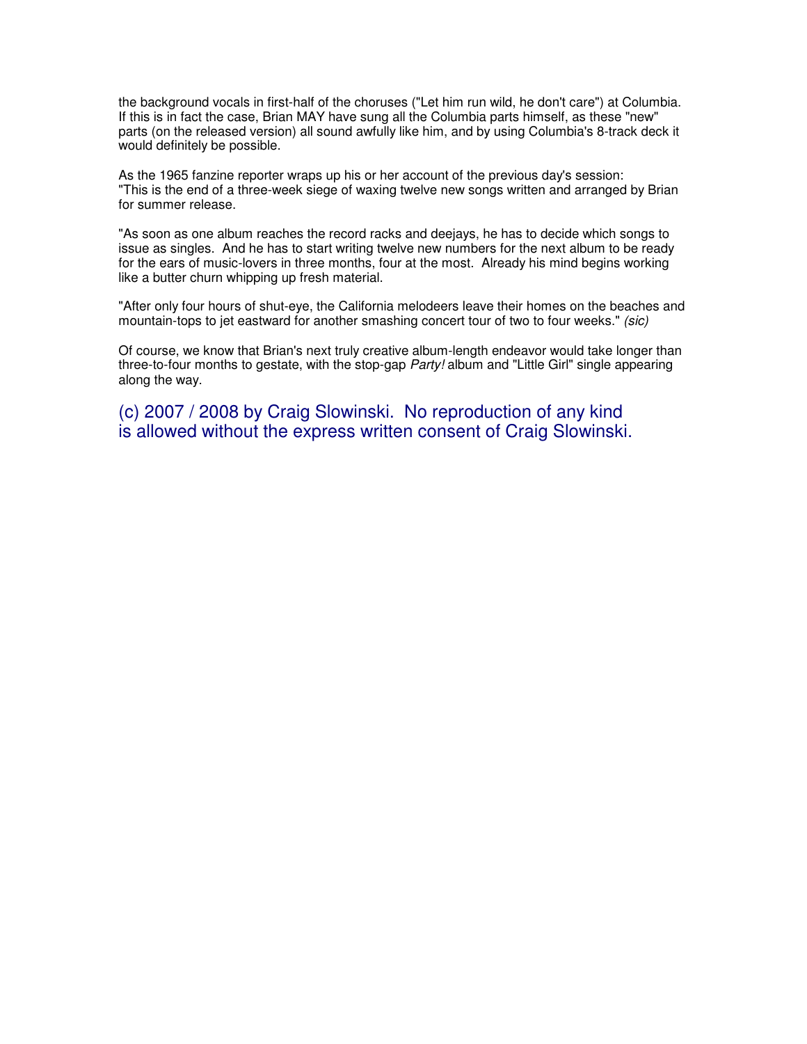the background vocals in first-half of the choruses ("Let him run wild, he don't care") at Columbia. If this is in fact the case, Brian MAY have sung all the Columbia parts himself, as these "new" parts (on the released version) all sound awfully like him, and by using Columbia's 8-track deck it would definitely be possible.

As the 1965 fanzine reporter wraps up his or her account of the previous day's session:
"This is the end of a three-week siege of waxing twelve new songs written and arranged by Brian for summer release.

"As soon as one album reaches the record racks and deejays, he has to decide which songs to issue as singles. And he has to start writing twelve new numbers for the next album to be ready for the ears of music-lovers in three months, four at the most. Already his mind begins working like a butter churn whipping up fresh material.

"After only four hours of shut-eye, the California melodeers leave their homes on the beaches and mountain-tops to jet eastward for another smashing concert tour of two to four weeks." *(sic)*

Of course, we know that Brian's next truly creative album-length endeavor would take longer than three-to-four months to gestate, with the stop-gap *Party!* album and "Little Girl" single appearing along the way.

(c) 2007 / 2008 by Craig Slowinski. No reproduction of any kind is allowed without the express written consent of Craig Slowinski.